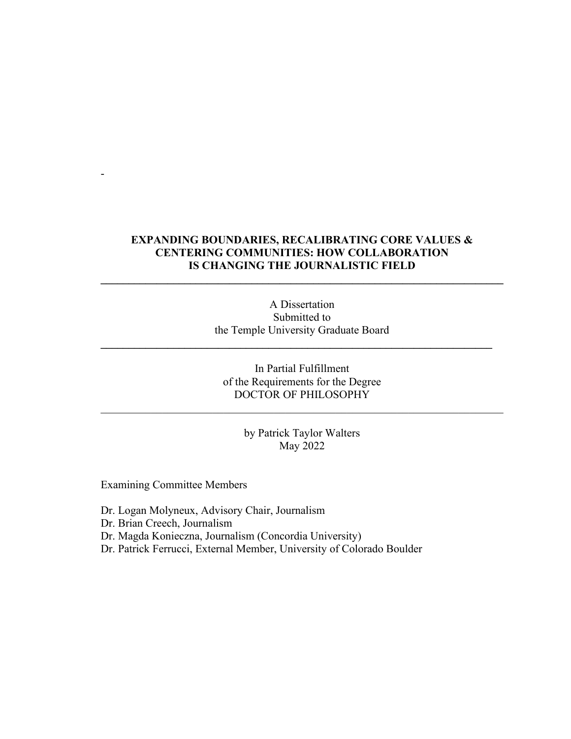-

# EXPANDING BOUNDARIES, RECALIBRATING CORE VALUES & CENTERING COMMUNITIES: HOW COLLABORATION IS CHANGING THE JOURNALISTIC FIELD

---

A Dissertation
Submitted to
the Temple University Graduate Board

---

In Partial Fulfillment
of the Requirements for the Degree
DOCTOR OF PHILOSOPHY

---

by Patrick Taylor Walters
May 2022

Examining Committee Members

Dr. Logan Molyneux, Advisory Chair, Journalism
Dr. Brian Creech, Journalism
Dr. Magda Konieczna, Journalism (Concordia University)
Dr. Patrick Ferrucci, External Member, University of Colorado Boulder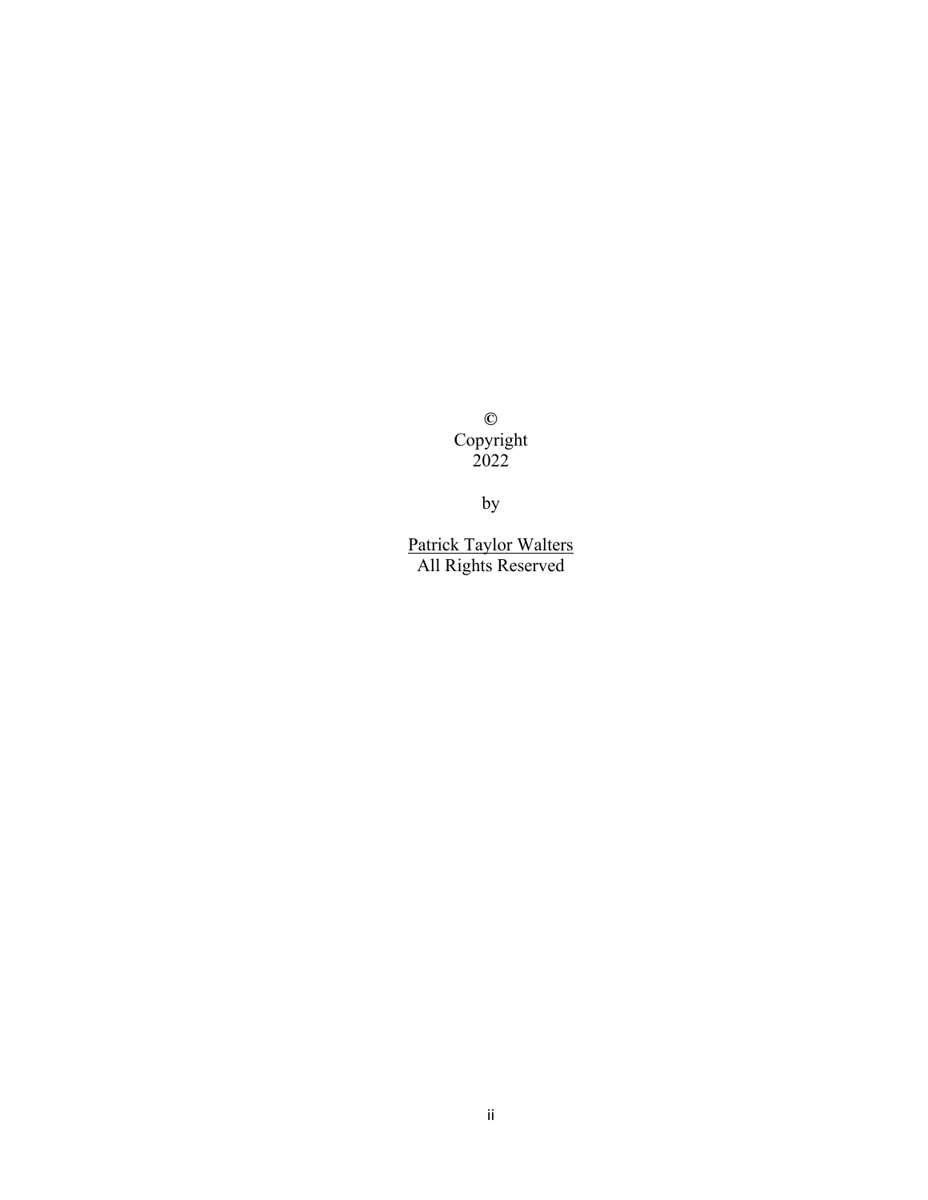©
Copyright
2022

by

<u>Patrick Taylor Walters</u>
All Rights Reserved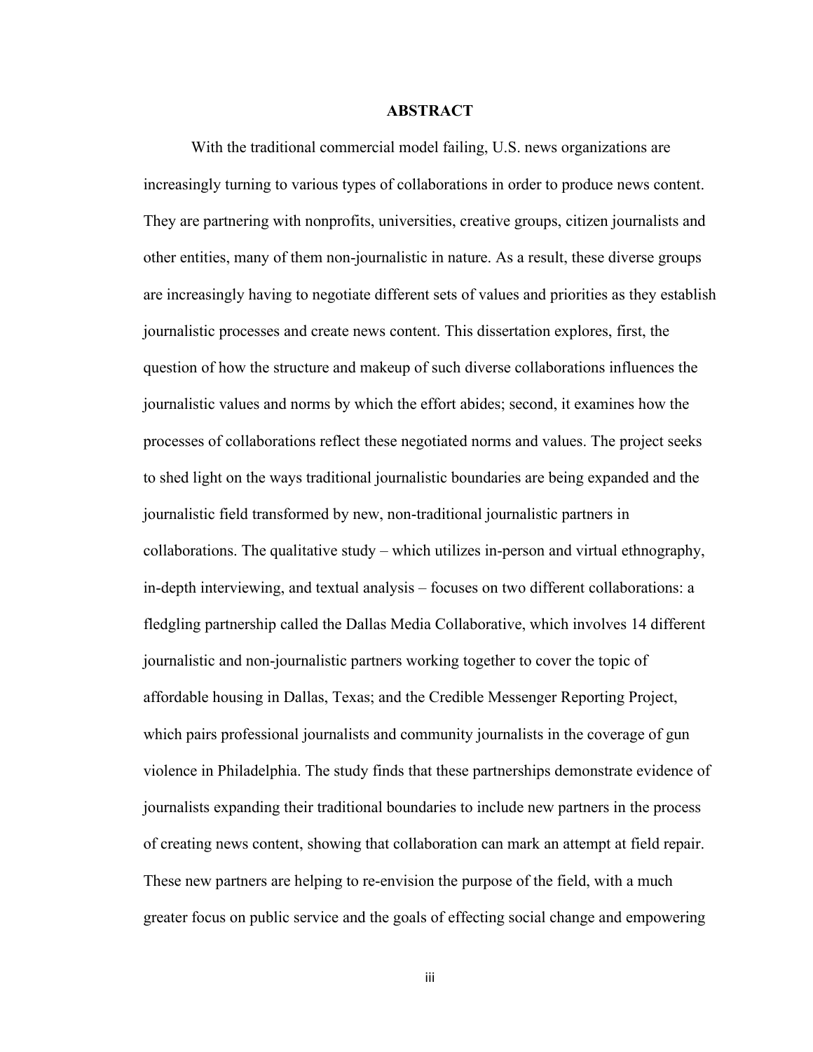## ABSTRACT

With the traditional commercial model failing, U.S. news organizations are increasingly turning to various types of collaborations in order to produce news content. They are partnering with nonprofits, universities, creative groups, citizen journalists and other entities, many of them non-journalistic in nature. As a result, these diverse groups are increasingly having to negotiate different sets of values and priorities as they establish journalistic processes and create news content. This dissertation explores, first, the question of how the structure and makeup of such diverse collaborations influences the journalistic values and norms by which the effort abides; second, it examines how the processes of collaborations reflect these negotiated norms and values. The project seeks to shed light on the ways traditional journalistic boundaries are being expanded and the journalistic field transformed by new, non-traditional journalistic partners in collaborations. The qualitative study – which utilizes in-person and virtual ethnography, in-depth interviewing, and textual analysis – focuses on two different collaborations: a fledgling partnership called the Dallas Media Collaborative, which involves 14 different journalistic and non-journalistic partners working together to cover the topic of affordable housing in Dallas, Texas; and the Credible Messenger Reporting Project, which pairs professional journalists and community journalists in the coverage of gun violence in Philadelphia. The study finds that these partnerships demonstrate evidence of journalists expanding their traditional boundaries to include new partners in the process of creating news content, showing that collaboration can mark an attempt at field repair. These new partners are helping to re-envision the purpose of the field, with a much greater focus on public service and the goals of effecting social change and empowering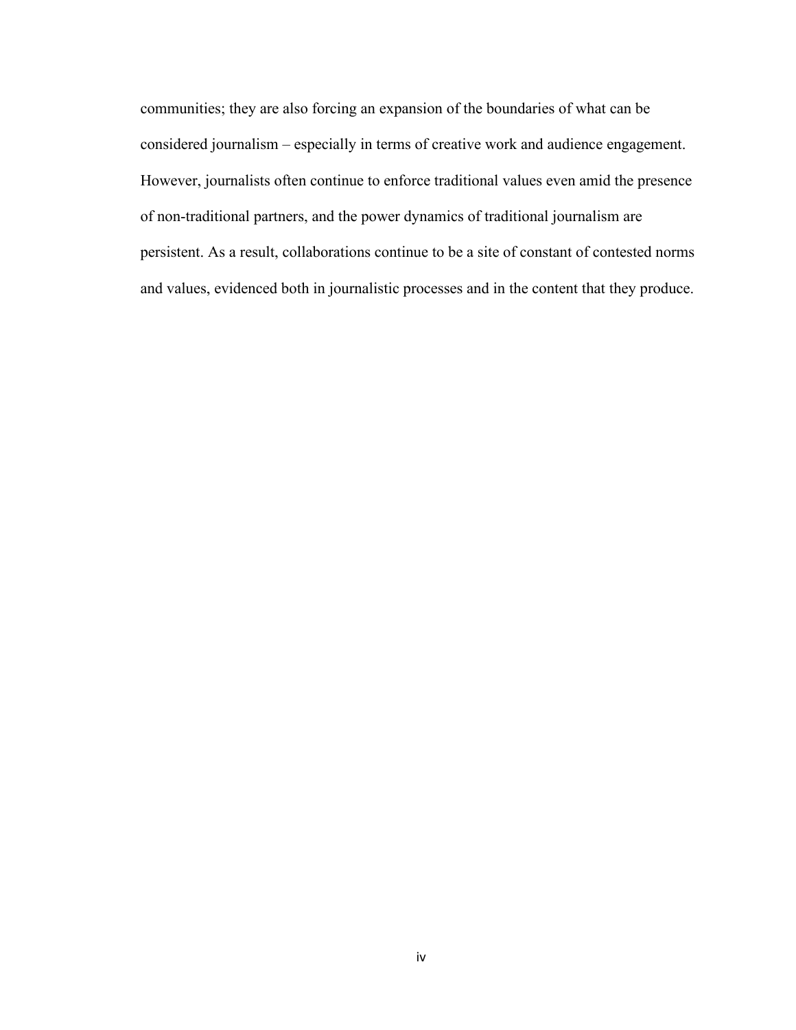communities; they are also forcing an expansion of the boundaries of what can be considered journalism – especially in terms of creative work and audience engagement. However, journalists often continue to enforce traditional values even amid the presence of non-traditional partners, and the power dynamics of traditional journalism are persistent. As a result, collaborations continue to be a site of constant of contested norms and values, evidenced both in journalistic processes and in the content that they produce.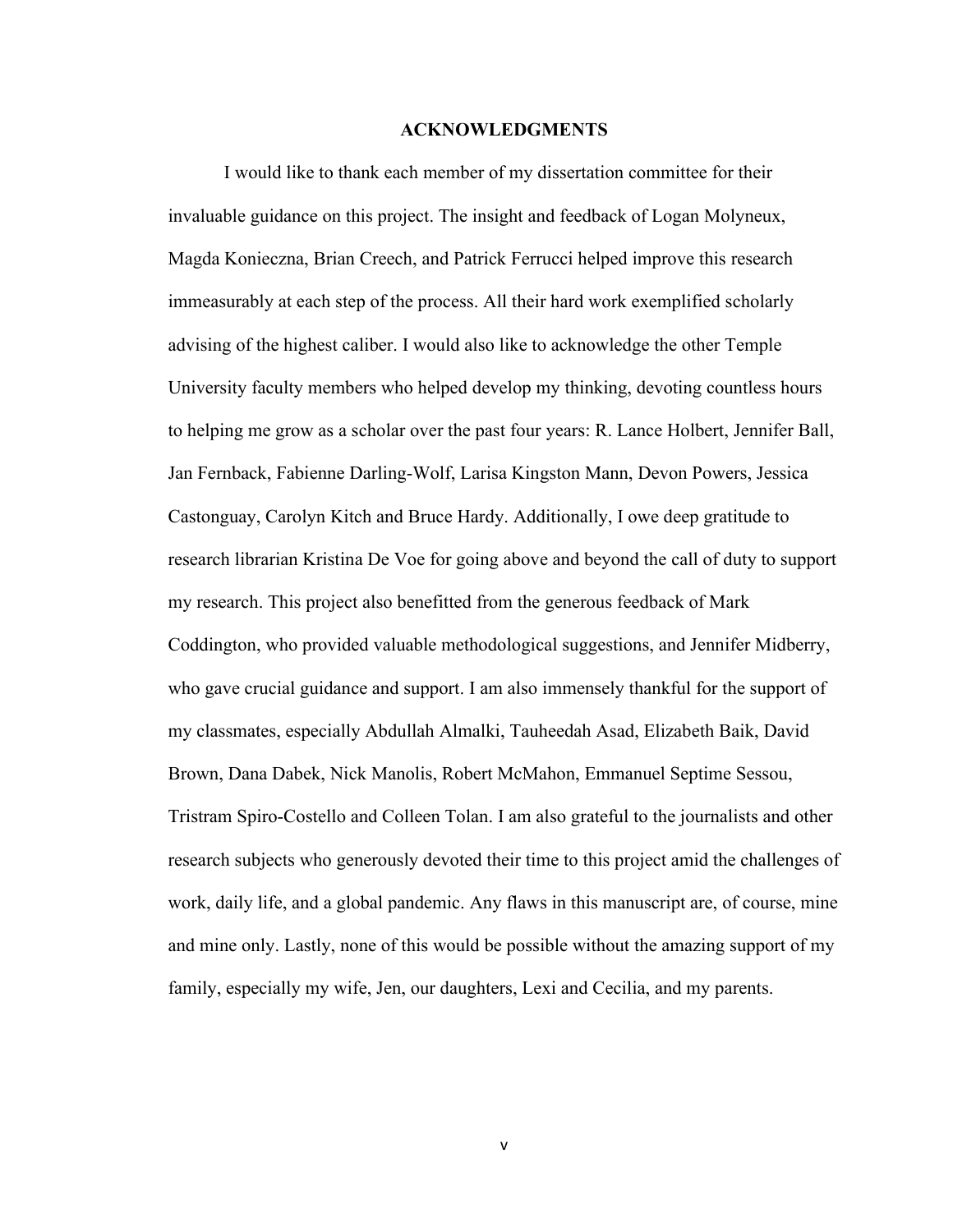# ACKNOWLEDGMENTS

I would like to thank each member of my dissertation committee for their invaluable guidance on this project. The insight and feedback of Logan Molyneux, Magda Konieczna, Brian Creech, and Patrick Ferrucci helped improve this research immeasurably at each step of the process. All their hard work exemplified scholarly advising of the highest caliber. I would also like to acknowledge the other Temple University faculty members who helped develop my thinking, devoting countless hours to helping me grow as a scholar over the past four years: R. Lance Holbert, Jennifer Ball, Jan Fernback, Fabienne Darling-Wolf, Larisa Kingston Mann, Devon Powers, Jessica Castonguay, Carolyn Kitch and Bruce Hardy. Additionally, I owe deep gratitude to research librarian Kristina De Voe for going above and beyond the call of duty to support my research. This project also benefitted from the generous feedback of Mark Coddington, who provided valuable methodological suggestions, and Jennifer Midberry, who gave crucial guidance and support. I am also immensely thankful for the support of my classmates, especially Abdullah Almalki, Tauheedah Asad, Elizabeth Baik, David Brown, Dana Dabek, Nick Manolis, Robert McMahon, Emmanuel Septime Sessou, Tristram Spiro-Costello and Colleen Tolan. I am also grateful to the journalists and other research subjects who generously devoted their time to this project amid the challenges of work, daily life, and a global pandemic. Any flaws in this manuscript are, of course, mine and mine only. Lastly, none of this would be possible without the amazing support of my family, especially my wife, Jen, our daughters, Lexi and Cecilia, and my parents.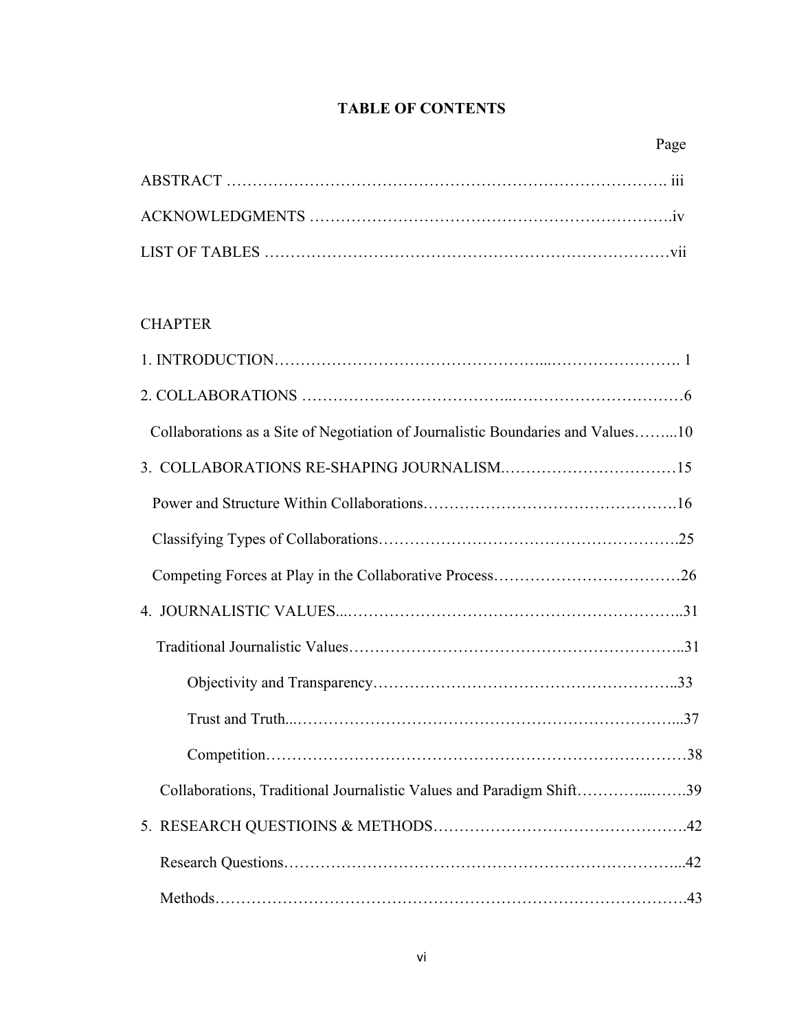# TABLE OF CONTENTS

| | Page |
|---|---|
| ABSTRACT | iii |
| ACKNOWLEDGMENTS | iv |
| LIST OF TABLES | vii |

CHAPTER

| | |
|---|---|
| 1. INTRODUCTION | 1 |
| 2. COLLABORATIONS | 6 |
| Collaborations as a Site of Negotiation of Journalistic Boundaries and Values | 10 |
| 3. COLLABORATIONS RE-SHAPING JOURNALISM | 15 |
| Power and Structure Within Collaborations | 16 |
| Classifying Types of Collaborations | 25 |
| Competing Forces at Play in the Collaborative Process | 26 |
| 4. JOURNALISTIC VALUES | 31 |
| Traditional Journalistic Values | 31 |
| Objectivity and Transparency | 33 |
| Trust and Truth | 37 |
| Competition | 38 |
| Collaborations, Traditional Journalistic Values and Paradigm Shift | 39 |
| 5. RESEARCH QUESTIOINS & METHODS | 42 |
| Research Questions | 42 |
| Methods | 43 |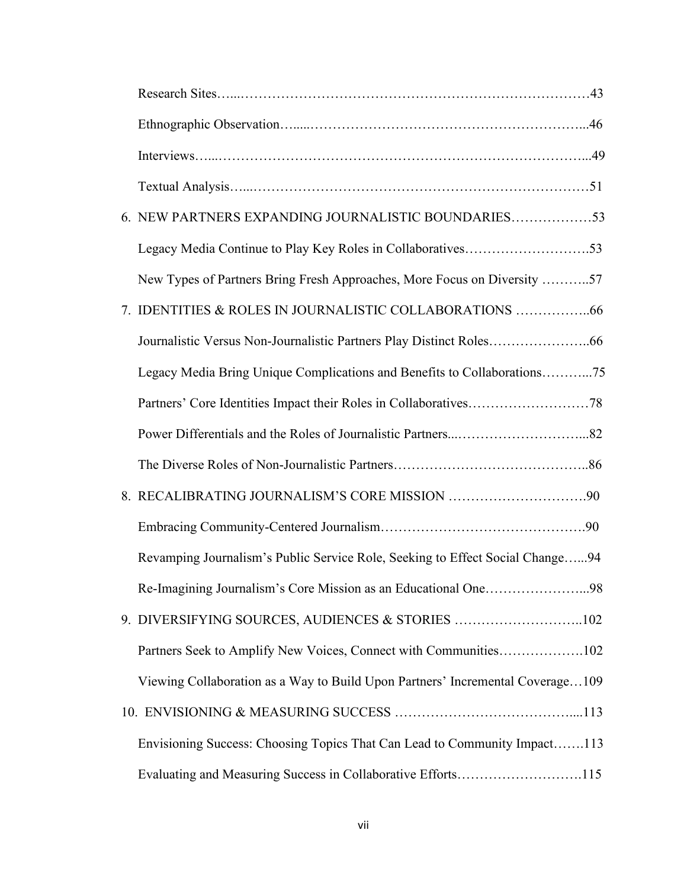Research Sites…...……………………………………………………………………43

Ethnographic Observation…......………………………………………………….....46

Interviews…...…………………………………………………………………….....49

Textual Analysis…...…………………………………………………………………51

6. NEW PARTNERS EXPANDING JOURNALISTIC BOUNDARIES………………53

Legacy Media Continue to Play Key Roles in Collaboratives……………………….53

New Types of Partners Bring Fresh Approaches, More Focus on Diversity ………..57

7. IDENTITIES & ROLES IN JOURNALISTIC COLLABORATIONS ……………..66

Journalistic Versus Non-Journalistic Partners Play Distinct Roles…………………..66

Legacy Media Bring Unique Complications and Benefits to Collaborations………...75

Partners' Core Identities Impact their Roles in Collaboratives………………………78

Power Differentials and the Roles of Journalistic Partners...………………………...82

The Diverse Roles of Non-Journalistic Partners……………………………………..86

8. RECALIBRATING JOURNALISM'S CORE MISSION ………………………….90

Embracing Community-Centered Journalism……………………………………….90

Revamping Journalism's Public Service Role, Seeking to Effect Social Change…...94

Re-Imagining Journalism's Core Mission as an Educational One…………………...98

9. DIVERSIFYING SOURCES, AUDIENCES & STORIES ………………………..102

Partners Seek to Amplify New Voices, Connect with Communities……………….102

Viewing Collaboration as a Way to Build Upon Partners' Incremental Coverage…109

10. ENVISIONING & MEASURING SUCCESS …………………………………....113

Envisioning Success: Choosing Topics That Can Lead to Community Impact…….113

Evaluating and Measuring Success in Collaborative Efforts……………………….115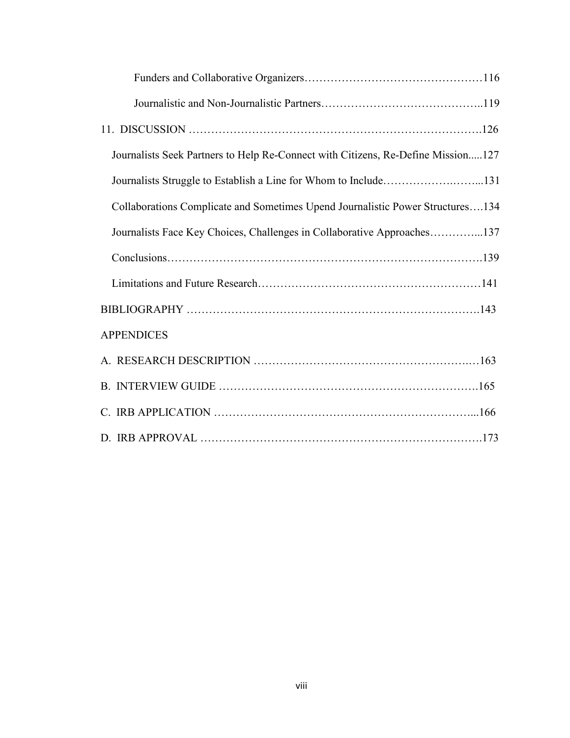Funders and Collaborative Organizers…………………………………………116

Journalistic and Non-Journalistic Partners……………………………………..119

11. DISCUSSION ……………………………………………………………………126

Journalists Seek Partners to Help Re-Connect with Citizens, Re-Define Mission.....127

Journalists Struggle to Establish a Line for Whom to Include……………….……...131

Collaborations Complicate and Sometimes Upend Journalistic Power Structures….134

Journalists Face Key Choices, Challenges in Collaborative Approaches…………...137

Conclusions……………………………………………………………………….139

Limitations and Future Research…………………………………………………141

BIBLIOGRAPHY …………………………………………………………………….143

APPENDICES

A. RESEARCH DESCRIPTION ……………………………………………….…163

B. INTERVIEW GUIDE ………………………………………………………….165

C. IRB APPLICATION …………………………………………………………...166

D. IRB APPROVAL ……………………………………………………………….173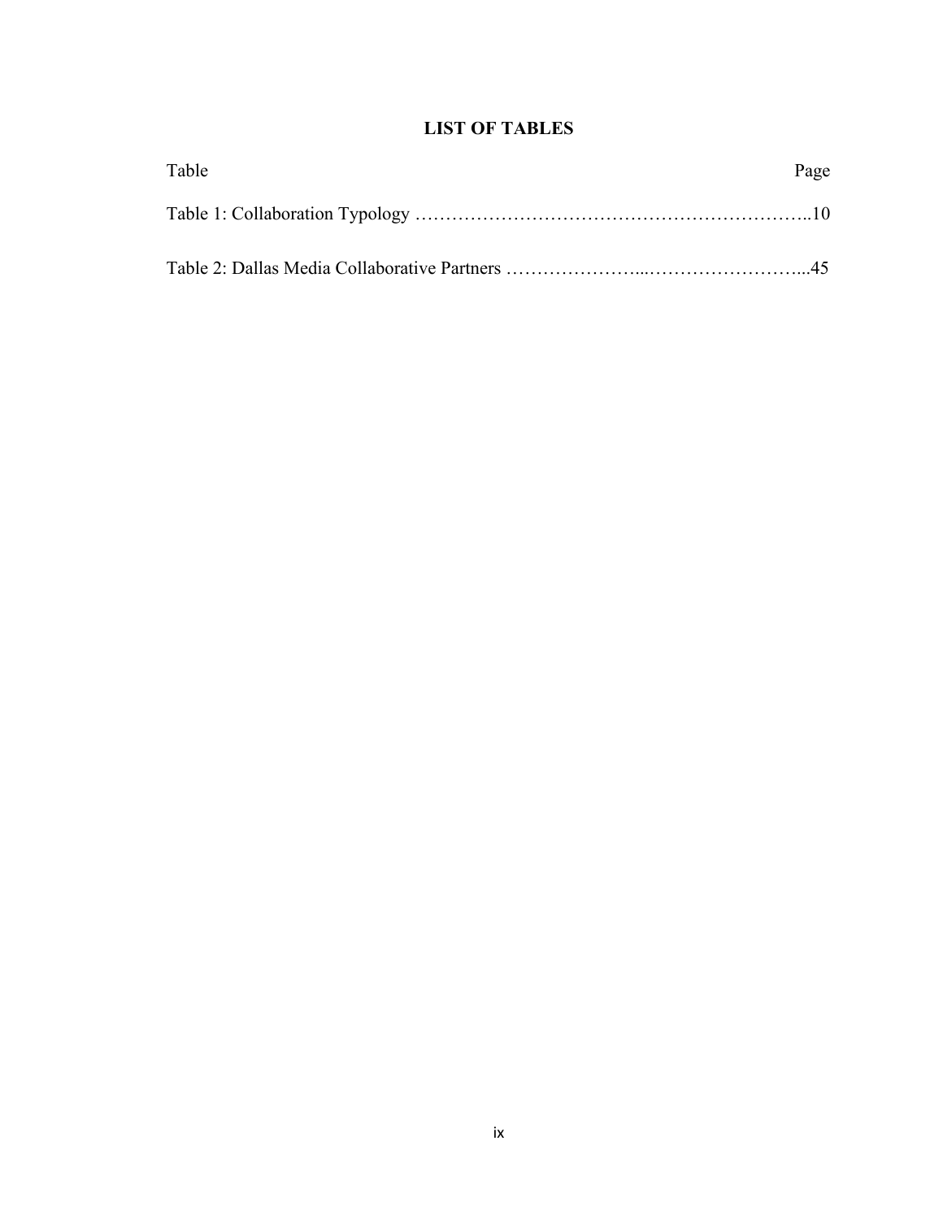## LIST OF TABLES

| Table | Page |
|---|---|
| Table 1: Collaboration Typology | 10 |
| Table 2: Dallas Media Collaborative Partners | 45 |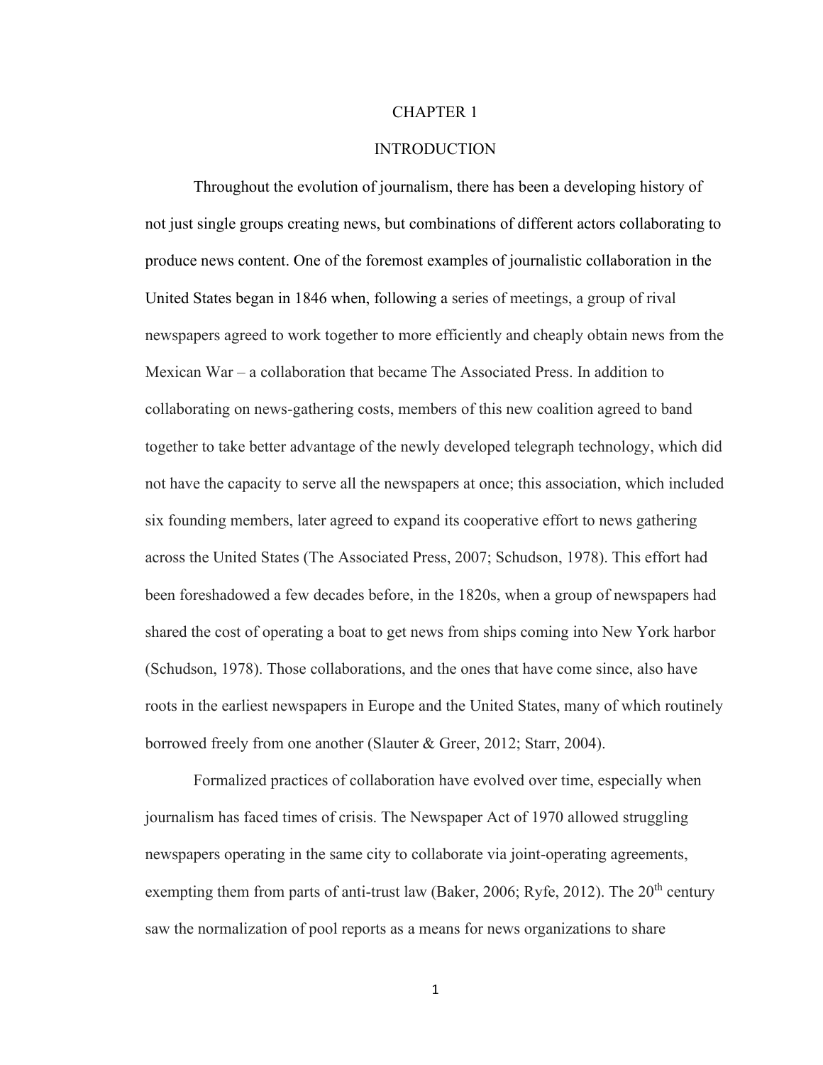# CHAPTER 1

## INTRODUCTION

Throughout the evolution of journalism, there has been a developing history of not just single groups creating news, but combinations of different actors collaborating to produce news content. One of the foremost examples of journalistic collaboration in the United States began in 1846 when, following a series of meetings, a group of rival newspapers agreed to work together to more efficiently and cheaply obtain news from the Mexican War – a collaboration that became The Associated Press. In addition to collaborating on news-gathering costs, members of this new coalition agreed to band together to take better advantage of the newly developed telegraph technology, which did not have the capacity to serve all the newspapers at once; this association, which included six founding members, later agreed to expand its cooperative effort to news gathering across the United States (The Associated Press, 2007; Schudson, 1978). This effort had been foreshadowed a few decades before, in the 1820s, when a group of newspapers had shared the cost of operating a boat to get news from ships coming into New York harbor (Schudson, 1978). Those collaborations, and the ones that have come since, also have roots in the earliest newspapers in Europe and the United States, many of which routinely borrowed freely from one another (Slauter & Greer, 2012; Starr, 2004).

Formalized practices of collaboration have evolved over time, especially when journalism has faced times of crisis. The Newspaper Act of 1970 allowed struggling newspapers operating in the same city to collaborate via joint-operating agreements, exempting them from parts of anti-trust law (Baker, 2006; Ryfe, 2012). The 20th century saw the normalization of pool reports as a means for news organizations to share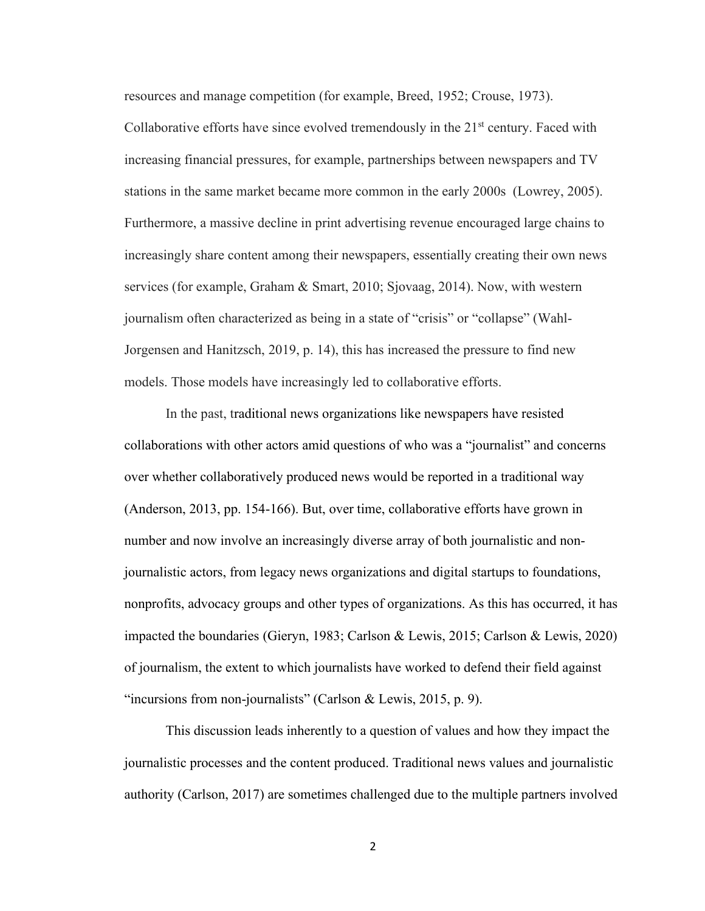resources and manage competition (for example, Breed, 1952; Crouse, 1973). Collaborative efforts have since evolved tremendously in the 21st century. Faced with increasing financial pressures, for example, partnerships between newspapers and TV stations in the same market became more common in the early 2000s (Lowrey, 2005). Furthermore, a massive decline in print advertising revenue encouraged large chains to increasingly share content among their newspapers, essentially creating their own news services (for example, Graham & Smart, 2010; Sjovaag, 2014). Now, with western journalism often characterized as being in a state of "crisis" or "collapse" (Wahl-Jorgensen and Hanitzsch, 2019, p. 14), this has increased the pressure to find new models. Those models have increasingly led to collaborative efforts.

In the past, traditional news organizations like newspapers have resisted collaborations with other actors amid questions of who was a "journalist" and concerns over whether collaboratively produced news would be reported in a traditional way (Anderson, 2013, pp. 154-166). But, over time, collaborative efforts have grown in number and now involve an increasingly diverse array of both journalistic and non-journalistic actors, from legacy news organizations and digital startups to foundations, nonprofits, advocacy groups and other types of organizations. As this has occurred, it has impacted the boundaries (Gieryn, 1983; Carlson & Lewis, 2015; Carlson & Lewis, 2020) of journalism, the extent to which journalists have worked to defend their field against "incursions from non-journalists" (Carlson & Lewis, 2015, p. 9).

This discussion leads inherently to a question of values and how they impact the journalistic processes and the content produced. Traditional news values and journalistic authority (Carlson, 2017) are sometimes challenged due to the multiple partners involved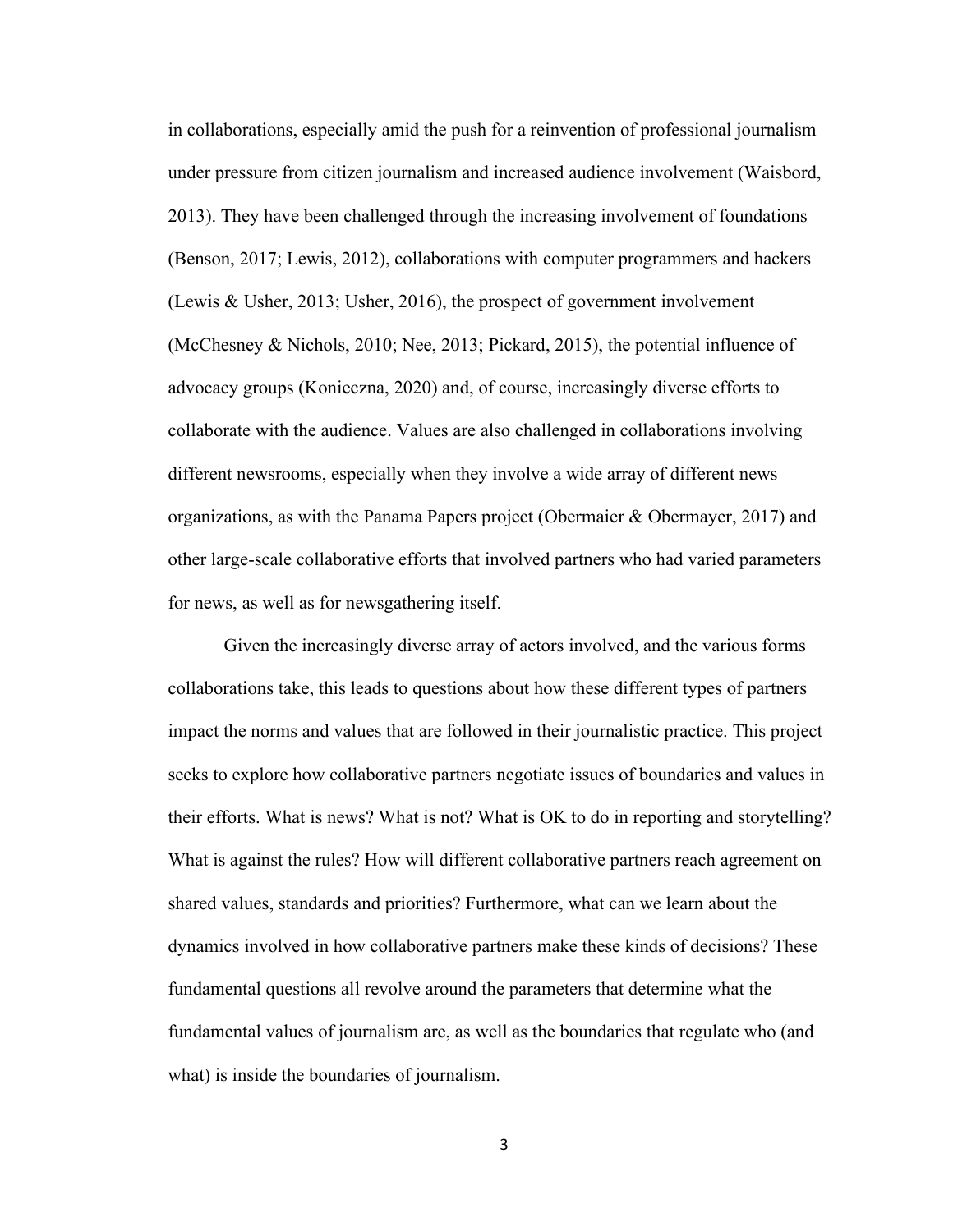in collaborations, especially amid the push for a reinvention of professional journalism under pressure from citizen journalism and increased audience involvement (Waisbord, 2013). They have been challenged through the increasing involvement of foundations (Benson, 2017; Lewis, 2012), collaborations with computer programmers and hackers (Lewis & Usher, 2013; Usher, 2016), the prospect of government involvement (McChesney & Nichols, 2010; Nee, 2013; Pickard, 2015), the potential influence of advocacy groups (Konieczna, 2020) and, of course, increasingly diverse efforts to collaborate with the audience. Values are also challenged in collaborations involving different newsrooms, especially when they involve a wide array of different news organizations, as with the Panama Papers project (Obermaier & Obermayer, 2017) and other large-scale collaborative efforts that involved partners who had varied parameters for news, as well as for newsgathering itself.

Given the increasingly diverse array of actors involved, and the various forms collaborations take, this leads to questions about how these different types of partners impact the norms and values that are followed in their journalistic practice. This project seeks to explore how collaborative partners negotiate issues of boundaries and values in their efforts. What is news? What is not? What is OK to do in reporting and storytelling? What is against the rules? How will different collaborative partners reach agreement on shared values, standards and priorities? Furthermore, what can we learn about the dynamics involved in how collaborative partners make these kinds of decisions? These fundamental questions all revolve around the parameters that determine what the fundamental values of journalism are, as well as the boundaries that regulate who (and what) is inside the boundaries of journalism.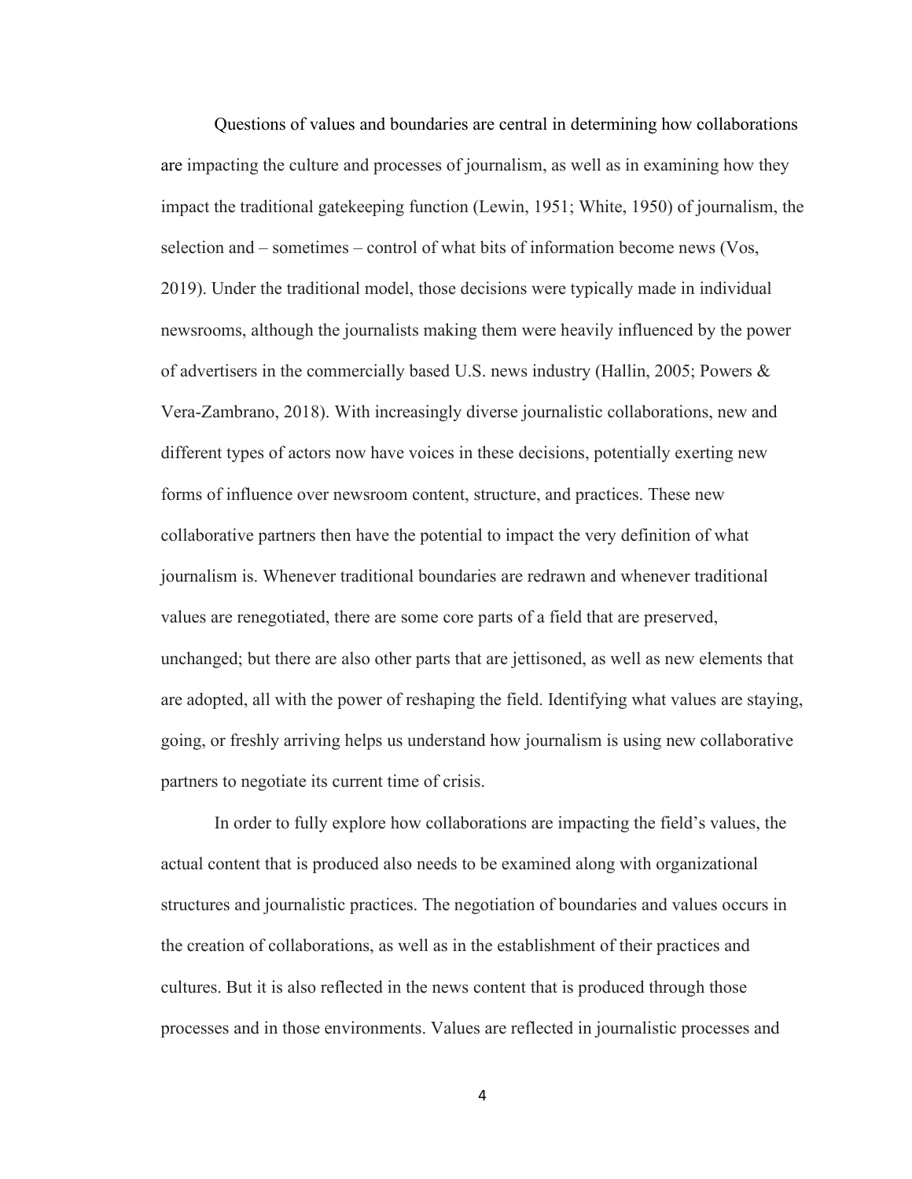Questions of values and boundaries are central in determining how collaborations are impacting the culture and processes of journalism, as well as in examining how they impact the traditional gatekeeping function (Lewin, 1951; White, 1950) of journalism, the selection and – sometimes – control of what bits of information become news (Vos, 2019). Under the traditional model, those decisions were typically made in individual newsrooms, although the journalists making them were heavily influenced by the power of advertisers in the commercially based U.S. news industry (Hallin, 2005; Powers & Vera-Zambrano, 2018). With increasingly diverse journalistic collaborations, new and different types of actors now have voices in these decisions, potentially exerting new forms of influence over newsroom content, structure, and practices. These new collaborative partners then have the potential to impact the very definition of what journalism is. Whenever traditional boundaries are redrawn and whenever traditional values are renegotiated, there are some core parts of a field that are preserved, unchanged; but there are also other parts that are jettisoned, as well as new elements that are adopted, all with the power of reshaping the field. Identifying what values are staying, going, or freshly arriving helps us understand how journalism is using new collaborative partners to negotiate its current time of crisis.

In order to fully explore how collaborations are impacting the field's values, the actual content that is produced also needs to be examined along with organizational structures and journalistic practices. The negotiation of boundaries and values occurs in the creation of collaborations, as well as in the establishment of their practices and cultures. But it is also reflected in the news content that is produced through those processes and in those environments. Values are reflected in journalistic processes and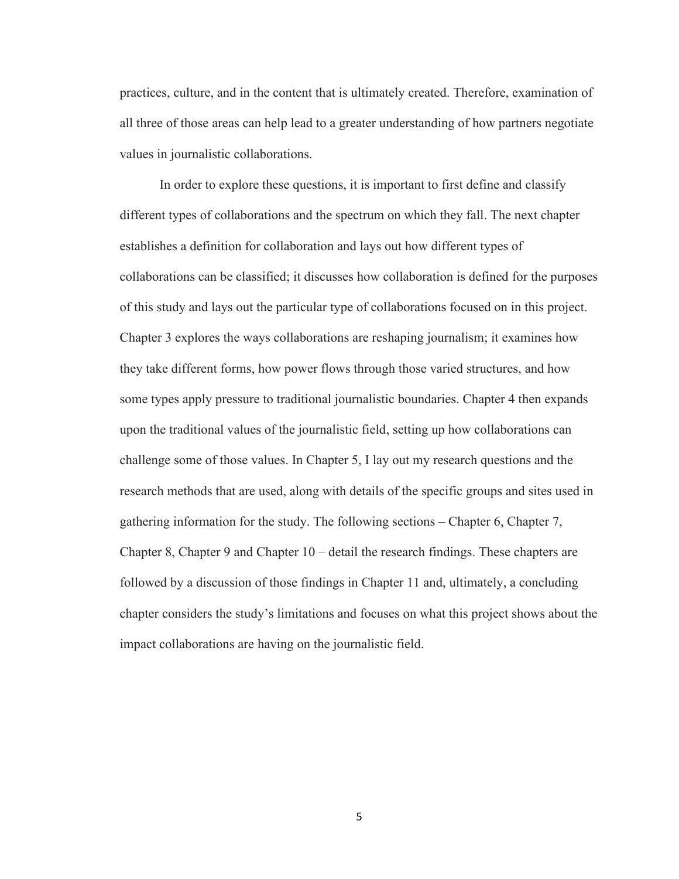practices, culture, and in the content that is ultimately created. Therefore, examination of all three of those areas can help lead to a greater understanding of how partners negotiate values in journalistic collaborations.

In order to explore these questions, it is important to first define and classify different types of collaborations and the spectrum on which they fall. The next chapter establishes a definition for collaboration and lays out how different types of collaborations can be classified; it discusses how collaboration is defined for the purposes of this study and lays out the particular type of collaborations focused on in this project. Chapter 3 explores the ways collaborations are reshaping journalism; it examines how they take different forms, how power flows through those varied structures, and how some types apply pressure to traditional journalistic boundaries. Chapter 4 then expands upon the traditional values of the journalistic field, setting up how collaborations can challenge some of those values. In Chapter 5, I lay out my research questions and the research methods that are used, along with details of the specific groups and sites used in gathering information for the study. The following sections – Chapter 6, Chapter 7, Chapter 8, Chapter 9 and Chapter 10 – detail the research findings. These chapters are followed by a discussion of those findings in Chapter 11 and, ultimately, a concluding chapter considers the study's limitations and focuses on what this project shows about the impact collaborations are having on the journalistic field.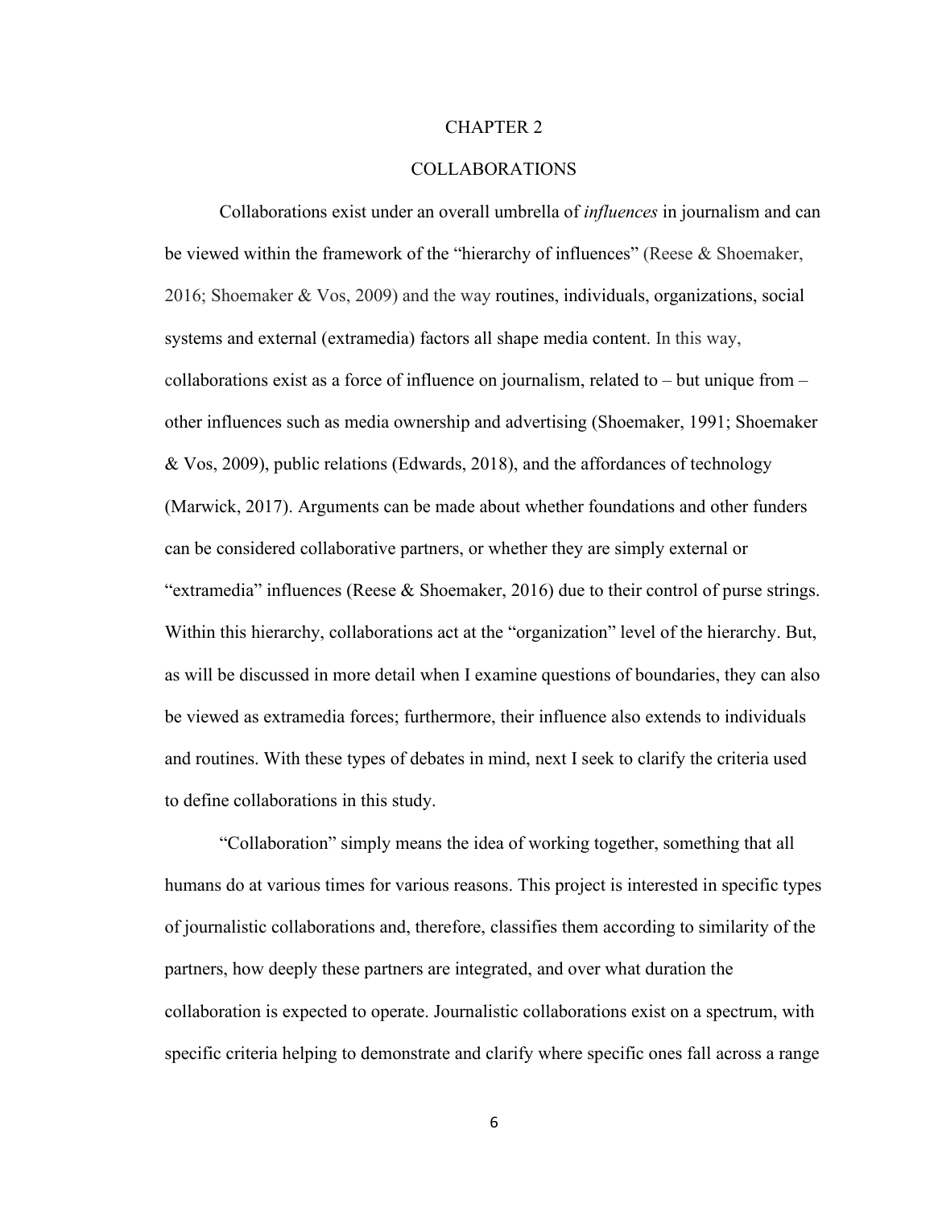# CHAPTER 2

## COLLABORATIONS

Collaborations exist under an overall umbrella of *influences* in journalism and can be viewed within the framework of the "hierarchy of influences" (Reese & Shoemaker, 2016; Shoemaker & Vos, 2009) and the way routines, individuals, organizations, social systems and external (extramedia) factors all shape media content. In this way, collaborations exist as a force of influence on journalism, related to – but unique from – other influences such as media ownership and advertising (Shoemaker, 1991; Shoemaker & Vos, 2009), public relations (Edwards, 2018), and the affordances of technology (Marwick, 2017). Arguments can be made about whether foundations and other funders can be considered collaborative partners, or whether they are simply external or "extramedia" influences (Reese & Shoemaker, 2016) due to their control of purse strings. Within this hierarchy, collaborations act at the "organization" level of the hierarchy. But, as will be discussed in more detail when I examine questions of boundaries, they can also be viewed as extramedia forces; furthermore, their influence also extends to individuals and routines. With these types of debates in mind, next I seek to clarify the criteria used to define collaborations in this study.

"Collaboration" simply means the idea of working together, something that all humans do at various times for various reasons. This project is interested in specific types of journalistic collaborations and, therefore, classifies them according to similarity of the partners, how deeply these partners are integrated, and over what duration the collaboration is expected to operate. Journalistic collaborations exist on a spectrum, with specific criteria helping to demonstrate and clarify where specific ones fall across a range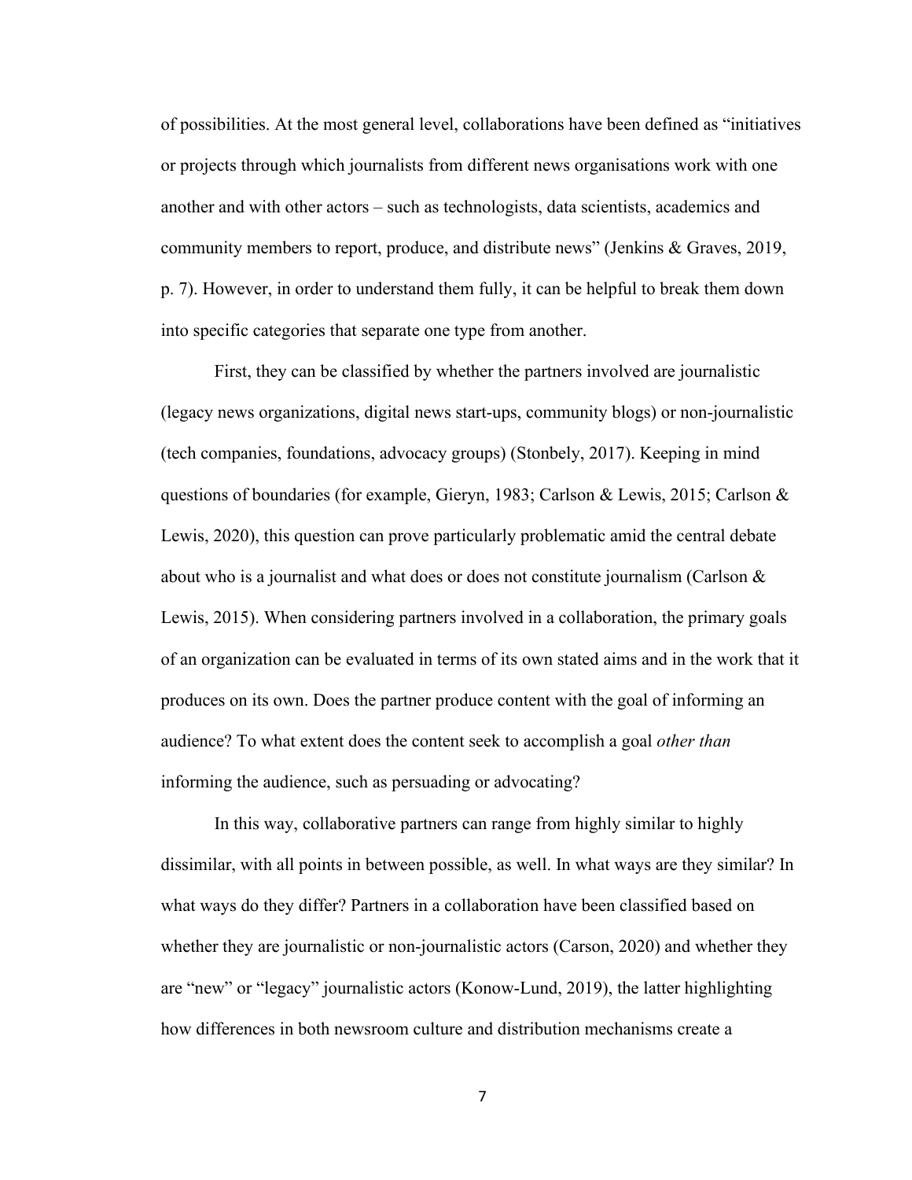of possibilities. At the most general level, collaborations have been defined as "initiatives or projects through which journalists from different news organisations work with one another and with other actors – such as technologists, data scientists, academics and community members to report, produce, and distribute news" (Jenkins & Graves, 2019, p. 7). However, in order to understand them fully, it can be helpful to break them down into specific categories that separate one type from another.

First, they can be classified by whether the partners involved are journalistic (legacy news organizations, digital news start-ups, community blogs) or non-journalistic (tech companies, foundations, advocacy groups) (Stonbely, 2017). Keeping in mind questions of boundaries (for example, Gieryn, 1983; Carlson & Lewis, 2015; Carlson & Lewis, 2020), this question can prove particularly problematic amid the central debate about who is a journalist and what does or does not constitute journalism (Carlson & Lewis, 2015). When considering partners involved in a collaboration, the primary goals of an organization can be evaluated in terms of its own stated aims and in the work that it produces on its own. Does the partner produce content with the goal of informing an audience? To what extent does the content seek to accomplish a goal *other than* informing the audience, such as persuading or advocating?

In this way, collaborative partners can range from highly similar to highly dissimilar, with all points in between possible, as well. In what ways are they similar? In what ways do they differ? Partners in a collaboration have been classified based on whether they are journalistic or non-journalistic actors (Carson, 2020) and whether they are "new" or "legacy" journalistic actors (Konow-Lund, 2019), the latter highlighting how differences in both newsroom culture and distribution mechanisms create a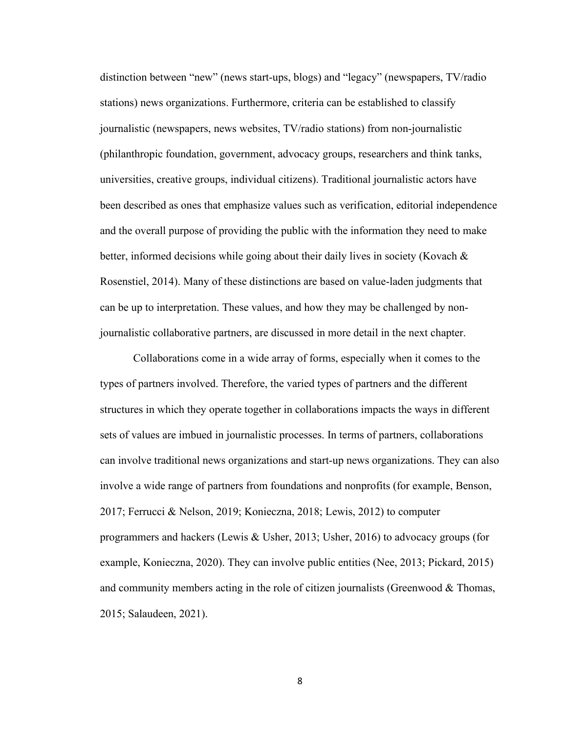distinction between "new" (news start-ups, blogs) and "legacy" (newspapers, TV/radio stations) news organizations. Furthermore, criteria can be established to classify journalistic (newspapers, news websites, TV/radio stations) from non-journalistic (philanthropic foundation, government, advocacy groups, researchers and think tanks, universities, creative groups, individual citizens). Traditional journalistic actors have been described as ones that emphasize values such as verification, editorial independence and the overall purpose of providing the public with the information they need to make better, informed decisions while going about their daily lives in society (Kovach & Rosenstiel, 2014). Many of these distinctions are based on value-laden judgments that can be up to interpretation. These values, and how they may be challenged by non-journalistic collaborative partners, are discussed in more detail in the next chapter.

Collaborations come in a wide array of forms, especially when it comes to the types of partners involved. Therefore, the varied types of partners and the different structures in which they operate together in collaborations impacts the ways in different sets of values are imbued in journalistic processes. In terms of partners, collaborations can involve traditional news organizations and start-up news organizations. They can also involve a wide range of partners from foundations and nonprofits (for example, Benson, 2017; Ferrucci & Nelson, 2019; Konieczna, 2018; Lewis, 2012) to computer programmers and hackers (Lewis & Usher, 2013; Usher, 2016) to advocacy groups (for example, Konieczna, 2020). They can involve public entities (Nee, 2013; Pickard, 2015) and community members acting in the role of citizen journalists (Greenwood & Thomas, 2015; Salaudeen, 2021).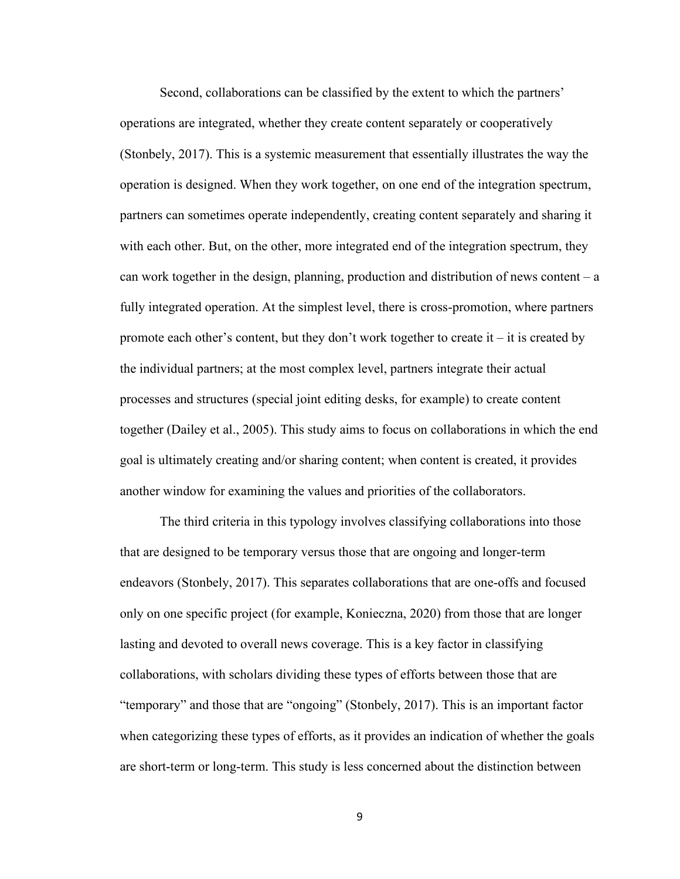Second, collaborations can be classified by the extent to which the partners' operations are integrated, whether they create content separately or cooperatively (Stonbely, 2017). This is a systemic measurement that essentially illustrates the way the operation is designed. When they work together, on one end of the integration spectrum, partners can sometimes operate independently, creating content separately and sharing it with each other. But, on the other, more integrated end of the integration spectrum, they can work together in the design, planning, production and distribution of news content – a fully integrated operation. At the simplest level, there is cross-promotion, where partners promote each other's content, but they don't work together to create it – it is created by the individual partners; at the most complex level, partners integrate their actual processes and structures (special joint editing desks, for example) to create content together (Dailey et al., 2005). This study aims to focus on collaborations in which the end goal is ultimately creating and/or sharing content; when content is created, it provides another window for examining the values and priorities of the collaborators.

The third criteria in this typology involves classifying collaborations into those that are designed to be temporary versus those that are ongoing and longer-term endeavors (Stonbely, 2017). This separates collaborations that are one-offs and focused only on one specific project (for example, Konieczna, 2020) from those that are longer lasting and devoted to overall news coverage. This is a key factor in classifying collaborations, with scholars dividing these types of efforts between those that are "temporary" and those that are "ongoing" (Stonbely, 2017). This is an important factor when categorizing these types of efforts, as it provides an indication of whether the goals are short-term or long-term. This study is less concerned about the distinction between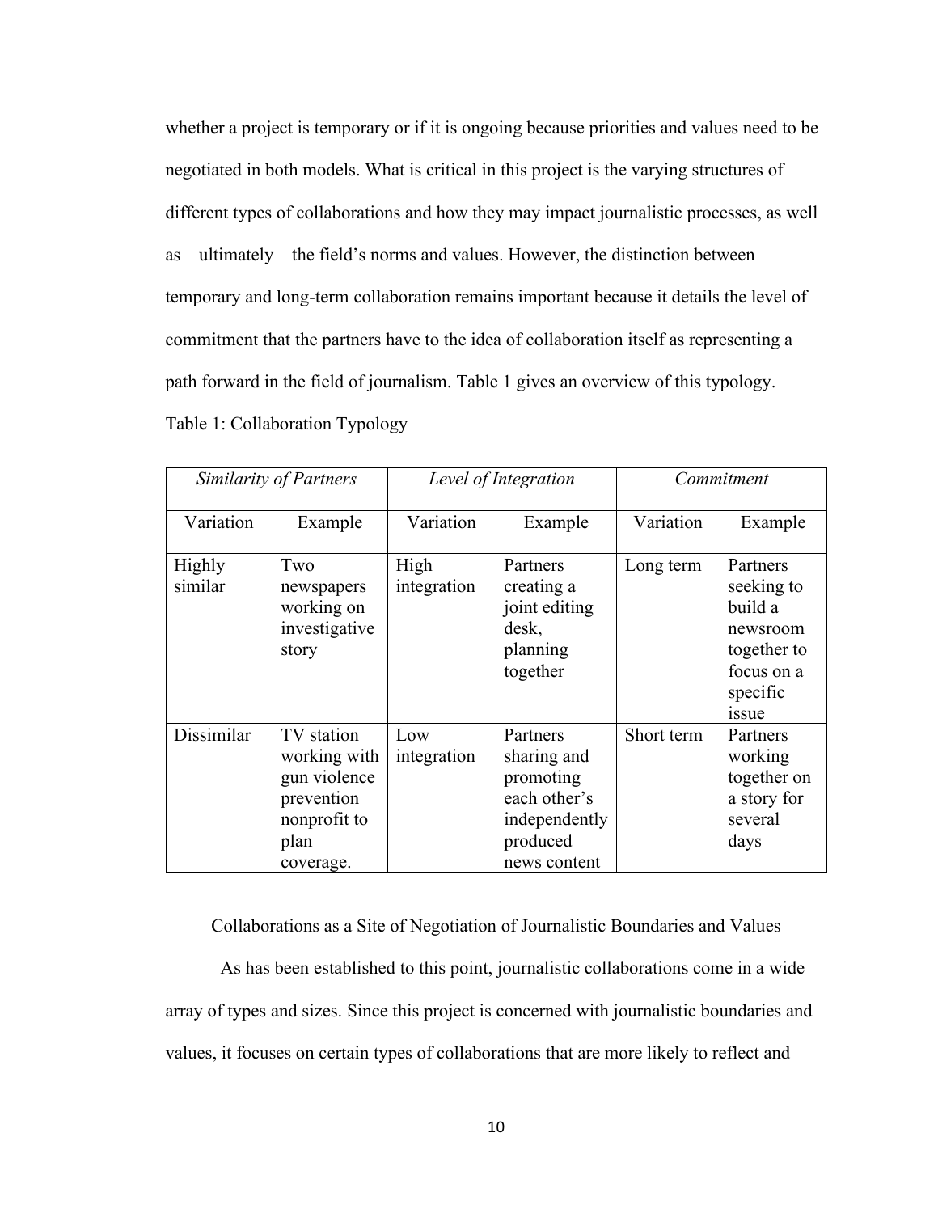whether a project is temporary or if it is ongoing because priorities and values need to be negotiated in both models. What is critical in this project is the varying structures of different types of collaborations and how they may impact journalistic processes, as well as – ultimately – the field's norms and values. However, the distinction between temporary and long-term collaboration remains important because it details the level of commitment that the partners have to the idea of collaboration itself as representing a path forward in the field of journalism. Table 1 gives an overview of this typology.

Table 1: Collaboration Typology

| *Similarity of Partners* | | *Level of Integration* | | *Commitment* | |
|---|---|---|---|---|---|
| Variation | Example | Variation | Example | Variation | Example |
| Highly similar | Two newspapers working on investigative story | High integration | Partners creating a joint editing desk, planning together | Long term | Partners seeking to build a newsroom together to focus on a specific issue |
| Dissimilar | TV station working with gun violence prevention nonprofit to plan coverage. | Low integration | Partners sharing and promoting each other's independently produced news content | Short term | Partners working together on a story for several days |

## Collaborations as a Site of Negotiation of Journalistic Boundaries and Values

As has been established to this point, journalistic collaborations come in a wide array of types and sizes. Since this project is concerned with journalistic boundaries and values, it focuses on certain types of collaborations that are more likely to reflect and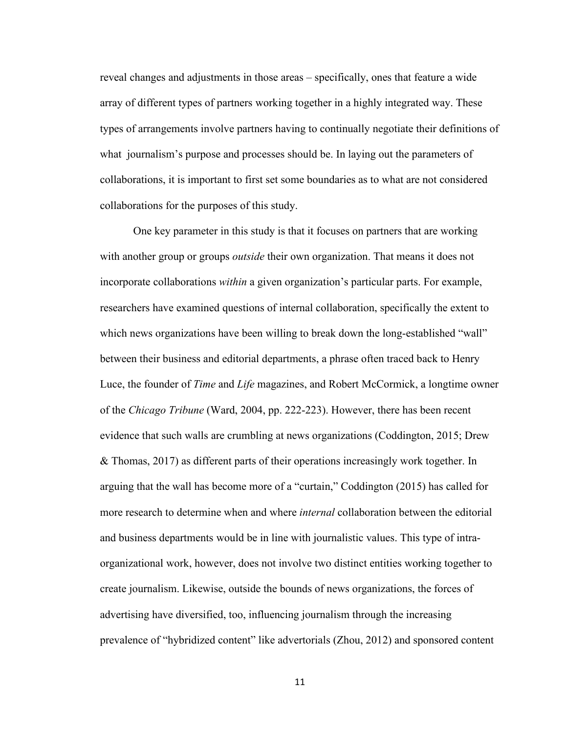reveal changes and adjustments in those areas – specifically, ones that feature a wide array of different types of partners working together in a highly integrated way. These types of arrangements involve partners having to continually negotiate their definitions of what journalism's purpose and processes should be. In laying out the parameters of collaborations, it is important to first set some boundaries as to what are not considered collaborations for the purposes of this study.

One key parameter in this study is that it focuses on partners that are working with another group or groups *outside* their own organization. That means it does not incorporate collaborations *within* a given organization's particular parts. For example, researchers have examined questions of internal collaboration, specifically the extent to which news organizations have been willing to break down the long-established "wall" between their business and editorial departments, a phrase often traced back to Henry Luce, the founder of *Time* and *Life* magazines, and Robert McCormick, a longtime owner of the *Chicago Tribune* (Ward, 2004, pp. 222-223). However, there has been recent evidence that such walls are crumbling at news organizations (Coddington, 2015; Drew & Thomas, 2017) as different parts of their operations increasingly work together. In arguing that the wall has become more of a "curtain," Coddington (2015) has called for more research to determine when and where *internal* collaboration between the editorial and business departments would be in line with journalistic values. This type of intra-organizational work, however, does not involve two distinct entities working together to create journalism. Likewise, outside the bounds of news organizations, the forces of advertising have diversified, too, influencing journalism through the increasing prevalence of "hybridized content" like advertorials (Zhou, 2012) and sponsored content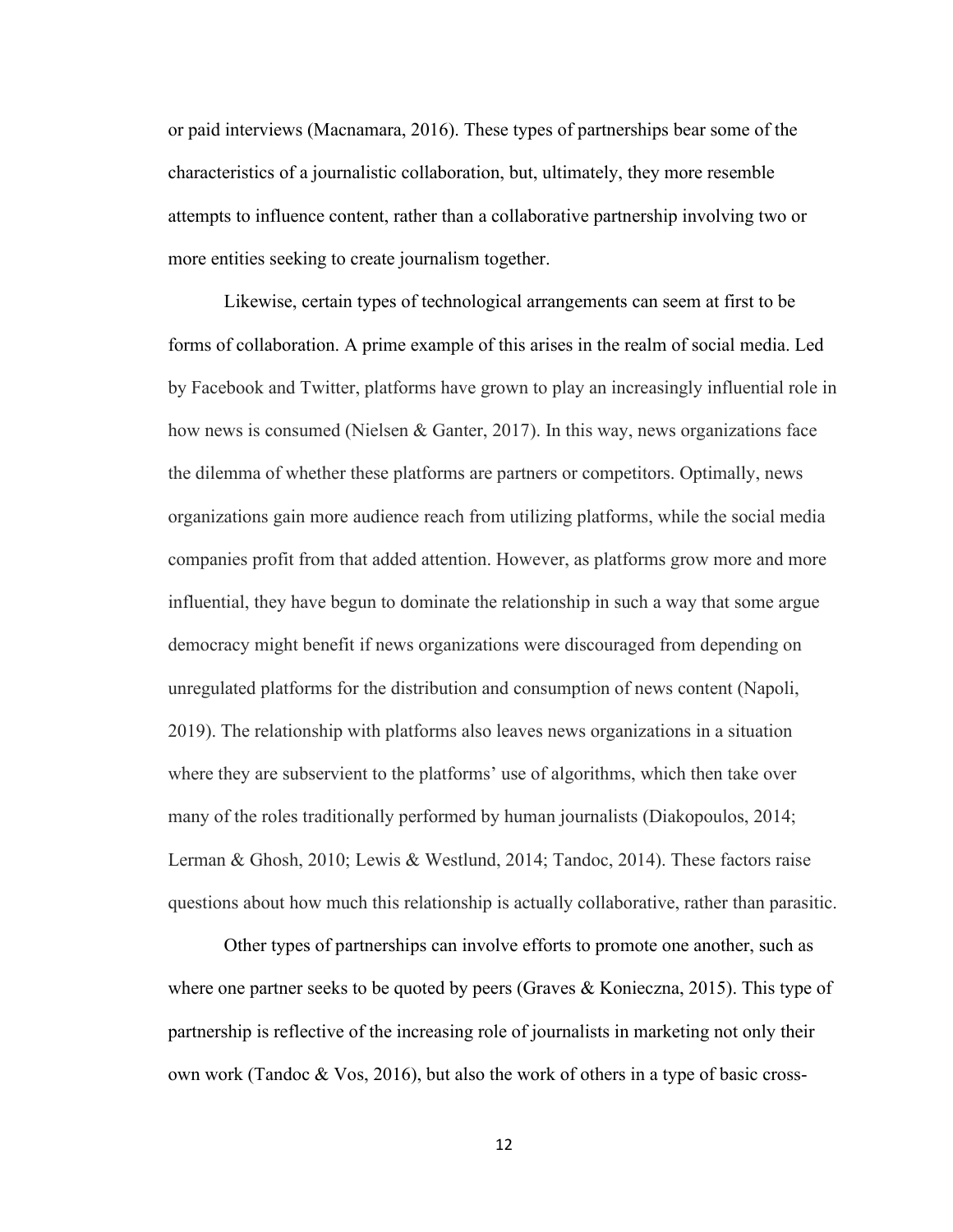or paid interviews (Macnamara, 2016). These types of partnerships bear some of the characteristics of a journalistic collaboration, but, ultimately, they more resemble attempts to influence content, rather than a collaborative partnership involving two or more entities seeking to create journalism together.

Likewise, certain types of technological arrangements can seem at first to be forms of collaboration. A prime example of this arises in the realm of social media. Led by Facebook and Twitter, platforms have grown to play an increasingly influential role in how news is consumed (Nielsen & Ganter, 2017). In this way, news organizations face the dilemma of whether these platforms are partners or competitors. Optimally, news organizations gain more audience reach from utilizing platforms, while the social media companies profit from that added attention. However, as platforms grow more and more influential, they have begun to dominate the relationship in such a way that some argue democracy might benefit if news organizations were discouraged from depending on unregulated platforms for the distribution and consumption of news content (Napoli, 2019). The relationship with platforms also leaves news organizations in a situation where they are subservient to the platforms' use of algorithms, which then take over many of the roles traditionally performed by human journalists (Diakopoulos, 2014; Lerman & Ghosh, 2010; Lewis & Westlund, 2014; Tandoc, 2014). These factors raise questions about how much this relationship is actually collaborative, rather than parasitic.

Other types of partnerships can involve efforts to promote one another, such as where one partner seeks to be quoted by peers (Graves & Konieczna, 2015). This type of partnership is reflective of the increasing role of journalists in marketing not only their own work (Tandoc & Vos, 2016), but also the work of others in a type of basic cross-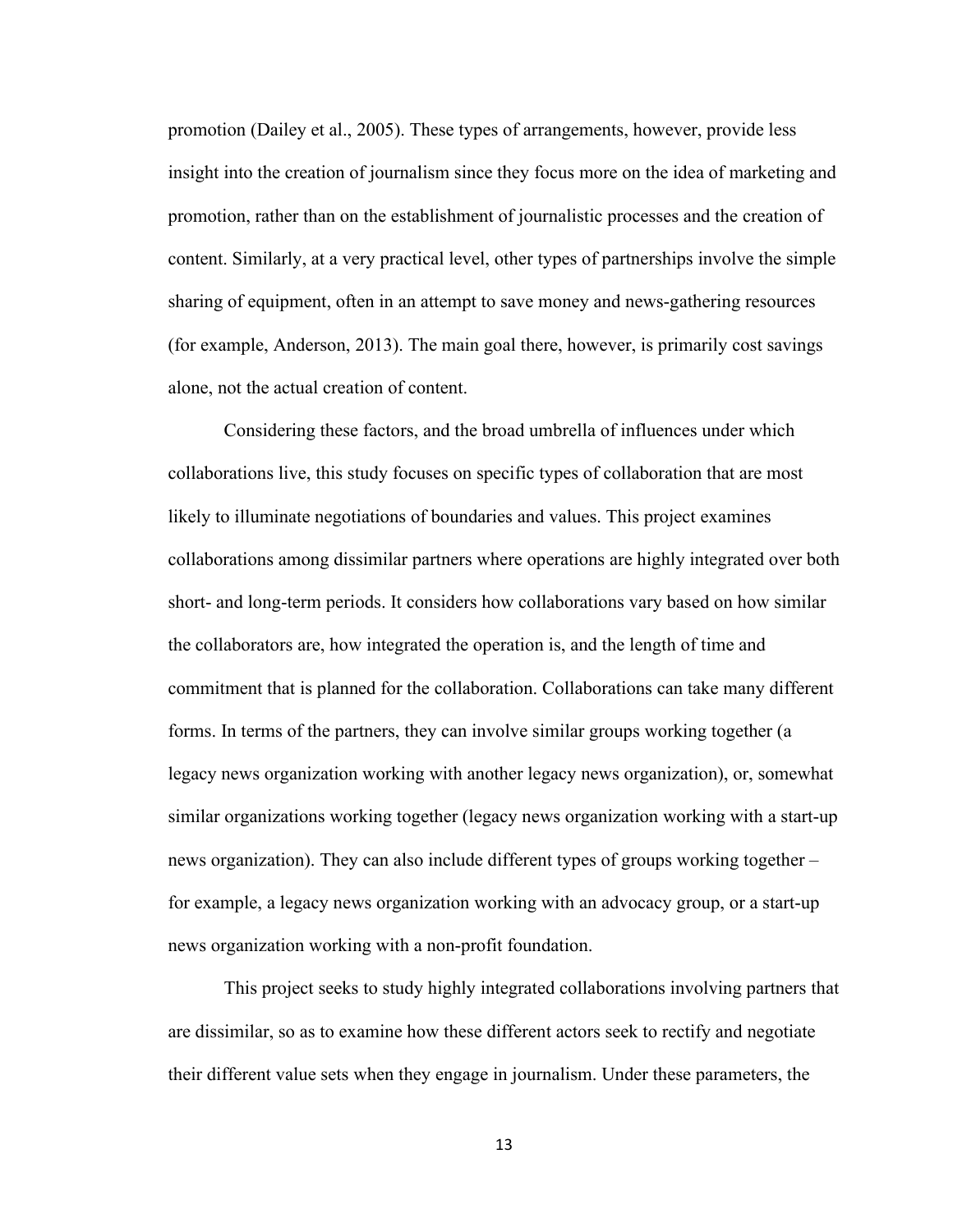promotion (Dailey et al., 2005). These types of arrangements, however, provide less insight into the creation of journalism since they focus more on the idea of marketing and promotion, rather than on the establishment of journalistic processes and the creation of content. Similarly, at a very practical level, other types of partnerships involve the simple sharing of equipment, often in an attempt to save money and news-gathering resources (for example, Anderson, 2013). The main goal there, however, is primarily cost savings alone, not the actual creation of content.

Considering these factors, and the broad umbrella of influences under which collaborations live, this study focuses on specific types of collaboration that are most likely to illuminate negotiations of boundaries and values. This project examines collaborations among dissimilar partners where operations are highly integrated over both short- and long-term periods. It considers how collaborations vary based on how similar the collaborators are, how integrated the operation is, and the length of time and commitment that is planned for the collaboration. Collaborations can take many different forms. In terms of the partners, they can involve similar groups working together (a legacy news organization working with another legacy news organization), or, somewhat similar organizations working together (legacy news organization working with a start-up news organization). They can also include different types of groups working together – for example, a legacy news organization working with an advocacy group, or a start-up news organization working with a non-profit foundation.

This project seeks to study highly integrated collaborations involving partners that are dissimilar, so as to examine how these different actors seek to rectify and negotiate their different value sets when they engage in journalism. Under these parameters, the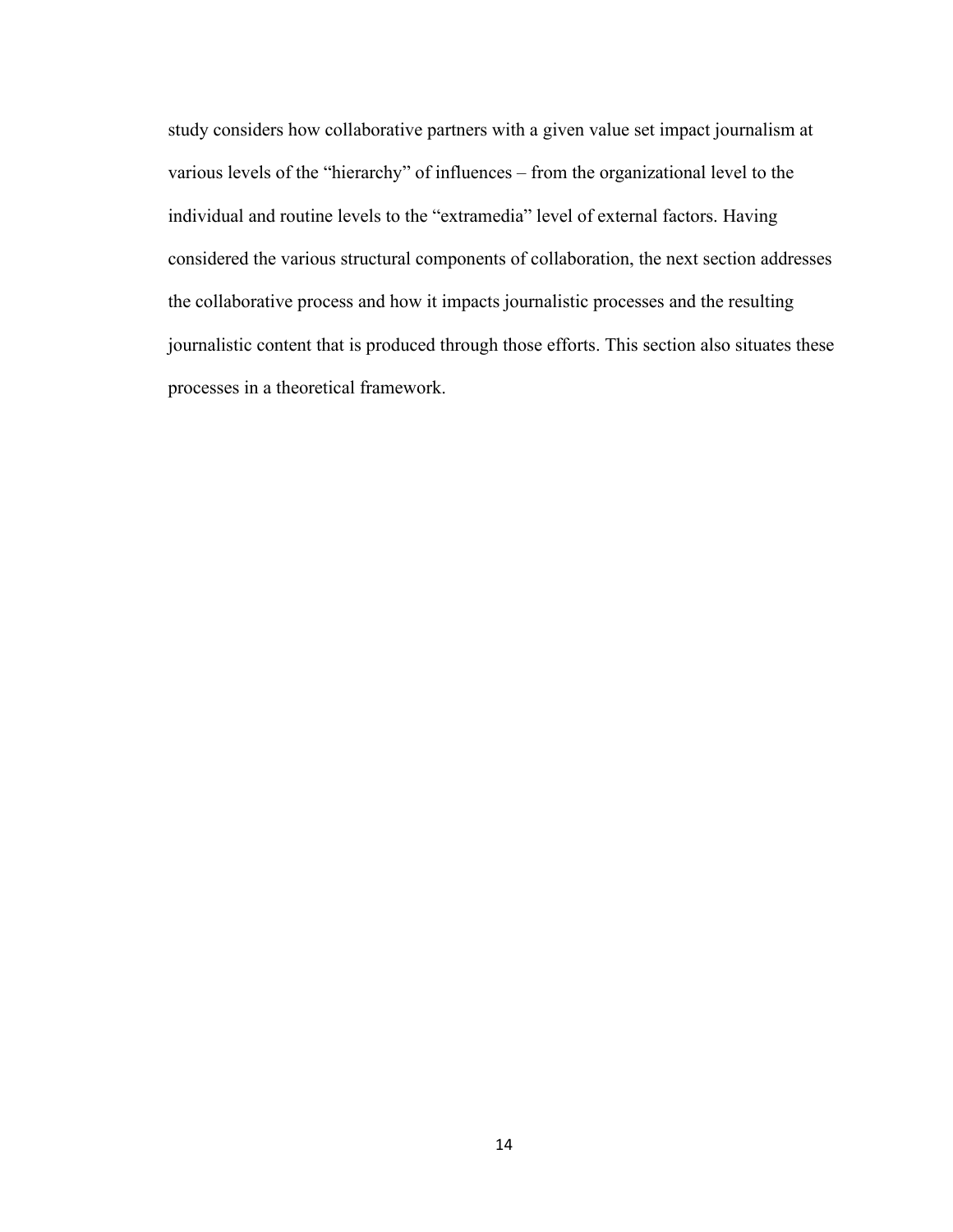study considers how collaborative partners with a given value set impact journalism at various levels of the "hierarchy" of influences – from the organizational level to the individual and routine levels to the "extramedia" level of external factors. Having considered the various structural components of collaboration, the next section addresses the collaborative process and how it impacts journalistic processes and the resulting journalistic content that is produced through those efforts. This section also situates these processes in a theoretical framework.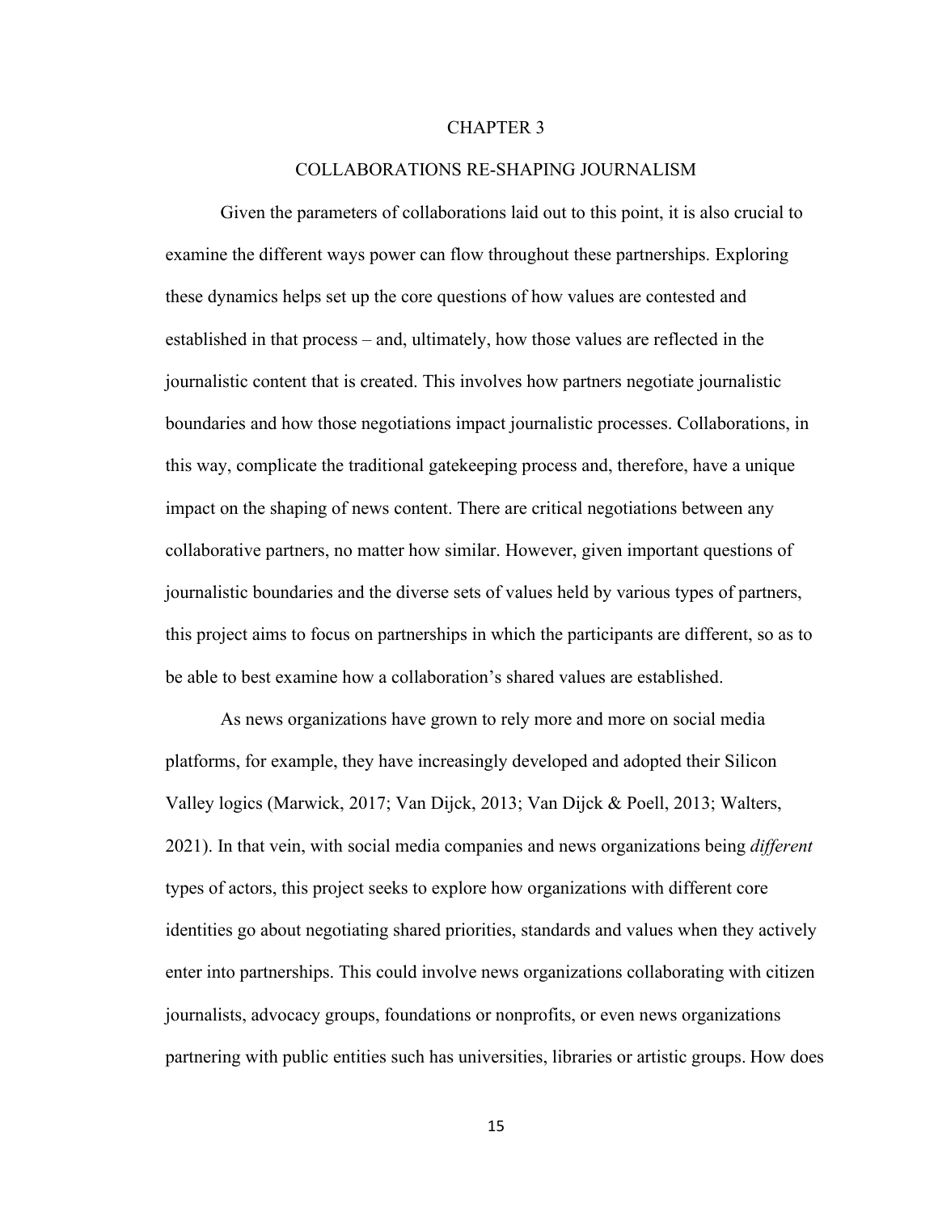# CHAPTER 3

## COLLABORATIONS RE-SHAPING JOURNALISM

Given the parameters of collaborations laid out to this point, it is also crucial to examine the different ways power can flow throughout these partnerships. Exploring these dynamics helps set up the core questions of how values are contested and established in that process – and, ultimately, how those values are reflected in the journalistic content that is created. This involves how partners negotiate journalistic boundaries and how those negotiations impact journalistic processes. Collaborations, in this way, complicate the traditional gatekeeping process and, therefore, have a unique impact on the shaping of news content. There are critical negotiations between any collaborative partners, no matter how similar. However, given important questions of journalistic boundaries and the diverse sets of values held by various types of partners, this project aims to focus on partnerships in which the participants are different, so as to be able to best examine how a collaboration's shared values are established.

As news organizations have grown to rely more and more on social media platforms, for example, they have increasingly developed and adopted their Silicon Valley logics (Marwick, 2017; Van Dijck, 2013; Van Dijck & Poell, 2013; Walters, 2021). In that vein, with social media companies and news organizations being *different* types of actors, this project seeks to explore how organizations with different core identities go about negotiating shared priorities, standards and values when they actively enter into partnerships. This could involve news organizations collaborating with citizen journalists, advocacy groups, foundations or nonprofits, or even news organizations partnering with public entities such has universities, libraries or artistic groups. How does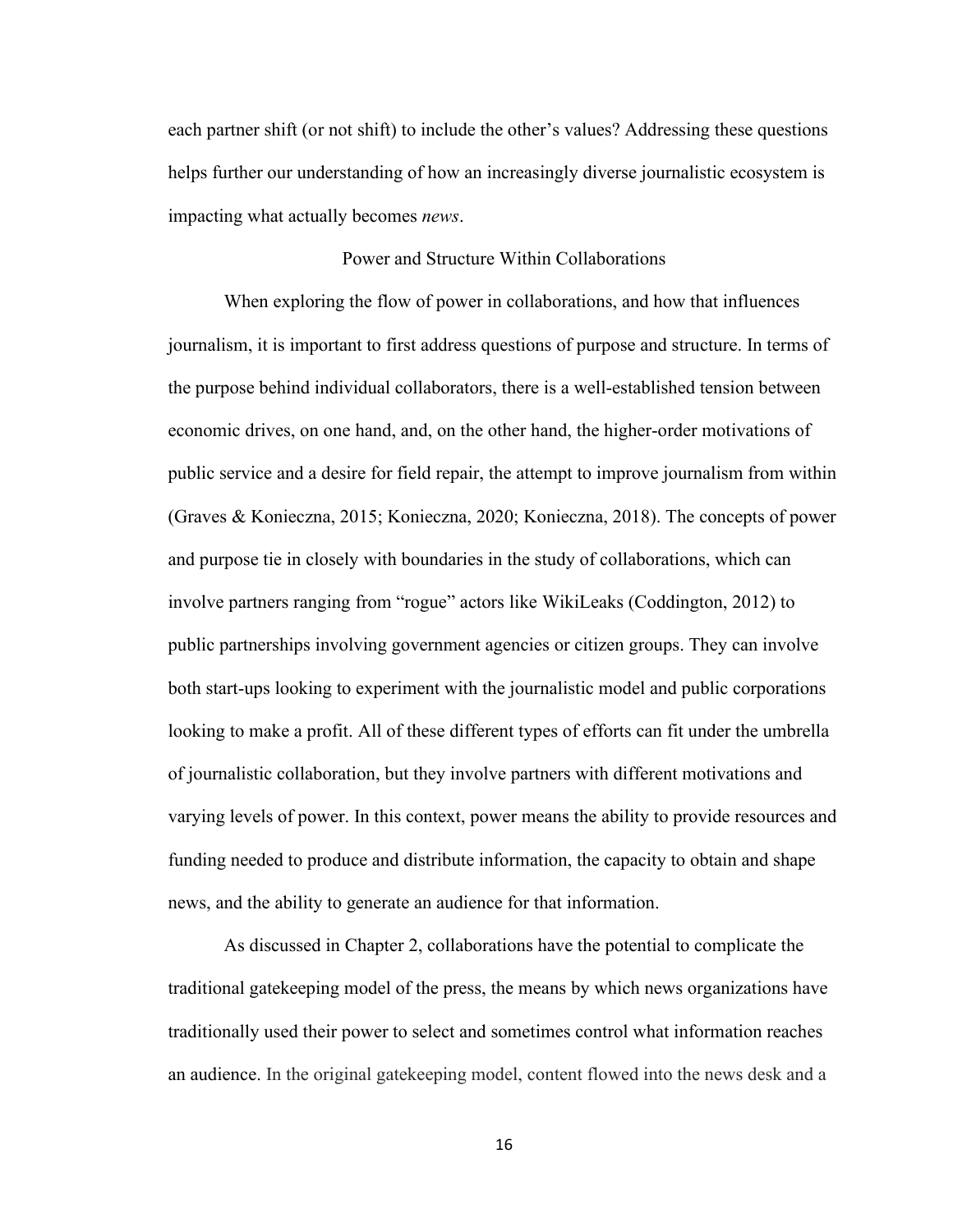each partner shift (or not shift) to include the other's values? Addressing these questions helps further our understanding of how an increasingly diverse journalistic ecosystem is impacting what actually becomes *news*.

## Power and Structure Within Collaborations

When exploring the flow of power in collaborations, and how that influences journalism, it is important to first address questions of purpose and structure. In terms of the purpose behind individual collaborators, there is a well-established tension between economic drives, on one hand, and, on the other hand, the higher-order motivations of public service and a desire for field repair, the attempt to improve journalism from within (Graves & Konieczna, 2015; Konieczna, 2020; Konieczna, 2018). The concepts of power and purpose tie in closely with boundaries in the study of collaborations, which can involve partners ranging from "rogue" actors like WikiLeaks (Coddington, 2012) to public partnerships involving government agencies or citizen groups. They can involve both start-ups looking to experiment with the journalistic model and public corporations looking to make a profit. All of these different types of efforts can fit under the umbrella of journalistic collaboration, but they involve partners with different motivations and varying levels of power. In this context, power means the ability to provide resources and funding needed to produce and distribute information, the capacity to obtain and shape news, and the ability to generate an audience for that information.

As discussed in Chapter 2, collaborations have the potential to complicate the traditional gatekeeping model of the press, the means by which news organizations have traditionally used their power to select and sometimes control what information reaches an audience. In the original gatekeeping model, content flowed into the news desk and a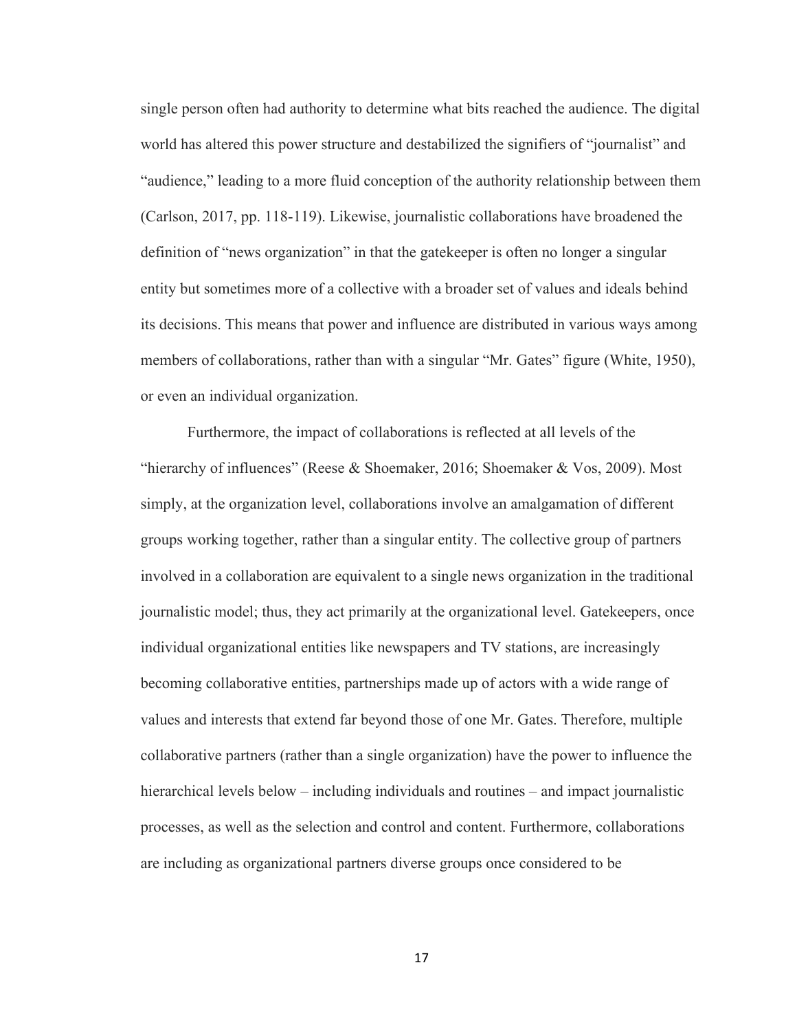single person often had authority to determine what bits reached the audience. The digital world has altered this power structure and destabilized the signifiers of "journalist" and "audience," leading to a more fluid conception of the authority relationship between them (Carlson, 2017, pp. 118-119). Likewise, journalistic collaborations have broadened the definition of "news organization" in that the gatekeeper is often no longer a singular entity but sometimes more of a collective with a broader set of values and ideals behind its decisions. This means that power and influence are distributed in various ways among members of collaborations, rather than with a singular "Mr. Gates" figure (White, 1950), or even an individual organization.

Furthermore, the impact of collaborations is reflected at all levels of the "hierarchy of influences" (Reese & Shoemaker, 2016; Shoemaker & Vos, 2009). Most simply, at the organization level, collaborations involve an amalgamation of different groups working together, rather than a singular entity. The collective group of partners involved in a collaboration are equivalent to a single news organization in the traditional journalistic model; thus, they act primarily at the organizational level. Gatekeepers, once individual organizational entities like newspapers and TV stations, are increasingly becoming collaborative entities, partnerships made up of actors with a wide range of values and interests that extend far beyond those of one Mr. Gates. Therefore, multiple collaborative partners (rather than a single organization) have the power to influence the hierarchical levels below – including individuals and routines – and impact journalistic processes, as well as the selection and control and content. Furthermore, collaborations are including as organizational partners diverse groups once considered to be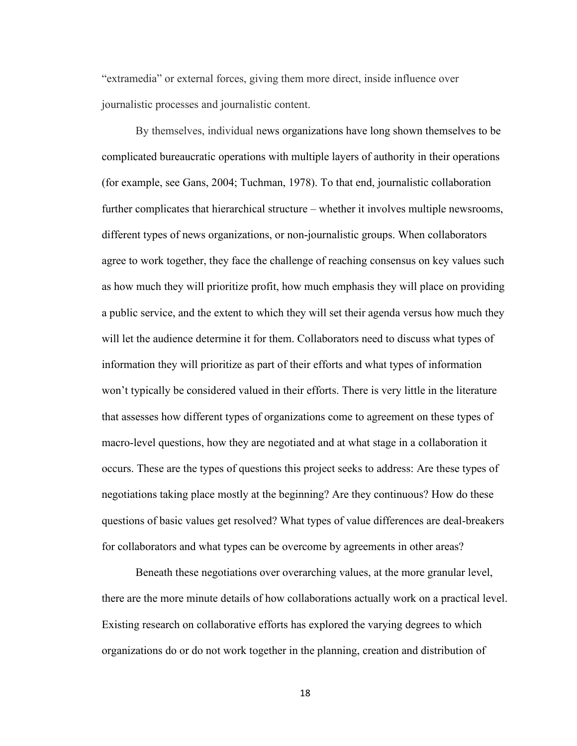"extramedia" or external forces, giving them more direct, inside influence over journalistic processes and journalistic content.

By themselves, individual news organizations have long shown themselves to be complicated bureaucratic operations with multiple layers of authority in their operations (for example, see Gans, 2004; Tuchman, 1978). To that end, journalistic collaboration further complicates that hierarchical structure – whether it involves multiple newsrooms, different types of news organizations, or non-journalistic groups. When collaborators agree to work together, they face the challenge of reaching consensus on key values such as how much they will prioritize profit, how much emphasis they will place on providing a public service, and the extent to which they will set their agenda versus how much they will let the audience determine it for them. Collaborators need to discuss what types of information they will prioritize as part of their efforts and what types of information won't typically be considered valued in their efforts. There is very little in the literature that assesses how different types of organizations come to agreement on these types of macro-level questions, how they are negotiated and at what stage in a collaboration it occurs. These are the types of questions this project seeks to address: Are these types of negotiations taking place mostly at the beginning? Are they continuous? How do these questions of basic values get resolved? What types of value differences are deal-breakers for collaborators and what types can be overcome by agreements in other areas?

Beneath these negotiations over overarching values, at the more granular level, there are the more minute details of how collaborations actually work on a practical level. Existing research on collaborative efforts has explored the varying degrees to which organizations do or do not work together in the planning, creation and distribution of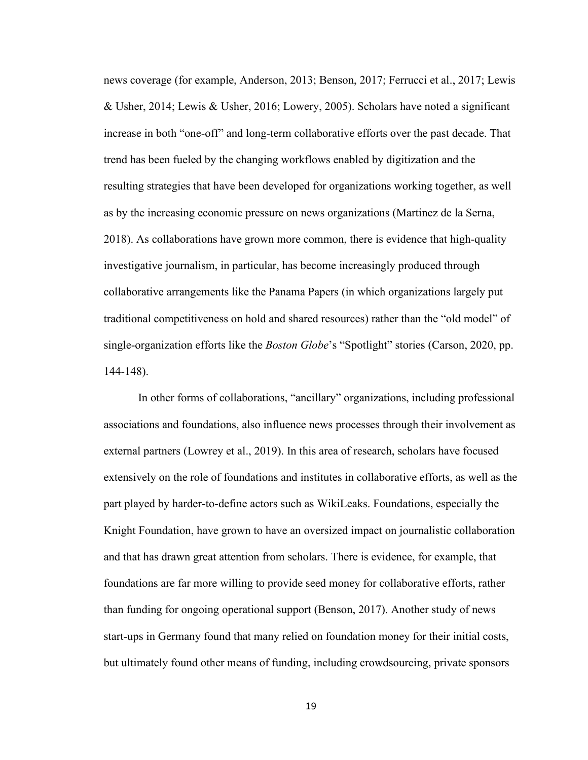news coverage (for example, Anderson, 2013; Benson, 2017; Ferrucci et al., 2017; Lewis & Usher, 2014; Lewis & Usher, 2016; Lowery, 2005). Scholars have noted a significant increase in both "one-off" and long-term collaborative efforts over the past decade. That trend has been fueled by the changing workflows enabled by digitization and the resulting strategies that have been developed for organizations working together, as well as by the increasing economic pressure on news organizations (Martinez de la Serna, 2018). As collaborations have grown more common, there is evidence that high-quality investigative journalism, in particular, has become increasingly produced through collaborative arrangements like the Panama Papers (in which organizations largely put traditional competitiveness on hold and shared resources) rather than the "old model" of single-organization efforts like the *Boston Globe*'s "Spotlight" stories (Carson, 2020, pp. 144-148).

In other forms of collaborations, "ancillary" organizations, including professional associations and foundations, also influence news processes through their involvement as external partners (Lowrey et al., 2019). In this area of research, scholars have focused extensively on the role of foundations and institutes in collaborative efforts, as well as the part played by harder-to-define actors such as WikiLeaks. Foundations, especially the Knight Foundation, have grown to have an oversized impact on journalistic collaboration and that has drawn great attention from scholars. There is evidence, for example, that foundations are far more willing to provide seed money for collaborative efforts, rather than funding for ongoing operational support (Benson, 2017). Another study of news start-ups in Germany found that many relied on foundation money for their initial costs, but ultimately found other means of funding, including crowdsourcing, private sponsors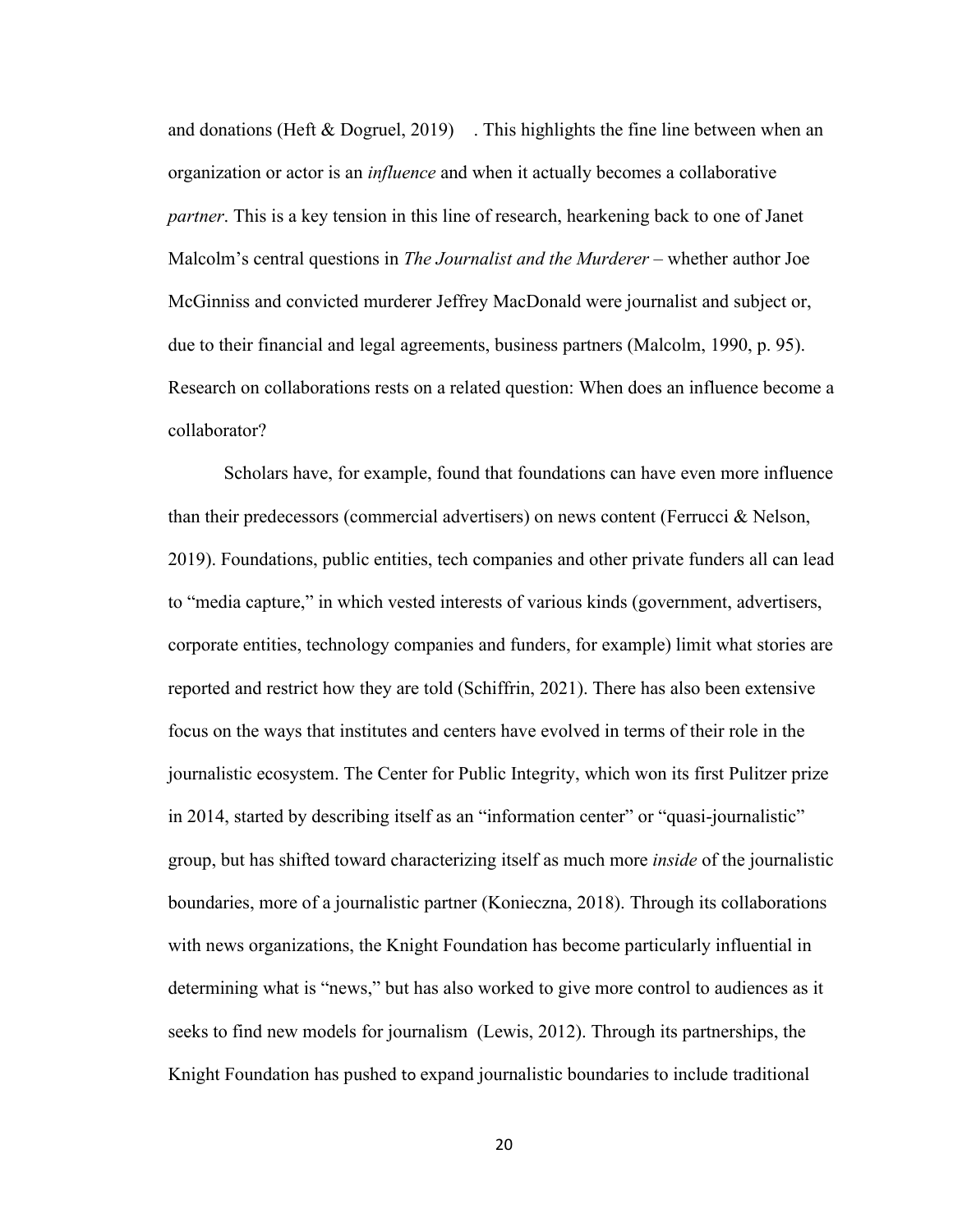and donations (Heft & Dogruel, 2019). This highlights the fine line between when an organization or actor is an *influence* and when it actually becomes a collaborative *partner*. This is a key tension in this line of research, hearkening back to one of Janet Malcolm's central questions in *The Journalist and the Murderer* – whether author Joe McGinniss and convicted murderer Jeffrey MacDonald were journalist and subject or, due to their financial and legal agreements, business partners (Malcolm, 1990, p. 95). Research on collaborations rests on a related question: When does an influence become a collaborator?

Scholars have, for example, found that foundations can have even more influence than their predecessors (commercial advertisers) on news content (Ferrucci & Nelson, 2019). Foundations, public entities, tech companies and other private funders all can lead to "media capture," in which vested interests of various kinds (government, advertisers, corporate entities, technology companies and funders, for example) limit what stories are reported and restrict how they are told (Schiffrin, 2021). There has also been extensive focus on the ways that institutes and centers have evolved in terms of their role in the journalistic ecosystem. The Center for Public Integrity, which won its first Pulitzer prize in 2014, started by describing itself as an "information center" or "quasi-journalistic" group, but has shifted toward characterizing itself as much more *inside* of the journalistic boundaries, more of a journalistic partner (Konieczna, 2018). Through its collaborations with news organizations, the Knight Foundation has become particularly influential in determining what is "news," but has also worked to give more control to audiences as it seeks to find new models for journalism (Lewis, 2012). Through its partnerships, the Knight Foundation has pushed to expand journalistic boundaries to include traditional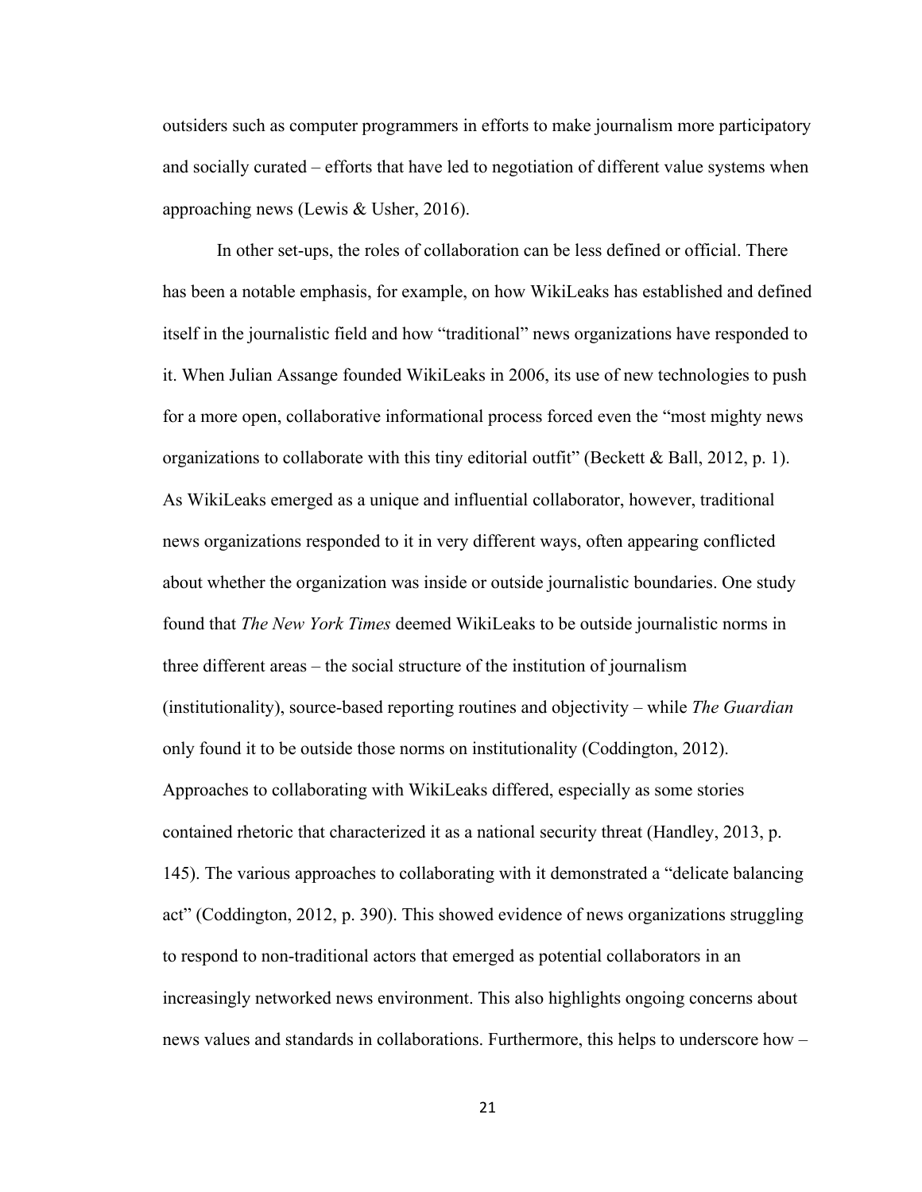outsiders such as computer programmers in efforts to make journalism more participatory and socially curated – efforts that have led to negotiation of different value systems when approaching news (Lewis & Usher, 2016).

In other set-ups, the roles of collaboration can be less defined or official. There has been a notable emphasis, for example, on how WikiLeaks has established and defined itself in the journalistic field and how "traditional" news organizations have responded to it. When Julian Assange founded WikiLeaks in 2006, its use of new technologies to push for a more open, collaborative informational process forced even the "most mighty news organizations to collaborate with this tiny editorial outfit" (Beckett & Ball, 2012, p. 1). As WikiLeaks emerged as a unique and influential collaborator, however, traditional news organizations responded to it in very different ways, often appearing conflicted about whether the organization was inside or outside journalistic boundaries. One study found that *The New York Times* deemed WikiLeaks to be outside journalistic norms in three different areas – the social structure of the institution of journalism (institutionality), source-based reporting routines and objectivity – while *The Guardian* only found it to be outside those norms on institutionality (Coddington, 2012). Approaches to collaborating with WikiLeaks differed, especially as some stories contained rhetoric that characterized it as a national security threat (Handley, 2013, p. 145). The various approaches to collaborating with it demonstrated a "delicate balancing act" (Coddington, 2012, p. 390). This showed evidence of news organizations struggling to respond to non-traditional actors that emerged as potential collaborators in an increasingly networked news environment. This also highlights ongoing concerns about news values and standards in collaborations. Furthermore, this helps to underscore how –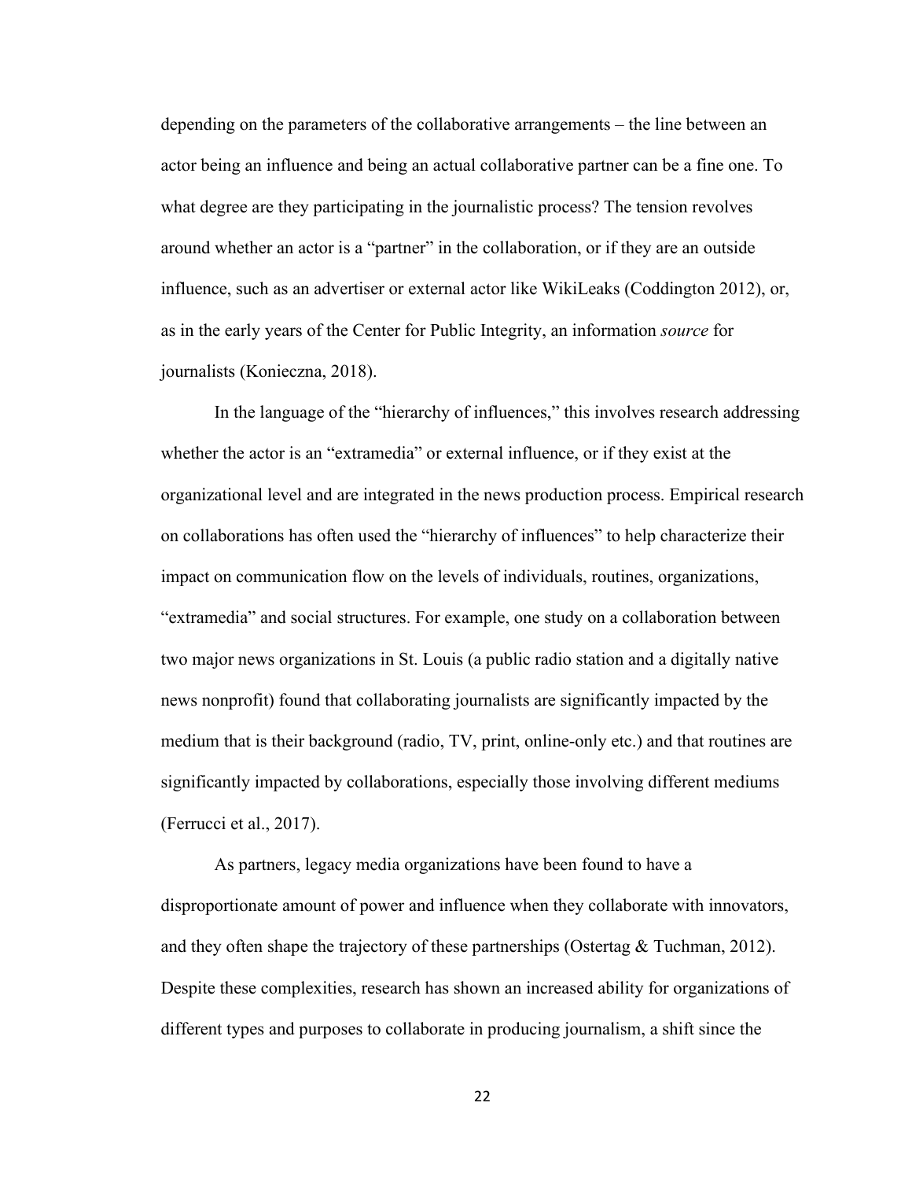depending on the parameters of the collaborative arrangements – the line between an actor being an influence and being an actual collaborative partner can be a fine one. To what degree are they participating in the journalistic process? The tension revolves around whether an actor is a "partner" in the collaboration, or if they are an outside influence, such as an advertiser or external actor like WikiLeaks (Coddington 2012), or, as in the early years of the Center for Public Integrity, an information *source* for journalists (Konieczna, 2018).

In the language of the "hierarchy of influences," this involves research addressing whether the actor is an "extramedia" or external influence, or if they exist at the organizational level and are integrated in the news production process. Empirical research on collaborations has often used the "hierarchy of influences" to help characterize their impact on communication flow on the levels of individuals, routines, organizations, "extramedia" and social structures. For example, one study on a collaboration between two major news organizations in St. Louis (a public radio station and a digitally native news nonprofit) found that collaborating journalists are significantly impacted by the medium that is their background (radio, TV, print, online-only etc.) and that routines are significantly impacted by collaborations, especially those involving different mediums (Ferrucci et al., 2017).

As partners, legacy media organizations have been found to have a disproportionate amount of power and influence when they collaborate with innovators, and they often shape the trajectory of these partnerships (Ostertag & Tuchman, 2012). Despite these complexities, research has shown an increased ability for organizations of different types and purposes to collaborate in producing journalism, a shift since the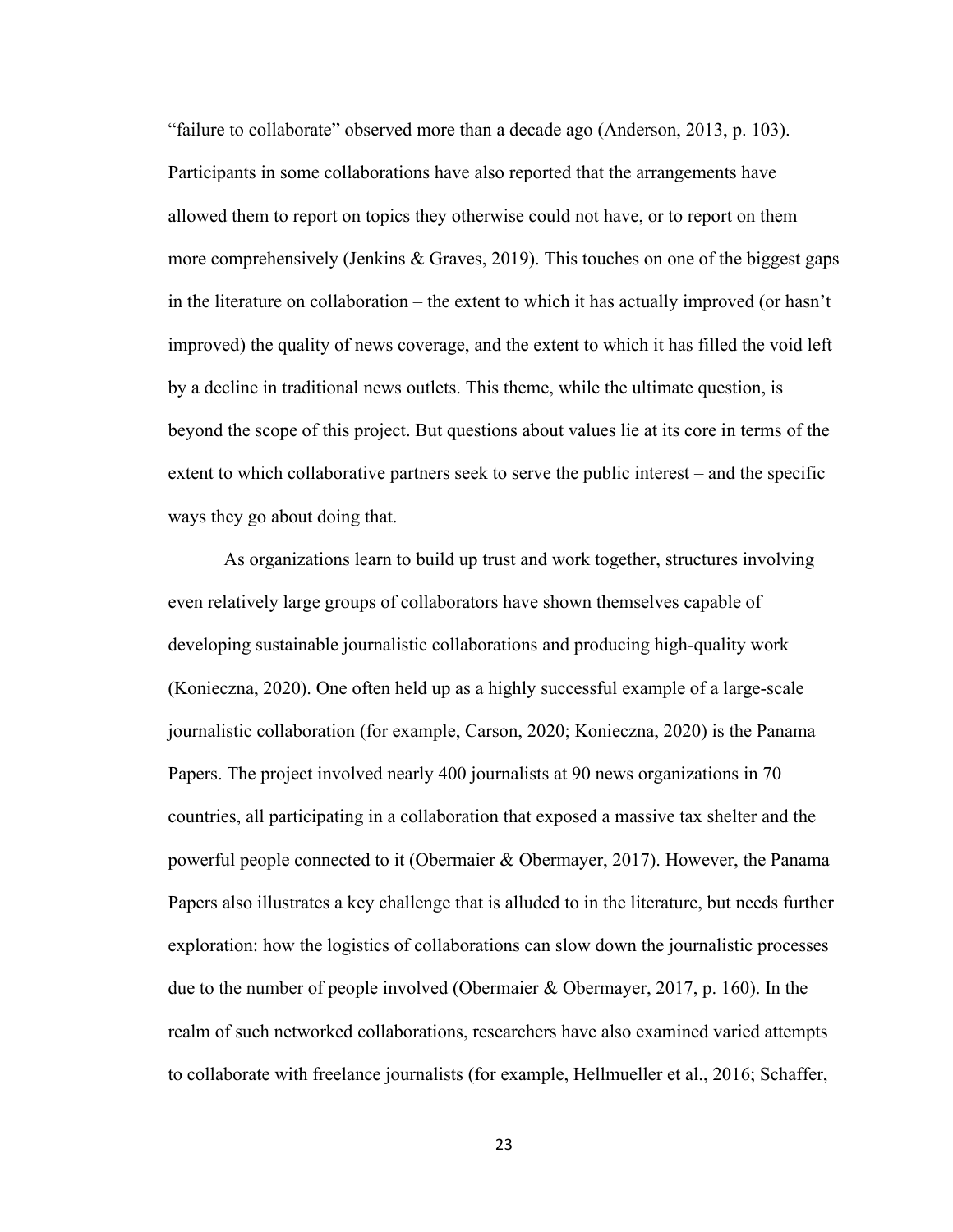"failure to collaborate" observed more than a decade ago (Anderson, 2013, p. 103). Participants in some collaborations have also reported that the arrangements have allowed them to report on topics they otherwise could not have, or to report on them more comprehensively (Jenkins & Graves, 2019). This touches on one of the biggest gaps in the literature on collaboration – the extent to which it has actually improved (or hasn't improved) the quality of news coverage, and the extent to which it has filled the void left by a decline in traditional news outlets. This theme, while the ultimate question, is beyond the scope of this project. But questions about values lie at its core in terms of the extent to which collaborative partners seek to serve the public interest – and the specific ways they go about doing that.

As organizations learn to build up trust and work together, structures involving even relatively large groups of collaborators have shown themselves capable of developing sustainable journalistic collaborations and producing high-quality work (Konieczna, 2020). One often held up as a highly successful example of a large-scale journalistic collaboration (for example, Carson, 2020; Konieczna, 2020) is the Panama Papers. The project involved nearly 400 journalists at 90 news organizations in 70 countries, all participating in a collaboration that exposed a massive tax shelter and the powerful people connected to it (Obermaier & Obermayer, 2017). However, the Panama Papers also illustrates a key challenge that is alluded to in the literature, but needs further exploration: how the logistics of collaborations can slow down the journalistic processes due to the number of people involved (Obermaier & Obermayer, 2017, p. 160). In the realm of such networked collaborations, researchers have also examined varied attempts to collaborate with freelance journalists (for example, Hellmueller et al., 2016; Schaffer,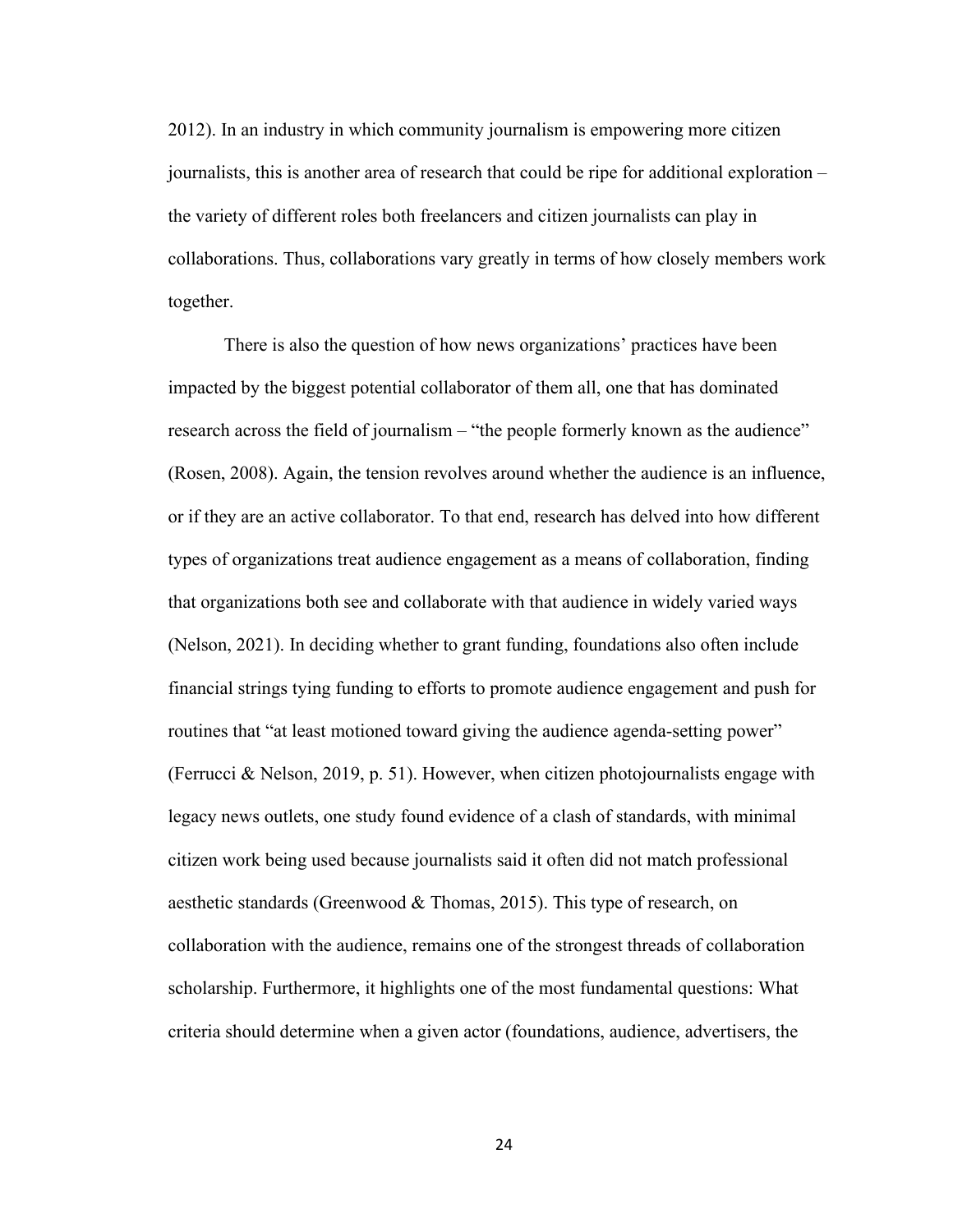2012). In an industry in which community journalism is empowering more citizen journalists, this is another area of research that could be ripe for additional exploration – the variety of different roles both freelancers and citizen journalists can play in collaborations. Thus, collaborations vary greatly in terms of how closely members work together.

There is also the question of how news organizations' practices have been impacted by the biggest potential collaborator of them all, one that has dominated research across the field of journalism – "the people formerly known as the audience" (Rosen, 2008). Again, the tension revolves around whether the audience is an influence, or if they are an active collaborator. To that end, research has delved into how different types of organizations treat audience engagement as a means of collaboration, finding that organizations both see and collaborate with that audience in widely varied ways (Nelson, 2021). In deciding whether to grant funding, foundations also often include financial strings tying funding to efforts to promote audience engagement and push for routines that "at least motioned toward giving the audience agenda-setting power" (Ferrucci & Nelson, 2019, p. 51). However, when citizen photojournalists engage with legacy news outlets, one study found evidence of a clash of standards, with minimal citizen work being used because journalists said it often did not match professional aesthetic standards (Greenwood & Thomas, 2015). This type of research, on collaboration with the audience, remains one of the strongest threads of collaboration scholarship. Furthermore, it highlights one of the most fundamental questions: What criteria should determine when a given actor (foundations, audience, advertisers, the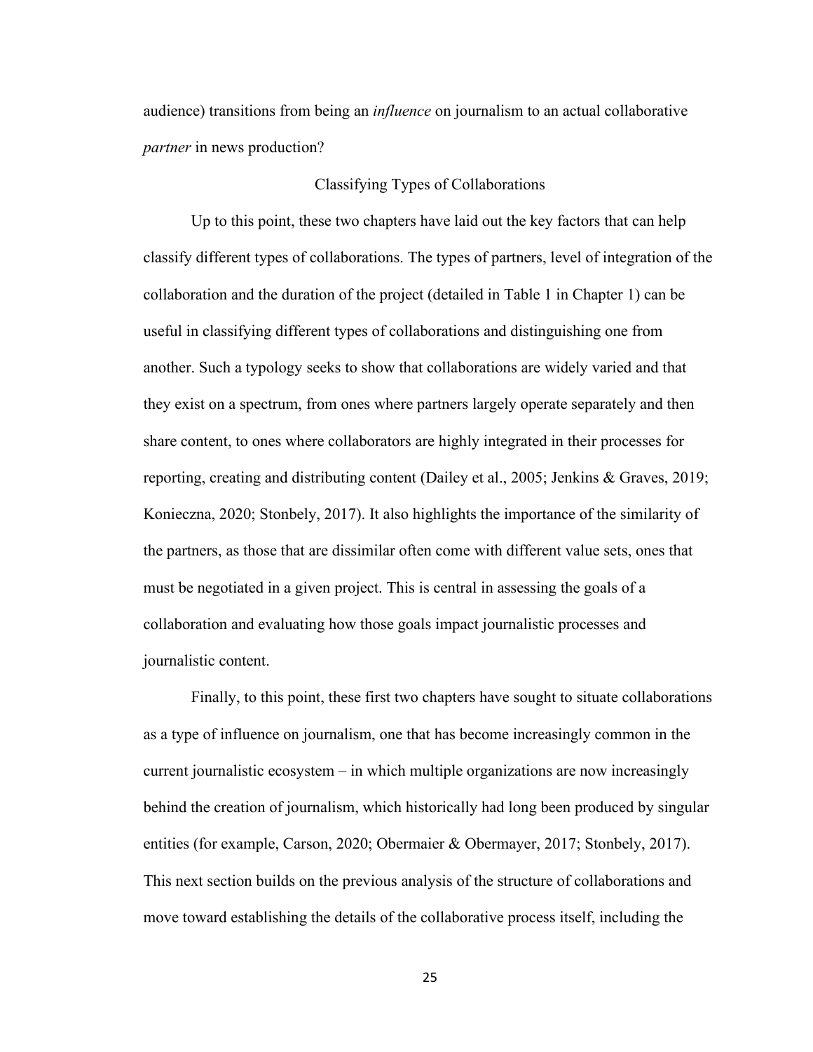audience) transitions from being an *influence* on journalism to an actual collaborative *partner* in news production?

## Classifying Types of Collaborations

Up to this point, these two chapters have laid out the key factors that can help classify different types of collaborations. The types of partners, level of integration of the collaboration and the duration of the project (detailed in Table 1 in Chapter 1) can be useful in classifying different types of collaborations and distinguishing one from another. Such a typology seeks to show that collaborations are widely varied and that they exist on a spectrum, from ones where partners largely operate separately and then share content, to ones where collaborators are highly integrated in their processes for reporting, creating and distributing content (Dailey et al., 2005; Jenkins & Graves, 2019; Konieczna, 2020; Stonbely, 2017). It also highlights the importance of the similarity of the partners, as those that are dissimilar often come with different value sets, ones that must be negotiated in a given project. This is central in assessing the goals of a collaboration and evaluating how those goals impact journalistic processes and journalistic content.

Finally, to this point, these first two chapters have sought to situate collaborations as a type of influence on journalism, one that has become increasingly common in the current journalistic ecosystem – in which multiple organizations are now increasingly behind the creation of journalism, which historically had long been produced by singular entities (for example, Carson, 2020; Obermaier & Obermayer, 2017; Stonbely, 2017). This next section builds on the previous analysis of the structure of collaborations and move toward establishing the details of the collaborative process itself, including the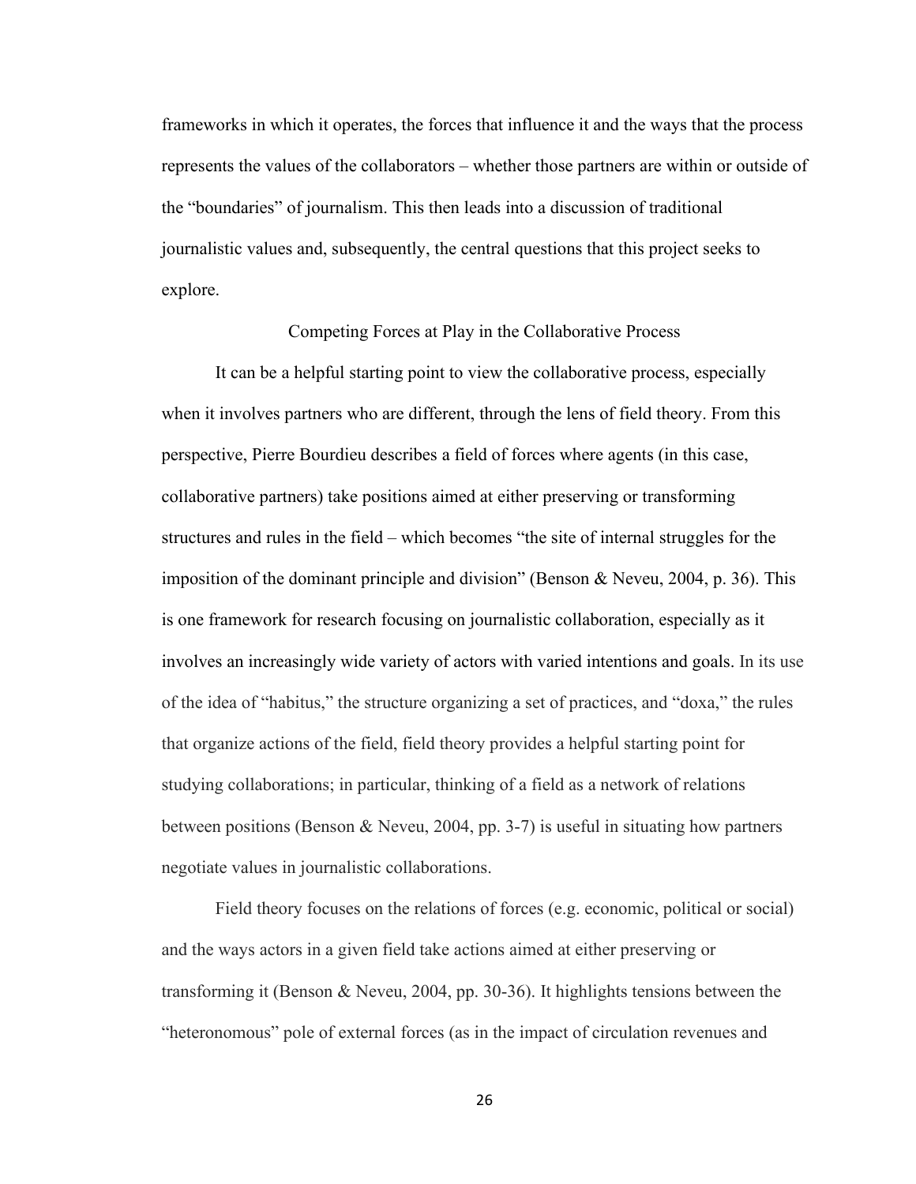frameworks in which it operates, the forces that influence it and the ways that the process represents the values of the collaborators – whether those partners are within or outside of the "boundaries" of journalism. This then leads into a discussion of traditional journalistic values and, subsequently, the central questions that this project seeks to explore.

## Competing Forces at Play in the Collaborative Process

It can be a helpful starting point to view the collaborative process, especially when it involves partners who are different, through the lens of field theory. From this perspective, Pierre Bourdieu describes a field of forces where agents (in this case, collaborative partners) take positions aimed at either preserving or transforming structures and rules in the field – which becomes "the site of internal struggles for the imposition of the dominant principle and division" (Benson & Neveu, 2004, p. 36). This is one framework for research focusing on journalistic collaboration, especially as it involves an increasingly wide variety of actors with varied intentions and goals. In its use of the idea of "habitus," the structure organizing a set of practices, and "doxa," the rules that organize actions of the field, field theory provides a helpful starting point for studying collaborations; in particular, thinking of a field as a network of relations between positions (Benson & Neveu, 2004, pp. 3-7) is useful in situating how partners negotiate values in journalistic collaborations.

Field theory focuses on the relations of forces (e.g. economic, political or social) and the ways actors in a given field take actions aimed at either preserving or transforming it (Benson & Neveu, 2004, pp. 30-36). It highlights tensions between the "heteronomous" pole of external forces (as in the impact of circulation revenues and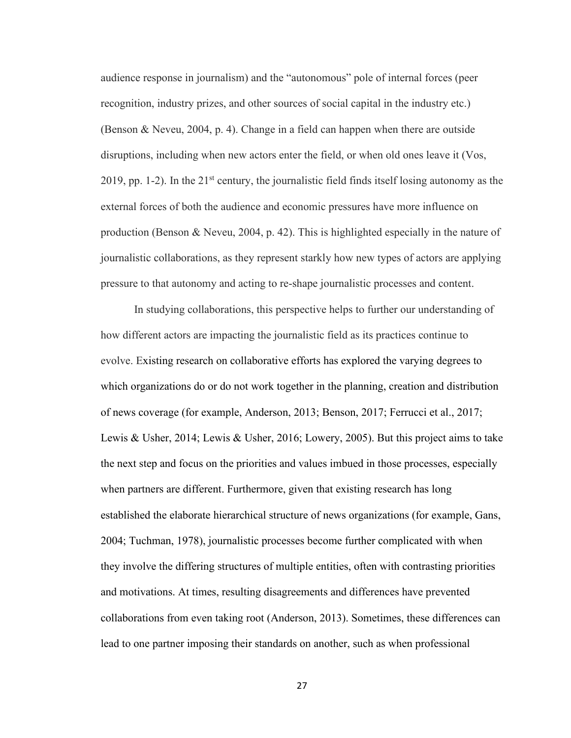audience response in journalism) and the "autonomous" pole of internal forces (peer recognition, industry prizes, and other sources of social capital in the industry etc.) (Benson & Neveu, 2004, p. 4). Change in a field can happen when there are outside disruptions, including when new actors enter the field, or when old ones leave it (Vos, 2019, pp. 1-2). In the 21st century, the journalistic field finds itself losing autonomy as the external forces of both the audience and economic pressures have more influence on production (Benson & Neveu, 2004, p. 42). This is highlighted especially in the nature of journalistic collaborations, as they represent starkly how new types of actors are applying pressure to that autonomy and acting to re-shape journalistic processes and content.

In studying collaborations, this perspective helps to further our understanding of how different actors are impacting the journalistic field as its practices continue to evolve. Existing research on collaborative efforts has explored the varying degrees to which organizations do or do not work together in the planning, creation and distribution of news coverage (for example, Anderson, 2013; Benson, 2017; Ferrucci et al., 2017; Lewis & Usher, 2014; Lewis & Usher, 2016; Lowery, 2005). But this project aims to take the next step and focus on the priorities and values imbued in those processes, especially when partners are different. Furthermore, given that existing research has long established the elaborate hierarchical structure of news organizations (for example, Gans, 2004; Tuchman, 1978), journalistic processes become further complicated with when they involve the differing structures of multiple entities, often with contrasting priorities and motivations. At times, resulting disagreements and differences have prevented collaborations from even taking root (Anderson, 2013). Sometimes, these differences can lead to one partner imposing their standards on another, such as when professional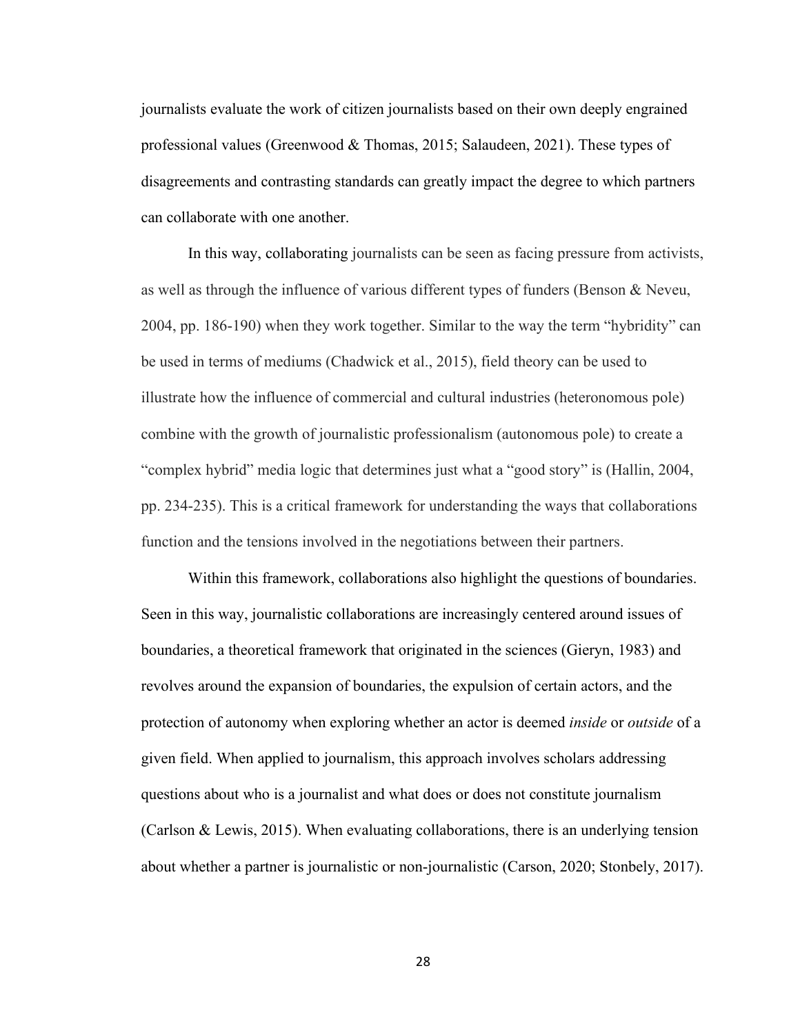journalists evaluate the work of citizen journalists based on their own deeply engrained professional values (Greenwood & Thomas, 2015; Salaudeen, 2021). These types of disagreements and contrasting standards can greatly impact the degree to which partners can collaborate with one another.

In this way, collaborating journalists can be seen as facing pressure from activists, as well as through the influence of various different types of funders (Benson & Neveu, 2004, pp. 186-190) when they work together. Similar to the way the term "hybridity" can be used in terms of mediums (Chadwick et al., 2015), field theory can be used to illustrate how the influence of commercial and cultural industries (heteronomous pole) combine with the growth of journalistic professionalism (autonomous pole) to create a "complex hybrid" media logic that determines just what a "good story" is (Hallin, 2004, pp. 234-235). This is a critical framework for understanding the ways that collaborations function and the tensions involved in the negotiations between their partners.

Within this framework, collaborations also highlight the questions of boundaries. Seen in this way, journalistic collaborations are increasingly centered around issues of boundaries, a theoretical framework that originated in the sciences (Gieryn, 1983) and revolves around the expansion of boundaries, the expulsion of certain actors, and the protection of autonomy when exploring whether an actor is deemed *inside* or *outside* of a given field. When applied to journalism, this approach involves scholars addressing questions about who is a journalist and what does or does not constitute journalism (Carlson & Lewis, 2015). When evaluating collaborations, there is an underlying tension about whether a partner is journalistic or non-journalistic (Carson, 2020; Stonbely, 2017).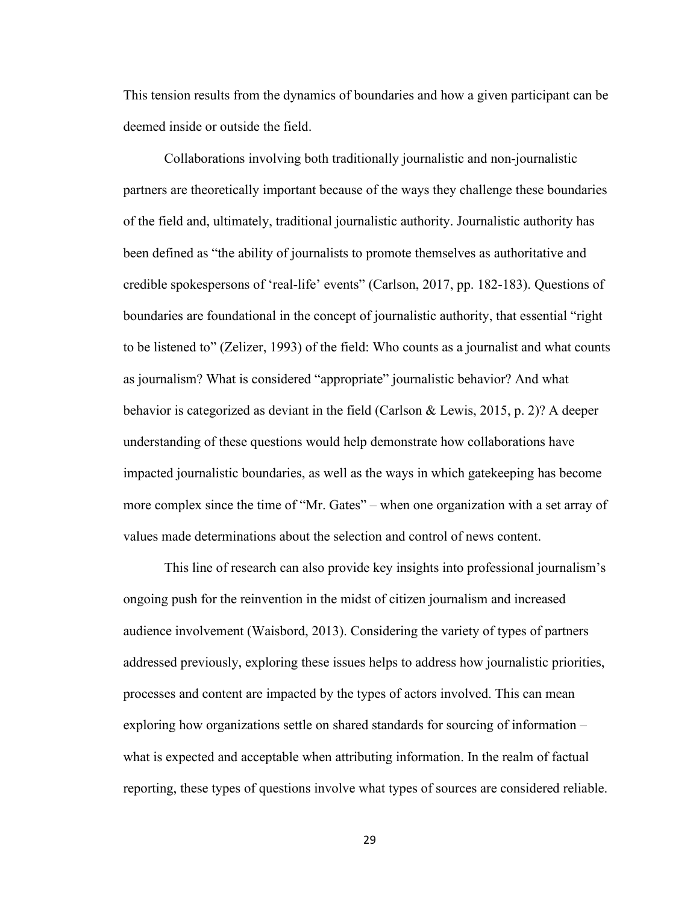This tension results from the dynamics of boundaries and how a given participant can be deemed inside or outside the field.

Collaborations involving both traditionally journalistic and non-journalistic partners are theoretically important because of the ways they challenge these boundaries of the field and, ultimately, traditional journalistic authority. Journalistic authority has been defined as "the ability of journalists to promote themselves as authoritative and credible spokespersons of 'real-life' events" (Carlson, 2017, pp. 182-183). Questions of boundaries are foundational in the concept of journalistic authority, that essential "right to be listened to" (Zelizer, 1993) of the field: Who counts as a journalist and what counts as journalism? What is considered "appropriate" journalistic behavior? And what behavior is categorized as deviant in the field (Carlson & Lewis, 2015, p. 2)? A deeper understanding of these questions would help demonstrate how collaborations have impacted journalistic boundaries, as well as the ways in which gatekeeping has become more complex since the time of "Mr. Gates" – when one organization with a set array of values made determinations about the selection and control of news content.

This line of research can also provide key insights into professional journalism's ongoing push for the reinvention in the midst of citizen journalism and increased audience involvement (Waisbord, 2013). Considering the variety of types of partners addressed previously, exploring these issues helps to address how journalistic priorities, processes and content are impacted by the types of actors involved. This can mean exploring how organizations settle on shared standards for sourcing of information – what is expected and acceptable when attributing information. In the realm of factual reporting, these types of questions involve what types of sources are considered reliable.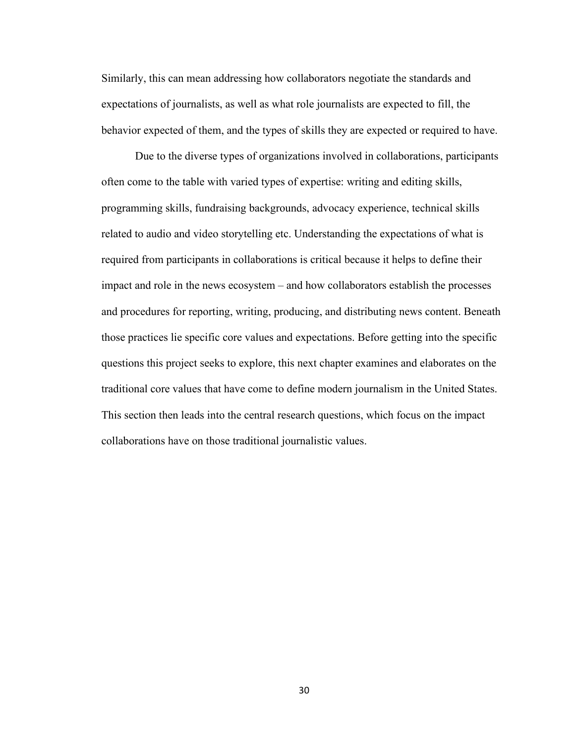Similarly, this can mean addressing how collaborators negotiate the standards and expectations of journalists, as well as what role journalists are expected to fill, the behavior expected of them, and the types of skills they are expected or required to have.

Due to the diverse types of organizations involved in collaborations, participants often come to the table with varied types of expertise: writing and editing skills, programming skills, fundraising backgrounds, advocacy experience, technical skills related to audio and video storytelling etc. Understanding the expectations of what is required from participants in collaborations is critical because it helps to define their impact and role in the news ecosystem – and how collaborators establish the processes and procedures for reporting, writing, producing, and distributing news content. Beneath those practices lie specific core values and expectations. Before getting into the specific questions this project seeks to explore, this next chapter examines and elaborates on the traditional core values that have come to define modern journalism in the United States. This section then leads into the central research questions, which focus on the impact collaborations have on those traditional journalistic values.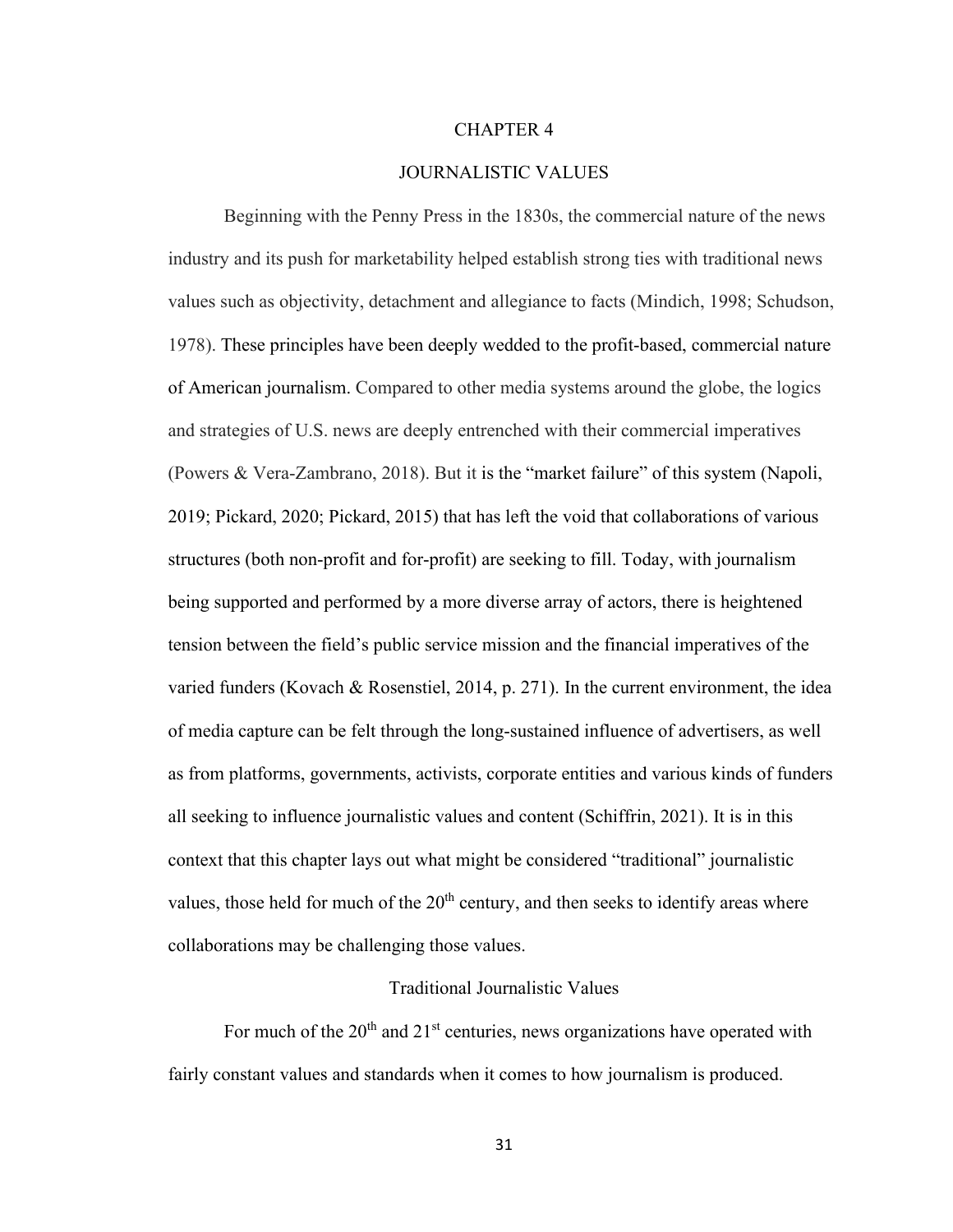# CHAPTER 4

# JOURNALISTIC VALUES

Beginning with the Penny Press in the 1830s, the commercial nature of the news industry and its push for marketability helped establish strong ties with traditional news values such as objectivity, detachment and allegiance to facts (Mindich, 1998; Schudson, 1978). These principles have been deeply wedded to the profit-based, commercial nature of American journalism. Compared to other media systems around the globe, the logics and strategies of U.S. news are deeply entrenched with their commercial imperatives (Powers & Vera-Zambrano, 2018). But it is the "market failure" of this system (Napoli, 2019; Pickard, 2020; Pickard, 2015) that has left the void that collaborations of various structures (both non-profit and for-profit) are seeking to fill. Today, with journalism being supported and performed by a more diverse array of actors, there is heightened tension between the field's public service mission and the financial imperatives of the varied funders (Kovach & Rosenstiel, 2014, p. 271). In the current environment, the idea of media capture can be felt through the long-sustained influence of advertisers, as well as from platforms, governments, activists, corporate entities and various kinds of funders all seeking to influence journalistic values and content (Schiffrin, 2021). It is in this context that this chapter lays out what might be considered "traditional" journalistic values, those held for much of the 20th century, and then seeks to identify areas where collaborations may be challenging those values.

## Traditional Journalistic Values

For much of the 20th and 21st centuries, news organizations have operated with fairly constant values and standards when it comes to how journalism is produced.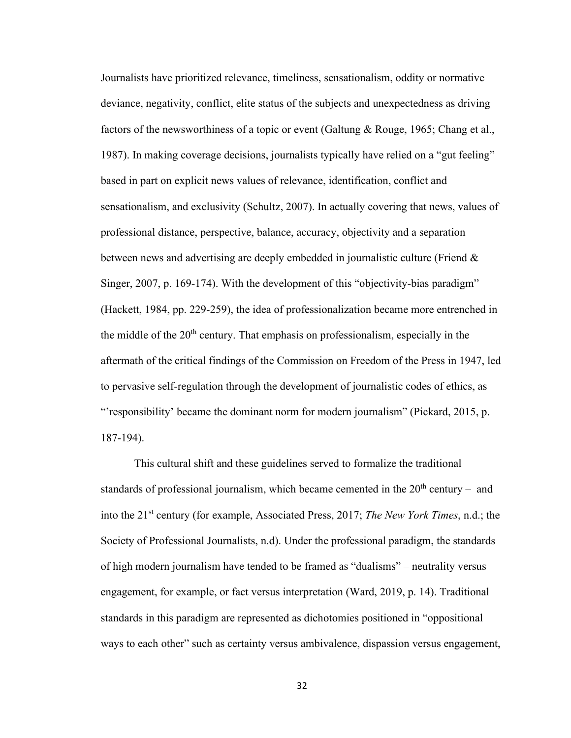Journalists have prioritized relevance, timeliness, sensationalism, oddity or normative deviance, negativity, conflict, elite status of the subjects and unexpectedness as driving factors of the newsworthiness of a topic or event (Galtung & Rouge, 1965; Chang et al., 1987). In making coverage decisions, journalists typically have relied on a "gut feeling" based in part on explicit news values of relevance, identification, conflict and sensationalism, and exclusivity (Schultz, 2007). In actually covering that news, values of professional distance, perspective, balance, accuracy, objectivity and a separation between news and advertising are deeply embedded in journalistic culture (Friend & Singer, 2007, p. 169-174). With the development of this "objectivity-bias paradigm" (Hackett, 1984, pp. 229-259), the idea of professionalization became more entrenched in the middle of the 20th century. That emphasis on professionalism, especially in the aftermath of the critical findings of the Commission on Freedom of the Press in 1947, led to pervasive self-regulation through the development of journalistic codes of ethics, as "'responsibility' became the dominant norm for modern journalism" (Pickard, 2015, p. 187-194).

This cultural shift and these guidelines served to formalize the traditional standards of professional journalism, which became cemented in the 20th century – and into the 21st century (for example, Associated Press, 2017; *The New York Times*, n.d.; the Society of Professional Journalists, n.d). Under the professional paradigm, the standards of high modern journalism have tended to be framed as "dualisms" – neutrality versus engagement, for example, or fact versus interpretation (Ward, 2019, p. 14). Traditional standards in this paradigm are represented as dichotomies positioned in "oppositional ways to each other" such as certainty versus ambivalence, dispassion versus engagement,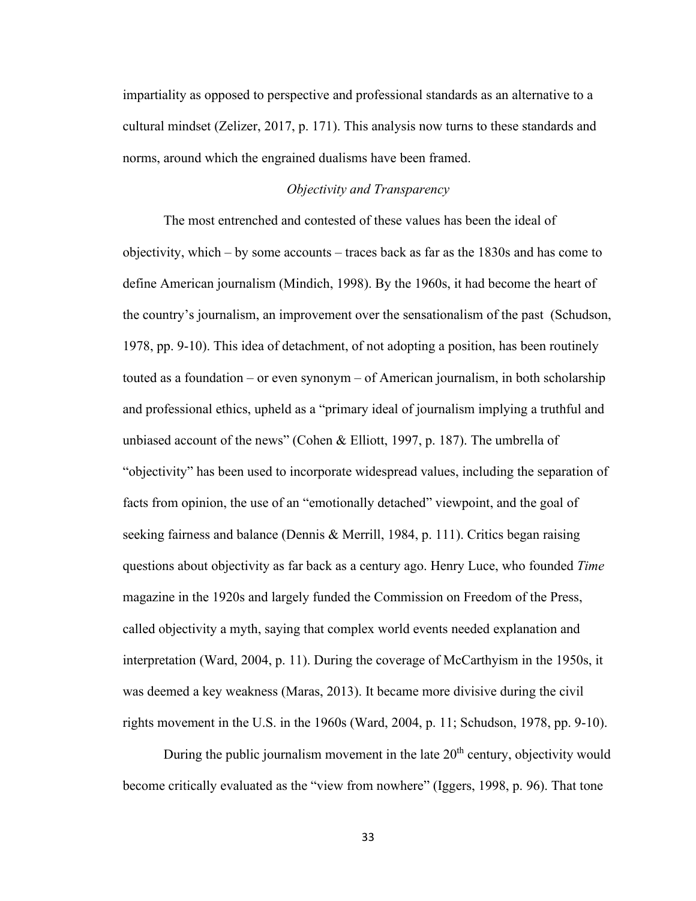impartiality as opposed to perspective and professional standards as an alternative to a cultural mindset (Zelizer, 2017, p. 171). This analysis now turns to these standards and norms, around which the engrained dualisms have been framed.

### *Objectivity and Transparency*

The most entrenched and contested of these values has been the ideal of objectivity, which – by some accounts – traces back as far as the 1830s and has come to define American journalism (Mindich, 1998). By the 1960s, it had become the heart of the country's journalism, an improvement over the sensationalism of the past (Schudson, 1978, pp. 9-10). This idea of detachment, of not adopting a position, has been routinely touted as a foundation – or even synonym – of American journalism, in both scholarship and professional ethics, upheld as a "primary ideal of journalism implying a truthful and unbiased account of the news" (Cohen & Elliott, 1997, p. 187). The umbrella of "objectivity" has been used to incorporate widespread values, including the separation of facts from opinion, the use of an "emotionally detached" viewpoint, and the goal of seeking fairness and balance (Dennis & Merrill, 1984, p. 111). Critics began raising questions about objectivity as far back as a century ago. Henry Luce, who founded *Time* magazine in the 1920s and largely funded the Commission on Freedom of the Press, called objectivity a myth, saying that complex world events needed explanation and interpretation (Ward, 2004, p. 11). During the coverage of McCarthyism in the 1950s, it was deemed a key weakness (Maras, 2013). It became more divisive during the civil rights movement in the U.S. in the 1960s (Ward, 2004, p. 11; Schudson, 1978, pp. 9-10).

During the public journalism movement in the late 20th century, objectivity would become critically evaluated as the "view from nowhere" (Iggers, 1998, p. 96). That tone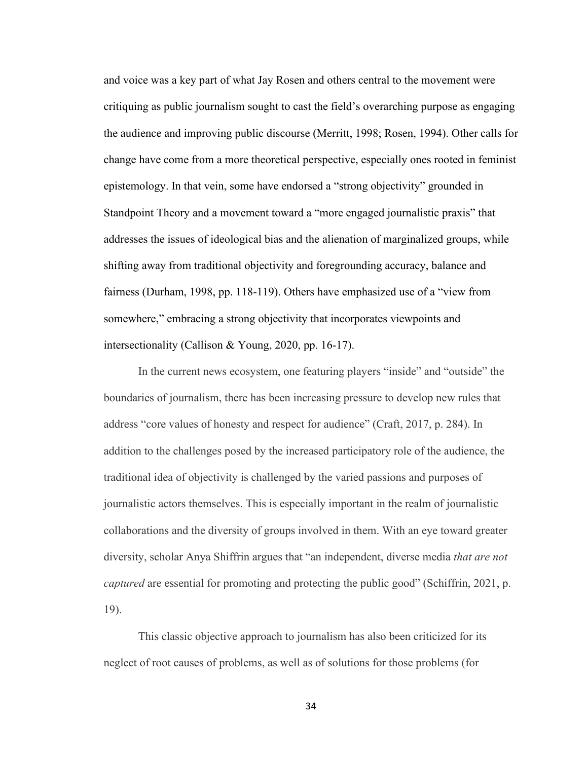and voice was a key part of what Jay Rosen and others central to the movement were critiquing as public journalism sought to cast the field's overarching purpose as engaging the audience and improving public discourse (Merritt, 1998; Rosen, 1994). Other calls for change have come from a more theoretical perspective, especially ones rooted in feminist epistemology. In that vein, some have endorsed a "strong objectivity" grounded in Standpoint Theory and a movement toward a "more engaged journalistic praxis" that addresses the issues of ideological bias and the alienation of marginalized groups, while shifting away from traditional objectivity and foregrounding accuracy, balance and fairness (Durham, 1998, pp. 118-119). Others have emphasized use of a "view from somewhere," embracing a strong objectivity that incorporates viewpoints and intersectionality (Callison & Young, 2020, pp. 16-17).

In the current news ecosystem, one featuring players "inside" and "outside" the boundaries of journalism, there has been increasing pressure to develop new rules that address "core values of honesty and respect for audience" (Craft, 2017, p. 284). In addition to the challenges posed by the increased participatory role of the audience, the traditional idea of objectivity is challenged by the varied passions and purposes of journalistic actors themselves. This is especially important in the realm of journalistic collaborations and the diversity of groups involved in them. With an eye toward greater diversity, scholar Anya Shiffrin argues that "an independent, diverse media *that are not captured* are essential for promoting and protecting the public good" (Schiffrin, 2021, p. 19).

This classic objective approach to journalism has also been criticized for its neglect of root causes of problems, as well as of solutions for those problems (for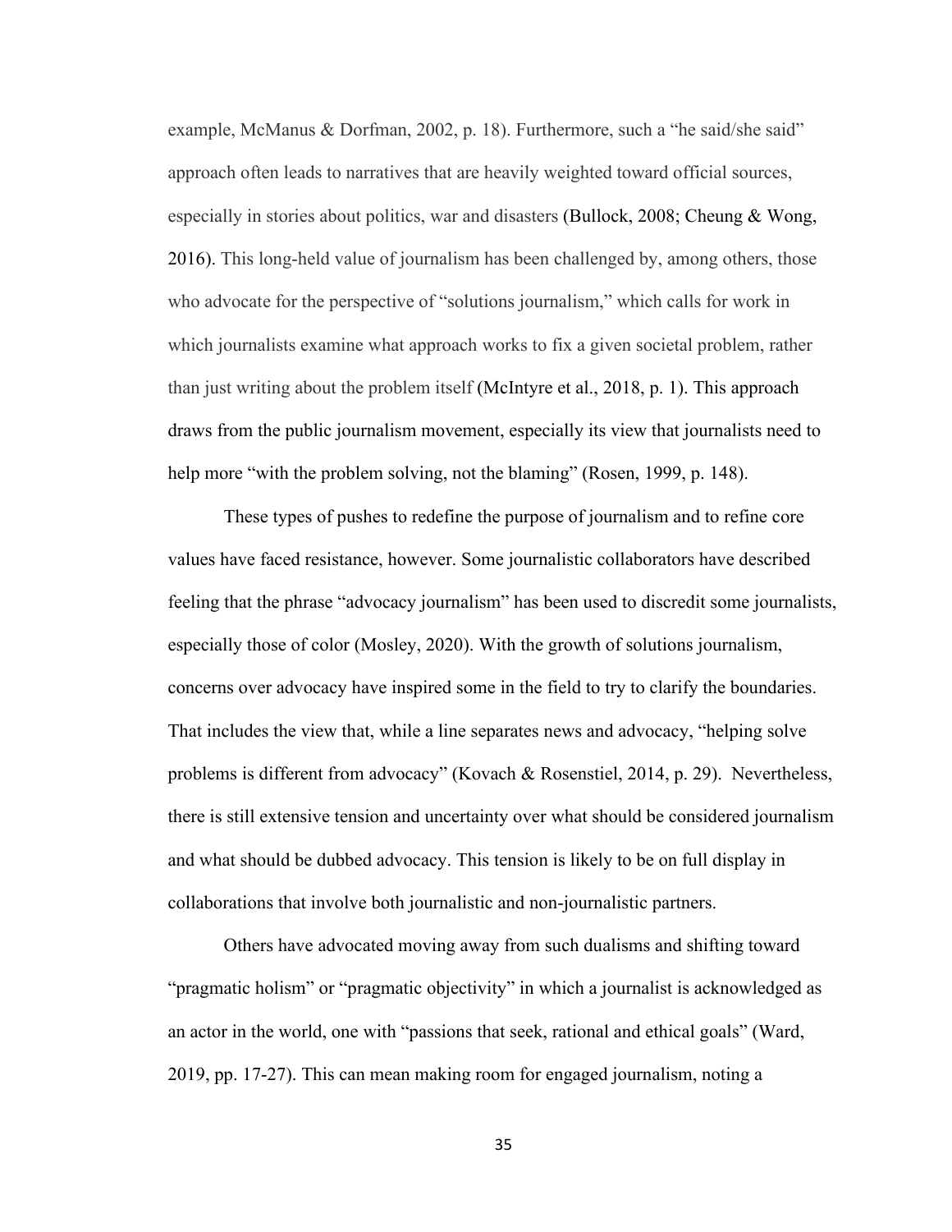example, McManus & Dorfman, 2002, p. 18). Furthermore, such a "he said/she said" approach often leads to narratives that are heavily weighted toward official sources, especially in stories about politics, war and disasters (Bullock, 2008; Cheung & Wong, 2016). This long-held value of journalism has been challenged by, among others, those who advocate for the perspective of "solutions journalism," which calls for work in which journalists examine what approach works to fix a given societal problem, rather than just writing about the problem itself (McIntyre et al., 2018, p. 1). This approach draws from the public journalism movement, especially its view that journalists need to help more "with the problem solving, not the blaming" (Rosen, 1999, p. 148).

These types of pushes to redefine the purpose of journalism and to refine core values have faced resistance, however. Some journalistic collaborators have described feeling that the phrase "advocacy journalism" has been used to discredit some journalists, especially those of color (Mosley, 2020). With the growth of solutions journalism, concerns over advocacy have inspired some in the field to try to clarify the boundaries. That includes the view that, while a line separates news and advocacy, "helping solve problems is different from advocacy" (Kovach & Rosenstiel, 2014, p. 29). Nevertheless, there is still extensive tension and uncertainty over what should be considered journalism and what should be dubbed advocacy. This tension is likely to be on full display in collaborations that involve both journalistic and non-journalistic partners.

Others have advocated moving away from such dualisms and shifting toward "pragmatic holism" or "pragmatic objectivity" in which a journalist is acknowledged as an actor in the world, one with "passions that seek, rational and ethical goals" (Ward, 2019, pp. 17-27). This can mean making room for engaged journalism, noting a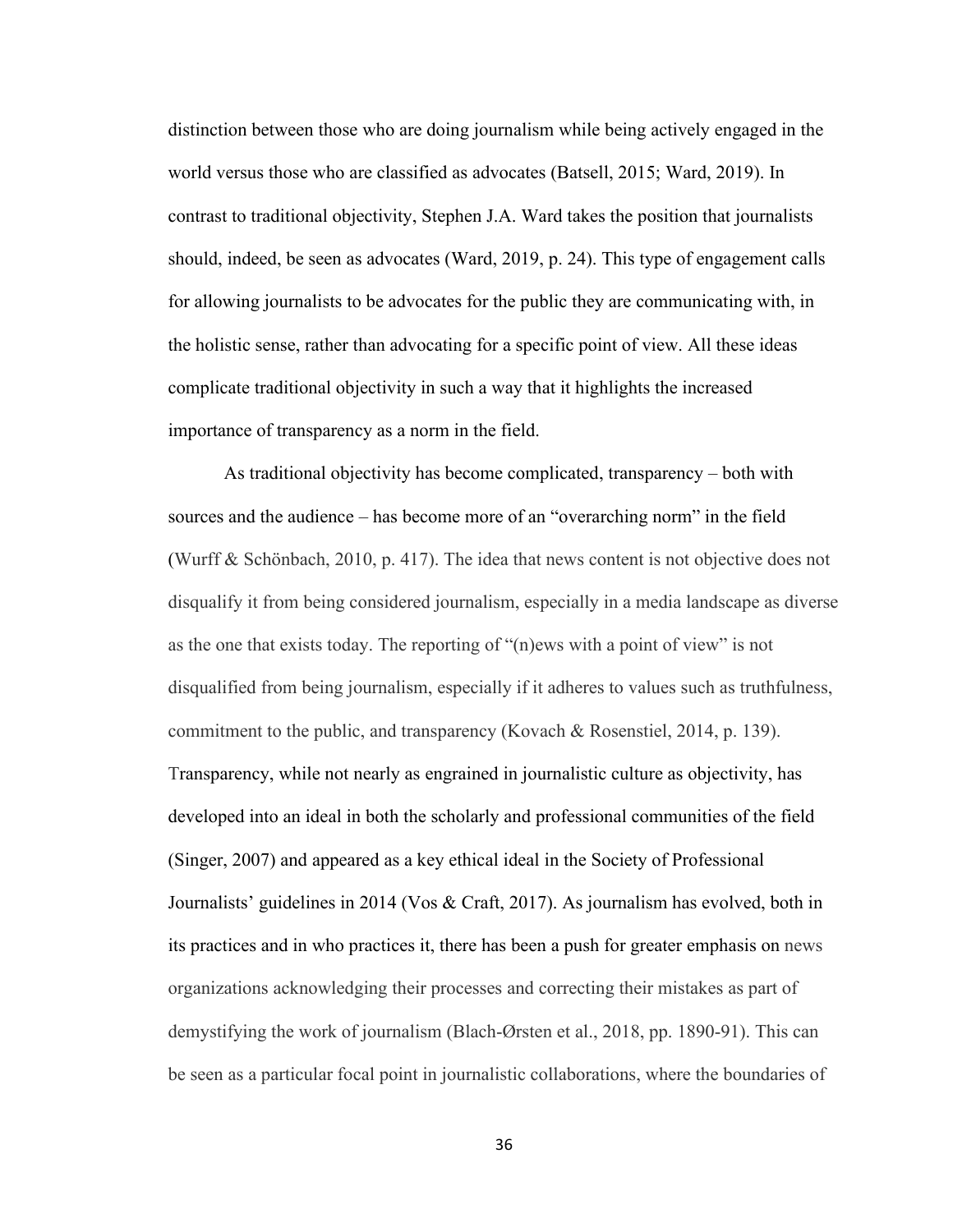distinction between those who are doing journalism while being actively engaged in the world versus those who are classified as advocates (Batsell, 2015; Ward, 2019). In contrast to traditional objectivity, Stephen J.A. Ward takes the position that journalists should, indeed, be seen as advocates (Ward, 2019, p. 24). This type of engagement calls for allowing journalists to be advocates for the public they are communicating with, in the holistic sense, rather than advocating for a specific point of view. All these ideas complicate traditional objectivity in such a way that it highlights the increased importance of transparency as a norm in the field.

As traditional objectivity has become complicated, transparency – both with sources and the audience – has become more of an "overarching norm" in the field (Wurff & Schönbach, 2010, p. 417). The idea that news content is not objective does not disqualify it from being considered journalism, especially in a media landscape as diverse as the one that exists today. The reporting of "(n)ews with a point of view" is not disqualified from being journalism, especially if it adheres to values such as truthfulness, commitment to the public, and transparency (Kovach & Rosenstiel, 2014, p. 139). Transparency, while not nearly as engrained in journalistic culture as objectivity, has developed into an ideal in both the scholarly and professional communities of the field (Singer, 2007) and appeared as a key ethical ideal in the Society of Professional Journalists' guidelines in 2014 (Vos & Craft, 2017). As journalism has evolved, both in its practices and in who practices it, there has been a push for greater emphasis on news organizations acknowledging their processes and correcting their mistakes as part of demystifying the work of journalism (Blach-Ørsten et al., 2018, pp. 1890-91). This can be seen as a particular focal point in journalistic collaborations, where the boundaries of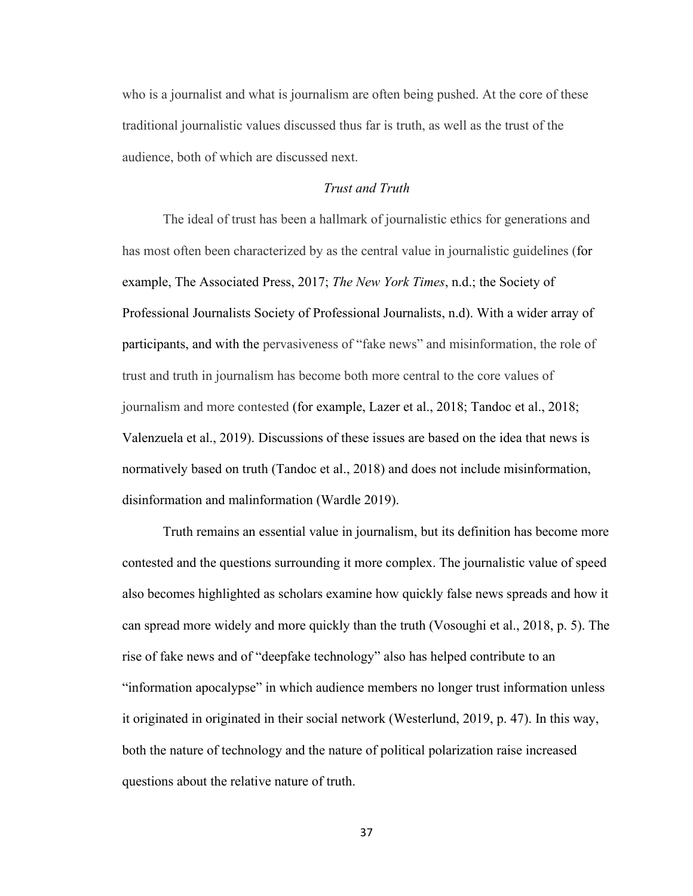who is a journalist and what is journalism are often being pushed. At the core of these traditional journalistic values discussed thus far is truth, as well as the trust of the audience, both of which are discussed next.

### *Trust and Truth*

The ideal of trust has been a hallmark of journalistic ethics for generations and has most often been characterized by as the central value in journalistic guidelines (for example, The Associated Press, 2017; *The New York Times*, n.d.; the Society of Professional Journalists Society of Professional Journalists, n.d). With a wider array of participants, and with the pervasiveness of "fake news" and misinformation, the role of trust and truth in journalism has become both more central to the core values of journalism and more contested (for example, Lazer et al., 2018; Tandoc et al., 2018; Valenzuela et al., 2019). Discussions of these issues are based on the idea that news is normatively based on truth (Tandoc et al., 2018) and does not include misinformation, disinformation and malinformation (Wardle 2019).

Truth remains an essential value in journalism, but its definition has become more contested and the questions surrounding it more complex. The journalistic value of speed also becomes highlighted as scholars examine how quickly false news spreads and how it can spread more widely and more quickly than the truth (Vosoughi et al., 2018, p. 5). The rise of fake news and of "deepfake technology" also has helped contribute to an "information apocalypse" in which audience members no longer trust information unless it originated in originated in their social network (Westerlund, 2019, p. 47). In this way, both the nature of technology and the nature of political polarization raise increased questions about the relative nature of truth.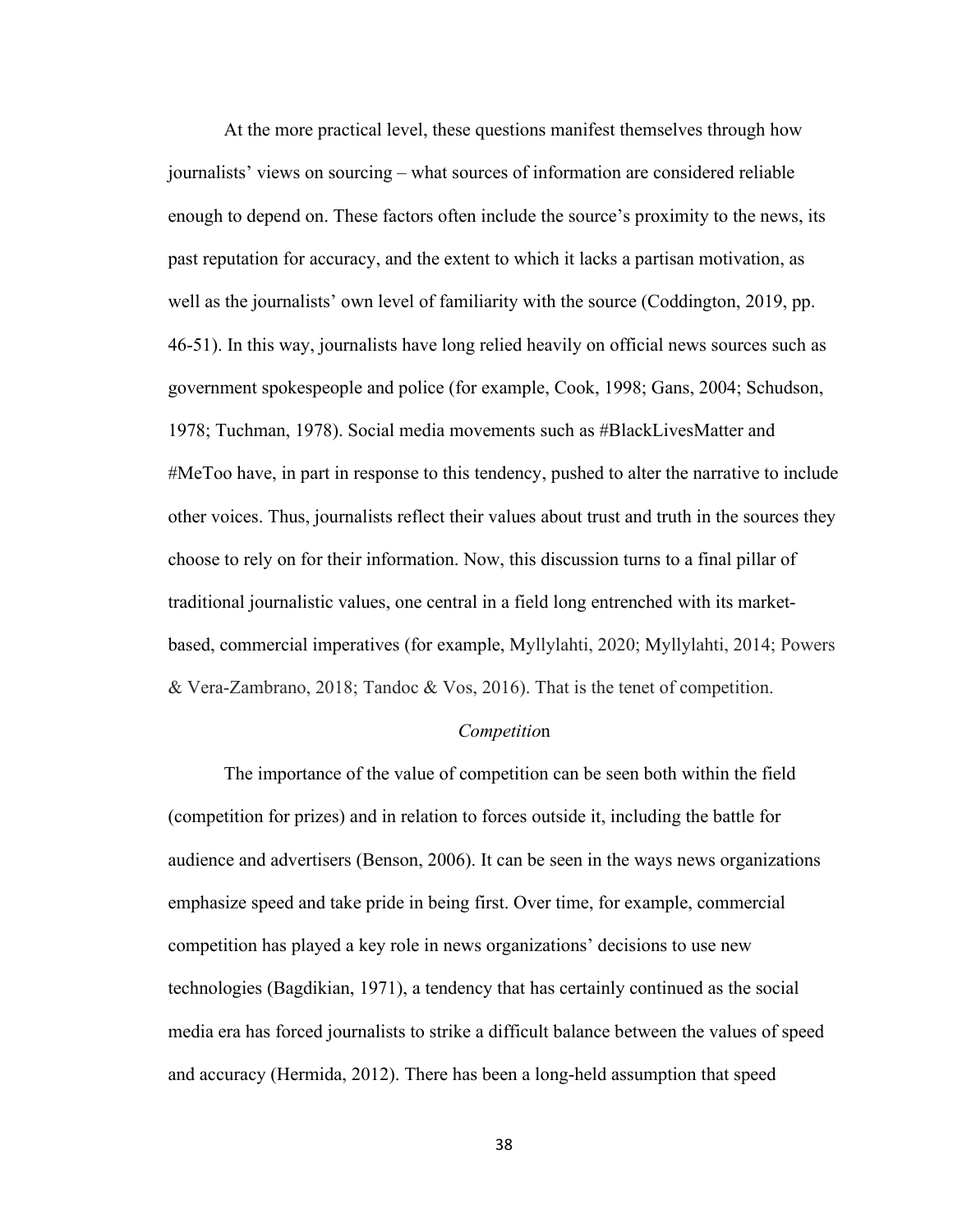At the more practical level, these questions manifest themselves through how journalists' views on sourcing – what sources of information are considered reliable enough to depend on. These factors often include the source's proximity to the news, its past reputation for accuracy, and the extent to which it lacks a partisan motivation, as well as the journalists' own level of familiarity with the source (Coddington, 2019, pp. 46-51). In this way, journalists have long relied heavily on official news sources such as government spokespeople and police (for example, Cook, 1998; Gans, 2004; Schudson, 1978; Tuchman, 1978). Social media movements such as #BlackLivesMatter and #MeToo have, in part in response to this tendency, pushed to alter the narrative to include other voices. Thus, journalists reflect their values about trust and truth in the sources they choose to rely on for their information. Now, this discussion turns to a final pillar of traditional journalistic values, one central in a field long entrenched with its market-based, commercial imperatives (for example, Myllylahti, 2020; Myllylahti, 2014; Powers & Vera-Zambrano, 2018; Tandoc & Vos, 2016). That is the tenet of competition.

### *Competition*

The importance of the value of competition can be seen both within the field (competition for prizes) and in relation to forces outside it, including the battle for audience and advertisers (Benson, 2006). It can be seen in the ways news organizations emphasize speed and take pride in being first. Over time, for example, commercial competition has played a key role in news organizations' decisions to use new technologies (Bagdikian, 1971), a tendency that has certainly continued as the social media era has forced journalists to strike a difficult balance between the values of speed and accuracy (Hermida, 2012). There has been a long-held assumption that speed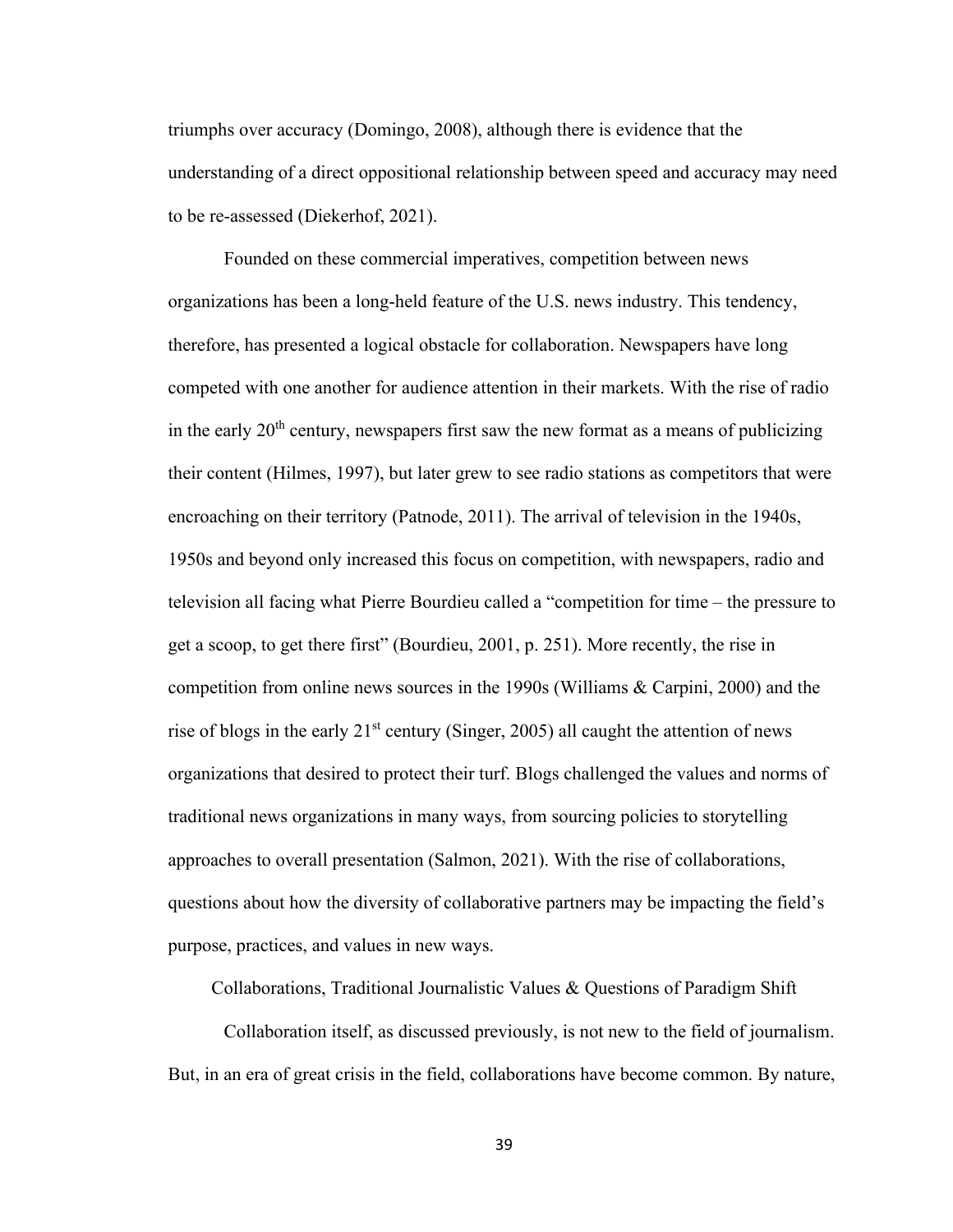triumphs over accuracy (Domingo, 2008), although there is evidence that the understanding of a direct oppositional relationship between speed and accuracy may need to be re-assessed (Diekerhof, 2021).

Founded on these commercial imperatives, competition between news organizations has been a long-held feature of the U.S. news industry. This tendency, therefore, has presented a logical obstacle for collaboration. Newspapers have long competed with one another for audience attention in their markets. With the rise of radio in the early 20th century, newspapers first saw the new format as a means of publicizing their content (Hilmes, 1997), but later grew to see radio stations as competitors that were encroaching on their territory (Patnode, 2011). The arrival of television in the 1940s, 1950s and beyond only increased this focus on competition, with newspapers, radio and television all facing what Pierre Bourdieu called a "competition for time – the pressure to get a scoop, to get there first" (Bourdieu, 2001, p. 251). More recently, the rise in competition from online news sources in the 1990s (Williams & Carpini, 2000) and the rise of blogs in the early 21st century (Singer, 2005) all caught the attention of news organizations that desired to protect their turf. Blogs challenged the values and norms of traditional news organizations in many ways, from sourcing policies to storytelling approaches to overall presentation (Salmon, 2021). With the rise of collaborations, questions about how the diversity of collaborative partners may be impacting the field's purpose, practices, and values in new ways.

## Collaborations, Traditional Journalistic Values & Questions of Paradigm Shift

Collaboration itself, as discussed previously, is not new to the field of journalism. But, in an era of great crisis in the field, collaborations have become common. By nature,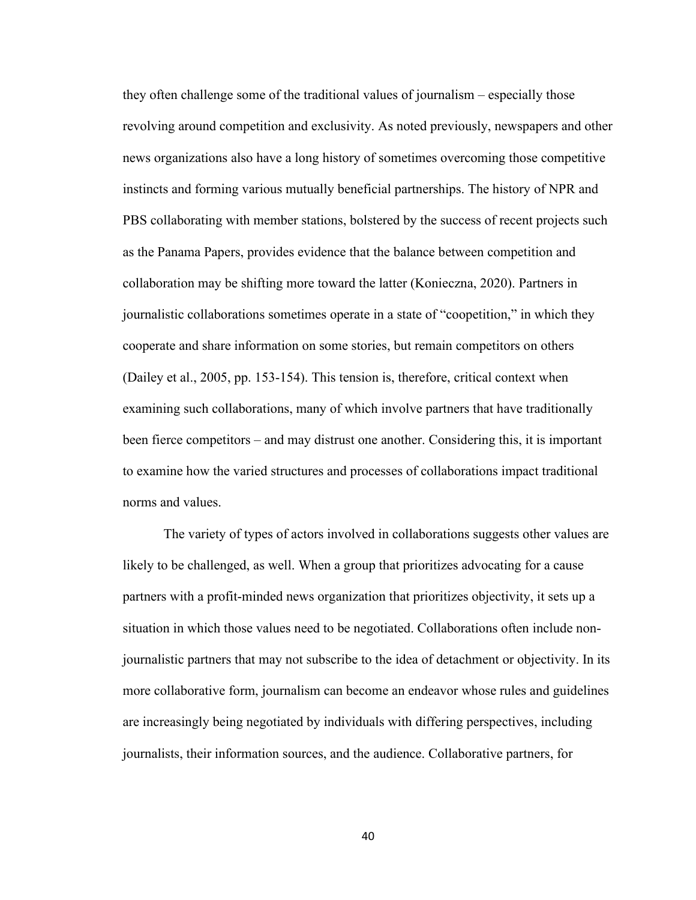they often challenge some of the traditional values of journalism – especially those revolving around competition and exclusivity. As noted previously, newspapers and other news organizations also have a long history of sometimes overcoming those competitive instincts and forming various mutually beneficial partnerships. The history of NPR and PBS collaborating with member stations, bolstered by the success of recent projects such as the Panama Papers, provides evidence that the balance between competition and collaboration may be shifting more toward the latter (Konieczna, 2020). Partners in journalistic collaborations sometimes operate in a state of "coopetition," in which they cooperate and share information on some stories, but remain competitors on others (Dailey et al., 2005, pp. 153-154). This tension is, therefore, critical context when examining such collaborations, many of which involve partners that have traditionally been fierce competitors – and may distrust one another. Considering this, it is important to examine how the varied structures and processes of collaborations impact traditional norms and values.

The variety of types of actors involved in collaborations suggests other values are likely to be challenged, as well. When a group that prioritizes advocating for a cause partners with a profit-minded news organization that prioritizes objectivity, it sets up a situation in which those values need to be negotiated. Collaborations often include non-journalistic partners that may not subscribe to the idea of detachment or objectivity. In its more collaborative form, journalism can become an endeavor whose rules and guidelines are increasingly being negotiated by individuals with differing perspectives, including journalists, their information sources, and the audience. Collaborative partners, for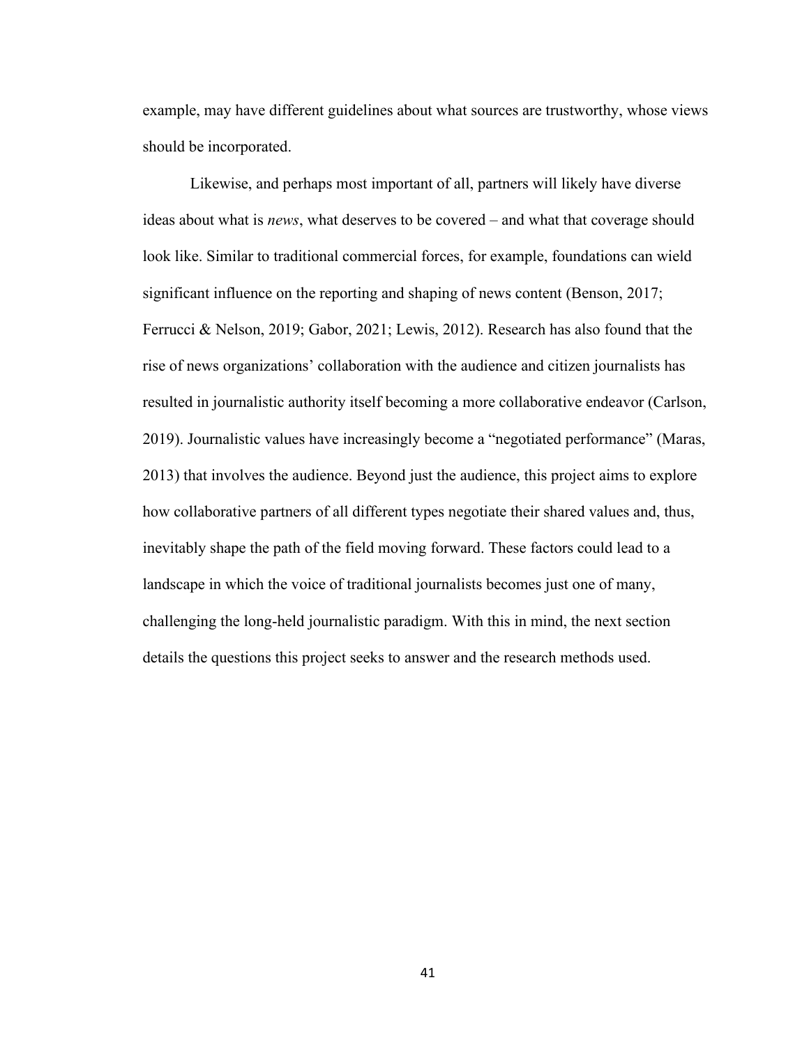example, may have different guidelines about what sources are trustworthy, whose views should be incorporated.

Likewise, and perhaps most important of all, partners will likely have diverse ideas about what is *news*, what deserves to be covered – and what that coverage should look like. Similar to traditional commercial forces, for example, foundations can wield significant influence on the reporting and shaping of news content (Benson, 2017; Ferrucci & Nelson, 2019; Gabor, 2021; Lewis, 2012). Research has also found that the rise of news organizations' collaboration with the audience and citizen journalists has resulted in journalistic authority itself becoming a more collaborative endeavor (Carlson, 2019). Journalistic values have increasingly become a "negotiated performance" (Maras, 2013) that involves the audience. Beyond just the audience, this project aims to explore how collaborative partners of all different types negotiate their shared values and, thus, inevitably shape the path of the field moving forward. These factors could lead to a landscape in which the voice of traditional journalists becomes just one of many, challenging the long-held journalistic paradigm. With this in mind, the next section details the questions this project seeks to answer and the research methods used.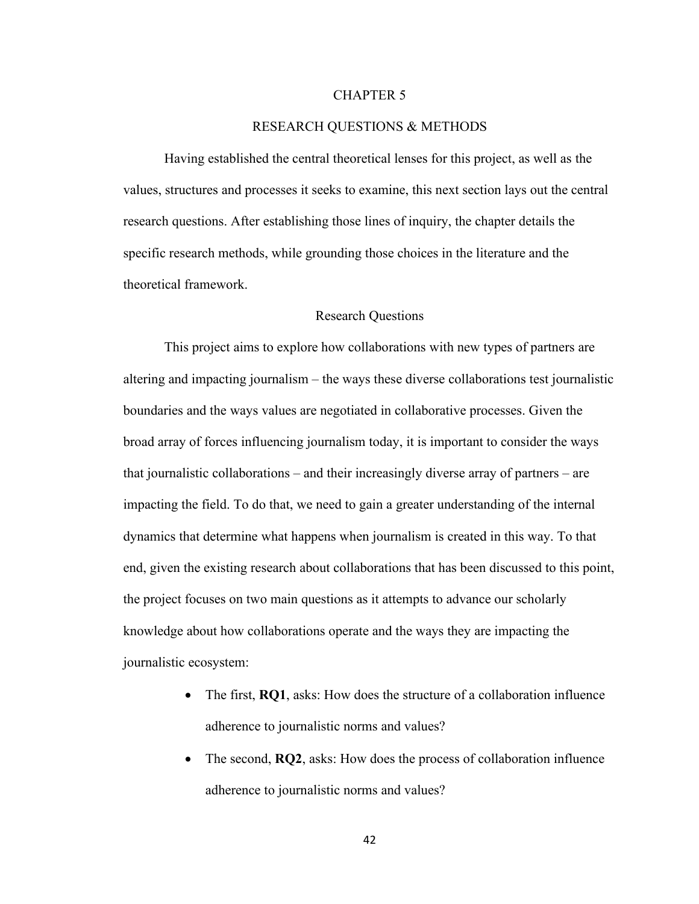# CHAPTER 5

# RESEARCH QUESTIONS & METHODS

Having established the central theoretical lenses for this project, as well as the values, structures and processes it seeks to examine, this next section lays out the central research questions. After establishing those lines of inquiry, the chapter details the specific research methods, while grounding those choices in the literature and the theoretical framework.

## Research Questions

This project aims to explore how collaborations with new types of partners are altering and impacting journalism – the ways these diverse collaborations test journalistic boundaries and the ways values are negotiated in collaborative processes. Given the broad array of forces influencing journalism today, it is important to consider the ways that journalistic collaborations – and their increasingly diverse array of partners – are impacting the field. To do that, we need to gain a greater understanding of the internal dynamics that determine what happens when journalism is created in this way. To that end, given the existing research about collaborations that has been discussed to this point, the project focuses on two main questions as it attempts to advance our scholarly knowledge about how collaborations operate and the ways they are impacting the journalistic ecosystem:

- The first, **RQ1**, asks: How does the structure of a collaboration influence adherence to journalistic norms and values?
- The second, **RQ2**, asks: How does the process of collaboration influence adherence to journalistic norms and values?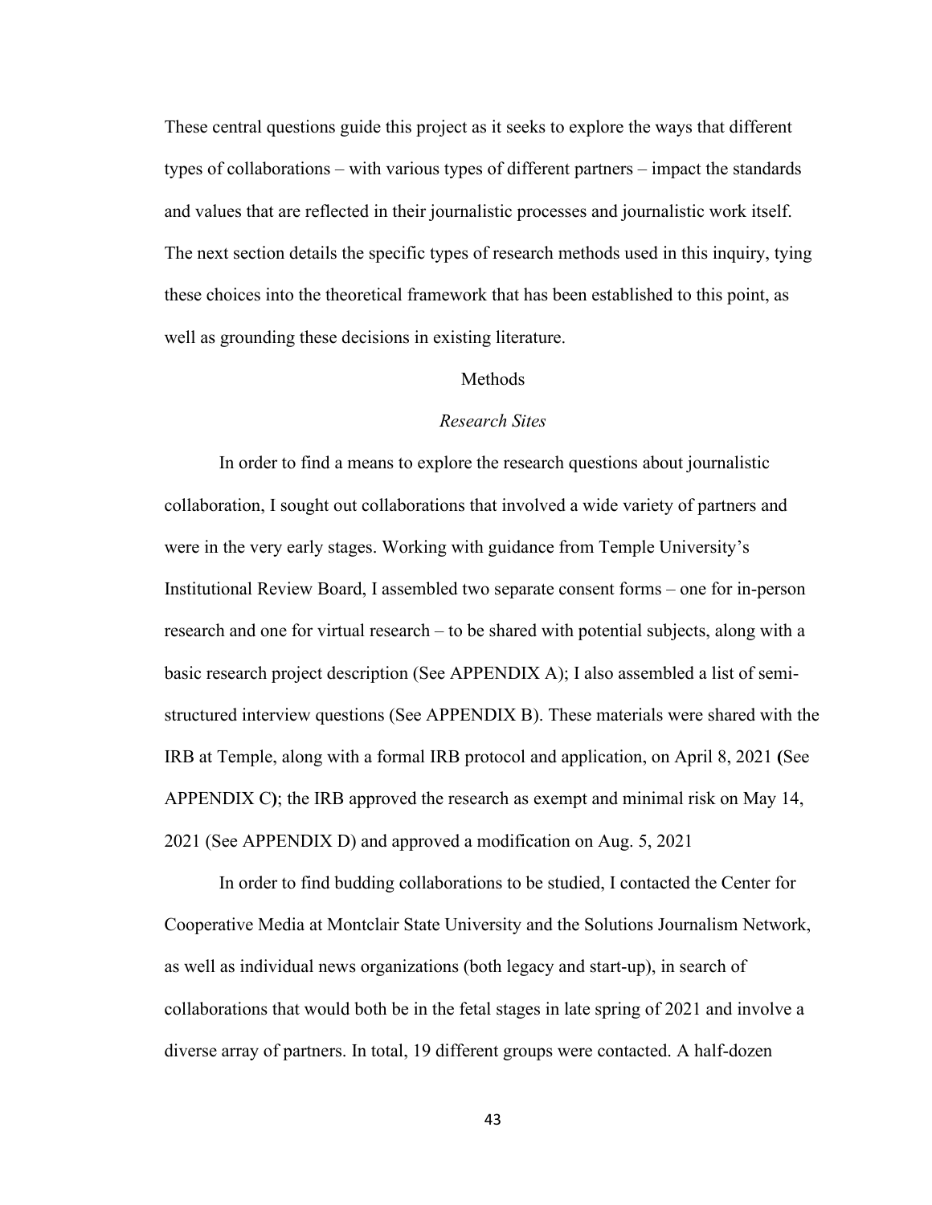These central questions guide this project as it seeks to explore the ways that different types of collaborations – with various types of different partners – impact the standards and values that are reflected in their journalistic processes and journalistic work itself. The next section details the specific types of research methods used in this inquiry, tying these choices into the theoretical framework that has been established to this point, as well as grounding these decisions in existing literature.

## Methods

### *Research Sites*

In order to find a means to explore the research questions about journalistic collaboration, I sought out collaborations that involved a wide variety of partners and were in the very early stages. Working with guidance from Temple University's Institutional Review Board, I assembled two separate consent forms – one for in-person research and one for virtual research – to be shared with potential subjects, along with a basic research project description (See APPENDIX A); I also assembled a list of semi-structured interview questions (See APPENDIX B). These materials were shared with the IRB at Temple, along with a formal IRB protocol and application, on April 8, 2021 **(**See APPENDIX C**)**; the IRB approved the research as exempt and minimal risk on May 14, 2021 (See APPENDIX D) and approved a modification on Aug. 5, 2021

In order to find budding collaborations to be studied, I contacted the Center for Cooperative Media at Montclair State University and the Solutions Journalism Network, as well as individual news organizations (both legacy and start-up), in search of collaborations that would both be in the fetal stages in late spring of 2021 and involve a diverse array of partners. In total, 19 different groups were contacted. A half-dozen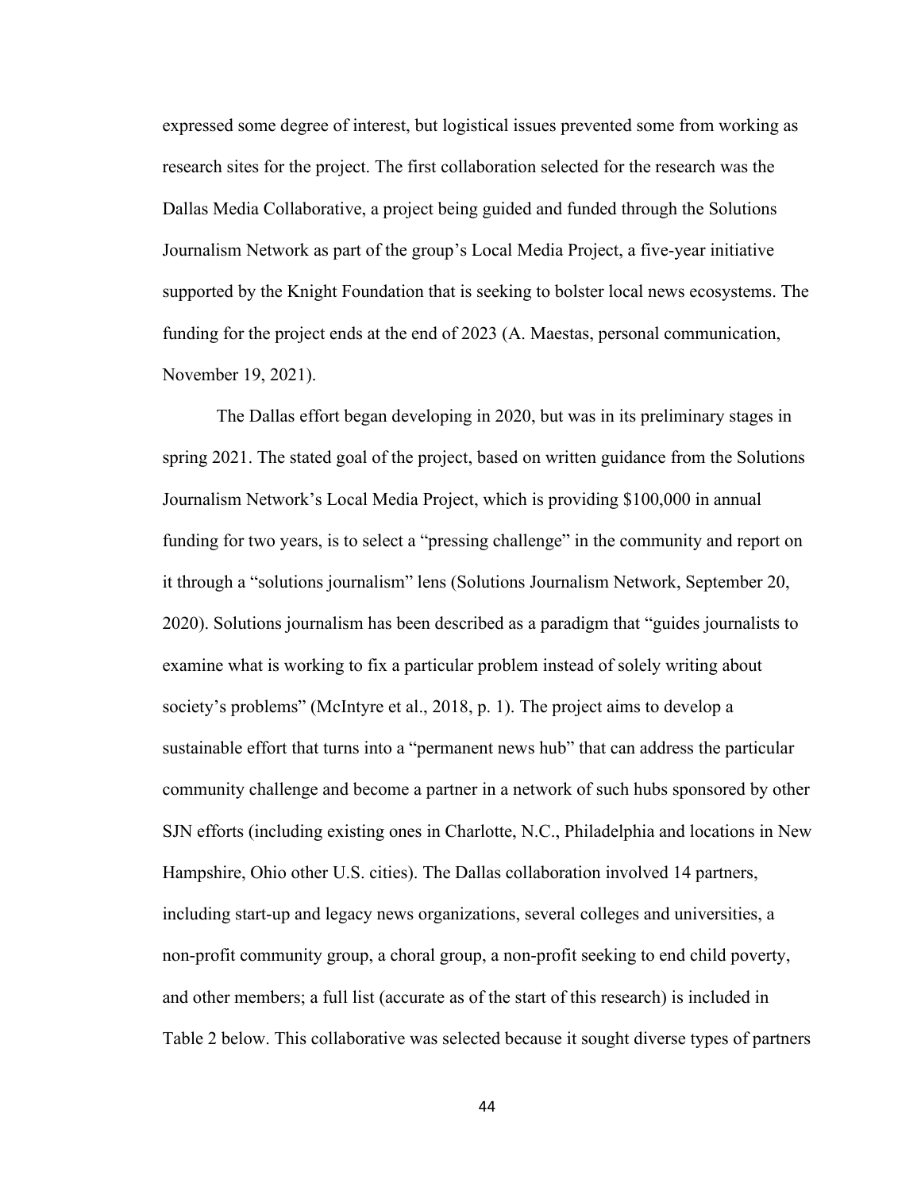expressed some degree of interest, but logistical issues prevented some from working as research sites for the project. The first collaboration selected for the research was the Dallas Media Collaborative, a project being guided and funded through the Solutions Journalism Network as part of the group's Local Media Project, a five-year initiative supported by the Knight Foundation that is seeking to bolster local news ecosystems. The funding for the project ends at the end of 2023 (A. Maestas, personal communication, November 19, 2021).

The Dallas effort began developing in 2020, but was in its preliminary stages in spring 2021. The stated goal of the project, based on written guidance from the Solutions Journalism Network's Local Media Project, which is providing $100,000 in annual funding for two years, is to select a "pressing challenge" in the community and report on it through a "solutions journalism" lens (Solutions Journalism Network, September 20, 2020). Solutions journalism has been described as a paradigm that "guides journalists to examine what is working to fix a particular problem instead of solely writing about society's problems" (McIntyre et al., 2018, p. 1). The project aims to develop a sustainable effort that turns into a "permanent news hub" that can address the particular community challenge and become a partner in a network of such hubs sponsored by other SJN efforts (including existing ones in Charlotte, N.C., Philadelphia and locations in New Hampshire, Ohio other U.S. cities). The Dallas collaboration involved 14 partners, including start-up and legacy news organizations, several colleges and universities, a non-profit community group, a choral group, a non-profit seeking to end child poverty, and other members; a full list (accurate as of the start of this research) is included in Table 2 below. This collaborative was selected because it sought diverse types of partners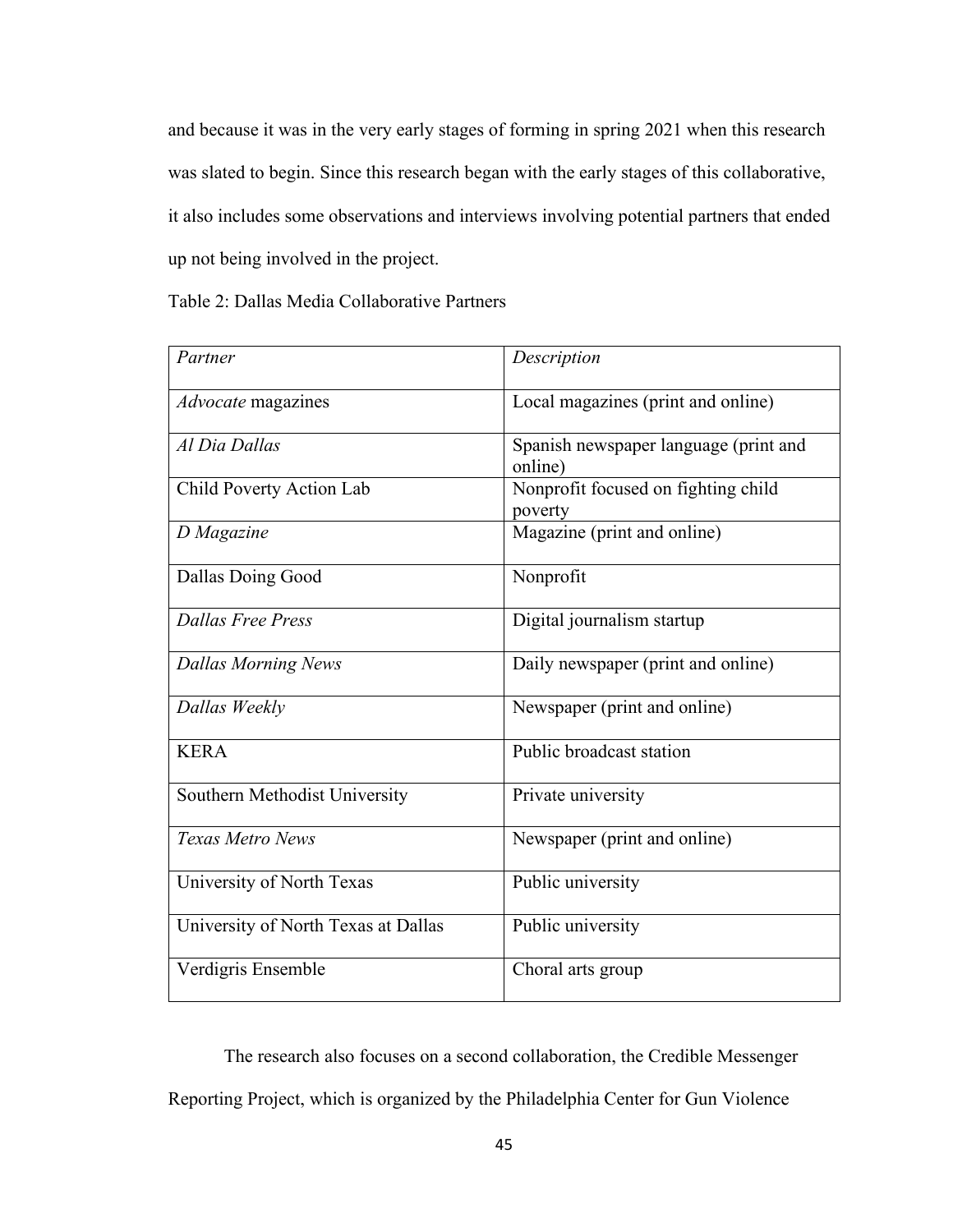and because it was in the very early stages of forming in spring 2021 when this research was slated to begin. Since this research began with the early stages of this collaborative, it also includes some observations and interviews involving potential partners that ended up not being involved in the project.

Table 2: Dallas Media Collaborative Partners

| *Partner* | *Description* |
|---|---|
| *Advocate* magazines | Local magazines (print and online) |
| *Al Dia Dallas* | Spanish newspaper language (print and online) |
| Child Poverty Action Lab | Nonprofit focused on fighting child poverty |
| *D Magazine* | Magazine (print and online) |
| Dallas Doing Good | Nonprofit |
| *Dallas Free Press* | Digital journalism startup |
| *Dallas Morning News* | Daily newspaper (print and online) |
| *Dallas Weekly* | Newspaper (print and online) |
| KERA | Public broadcast station |
| Southern Methodist University | Private university |
| *Texas Metro News* | Newspaper (print and online) |
| University of North Texas | Public university |
| University of North Texas at Dallas | Public university |
| Verdigris Ensemble | Choral arts group |

The research also focuses on a second collaboration, the Credible Messenger Reporting Project, which is organized by the Philadelphia Center for Gun Violence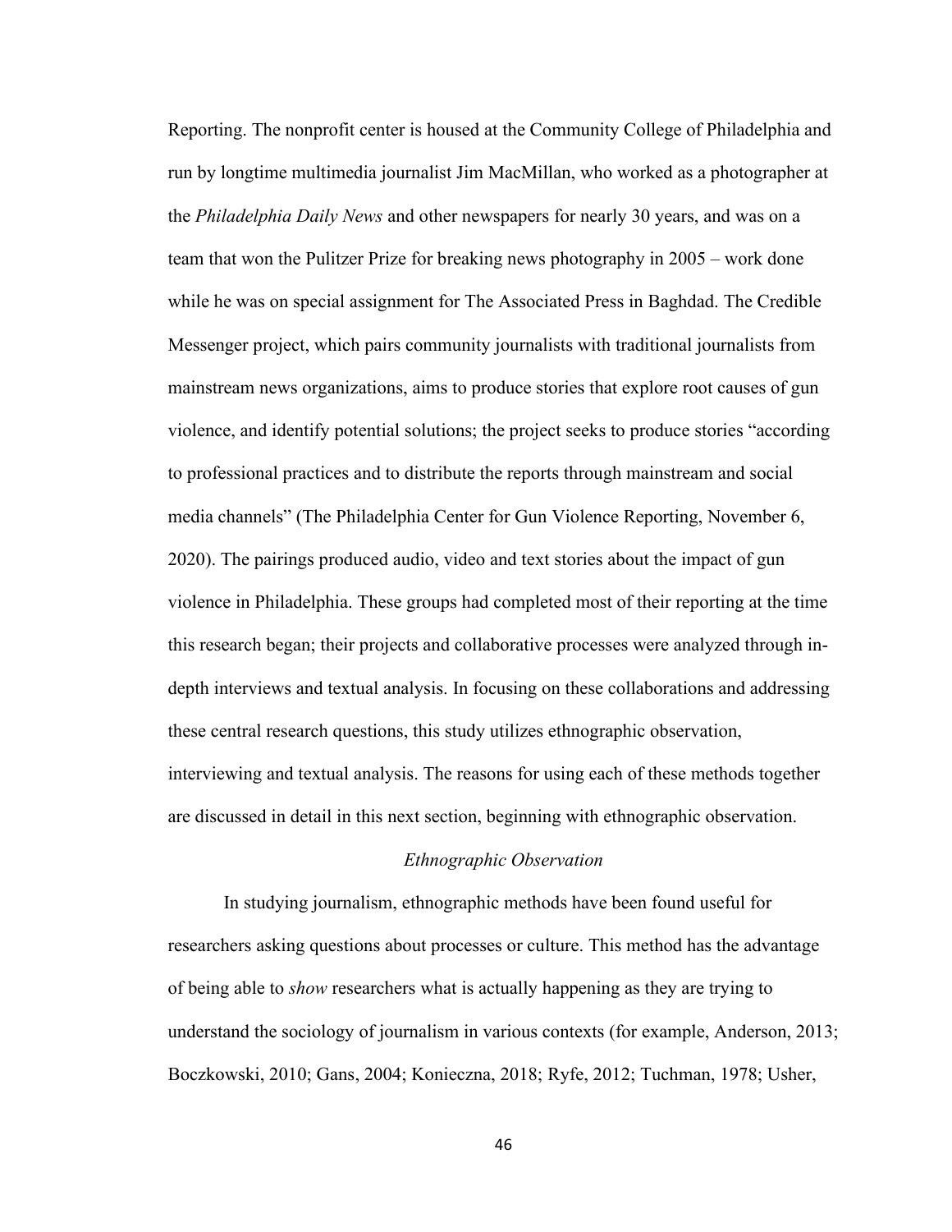Reporting. The nonprofit center is housed at the Community College of Philadelphia and run by longtime multimedia journalist Jim MacMillan, who worked as a photographer at the *Philadelphia Daily News* and other newspapers for nearly 30 years, and was on a team that won the Pulitzer Prize for breaking news photography in 2005 – work done while he was on special assignment for The Associated Press in Baghdad. The Credible Messenger project, which pairs community journalists with traditional journalists from mainstream news organizations, aims to produce stories that explore root causes of gun violence, and identify potential solutions; the project seeks to produce stories "according to professional practices and to distribute the reports through mainstream and social media channels" (The Philadelphia Center for Gun Violence Reporting, November 6, 2020). The pairings produced audio, video and text stories about the impact of gun violence in Philadelphia. These groups had completed most of their reporting at the time this research began; their projects and collaborative processes were analyzed through in-depth interviews and textual analysis. In focusing on these collaborations and addressing these central research questions, this study utilizes ethnographic observation, interviewing and textual analysis. The reasons for using each of these methods together are discussed in detail in this next section, beginning with ethnographic observation.

### *Ethnographic Observation*

In studying journalism, ethnographic methods have been found useful for researchers asking questions about processes or culture. This method has the advantage of being able to *show* researchers what is actually happening as they are trying to understand the sociology of journalism in various contexts (for example, Anderson, 2013; Boczkowski, 2010; Gans, 2004; Konieczna, 2018; Ryfe, 2012; Tuchman, 1978; Usher,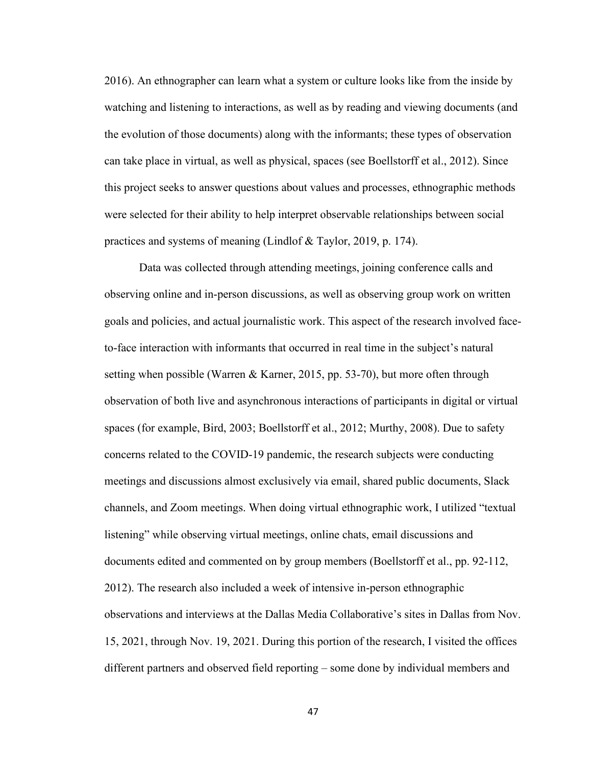2016). An ethnographer can learn what a system or culture looks like from the inside by watching and listening to interactions, as well as by reading and viewing documents (and the evolution of those documents) along with the informants; these types of observation can take place in virtual, as well as physical, spaces (see Boellstorff et al., 2012). Since this project seeks to answer questions about values and processes, ethnographic methods were selected for their ability to help interpret observable relationships between social practices and systems of meaning (Lindlof & Taylor, 2019, p. 174).

Data was collected through attending meetings, joining conference calls and observing online and in-person discussions, as well as observing group work on written goals and policies, and actual journalistic work. This aspect of the research involved face-to-face interaction with informants that occurred in real time in the subject's natural setting when possible (Warren & Karner, 2015, pp. 53-70), but more often through observation of both live and asynchronous interactions of participants in digital or virtual spaces (for example, Bird, 2003; Boellstorff et al., 2012; Murthy, 2008). Due to safety concerns related to the COVID-19 pandemic, the research subjects were conducting meetings and discussions almost exclusively via email, shared public documents, Slack channels, and Zoom meetings. When doing virtual ethnographic work, I utilized "textual listening" while observing virtual meetings, online chats, email discussions and documents edited and commented on by group members (Boellstorff et al., pp. 92-112, 2012). The research also included a week of intensive in-person ethnographic observations and interviews at the Dallas Media Collaborative's sites in Dallas from Nov. 15, 2021, through Nov. 19, 2021. During this portion of the research, I visited the offices different partners and observed field reporting – some done by individual members and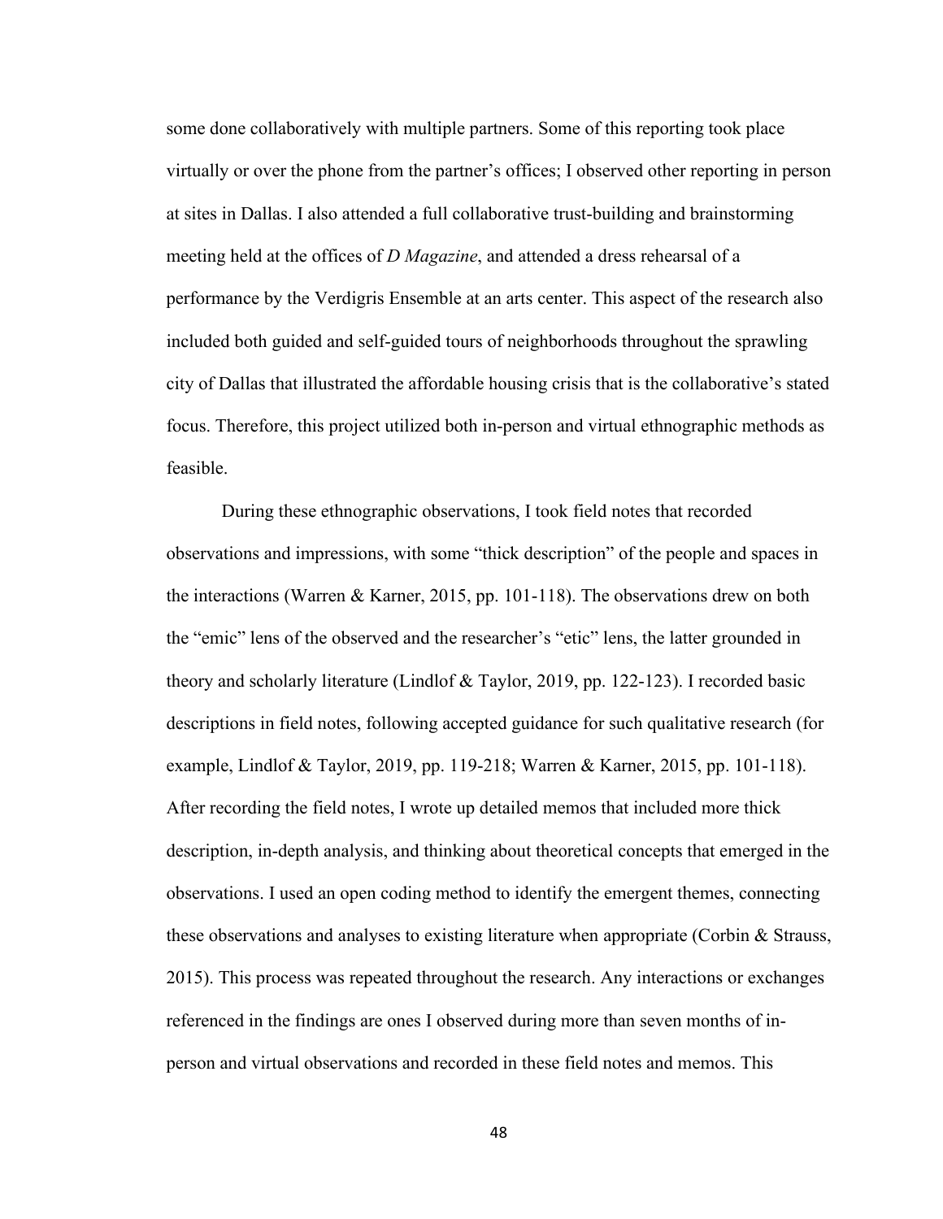some done collaboratively with multiple partners. Some of this reporting took place virtually or over the phone from the partner's offices; I observed other reporting in person at sites in Dallas. I also attended a full collaborative trust-building and brainstorming meeting held at the offices of *D Magazine*, and attended a dress rehearsal of a performance by the Verdigris Ensemble at an arts center. This aspect of the research also included both guided and self-guided tours of neighborhoods throughout the sprawling city of Dallas that illustrated the affordable housing crisis that is the collaborative's stated focus. Therefore, this project utilized both in-person and virtual ethnographic methods as feasible.

During these ethnographic observations, I took field notes that recorded observations and impressions, with some "thick description" of the people and spaces in the interactions (Warren & Karner, 2015, pp. 101-118). The observations drew on both the "emic" lens of the observed and the researcher's "etic" lens, the latter grounded in theory and scholarly literature (Lindlof & Taylor, 2019, pp. 122-123). I recorded basic descriptions in field notes, following accepted guidance for such qualitative research (for example, Lindlof & Taylor, 2019, pp. 119-218; Warren & Karner, 2015, pp. 101-118). After recording the field notes, I wrote up detailed memos that included more thick description, in-depth analysis, and thinking about theoretical concepts that emerged in the observations. I used an open coding method to identify the emergent themes, connecting these observations and analyses to existing literature when appropriate (Corbin & Strauss, 2015). This process was repeated throughout the research. Any interactions or exchanges referenced in the findings are ones I observed during more than seven months of in-person and virtual observations and recorded in these field notes and memos. This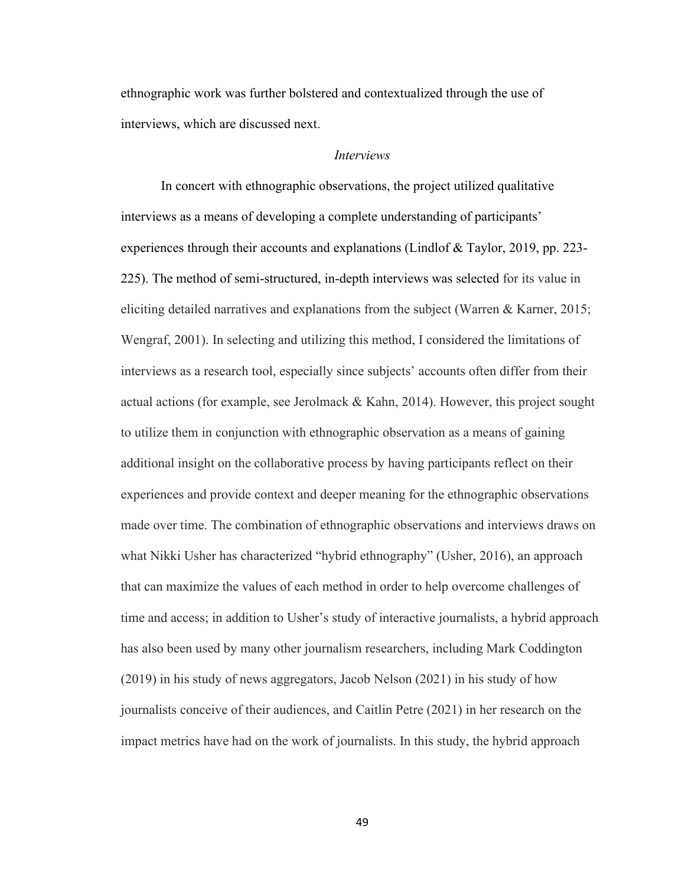ethnographic work was further bolstered and contextualized through the use of interviews, which are discussed next.

### *Interviews*

In concert with ethnographic observations, the project utilized qualitative interviews as a means of developing a complete understanding of participants' experiences through their accounts and explanations (Lindlof & Taylor, 2019, pp. 223-225). The method of semi-structured, in-depth interviews was selected for its value in eliciting detailed narratives and explanations from the subject (Warren & Karner, 2015; Wengraf, 2001). In selecting and utilizing this method, I considered the limitations of interviews as a research tool, especially since subjects' accounts often differ from their actual actions (for example, see Jerolmack & Kahn, 2014). However, this project sought to utilize them in conjunction with ethnographic observation as a means of gaining additional insight on the collaborative process by having participants reflect on their experiences and provide context and deeper meaning for the ethnographic observations made over time. The combination of ethnographic observations and interviews draws on what Nikki Usher has characterized "hybrid ethnography" (Usher, 2016), an approach that can maximize the values of each method in order to help overcome challenges of time and access; in addition to Usher's study of interactive journalists, a hybrid approach has also been used by many other journalism researchers, including Mark Coddington (2019) in his study of news aggregators, Jacob Nelson (2021) in his study of how journalists conceive of their audiences, and Caitlin Petre (2021) in her research on the impact metrics have had on the work of journalists. In this study, the hybrid approach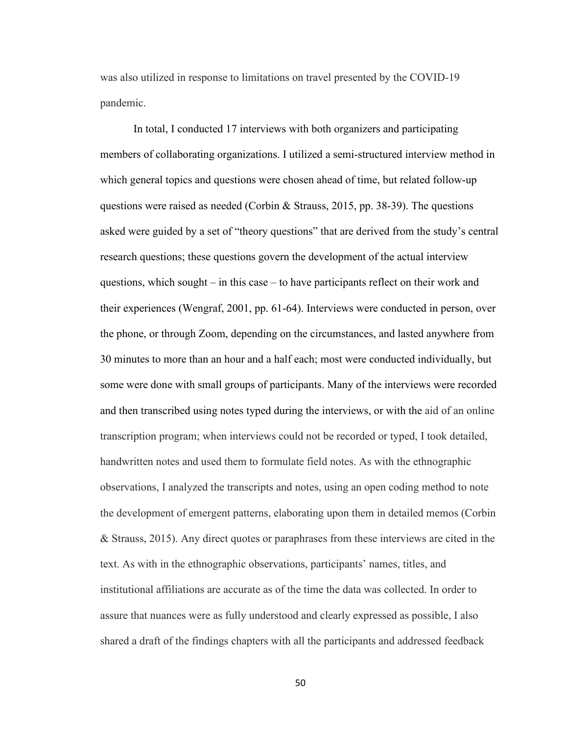was also utilized in response to limitations on travel presented by the COVID-19 pandemic.

In total, I conducted 17 interviews with both organizers and participating members of collaborating organizations. I utilized a semi-structured interview method in which general topics and questions were chosen ahead of time, but related follow-up questions were raised as needed (Corbin & Strauss, 2015, pp. 38-39). The questions asked were guided by a set of "theory questions" that are derived from the study's central research questions; these questions govern the development of the actual interview questions, which sought – in this case – to have participants reflect on their work and their experiences (Wengraf, 2001, pp. 61-64). Interviews were conducted in person, over the phone, or through Zoom, depending on the circumstances, and lasted anywhere from 30 minutes to more than an hour and a half each; most were conducted individually, but some were done with small groups of participants. Many of the interviews were recorded and then transcribed using notes typed during the interviews, or with the aid of an online transcription program; when interviews could not be recorded or typed, I took detailed, handwritten notes and used them to formulate field notes. As with the ethnographic observations, I analyzed the transcripts and notes, using an open coding method to note the development of emergent patterns, elaborating upon them in detailed memos (Corbin & Strauss, 2015). Any direct quotes or paraphrases from these interviews are cited in the text. As with in the ethnographic observations, participants' names, titles, and institutional affiliations are accurate as of the time the data was collected. In order to assure that nuances were as fully understood and clearly expressed as possible, I also shared a draft of the findings chapters with all the participants and addressed feedback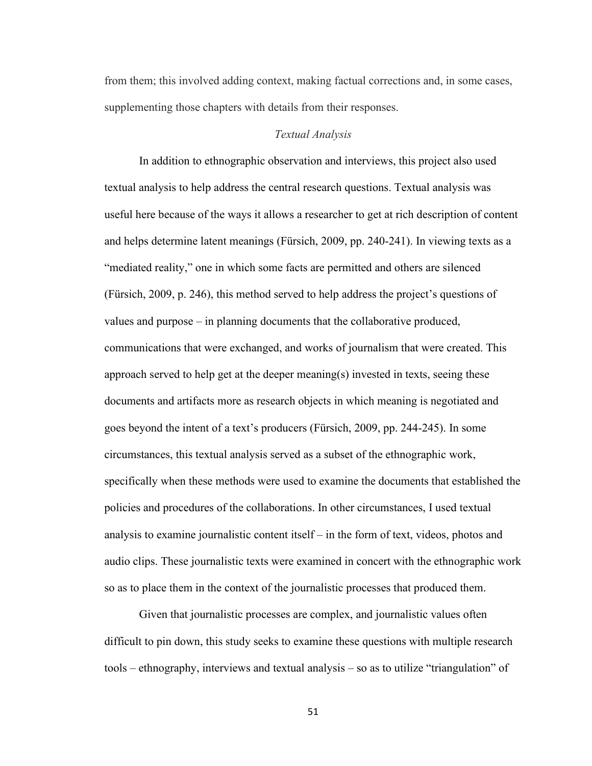from them; this involved adding context, making factual corrections and, in some cases, supplementing those chapters with details from their responses.

### *Textual Analysis*

In addition to ethnographic observation and interviews, this project also used textual analysis to help address the central research questions. Textual analysis was useful here because of the ways it allows a researcher to get at rich description of content and helps determine latent meanings (Fürsich, 2009, pp. 240-241). In viewing texts as a "mediated reality," one in which some facts are permitted and others are silenced (Fürsich, 2009, p. 246), this method served to help address the project's questions of values and purpose – in planning documents that the collaborative produced, communications that were exchanged, and works of journalism that were created. This approach served to help get at the deeper meaning(s) invested in texts, seeing these documents and artifacts more as research objects in which meaning is negotiated and goes beyond the intent of a text's producers (Fürsich, 2009, pp. 244-245). In some circumstances, this textual analysis served as a subset of the ethnographic work, specifically when these methods were used to examine the documents that established the policies and procedures of the collaborations. In other circumstances, I used textual analysis to examine journalistic content itself – in the form of text, videos, photos and audio clips. These journalistic texts were examined in concert with the ethnographic work so as to place them in the context of the journalistic processes that produced them.

Given that journalistic processes are complex, and journalistic values often difficult to pin down, this study seeks to examine these questions with multiple research tools – ethnography, interviews and textual analysis – so as to utilize "triangulation" of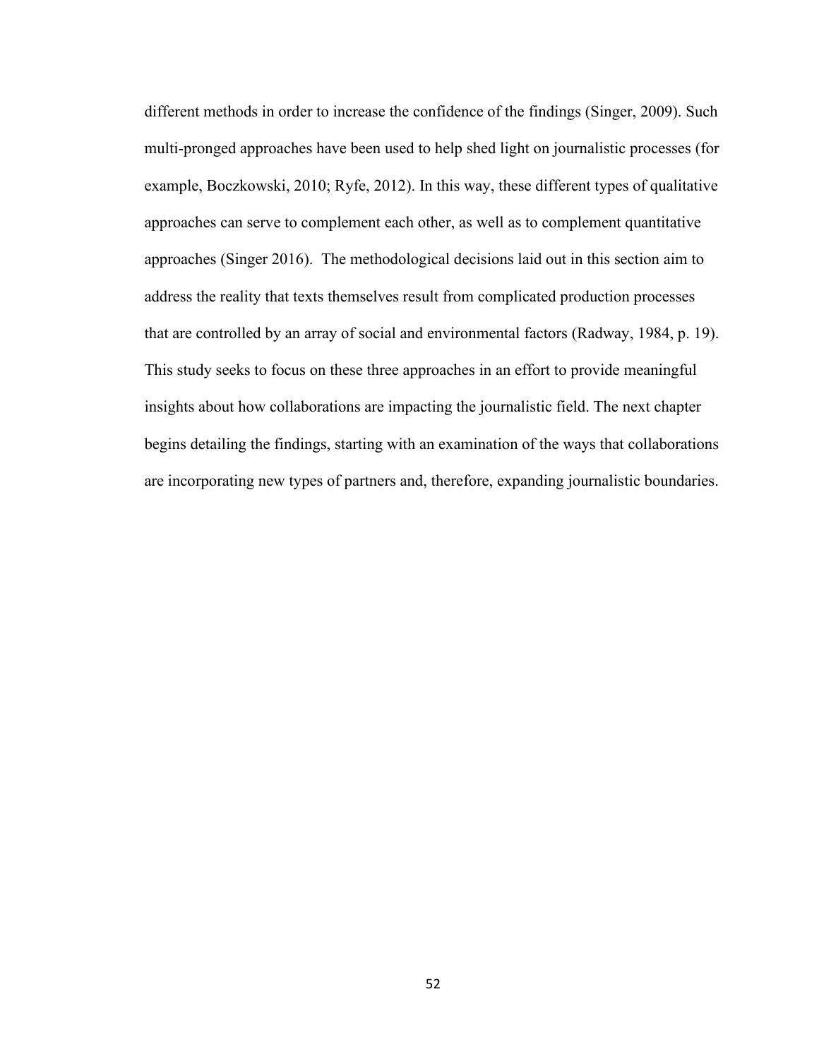different methods in order to increase the confidence of the findings (Singer, 2009). Such multi-pronged approaches have been used to help shed light on journalistic processes (for example, Boczkowski, 2010; Ryfe, 2012). In this way, these different types of qualitative approaches can serve to complement each other, as well as to complement quantitative approaches (Singer 2016). The methodological decisions laid out in this section aim to address the reality that texts themselves result from complicated production processes that are controlled by an array of social and environmental factors (Radway, 1984, p. 19). This study seeks to focus on these three approaches in an effort to provide meaningful insights about how collaborations are impacting the journalistic field. The next chapter begins detailing the findings, starting with an examination of the ways that collaborations are incorporating new types of partners and, therefore, expanding journalistic boundaries.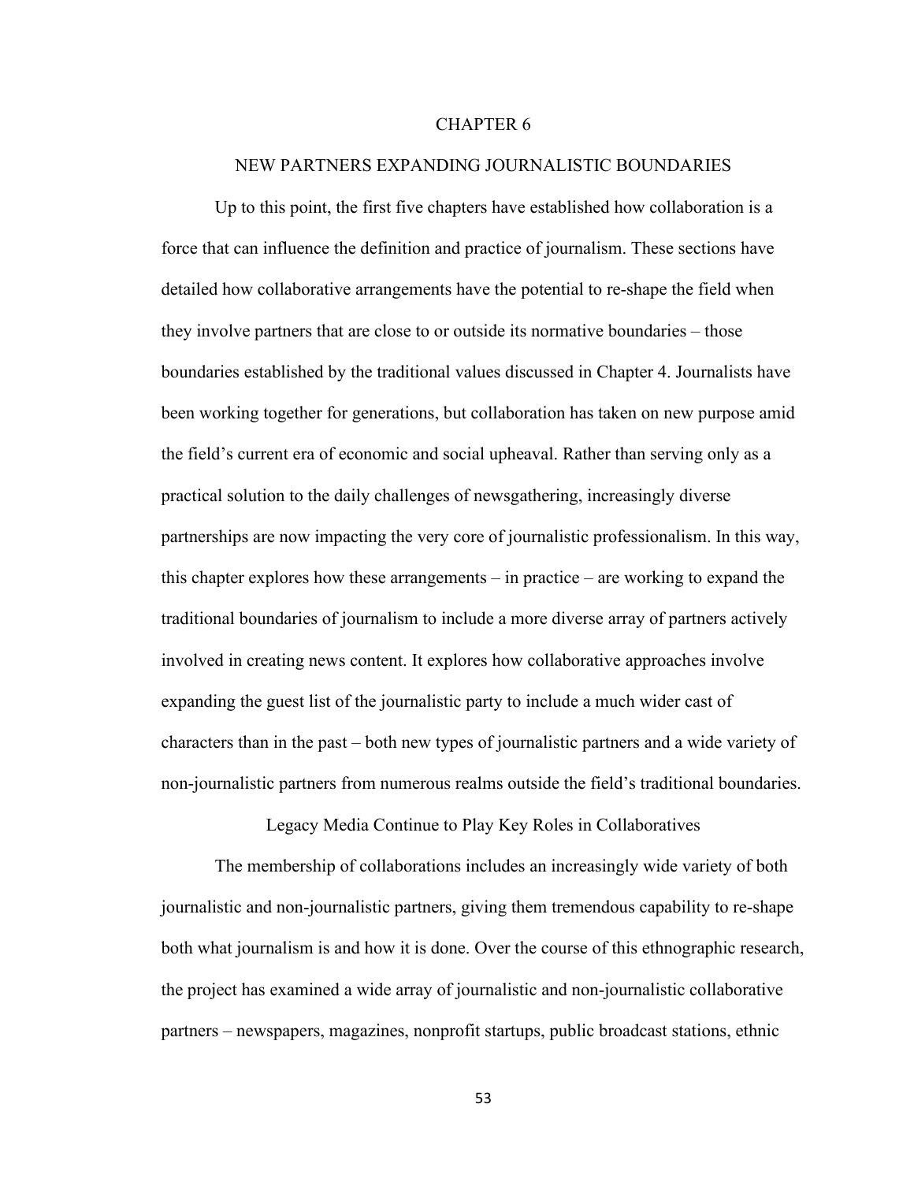# CHAPTER 6

# NEW PARTNERS EXPANDING JOURNALISTIC BOUNDARIES

Up to this point, the first five chapters have established how collaboration is a force that can influence the definition and practice of journalism. These sections have detailed how collaborative arrangements have the potential to re-shape the field when they involve partners that are close to or outside its normative boundaries – those boundaries established by the traditional values discussed in Chapter 4. Journalists have been working together for generations, but collaboration has taken on new purpose amid the field's current era of economic and social upheaval. Rather than serving only as a practical solution to the daily challenges of newsgathering, increasingly diverse partnerships are now impacting the very core of journalistic professionalism. In this way, this chapter explores how these arrangements – in practice – are working to expand the traditional boundaries of journalism to include a more diverse array of partners actively involved in creating news content. It explores how collaborative approaches involve expanding the guest list of the journalistic party to include a much wider cast of characters than in the past – both new types of journalistic partners and a wide variety of non-journalistic partners from numerous realms outside the field's traditional boundaries.

## Legacy Media Continue to Play Key Roles in Collaboratives

The membership of collaborations includes an increasingly wide variety of both journalistic and non-journalistic partners, giving them tremendous capability to re-shape both what journalism is and how it is done. Over the course of this ethnographic research, the project has examined a wide array of journalistic and non-journalistic collaborative partners – newspapers, magazines, nonprofit startups, public broadcast stations, ethnic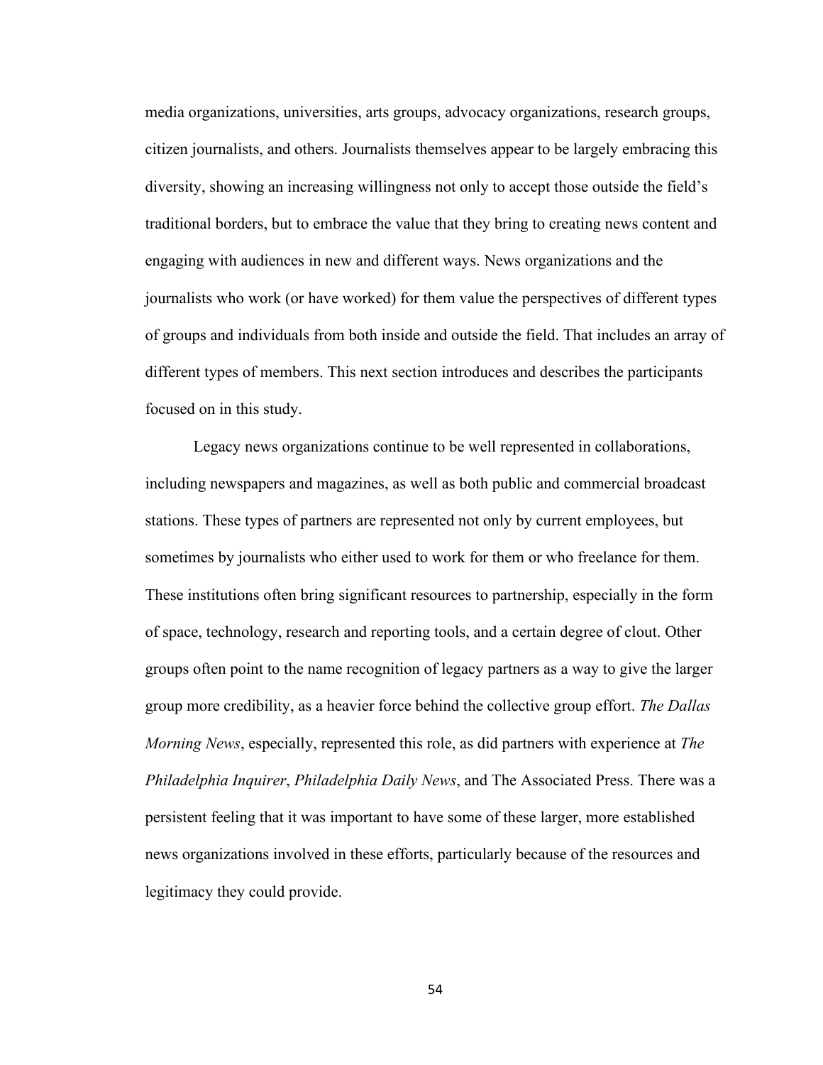media organizations, universities, arts groups, advocacy organizations, research groups, citizen journalists, and others. Journalists themselves appear to be largely embracing this diversity, showing an increasing willingness not only to accept those outside the field's traditional borders, but to embrace the value that they bring to creating news content and engaging with audiences in new and different ways. News organizations and the journalists who work (or have worked) for them value the perspectives of different types of groups and individuals from both inside and outside the field. That includes an array of different types of members. This next section introduces and describes the participants focused on in this study.

Legacy news organizations continue to be well represented in collaborations, including newspapers and magazines, as well as both public and commercial broadcast stations. These types of partners are represented not only by current employees, but sometimes by journalists who either used to work for them or who freelance for them. These institutions often bring significant resources to partnership, especially in the form of space, technology, research and reporting tools, and a certain degree of clout. Other groups often point to the name recognition of legacy partners as a way to give the larger group more credibility, as a heavier force behind the collective group effort. *The Dallas Morning News*, especially, represented this role, as did partners with experience at *The Philadelphia Inquirer*, *Philadelphia Daily News*, and The Associated Press. There was a persistent feeling that it was important to have some of these larger, more established news organizations involved in these efforts, particularly because of the resources and legitimacy they could provide.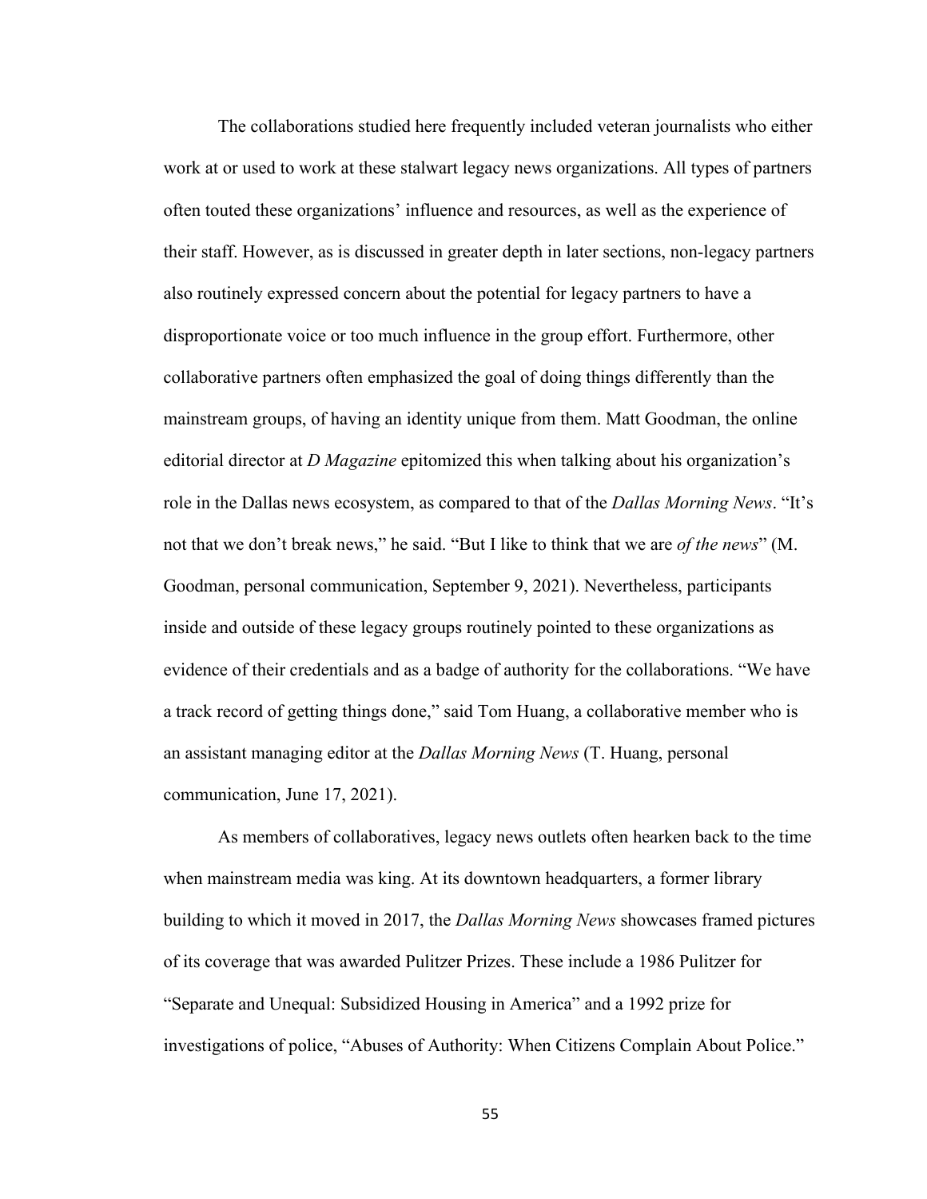The collaborations studied here frequently included veteran journalists who either work at or used to work at these stalwart legacy news organizations. All types of partners often touted these organizations' influence and resources, as well as the experience of their staff. However, as is discussed in greater depth in later sections, non-legacy partners also routinely expressed concern about the potential for legacy partners to have a disproportionate voice or too much influence in the group effort. Furthermore, other collaborative partners often emphasized the goal of doing things differently than the mainstream groups, of having an identity unique from them. Matt Goodman, the online editorial director at *D Magazine* epitomized this when talking about his organization's role in the Dallas news ecosystem, as compared to that of the *Dallas Morning News*. "It's not that we don't break news," he said. "But I like to think that we are *of the news*" (M. Goodman, personal communication, September 9, 2021). Nevertheless, participants inside and outside of these legacy groups routinely pointed to these organizations as evidence of their credentials and as a badge of authority for the collaborations. "We have a track record of getting things done," said Tom Huang, a collaborative member who is an assistant managing editor at the *Dallas Morning News* (T. Huang, personal communication, June 17, 2021).

As members of collaboratives, legacy news outlets often hearken back to the time when mainstream media was king. At its downtown headquarters, a former library building to which it moved in 2017, the *Dallas Morning News* showcases framed pictures of its coverage that was awarded Pulitzer Prizes. These include a 1986 Pulitzer for "Separate and Unequal: Subsidized Housing in America" and a 1992 prize for investigations of police, "Abuses of Authority: When Citizens Complain About Police."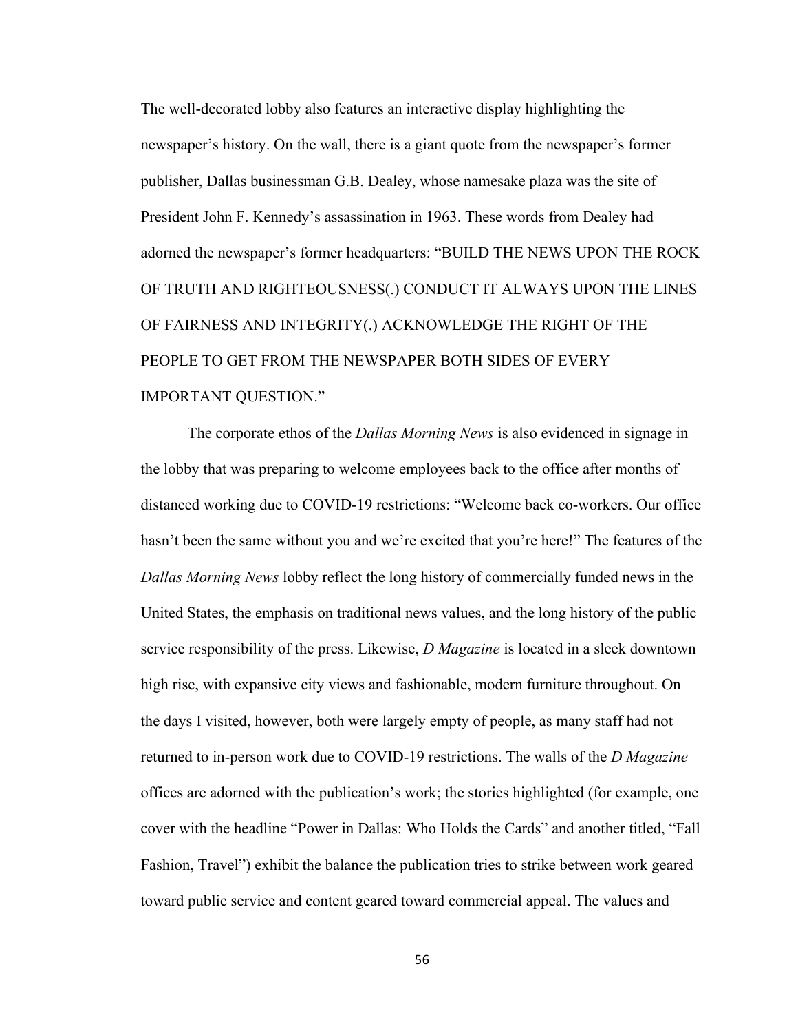The well-decorated lobby also features an interactive display highlighting the newspaper's history. On the wall, there is a giant quote from the newspaper's former publisher, Dallas businessman G.B. Dealey, whose namesake plaza was the site of President John F. Kennedy's assassination in 1963. These words from Dealey had adorned the newspaper's former headquarters: "BUILD THE NEWS UPON THE ROCK OF TRUTH AND RIGHTEOUSNESS(.) CONDUCT IT ALWAYS UPON THE LINES OF FAIRNESS AND INTEGRITY(.) ACKNOWLEDGE THE RIGHT OF THE PEOPLE TO GET FROM THE NEWSPAPER BOTH SIDES OF EVERY IMPORTANT QUESTION."

The corporate ethos of the *Dallas Morning News* is also evidenced in signage in the lobby that was preparing to welcome employees back to the office after months of distanced working due to COVID-19 restrictions: "Welcome back co-workers. Our office hasn't been the same without you and we're excited that you're here!" The features of the *Dallas Morning News* lobby reflect the long history of commercially funded news in the United States, the emphasis on traditional news values, and the long history of the public service responsibility of the press. Likewise, *D Magazine* is located in a sleek downtown high rise, with expansive city views and fashionable, modern furniture throughout. On the days I visited, however, both were largely empty of people, as many staff had not returned to in-person work due to COVID-19 restrictions. The walls of the *D Magazine* offices are adorned with the publication's work; the stories highlighted (for example, one cover with the headline "Power in Dallas: Who Holds the Cards" and another titled, "Fall Fashion, Travel") exhibit the balance the publication tries to strike between work geared toward public service and content geared toward commercial appeal. The values and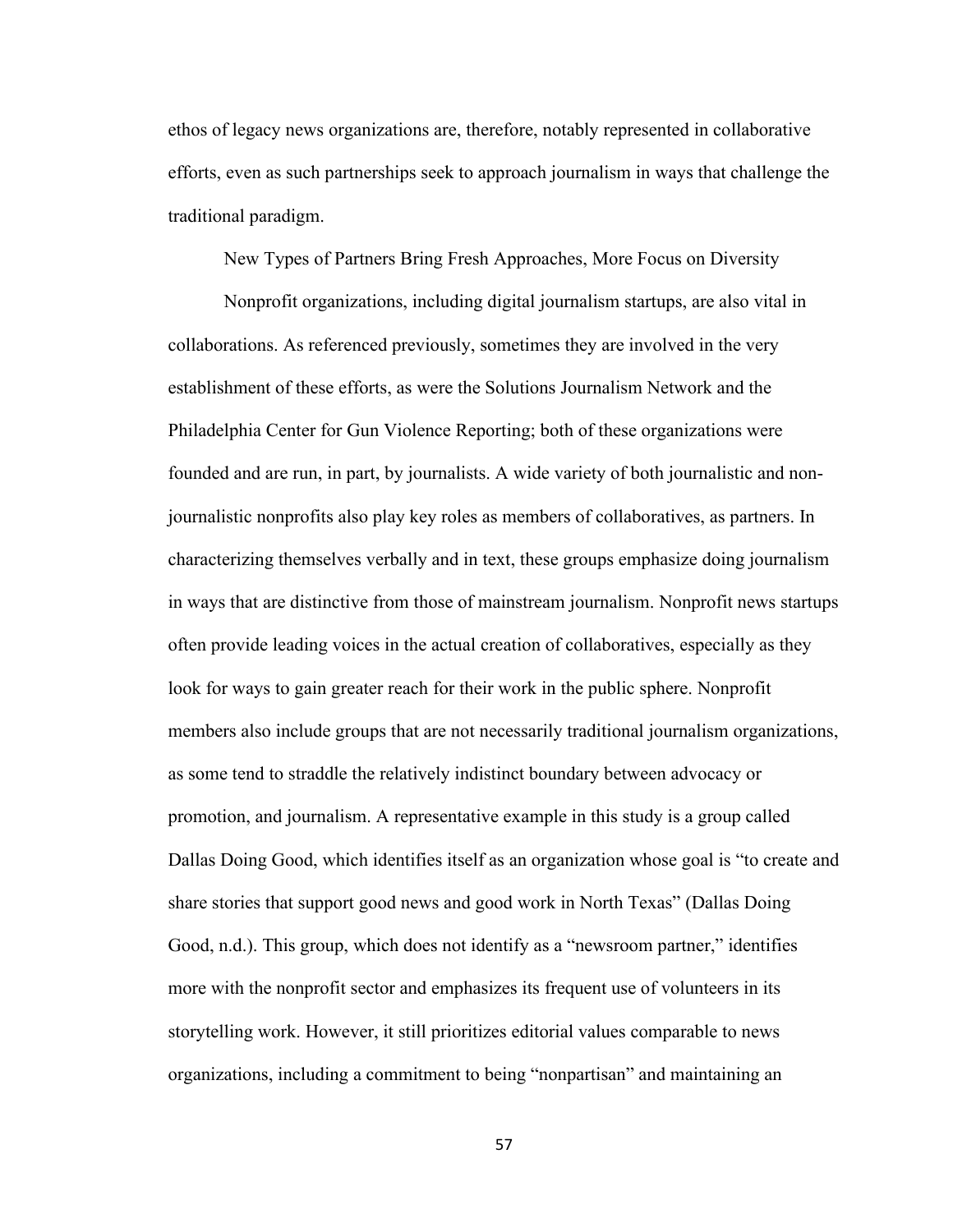ethos of legacy news organizations are, therefore, notably represented in collaborative efforts, even as such partnerships seek to approach journalism in ways that challenge the traditional paradigm.

## New Types of Partners Bring Fresh Approaches, More Focus on Diversity

Nonprofit organizations, including digital journalism startups, are also vital in collaborations. As referenced previously, sometimes they are involved in the very establishment of these efforts, as were the Solutions Journalism Network and the Philadelphia Center for Gun Violence Reporting; both of these organizations were founded and are run, in part, by journalists. A wide variety of both journalistic and non-journalistic nonprofits also play key roles as members of collaboratives, as partners. In characterizing themselves verbally and in text, these groups emphasize doing journalism in ways that are distinctive from those of mainstream journalism. Nonprofit news startups often provide leading voices in the actual creation of collaboratives, especially as they look for ways to gain greater reach for their work in the public sphere. Nonprofit members also include groups that are not necessarily traditional journalism organizations, as some tend to straddle the relatively indistinct boundary between advocacy or promotion, and journalism. A representative example in this study is a group called Dallas Doing Good, which identifies itself as an organization whose goal is "to create and share stories that support good news and good work in North Texas" (Dallas Doing Good, n.d.). This group, which does not identify as a "newsroom partner," identifies more with the nonprofit sector and emphasizes its frequent use of volunteers in its storytelling work. However, it still prioritizes editorial values comparable to news organizations, including a commitment to being "nonpartisan" and maintaining an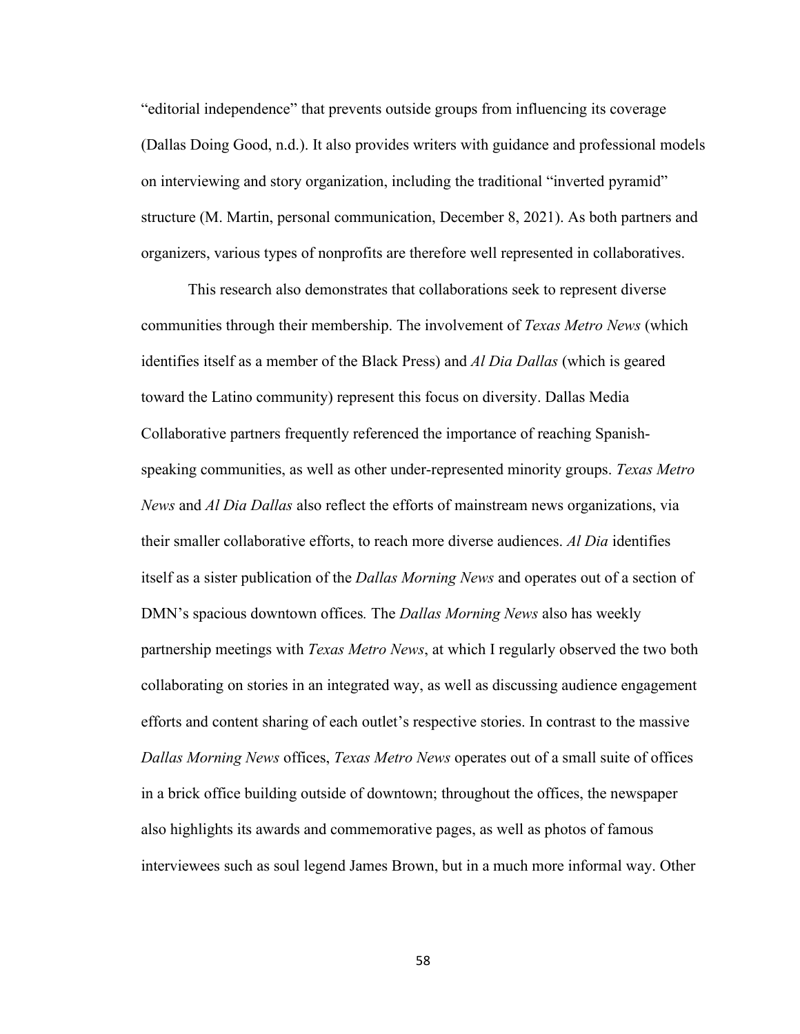"editorial independence" that prevents outside groups from influencing its coverage (Dallas Doing Good, n.d.). It also provides writers with guidance and professional models on interviewing and story organization, including the traditional "inverted pyramid" structure (M. Martin, personal communication, December 8, 2021). As both partners and organizers, various types of nonprofits are therefore well represented in collaboratives.

This research also demonstrates that collaborations seek to represent diverse communities through their membership. The involvement of *Texas Metro News* (which identifies itself as a member of the Black Press) and *Al Dia Dallas* (which is geared toward the Latino community) represent this focus on diversity. Dallas Media Collaborative partners frequently referenced the importance of reaching Spanish-speaking communities, as well as other under-represented minority groups. *Texas Metro News* and *Al Dia Dallas* also reflect the efforts of mainstream news organizations, via their smaller collaborative efforts, to reach more diverse audiences. *Al Dia* identifies itself as a sister publication of the *Dallas Morning News* and operates out of a section of DMN's spacious downtown offices. The *Dallas Morning News* also has weekly partnership meetings with *Texas Metro News*, at which I regularly observed the two both collaborating on stories in an integrated way, as well as discussing audience engagement efforts and content sharing of each outlet's respective stories. In contrast to the massive *Dallas Morning News* offices, *Texas Metro News* operates out of a small suite of offices in a brick office building outside of downtown; throughout the offices, the newspaper also highlights its awards and commemorative pages, as well as photos of famous interviewees such as soul legend James Brown, but in a much more informal way. Other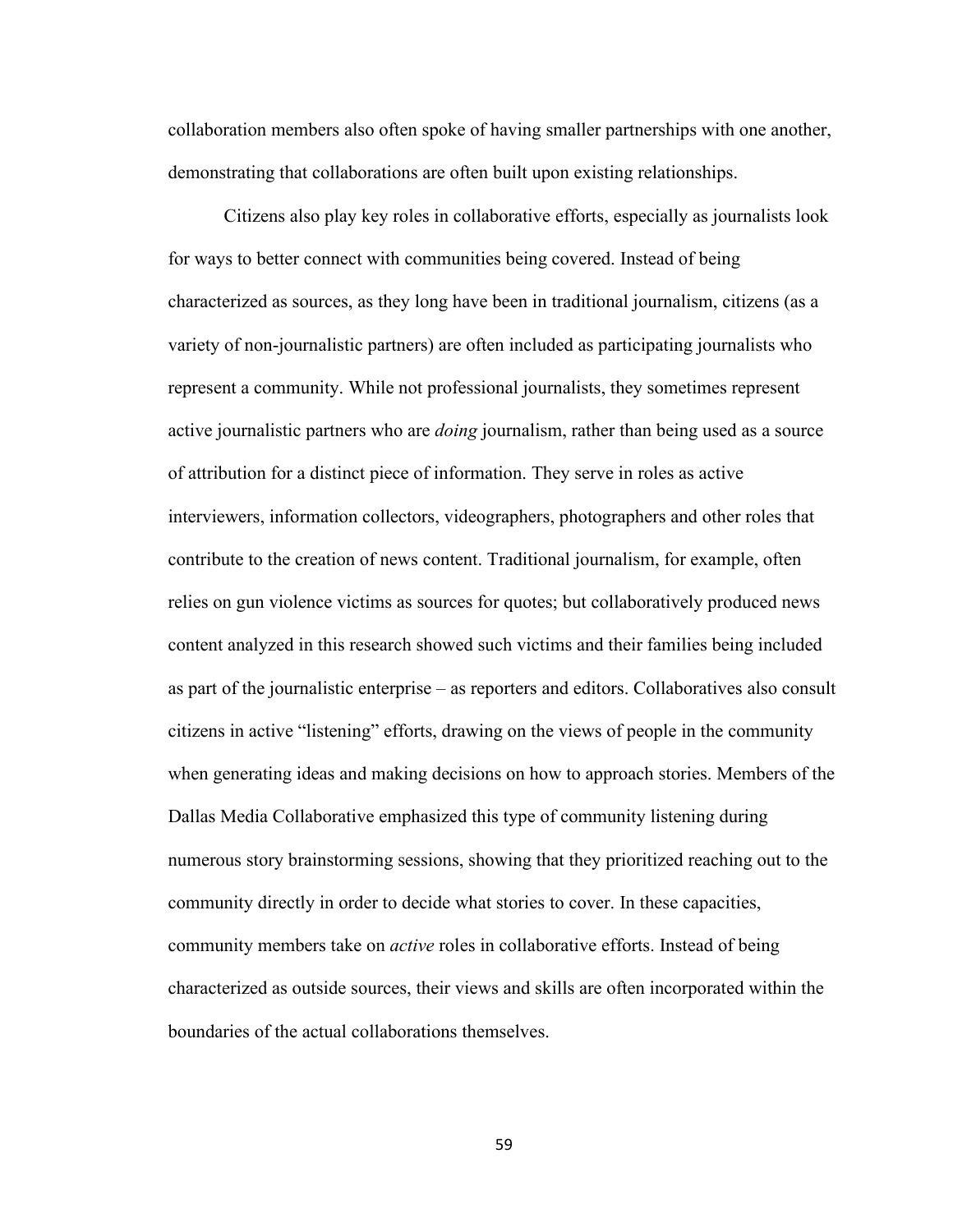collaboration members also often spoke of having smaller partnerships with one another, demonstrating that collaborations are often built upon existing relationships.

Citizens also play key roles in collaborative efforts, especially as journalists look for ways to better connect with communities being covered. Instead of being characterized as sources, as they long have been in traditional journalism, citizens (as a variety of non-journalistic partners) are often included as participating journalists who represent a community. While not professional journalists, they sometimes represent active journalistic partners who are *doing* journalism, rather than being used as a source of attribution for a distinct piece of information. They serve in roles as active interviewers, information collectors, videographers, photographers and other roles that contribute to the creation of news content. Traditional journalism, for example, often relies on gun violence victims as sources for quotes; but collaboratively produced news content analyzed in this research showed such victims and their families being included as part of the journalistic enterprise – as reporters and editors. Collaboratives also consult citizens in active "listening" efforts, drawing on the views of people in the community when generating ideas and making decisions on how to approach stories. Members of the Dallas Media Collaborative emphasized this type of community listening during numerous story brainstorming sessions, showing that they prioritized reaching out to the community directly in order to decide what stories to cover. In these capacities, community members take on *active* roles in collaborative efforts. Instead of being characterized as outside sources, their views and skills are often incorporated within the boundaries of the actual collaborations themselves.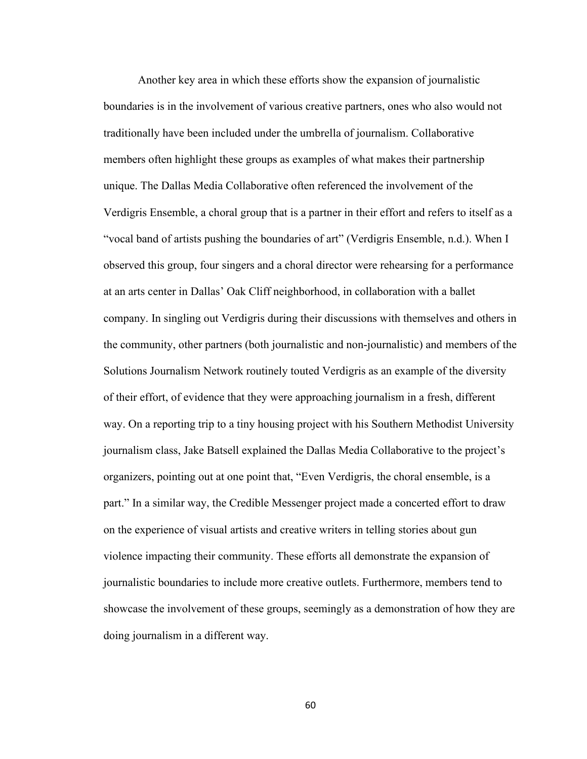Another key area in which these efforts show the expansion of journalistic boundaries is in the involvement of various creative partners, ones who also would not traditionally have been included under the umbrella of journalism. Collaborative members often highlight these groups as examples of what makes their partnership unique. The Dallas Media Collaborative often referenced the involvement of the Verdigris Ensemble, a choral group that is a partner in their effort and refers to itself as a "vocal band of artists pushing the boundaries of art" (Verdigris Ensemble, n.d.). When I observed this group, four singers and a choral director were rehearsing for a performance at an arts center in Dallas' Oak Cliff neighborhood, in collaboration with a ballet company. In singling out Verdigris during their discussions with themselves and others in the community, other partners (both journalistic and non-journalistic) and members of the Solutions Journalism Network routinely touted Verdigris as an example of the diversity of their effort, of evidence that they were approaching journalism in a fresh, different way. On a reporting trip to a tiny housing project with his Southern Methodist University journalism class, Jake Batsell explained the Dallas Media Collaborative to the project's organizers, pointing out at one point that, "Even Verdigris, the choral ensemble, is a part." In a similar way, the Credible Messenger project made a concerted effort to draw on the experience of visual artists and creative writers in telling stories about gun violence impacting their community. These efforts all demonstrate the expansion of journalistic boundaries to include more creative outlets. Furthermore, members tend to showcase the involvement of these groups, seemingly as a demonstration of how they are doing journalism in a different way.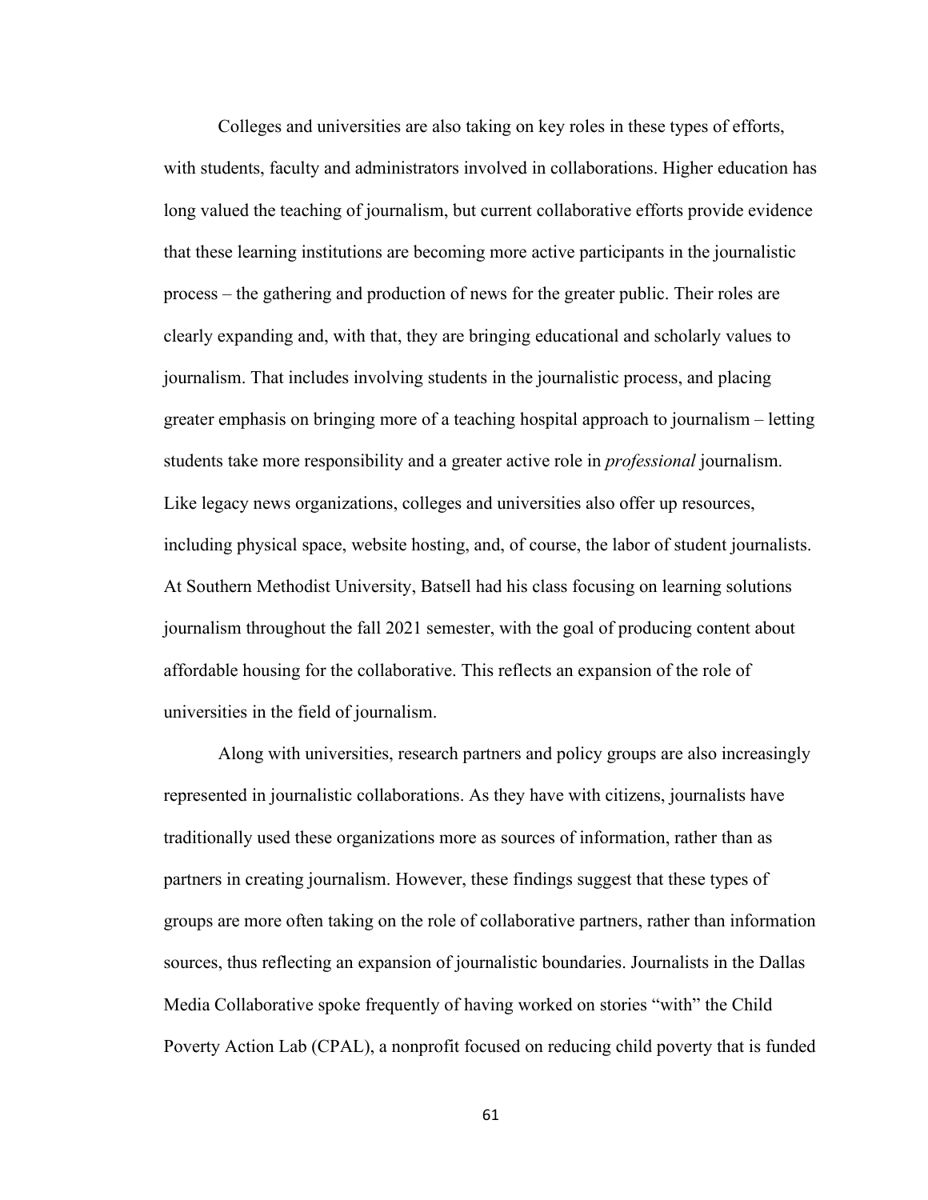Colleges and universities are also taking on key roles in these types of efforts, with students, faculty and administrators involved in collaborations. Higher education has long valued the teaching of journalism, but current collaborative efforts provide evidence that these learning institutions are becoming more active participants in the journalistic process – the gathering and production of news for the greater public. Their roles are clearly expanding and, with that, they are bringing educational and scholarly values to journalism. That includes involving students in the journalistic process, and placing greater emphasis on bringing more of a teaching hospital approach to journalism – letting students take more responsibility and a greater active role in *professional* journalism. Like legacy news organizations, colleges and universities also offer up resources, including physical space, website hosting, and, of course, the labor of student journalists. At Southern Methodist University, Batsell had his class focusing on learning solutions journalism throughout the fall 2021 semester, with the goal of producing content about affordable housing for the collaborative. This reflects an expansion of the role of universities in the field of journalism.

Along with universities, research partners and policy groups are also increasingly represented in journalistic collaborations. As they have with citizens, journalists have traditionally used these organizations more as sources of information, rather than as partners in creating journalism. However, these findings suggest that these types of groups are more often taking on the role of collaborative partners, rather than information sources, thus reflecting an expansion of journalistic boundaries. Journalists in the Dallas Media Collaborative spoke frequently of having worked on stories "with" the Child Poverty Action Lab (CPAL), a nonprofit focused on reducing child poverty that is funded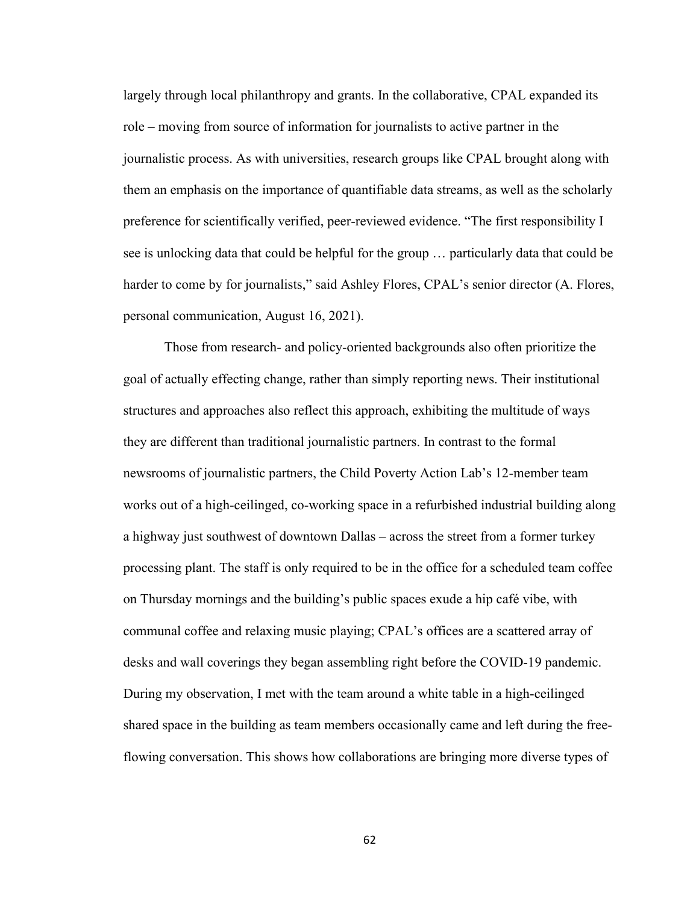largely through local philanthropy and grants. In the collaborative, CPAL expanded its role – moving from source of information for journalists to active partner in the journalistic process. As with universities, research groups like CPAL brought along with them an emphasis on the importance of quantifiable data streams, as well as the scholarly preference for scientifically verified, peer-reviewed evidence. "The first responsibility I see is unlocking data that could be helpful for the group … particularly data that could be harder to come by for journalists," said Ashley Flores, CPAL's senior director (A. Flores, personal communication, August 16, 2021).

Those from research- and policy-oriented backgrounds also often prioritize the goal of actually effecting change, rather than simply reporting news. Their institutional structures and approaches also reflect this approach, exhibiting the multitude of ways they are different than traditional journalistic partners. In contrast to the formal newsrooms of journalistic partners, the Child Poverty Action Lab's 12-member team works out of a high-ceilinged, co-working space in a refurbished industrial building along a highway just southwest of downtown Dallas – across the street from a former turkey processing plant. The staff is only required to be in the office for a scheduled team coffee on Thursday mornings and the building's public spaces exude a hip café vibe, with communal coffee and relaxing music playing; CPAL's offices are a scattered array of desks and wall coverings they began assembling right before the COVID-19 pandemic. During my observation, I met with the team around a white table in a high-ceilinged shared space in the building as team members occasionally came and left during the free-flowing conversation. This shows how collaborations are bringing more diverse types of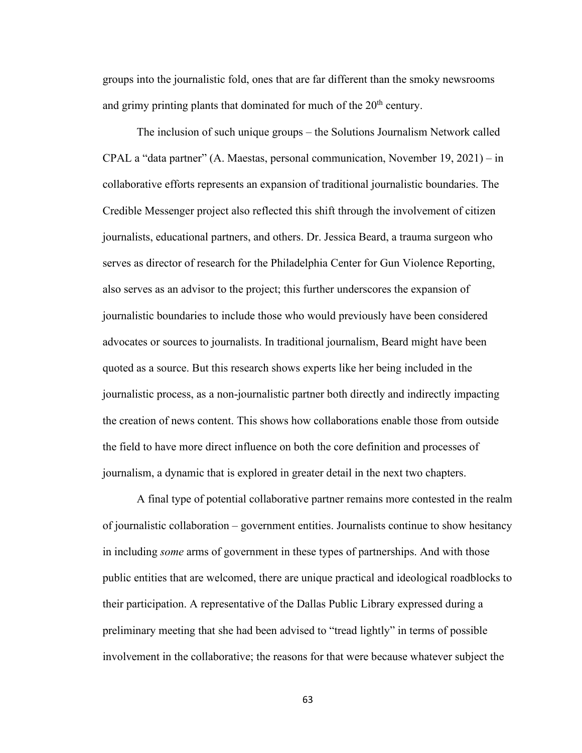groups into the journalistic fold, ones that are far different than the smoky newsrooms and grimy printing plants that dominated for much of the 20th century.

The inclusion of such unique groups – the Solutions Journalism Network called CPAL a “data partner” (A. Maestas, personal communication, November 19, 2021) – in collaborative efforts represents an expansion of traditional journalistic boundaries. The Credible Messenger project also reflected this shift through the involvement of citizen journalists, educational partners, and others. Dr. Jessica Beard, a trauma surgeon who serves as director of research for the Philadelphia Center for Gun Violence Reporting, also serves as an advisor to the project; this further underscores the expansion of journalistic boundaries to include those who would previously have been considered advocates or sources to journalists. In traditional journalism, Beard might have been quoted as a source. But this research shows experts like her being included in the journalistic process, as a non-journalistic partner both directly and indirectly impacting the creation of news content. This shows how collaborations enable those from outside the field to have more direct influence on both the core definition and processes of journalism, a dynamic that is explored in greater detail in the next two chapters.

A final type of potential collaborative partner remains more contested in the realm of journalistic collaboration – government entities. Journalists continue to show hesitancy in including *some* arms of government in these types of partnerships. And with those public entities that are welcomed, there are unique practical and ideological roadblocks to their participation. A representative of the Dallas Public Library expressed during a preliminary meeting that she had been advised to “tread lightly” in terms of possible involvement in the collaborative; the reasons for that were because whatever subject the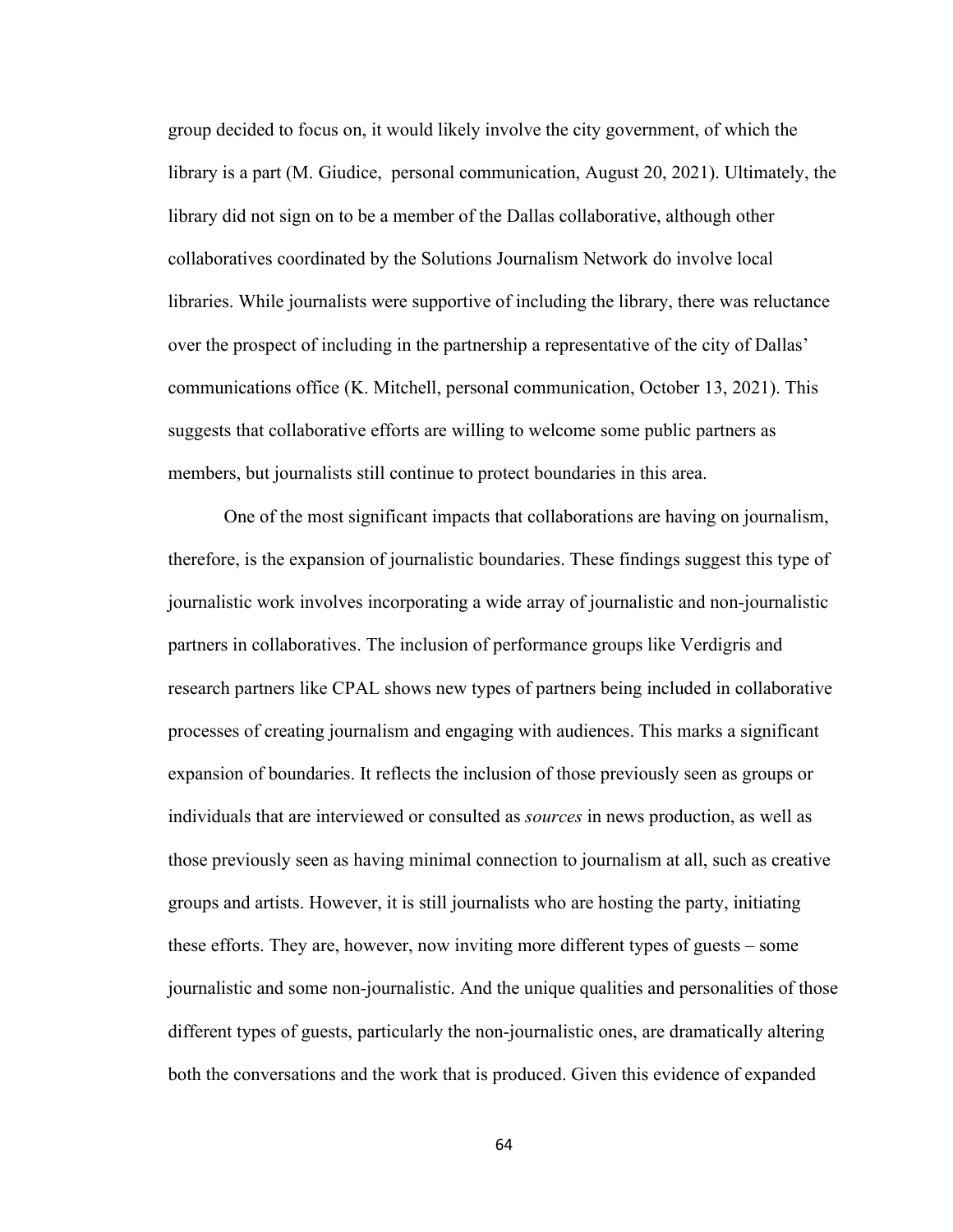group decided to focus on, it would likely involve the city government, of which the library is a part (M. Giudice,  personal communication, August 20, 2021). Ultimately, the library did not sign on to be a member of the Dallas collaborative, although other collaboratives coordinated by the Solutions Journalism Network do involve local libraries. While journalists were supportive of including the library, there was reluctance over the prospect of including in the partnership a representative of the city of Dallas' communications office (K. Mitchell, personal communication, October 13, 2021). This suggests that collaborative efforts are willing to welcome some public partners as members, but journalists still continue to protect boundaries in this area.

One of the most significant impacts that collaborations are having on journalism, therefore, is the expansion of journalistic boundaries. These findings suggest this type of journalistic work involves incorporating a wide array of journalistic and non-journalistic partners in collaboratives. The inclusion of performance groups like Verdigris and research partners like CPAL shows new types of partners being included in collaborative processes of creating journalism and engaging with audiences. This marks a significant expansion of boundaries. It reflects the inclusion of those previously seen as groups or individuals that are interviewed or consulted as *sources* in news production, as well as those previously seen as having minimal connection to journalism at all, such as creative groups and artists. However, it is still journalists who are hosting the party, initiating these efforts. They are, however, now inviting more different types of guests – some journalistic and some non-journalistic. And the unique qualities and personalities of those different types of guests, particularly the non-journalistic ones, are dramatically altering both the conversations and the work that is produced. Given this evidence of expanded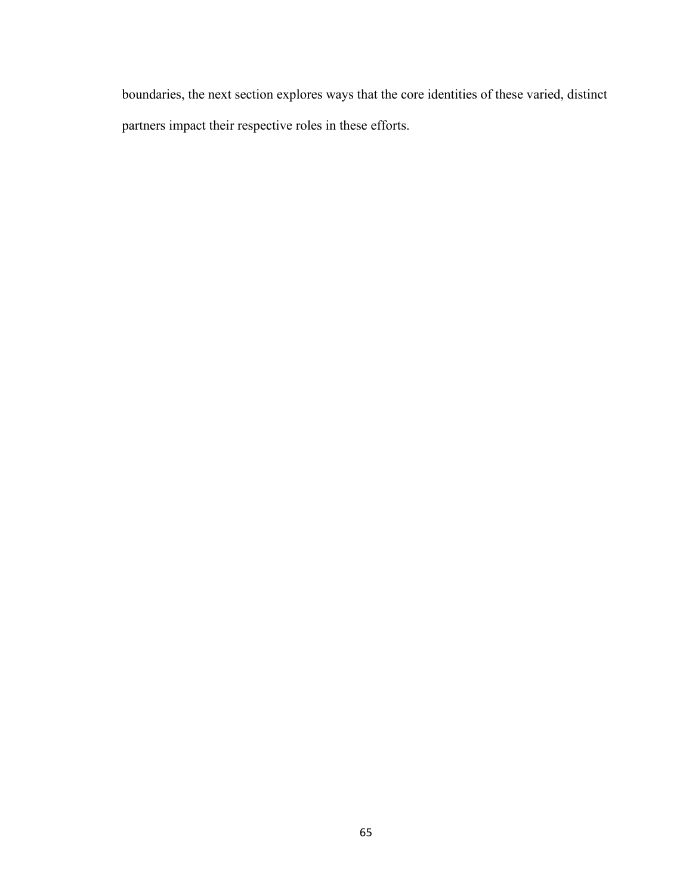boundaries, the next section explores ways that the core identities of these varied, distinct partners impact their respective roles in these efforts.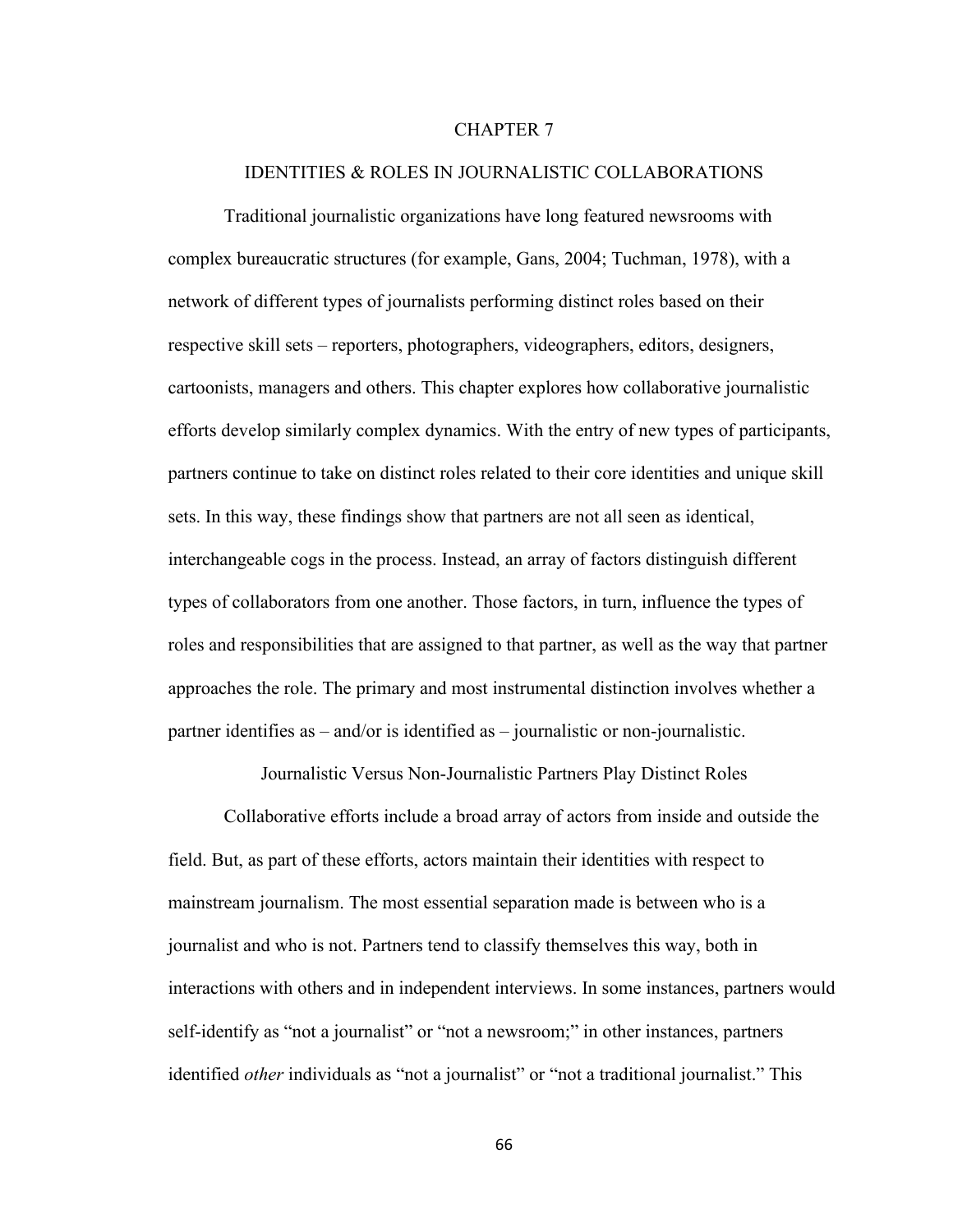# CHAPTER 7

# IDENTITIES & ROLES IN JOURNALISTIC COLLABORATIONS

Traditional journalistic organizations have long featured newsrooms with complex bureaucratic structures (for example, Gans, 2004; Tuchman, 1978), with a network of different types of journalists performing distinct roles based on their respective skill sets – reporters, photographers, videographers, editors, designers, cartoonists, managers and others. This chapter explores how collaborative journalistic efforts develop similarly complex dynamics. With the entry of new types of participants, partners continue to take on distinct roles related to their core identities and unique skill sets. In this way, these findings show that partners are not all seen as identical, interchangeable cogs in the process. Instead, an array of factors distinguish different types of collaborators from one another. Those factors, in turn, influence the types of roles and responsibilities that are assigned to that partner, as well as the way that partner approaches the role. The primary and most instrumental distinction involves whether a partner identifies as – and/or is identified as – journalistic or non-journalistic.

## Journalistic Versus Non-Journalistic Partners Play Distinct Roles

Collaborative efforts include a broad array of actors from inside and outside the field. But, as part of these efforts, actors maintain their identities with respect to mainstream journalism. The most essential separation made is between who is a journalist and who is not. Partners tend to classify themselves this way, both in interactions with others and in independent interviews. In some instances, partners would self-identify as "not a journalist" or "not a newsroom;" in other instances, partners identified *other* individuals as "not a journalist" or "not a traditional journalist." This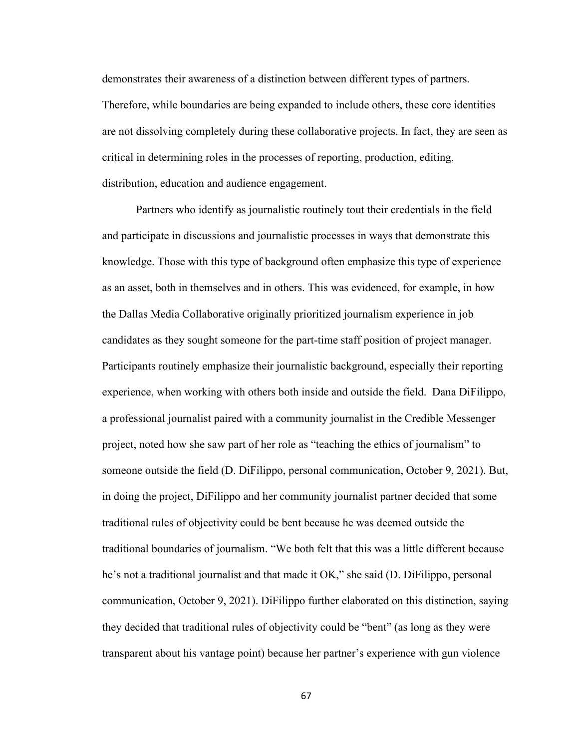demonstrates their awareness of a distinction between different types of partners. Therefore, while boundaries are being expanded to include others, these core identities are not dissolving completely during these collaborative projects. In fact, they are seen as critical in determining roles in the processes of reporting, production, editing, distribution, education and audience engagement.

Partners who identify as journalistic routinely tout their credentials in the field and participate in discussions and journalistic processes in ways that demonstrate this knowledge. Those with this type of background often emphasize this type of experience as an asset, both in themselves and in others. This was evidenced, for example, in how the Dallas Media Collaborative originally prioritized journalism experience in job candidates as they sought someone for the part-time staff position of project manager. Participants routinely emphasize their journalistic background, especially their reporting experience, when working with others both inside and outside the field. Dana DiFilippo, a professional journalist paired with a community journalist in the Credible Messenger project, noted how she saw part of her role as "teaching the ethics of journalism" to someone outside the field (D. DiFilippo, personal communication, October 9, 2021). But, in doing the project, DiFilippo and her community journalist partner decided that some traditional rules of objectivity could be bent because he was deemed outside the traditional boundaries of journalism. "We both felt that this was a little different because he's not a traditional journalist and that made it OK," she said (D. DiFilippo, personal communication, October 9, 2021). DiFilippo further elaborated on this distinction, saying they decided that traditional rules of objectivity could be "bent" (as long as they were transparent about his vantage point) because her partner's experience with gun violence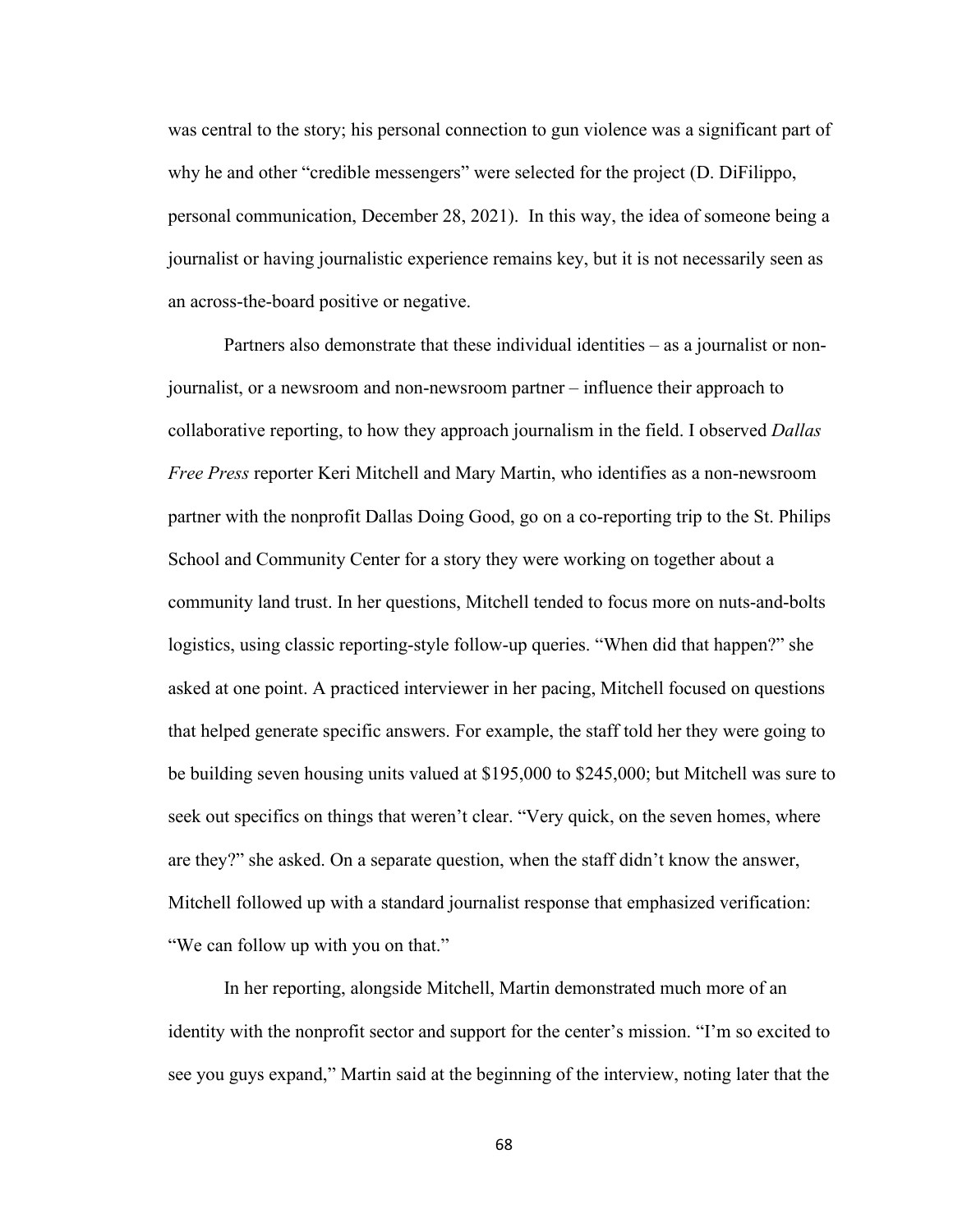was central to the story; his personal connection to gun violence was a significant part of why he and other "credible messengers" were selected for the project (D. DiFilippo, personal communication, December 28, 2021). In this way, the idea of someone being a journalist or having journalistic experience remains key, but it is not necessarily seen as an across-the-board positive or negative.

Partners also demonstrate that these individual identities – as a journalist or non-journalist, or a newsroom and non-newsroom partner – influence their approach to collaborative reporting, to how they approach journalism in the field. I observed *Dallas Free Press* reporter Keri Mitchell and Mary Martin, who identifies as a non-newsroom partner with the nonprofit Dallas Doing Good, go on a co-reporting trip to the St. Philips School and Community Center for a story they were working on together about a community land trust. In her questions, Mitchell tended to focus more on nuts-and-bolts logistics, using classic reporting-style follow-up queries. "When did that happen?" she asked at one point. A practiced interviewer in her pacing, Mitchell focused on questions that helped generate specific answers. For example, the staff told her they were going to be building seven housing units valued at $195,000 to $245,000; but Mitchell was sure to seek out specifics on things that weren't clear. "Very quick, on the seven homes, where are they?" she asked. On a separate question, when the staff didn't know the answer, Mitchell followed up with a standard journalist response that emphasized verification: "We can follow up with you on that."

In her reporting, alongside Mitchell, Martin demonstrated much more of an identity with the nonprofit sector and support for the center's mission. "I'm so excited to see you guys expand," Martin said at the beginning of the interview, noting later that the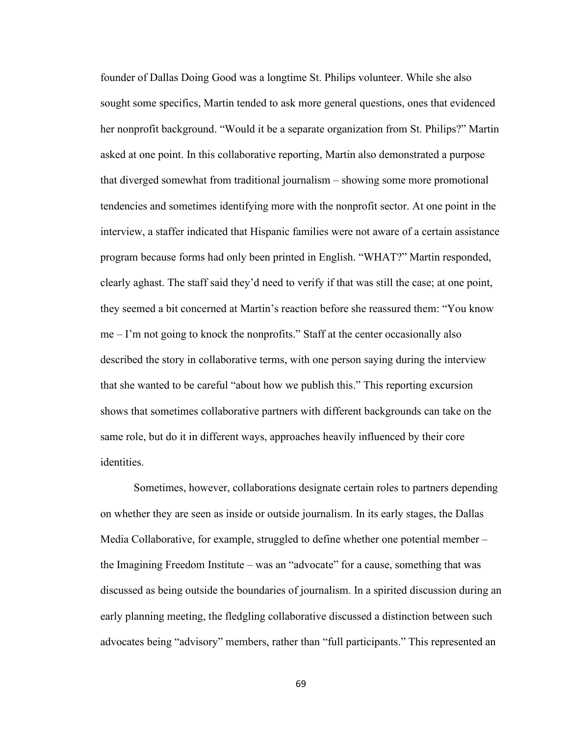founder of Dallas Doing Good was a longtime St. Philips volunteer. While she also sought some specifics, Martin tended to ask more general questions, ones that evidenced her nonprofit background. "Would it be a separate organization from St. Philips?" Martin asked at one point. In this collaborative reporting, Martin also demonstrated a purpose that diverged somewhat from traditional journalism – showing some more promotional tendencies and sometimes identifying more with the nonprofit sector. At one point in the interview, a staffer indicated that Hispanic families were not aware of a certain assistance program because forms had only been printed in English. "WHAT?" Martin responded, clearly aghast. The staff said they'd need to verify if that was still the case; at one point, they seemed a bit concerned at Martin's reaction before she reassured them: "You know me – I'm not going to knock the nonprofits." Staff at the center occasionally also described the story in collaborative terms, with one person saying during the interview that she wanted to be careful "about how we publish this." This reporting excursion shows that sometimes collaborative partners with different backgrounds can take on the same role, but do it in different ways, approaches heavily influenced by their core identities.

Sometimes, however, collaborations designate certain roles to partners depending on whether they are seen as inside or outside journalism. In its early stages, the Dallas Media Collaborative, for example, struggled to define whether one potential member – the Imagining Freedom Institute – was an "advocate" for a cause, something that was discussed as being outside the boundaries of journalism. In a spirited discussion during an early planning meeting, the fledgling collaborative discussed a distinction between such advocates being "advisory" members, rather than "full participants." This represented an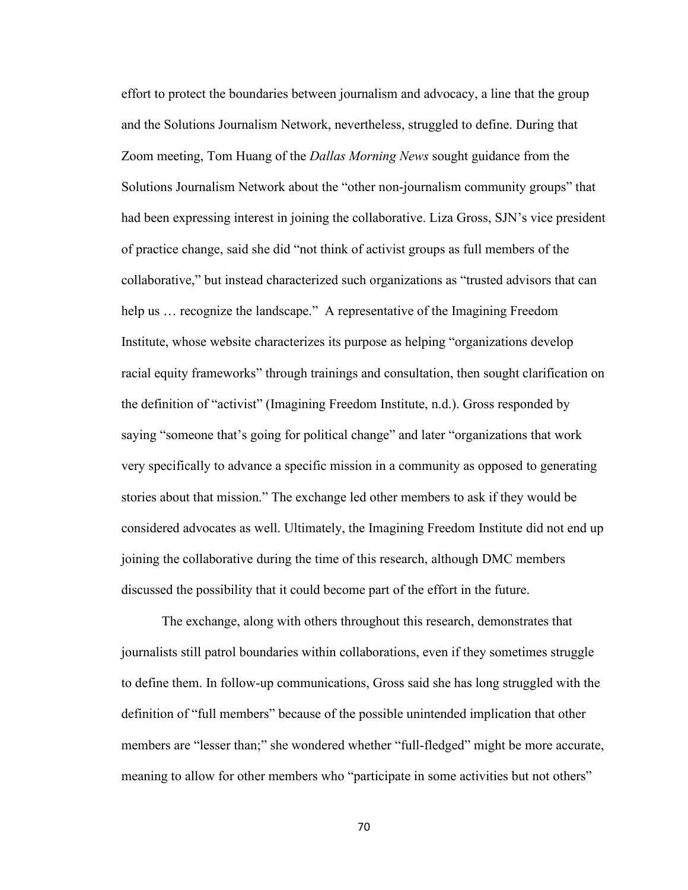effort to protect the boundaries between journalism and advocacy, a line that the group and the Solutions Journalism Network, nevertheless, struggled to define. During that Zoom meeting, Tom Huang of the *Dallas Morning News* sought guidance from the Solutions Journalism Network about the "other non-journalism community groups" that had been expressing interest in joining the collaborative. Liza Gross, SJN's vice president of practice change, said she did "not think of activist groups as full members of the collaborative," but instead characterized such organizations as "trusted advisors that can help us … recognize the landscape." A representative of the Imagining Freedom Institute, whose website characterizes its purpose as helping "organizations develop racial equity frameworks" through trainings and consultation, then sought clarification on the definition of "activist" (Imagining Freedom Institute, n.d.). Gross responded by saying "someone that's going for political change" and later "organizations that work very specifically to advance a specific mission in a community as opposed to generating stories about that mission." The exchange led other members to ask if they would be considered advocates as well. Ultimately, the Imagining Freedom Institute did not end up joining the collaborative during the time of this research, although DMC members discussed the possibility that it could become part of the effort in the future.

The exchange, along with others throughout this research, demonstrates that journalists still patrol boundaries within collaborations, even if they sometimes struggle to define them. In follow-up communications, Gross said she has long struggled with the definition of "full members" because of the possible unintended implication that other members are "lesser than;" she wondered whether "full-fledged" might be more accurate, meaning to allow for other members who "participate in some activities but not others"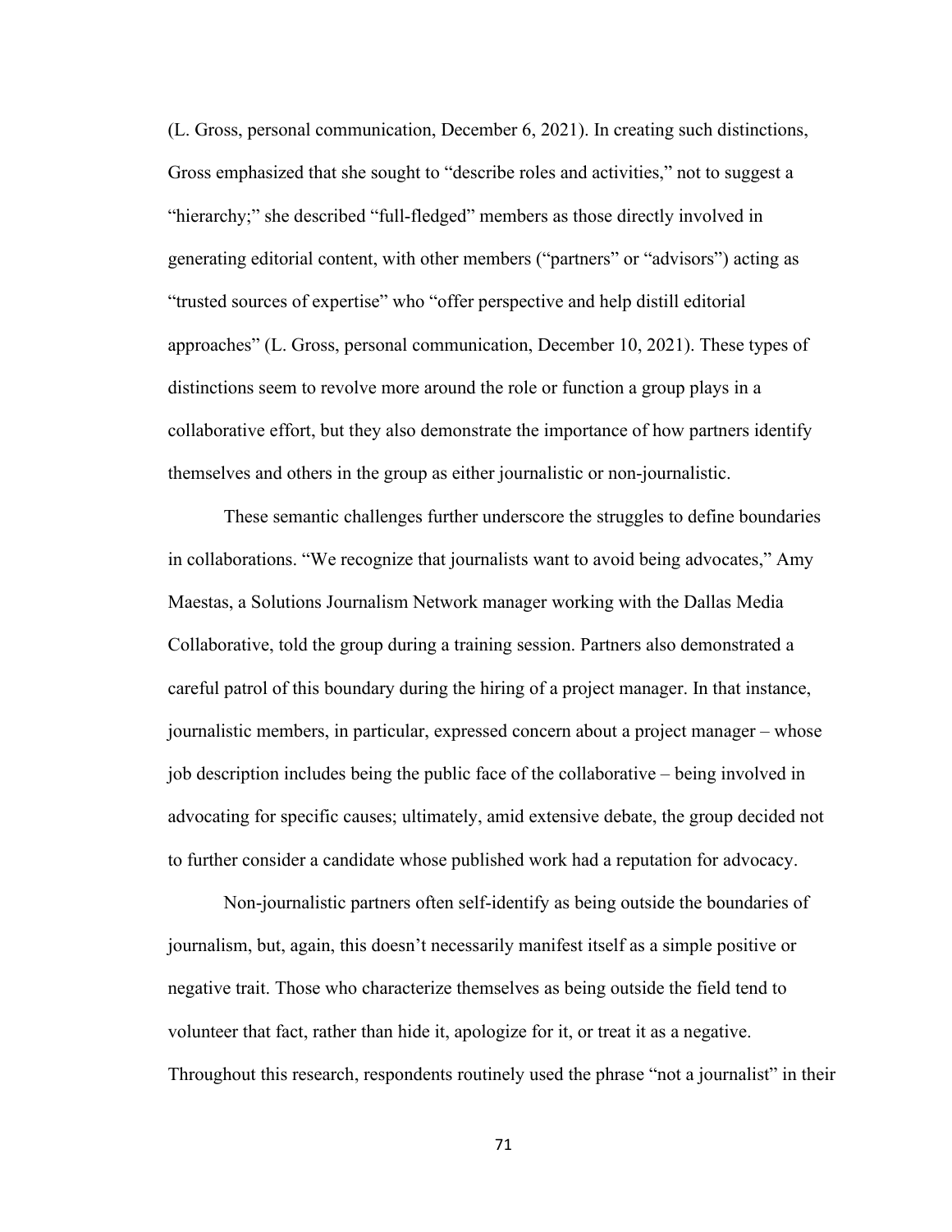(L. Gross, personal communication, December 6, 2021). In creating such distinctions, Gross emphasized that she sought to "describe roles and activities," not to suggest a "hierarchy;" she described "full-fledged" members as those directly involved in generating editorial content, with other members ("partners" or "advisors") acting as "trusted sources of expertise" who "offer perspective and help distill editorial approaches" (L. Gross, personal communication, December 10, 2021). These types of distinctions seem to revolve more around the role or function a group plays in a collaborative effort, but they also demonstrate the importance of how partners identify themselves and others in the group as either journalistic or non-journalistic.

These semantic challenges further underscore the struggles to define boundaries in collaborations. "We recognize that journalists want to avoid being advocates," Amy Maestas, a Solutions Journalism Network manager working with the Dallas Media Collaborative, told the group during a training session. Partners also demonstrated a careful patrol of this boundary during the hiring of a project manager. In that instance, journalistic members, in particular, expressed concern about a project manager – whose job description includes being the public face of the collaborative – being involved in advocating for specific causes; ultimately, amid extensive debate, the group decided not to further consider a candidate whose published work had a reputation for advocacy.

Non-journalistic partners often self-identify as being outside the boundaries of journalism, but, again, this doesn't necessarily manifest itself as a simple positive or negative trait. Those who characterize themselves as being outside the field tend to volunteer that fact, rather than hide it, apologize for it, or treat it as a negative. Throughout this research, respondents routinely used the phrase "not a journalist" in their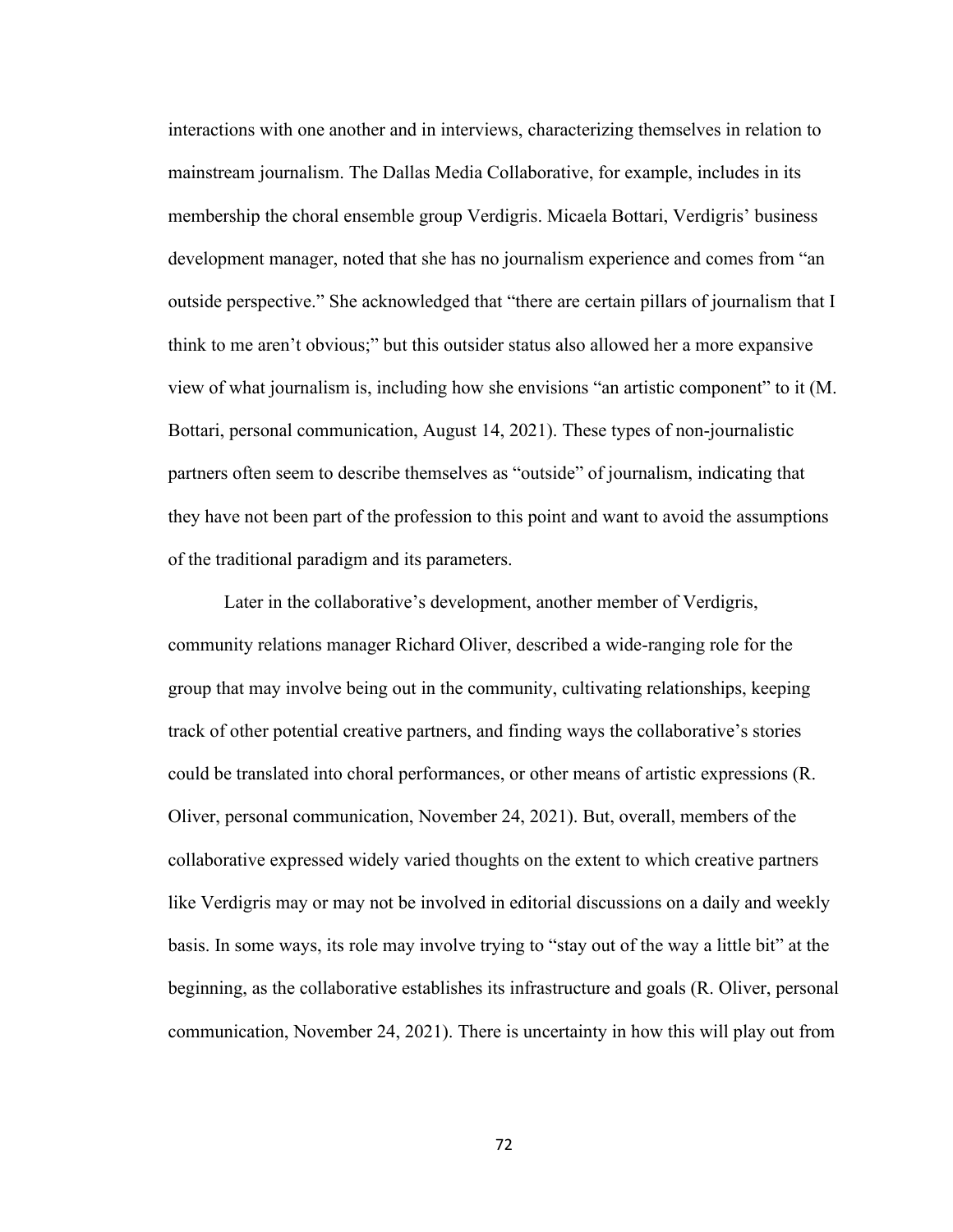interactions with one another and in interviews, characterizing themselves in relation to mainstream journalism. The Dallas Media Collaborative, for example, includes in its membership the choral ensemble group Verdigris. Micaela Bottari, Verdigris' business development manager, noted that she has no journalism experience and comes from "an outside perspective." She acknowledged that "there are certain pillars of journalism that I think to me aren't obvious;" but this outsider status also allowed her a more expansive view of what journalism is, including how she envisions "an artistic component" to it (M. Bottari, personal communication, August 14, 2021). These types of non-journalistic partners often seem to describe themselves as "outside" of journalism, indicating that they have not been part of the profession to this point and want to avoid the assumptions of the traditional paradigm and its parameters.

Later in the collaborative's development, another member of Verdigris, community relations manager Richard Oliver, described a wide-ranging role for the group that may involve being out in the community, cultivating relationships, keeping track of other potential creative partners, and finding ways the collaborative's stories could be translated into choral performances, or other means of artistic expressions (R. Oliver, personal communication, November 24, 2021). But, overall, members of the collaborative expressed widely varied thoughts on the extent to which creative partners like Verdigris may or may not be involved in editorial discussions on a daily and weekly basis. In some ways, its role may involve trying to "stay out of the way a little bit" at the beginning, as the collaborative establishes its infrastructure and goals (R. Oliver, personal communication, November 24, 2021). There is uncertainty in how this will play out from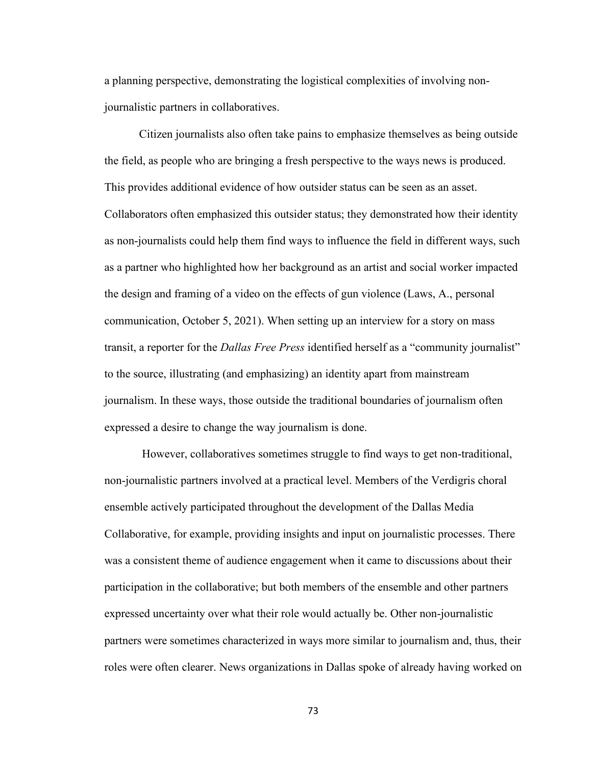a planning perspective, demonstrating the logistical complexities of involving non-journalistic partners in collaboratives.

Citizen journalists also often take pains to emphasize themselves as being outside the field, as people who are bringing a fresh perspective to the ways news is produced. This provides additional evidence of how outsider status can be seen as an asset. Collaborators often emphasized this outsider status; they demonstrated how their identity as non-journalists could help them find ways to influence the field in different ways, such as a partner who highlighted how her background as an artist and social worker impacted the design and framing of a video on the effects of gun violence (Laws, A., personal communication, October 5, 2021). When setting up an interview for a story on mass transit, a reporter for the *Dallas Free Press* identified herself as a "community journalist" to the source, illustrating (and emphasizing) an identity apart from mainstream journalism. In these ways, those outside the traditional boundaries of journalism often expressed a desire to change the way journalism is done.

However, collaboratives sometimes struggle to find ways to get non-traditional, non-journalistic partners involved at a practical level. Members of the Verdigris choral ensemble actively participated throughout the development of the Dallas Media Collaborative, for example, providing insights and input on journalistic processes. There was a consistent theme of audience engagement when it came to discussions about their participation in the collaborative; but both members of the ensemble and other partners expressed uncertainty over what their role would actually be. Other non-journalistic partners were sometimes characterized in ways more similar to journalism and, thus, their roles were often clearer. News organizations in Dallas spoke of already having worked on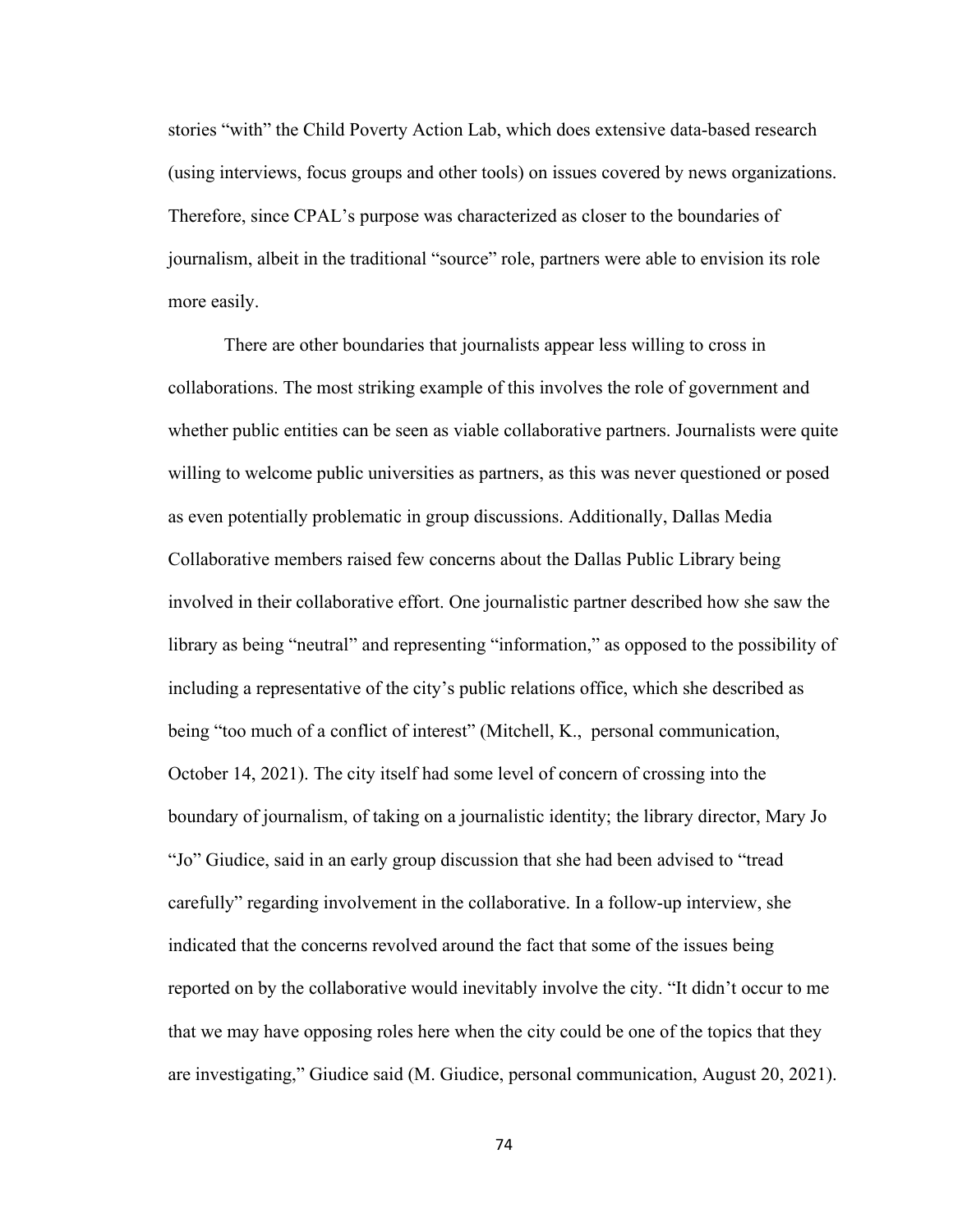stories "with" the Child Poverty Action Lab, which does extensive data-based research (using interviews, focus groups and other tools) on issues covered by news organizations. Therefore, since CPAL's purpose was characterized as closer to the boundaries of journalism, albeit in the traditional "source" role, partners were able to envision its role more easily.

There are other boundaries that journalists appear less willing to cross in collaborations. The most striking example of this involves the role of government and whether public entities can be seen as viable collaborative partners. Journalists were quite willing to welcome public universities as partners, as this was never questioned or posed as even potentially problematic in group discussions. Additionally, Dallas Media Collaborative members raised few concerns about the Dallas Public Library being involved in their collaborative effort. One journalistic partner described how she saw the library as being "neutral" and representing "information," as opposed to the possibility of including a representative of the city's public relations office, which she described as being "too much of a conflict of interest" (Mitchell, K., personal communication, October 14, 2021). The city itself had some level of concern of crossing into the boundary of journalism, of taking on a journalistic identity; the library director, Mary Jo "Jo" Giudice, said in an early group discussion that she had been advised to "tread carefully" regarding involvement in the collaborative. In a follow-up interview, she indicated that the concerns revolved around the fact that some of the issues being reported on by the collaborative would inevitably involve the city. "It didn't occur to me that we may have opposing roles here when the city could be one of the topics that they are investigating," Giudice said (M. Giudice, personal communication, August 20, 2021).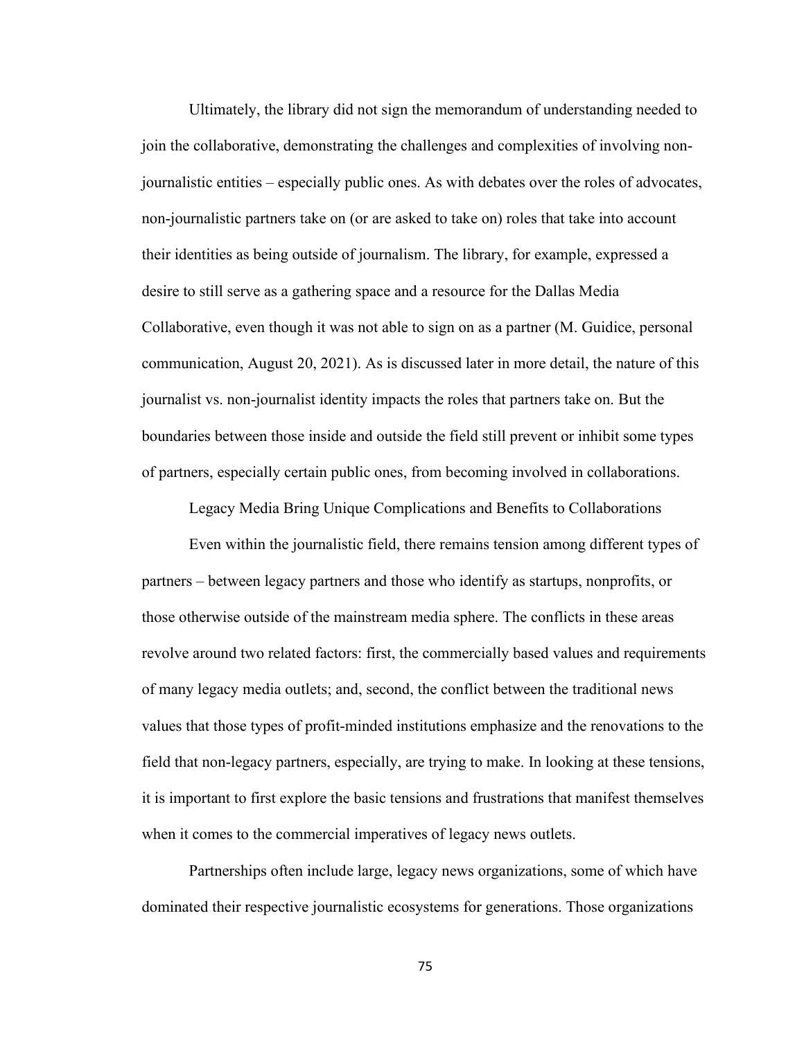Ultimately, the library did not sign the memorandum of understanding needed to join the collaborative, demonstrating the challenges and complexities of involving non-journalistic entities – especially public ones. As with debates over the roles of advocates, non-journalistic partners take on (or are asked to take on) roles that take into account their identities as being outside of journalism. The library, for example, expressed a desire to still serve as a gathering space and a resource for the Dallas Media Collaborative, even though it was not able to sign on as a partner (M. Guidice, personal communication, August 20, 2021). As is discussed later in more detail, the nature of this journalist vs. non-journalist identity impacts the roles that partners take on. But the boundaries between those inside and outside the field still prevent or inhibit some types of partners, especially certain public ones, from becoming involved in collaborations.

## Legacy Media Bring Unique Complications and Benefits to Collaborations

Even within the journalistic field, there remains tension among different types of partners – between legacy partners and those who identify as startups, nonprofits, or those otherwise outside of the mainstream media sphere. The conflicts in these areas revolve around two related factors: first, the commercially based values and requirements of many legacy media outlets; and, second, the conflict between the traditional news values that those types of profit-minded institutions emphasize and the renovations to the field that non-legacy partners, especially, are trying to make. In looking at these tensions, it is important to first explore the basic tensions and frustrations that manifest themselves when it comes to the commercial imperatives of legacy news outlets.

Partnerships often include large, legacy news organizations, some of which have dominated their respective journalistic ecosystems for generations. Those organizations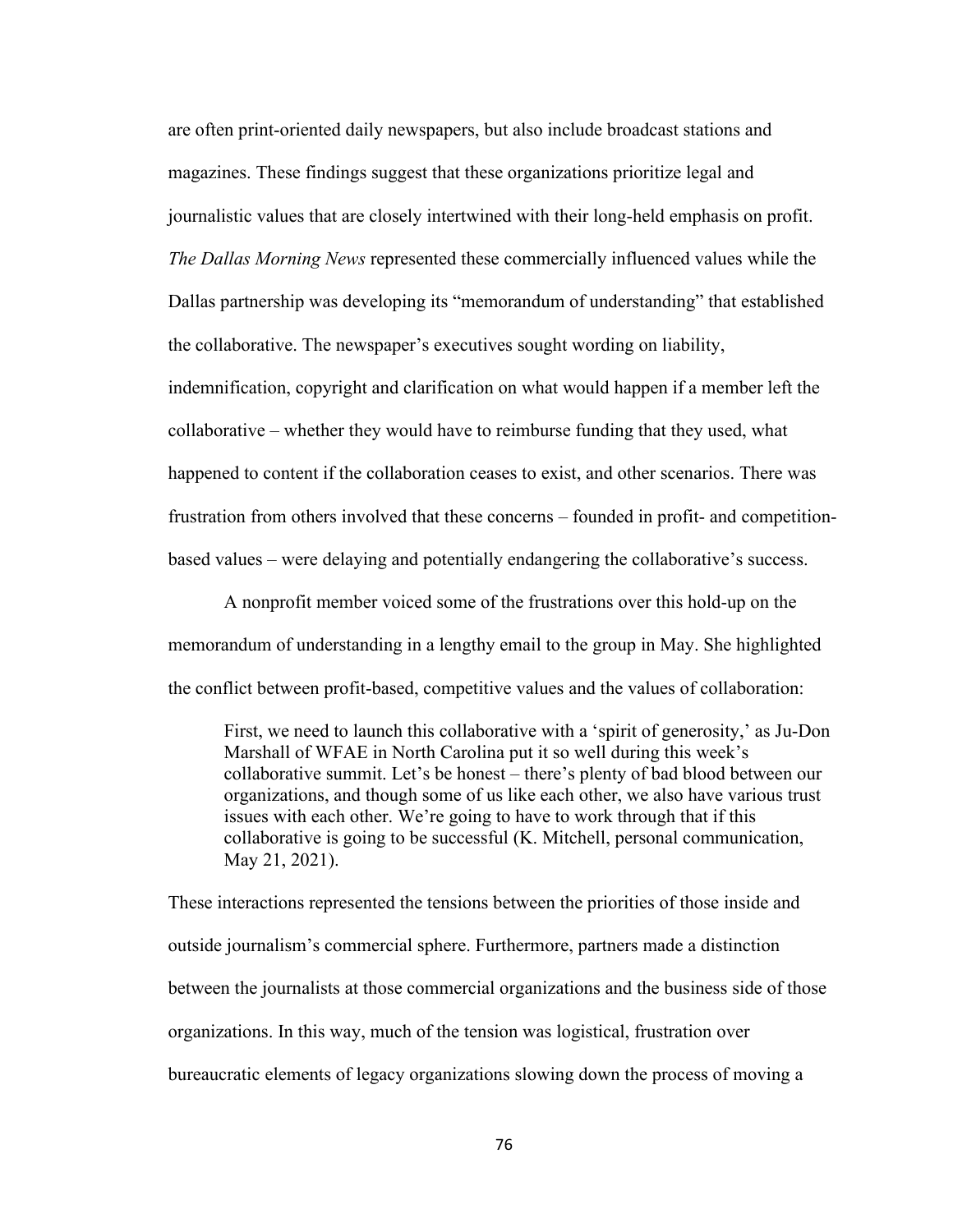are often print-oriented daily newspapers, but also include broadcast stations and magazines. These findings suggest that these organizations prioritize legal and journalistic values that are closely intertwined with their long-held emphasis on profit. *The Dallas Morning News* represented these commercially influenced values while the Dallas partnership was developing its "memorandum of understanding" that established the collaborative. The newspaper's executives sought wording on liability, indemnification, copyright and clarification on what would happen if a member left the collaborative – whether they would have to reimburse funding that they used, what happened to content if the collaboration ceases to exist, and other scenarios. There was frustration from others involved that these concerns – founded in profit- and competition-based values – were delaying and potentially endangering the collaborative's success.

A nonprofit member voiced some of the frustrations over this hold-up on the memorandum of understanding in a lengthy email to the group in May. She highlighted the conflict between profit-based, competitive values and the values of collaboration:

> First, we need to launch this collaborative with a 'spirit of generosity,' as Ju-Don Marshall of WFAE in North Carolina put it so well during this week's collaborative summit. Let's be honest – there's plenty of bad blood between our organizations, and though some of us like each other, we also have various trust issues with each other. We're going to have to work through that if this collaborative is going to be successful (K. Mitchell, personal communication, May 21, 2021).

These interactions represented the tensions between the priorities of those inside and outside journalism's commercial sphere. Furthermore, partners made a distinction between the journalists at those commercial organizations and the business side of those organizations. In this way, much of the tension was logistical, frustration over bureaucratic elements of legacy organizations slowing down the process of moving a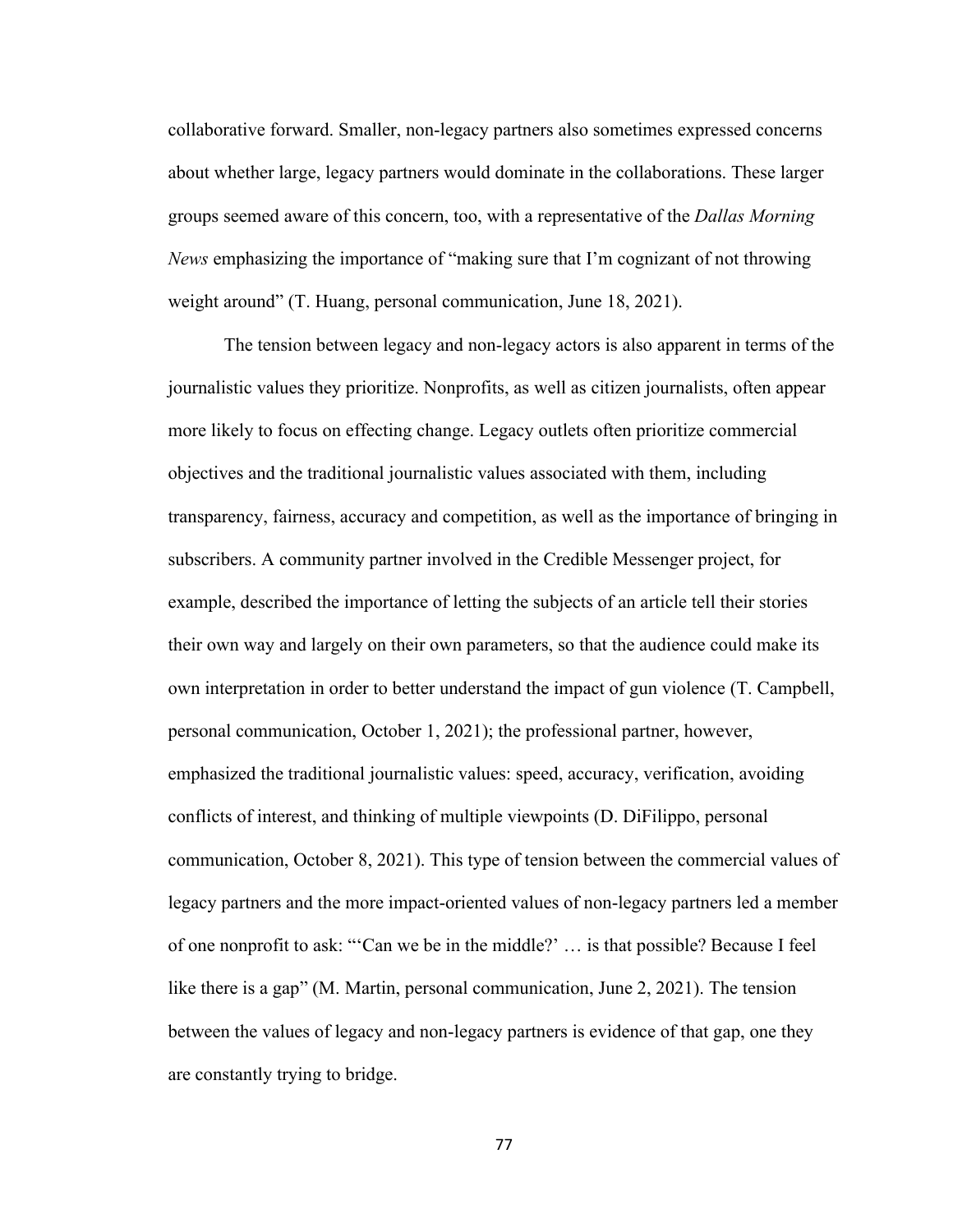collaborative forward. Smaller, non-legacy partners also sometimes expressed concerns about whether large, legacy partners would dominate in the collaborations. These larger groups seemed aware of this concern, too, with a representative of the *Dallas Morning News* emphasizing the importance of "making sure that I'm cognizant of not throwing weight around" (T. Huang, personal communication, June 18, 2021).

The tension between legacy and non-legacy actors is also apparent in terms of the journalistic values they prioritize. Nonprofits, as well as citizen journalists, often appear more likely to focus on effecting change. Legacy outlets often prioritize commercial objectives and the traditional journalistic values associated with them, including transparency, fairness, accuracy and competition, as well as the importance of bringing in subscribers. A community partner involved in the Credible Messenger project, for example, described the importance of letting the subjects of an article tell their stories their own way and largely on their own parameters, so that the audience could make its own interpretation in order to better understand the impact of gun violence (T. Campbell, personal communication, October 1, 2021); the professional partner, however, emphasized the traditional journalistic values: speed, accuracy, verification, avoiding conflicts of interest, and thinking of multiple viewpoints (D. DiFilippo, personal communication, October 8, 2021). This type of tension between the commercial values of legacy partners and the more impact-oriented values of non-legacy partners led a member of one nonprofit to ask: "'Can we be in the middle?' … is that possible? Because I feel like there is a gap" (M. Martin, personal communication, June 2, 2021). The tension between the values of legacy and non-legacy partners is evidence of that gap, one they are constantly trying to bridge.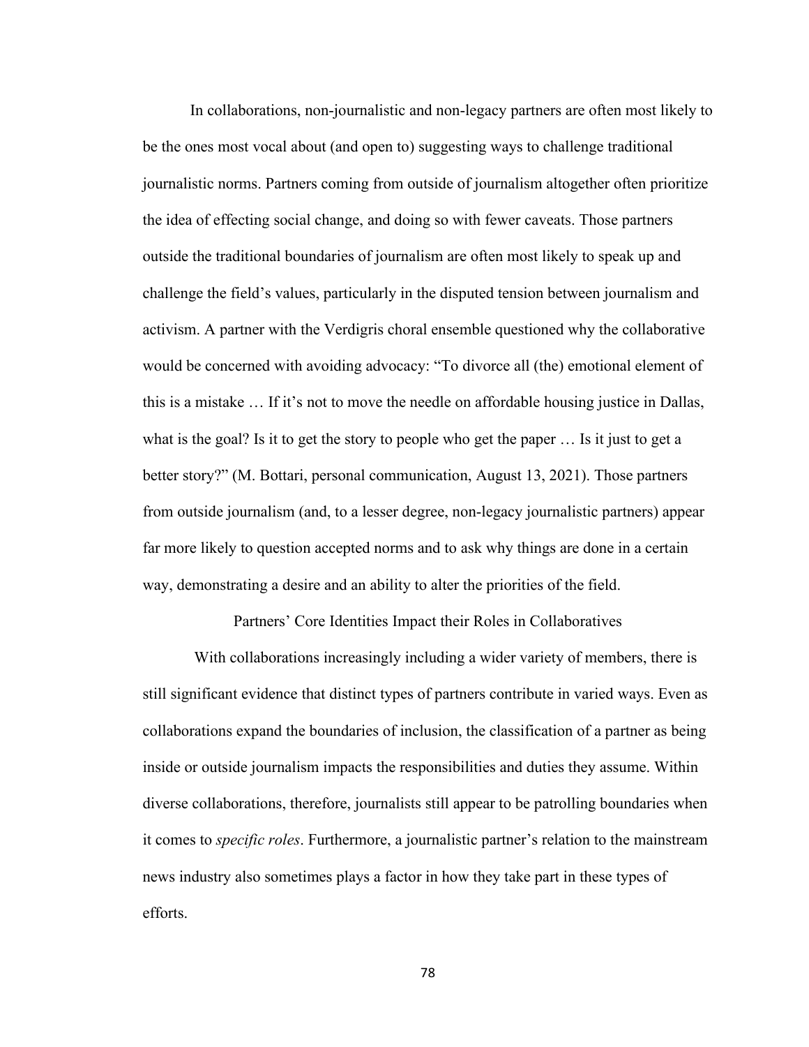In collaborations, non-journalistic and non-legacy partners are often most likely to be the ones most vocal about (and open to) suggesting ways to challenge traditional journalistic norms. Partners coming from outside of journalism altogether often prioritize the idea of effecting social change, and doing so with fewer caveats. Those partners outside the traditional boundaries of journalism are often most likely to speak up and challenge the field's values, particularly in the disputed tension between journalism and activism. A partner with the Verdigris choral ensemble questioned why the collaborative would be concerned with avoiding advocacy: "To divorce all (the) emotional element of this is a mistake … If it's not to move the needle on affordable housing justice in Dallas, what is the goal? Is it to get the story to people who get the paper … Is it just to get a better story?" (M. Bottari, personal communication, August 13, 2021). Those partners from outside journalism (and, to a lesser degree, non-legacy journalistic partners) appear far more likely to question accepted norms and to ask why things are done in a certain way, demonstrating a desire and an ability to alter the priorities of the field.

## Partners' Core Identities Impact their Roles in Collaboratives

With collaborations increasingly including a wider variety of members, there is still significant evidence that distinct types of partners contribute in varied ways. Even as collaborations expand the boundaries of inclusion, the classification of a partner as being inside or outside journalism impacts the responsibilities and duties they assume. Within diverse collaborations, therefore, journalists still appear to be patrolling boundaries when it comes to *specific roles*. Furthermore, a journalistic partner's relation to the mainstream news industry also sometimes plays a factor in how they take part in these types of efforts.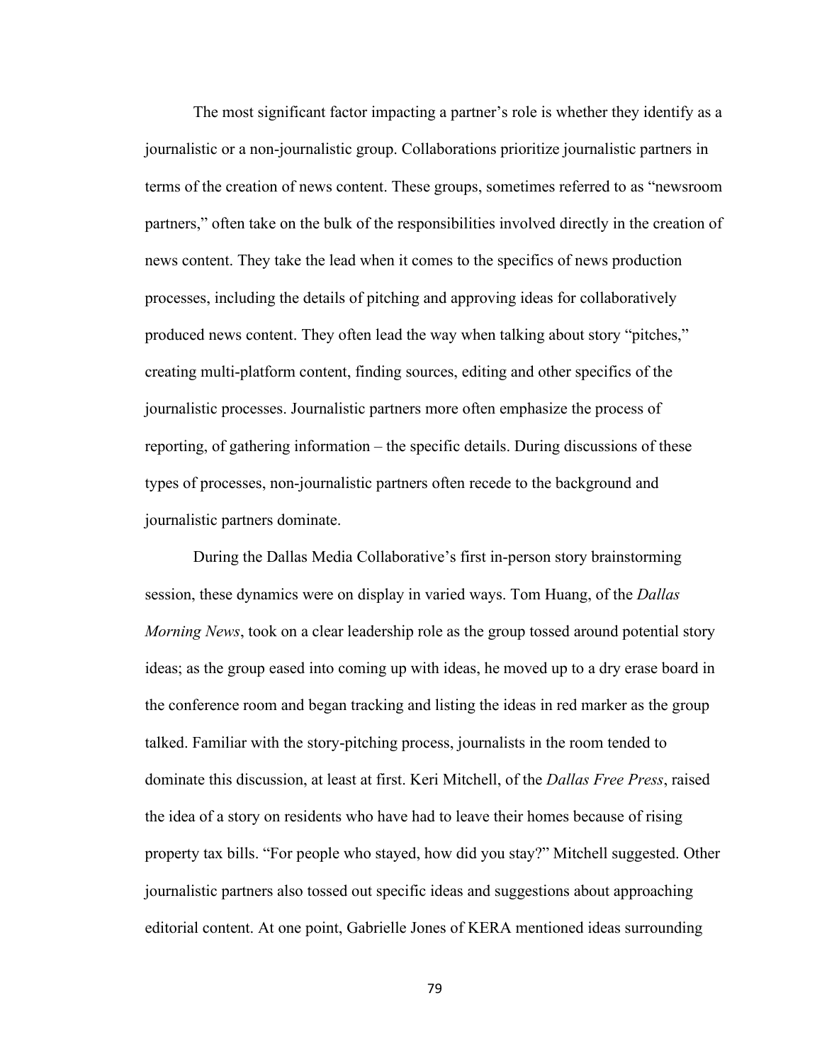The most significant factor impacting a partner's role is whether they identify as a journalistic or a non-journalistic group. Collaborations prioritize journalistic partners in terms of the creation of news content. These groups, sometimes referred to as "newsroom partners," often take on the bulk of the responsibilities involved directly in the creation of news content. They take the lead when it comes to the specifics of news production processes, including the details of pitching and approving ideas for collaboratively produced news content. They often lead the way when talking about story "pitches," creating multi-platform content, finding sources, editing and other specifics of the journalistic processes. Journalistic partners more often emphasize the process of reporting, of gathering information – the specific details. During discussions of these types of processes, non-journalistic partners often recede to the background and journalistic partners dominate.

During the Dallas Media Collaborative's first in-person story brainstorming session, these dynamics were on display in varied ways. Tom Huang, of the *Dallas Morning News*, took on a clear leadership role as the group tossed around potential story ideas; as the group eased into coming up with ideas, he moved up to a dry erase board in the conference room and began tracking and listing the ideas in red marker as the group talked. Familiar with the story-pitching process, journalists in the room tended to dominate this discussion, at least at first. Keri Mitchell, of the *Dallas Free Press*, raised the idea of a story on residents who have had to leave their homes because of rising property tax bills. "For people who stayed, how did you stay?" Mitchell suggested. Other journalistic partners also tossed out specific ideas and suggestions about approaching editorial content. At one point, Gabrielle Jones of KERA mentioned ideas surrounding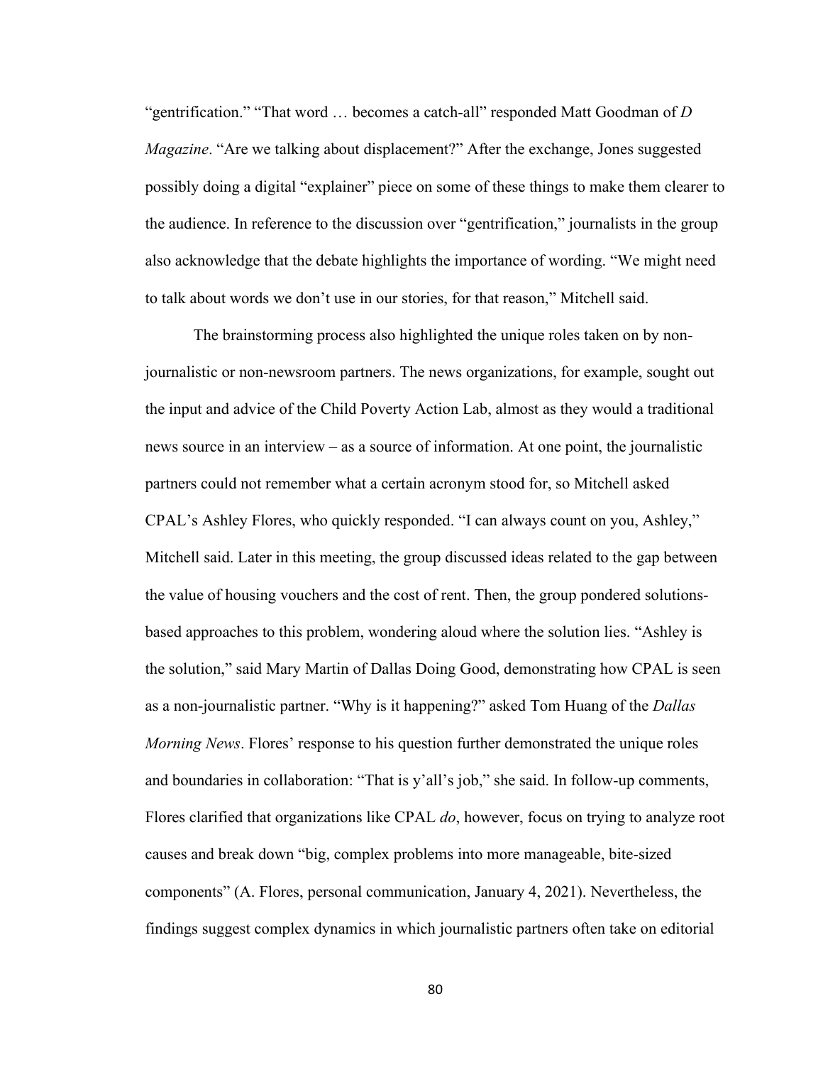"gentrification." "That word … becomes a catch-all" responded Matt Goodman of *D Magazine*. "Are we talking about displacement?" After the exchange, Jones suggested possibly doing a digital "explainer" piece on some of these things to make them clearer to the audience. In reference to the discussion over "gentrification," journalists in the group also acknowledge that the debate highlights the importance of wording. "We might need to talk about words we don't use in our stories, for that reason," Mitchell said.

The brainstorming process also highlighted the unique roles taken on by non-journalistic or non-newsroom partners. The news organizations, for example, sought out the input and advice of the Child Poverty Action Lab, almost as they would a traditional news source in an interview – as a source of information. At one point, the journalistic partners could not remember what a certain acronym stood for, so Mitchell asked CPAL's Ashley Flores, who quickly responded. "I can always count on you, Ashley," Mitchell said. Later in this meeting, the group discussed ideas related to the gap between the value of housing vouchers and the cost of rent. Then, the group pondered solutions-based approaches to this problem, wondering aloud where the solution lies. "Ashley is the solution," said Mary Martin of Dallas Doing Good, demonstrating how CPAL is seen as a non-journalistic partner. "Why is it happening?" asked Tom Huang of the *Dallas Morning News*. Flores' response to his question further demonstrated the unique roles and boundaries in collaboration: "That is y'all's job," she said. In follow-up comments, Flores clarified that organizations like CPAL *do*, however, focus on trying to analyze root causes and break down "big, complex problems into more manageable, bite-sized components" (A. Flores, personal communication, January 4, 2021). Nevertheless, the findings suggest complex dynamics in which journalistic partners often take on editorial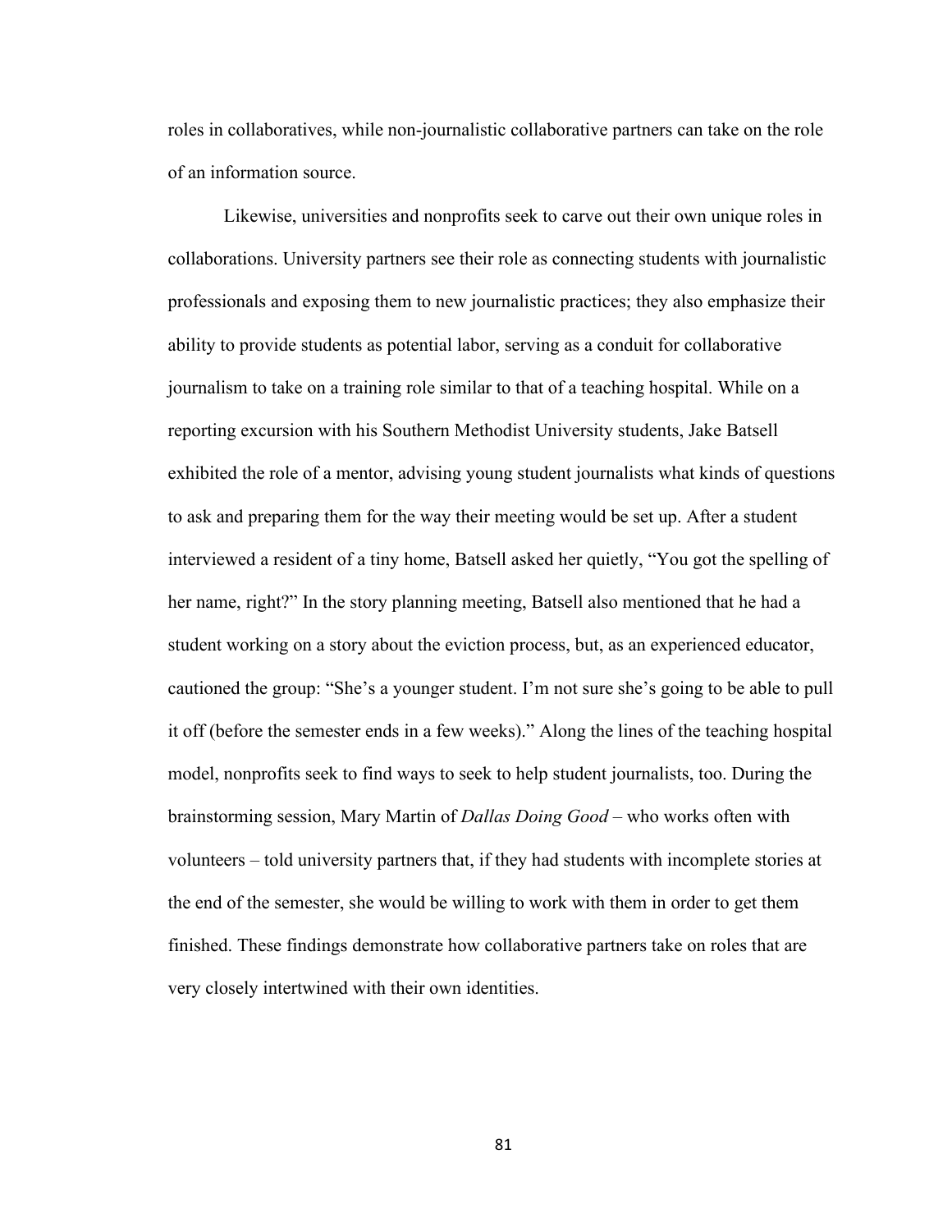roles in collaboratives, while non-journalistic collaborative partners can take on the role of an information source.

Likewise, universities and nonprofits seek to carve out their own unique roles in collaborations. University partners see their role as connecting students with journalistic professionals and exposing them to new journalistic practices; they also emphasize their ability to provide students as potential labor, serving as a conduit for collaborative journalism to take on a training role similar to that of a teaching hospital. While on a reporting excursion with his Southern Methodist University students, Jake Batsell exhibited the role of a mentor, advising young student journalists what kinds of questions to ask and preparing them for the way their meeting would be set up. After a student interviewed a resident of a tiny home, Batsell asked her quietly, “You got the spelling of her name, right?” In the story planning meeting, Batsell also mentioned that he had a student working on a story about the eviction process, but, as an experienced educator, cautioned the group: “She’s a younger student. I’m not sure she’s going to be able to pull it off (before the semester ends in a few weeks).” Along the lines of the teaching hospital model, nonprofits seek to find ways to seek to help student journalists, too. During the brainstorming session, Mary Martin of *Dallas Doing Good* – who works often with volunteers – told university partners that, if they had students with incomplete stories at the end of the semester, she would be willing to work with them in order to get them finished. These findings demonstrate how collaborative partners take on roles that are very closely intertwined with their own identities.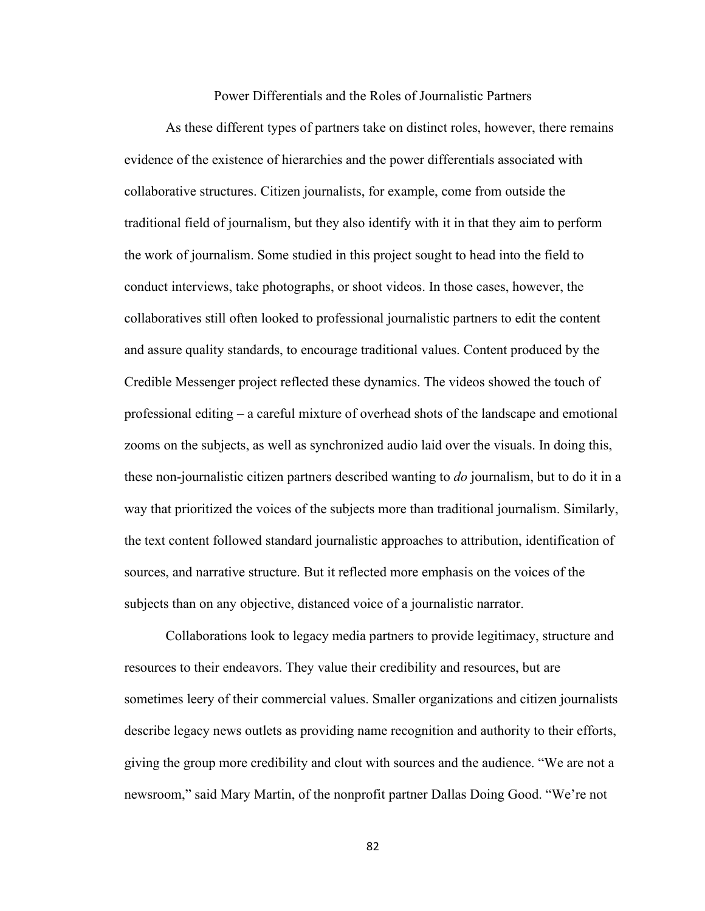## Power Differentials and the Roles of Journalistic Partners

As these different types of partners take on distinct roles, however, there remains evidence of the existence of hierarchies and the power differentials associated with collaborative structures. Citizen journalists, for example, come from outside the traditional field of journalism, but they also identify with it in that they aim to perform the work of journalism. Some studied in this project sought to head into the field to conduct interviews, take photographs, or shoot videos. In those cases, however, the collaboratives still often looked to professional journalistic partners to edit the content and assure quality standards, to encourage traditional values. Content produced by the Credible Messenger project reflected these dynamics. The videos showed the touch of professional editing – a careful mixture of overhead shots of the landscape and emotional zooms on the subjects, as well as synchronized audio laid over the visuals. In doing this, these non-journalistic citizen partners described wanting to *do* journalism, but to do it in a way that prioritized the voices of the subjects more than traditional journalism. Similarly, the text content followed standard journalistic approaches to attribution, identification of sources, and narrative structure. But it reflected more emphasis on the voices of the subjects than on any objective, distanced voice of a journalistic narrator.

Collaborations look to legacy media partners to provide legitimacy, structure and resources to their endeavors. They value their credibility and resources, but are sometimes leery of their commercial values. Smaller organizations and citizen journalists describe legacy news outlets as providing name recognition and authority to their efforts, giving the group more credibility and clout with sources and the audience. "We are not a newsroom," said Mary Martin, of the nonprofit partner Dallas Doing Good. "We're not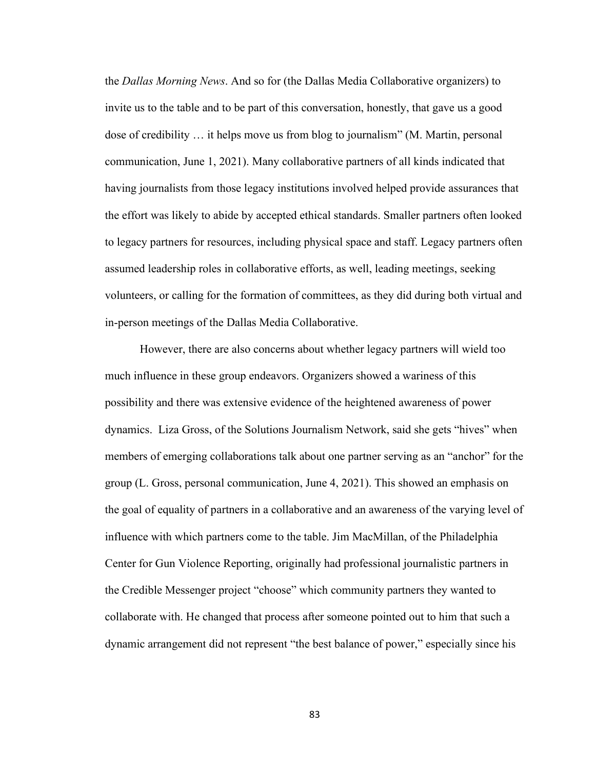the *Dallas Morning News*. And so for (the Dallas Media Collaborative organizers) to invite us to the table and to be part of this conversation, honestly, that gave us a good dose of credibility … it helps move us from blog to journalism" (M. Martin, personal communication, June 1, 2021). Many collaborative partners of all kinds indicated that having journalists from those legacy institutions involved helped provide assurances that the effort was likely to abide by accepted ethical standards. Smaller partners often looked to legacy partners for resources, including physical space and staff. Legacy partners often assumed leadership roles in collaborative efforts, as well, leading meetings, seeking volunteers, or calling for the formation of committees, as they did during both virtual and in-person meetings of the Dallas Media Collaborative.

However, there are also concerns about whether legacy partners will wield too much influence in these group endeavors. Organizers showed a wariness of this possibility and there was extensive evidence of the heightened awareness of power dynamics. Liza Gross, of the Solutions Journalism Network, said she gets "hives" when members of emerging collaborations talk about one partner serving as an "anchor" for the group (L. Gross, personal communication, June 4, 2021). This showed an emphasis on the goal of equality of partners in a collaborative and an awareness of the varying level of influence with which partners come to the table. Jim MacMillan, of the Philadelphia Center for Gun Violence Reporting, originally had professional journalistic partners in the Credible Messenger project "choose" which community partners they wanted to collaborate with. He changed that process after someone pointed out to him that such a dynamic arrangement did not represent "the best balance of power," especially since his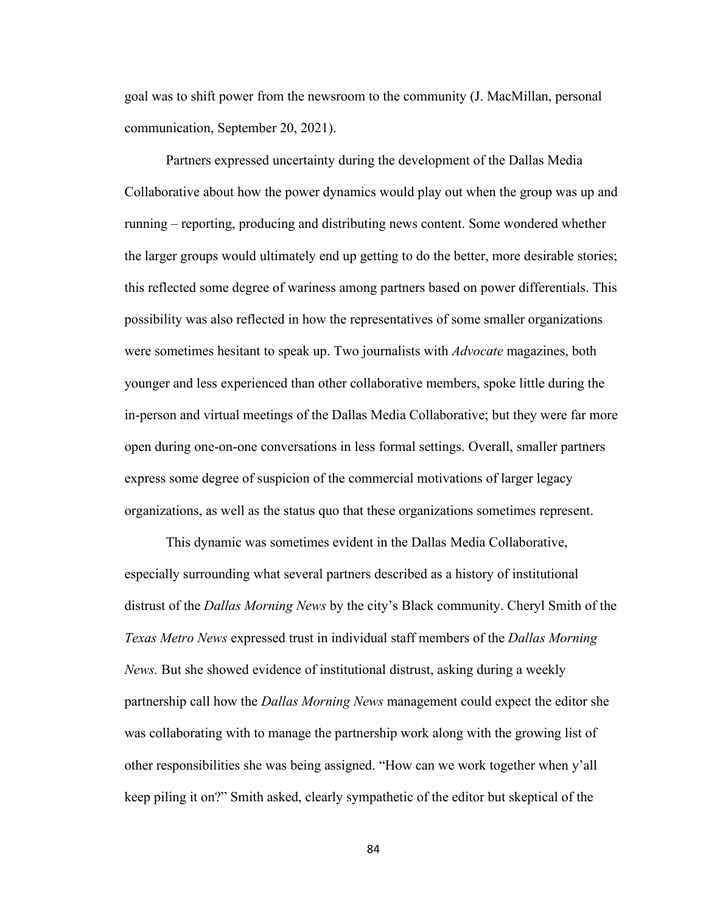goal was to shift power from the newsroom to the community (J. MacMillan, personal communication, September 20, 2021).

Partners expressed uncertainty during the development of the Dallas Media Collaborative about how the power dynamics would play out when the group was up and running – reporting, producing and distributing news content. Some wondered whether the larger groups would ultimately end up getting to do the better, more desirable stories; this reflected some degree of wariness among partners based on power differentials. This possibility was also reflected in how the representatives of some smaller organizations were sometimes hesitant to speak up. Two journalists with *Advocate* magazines, both younger and less experienced than other collaborative members, spoke little during the in-person and virtual meetings of the Dallas Media Collaborative; but they were far more open during one-on-one conversations in less formal settings. Overall, smaller partners express some degree of suspicion of the commercial motivations of larger legacy organizations, as well as the status quo that these organizations sometimes represent.

This dynamic was sometimes evident in the Dallas Media Collaborative, especially surrounding what several partners described as a history of institutional distrust of the *Dallas Morning News* by the city's Black community. Cheryl Smith of the *Texas Metro News* expressed trust in individual staff members of the *Dallas Morning News.* But she showed evidence of institutional distrust, asking during a weekly partnership call how the *Dallas Morning News* management could expect the editor she was collaborating with to manage the partnership work along with the growing list of other responsibilities she was being assigned. "How can we work together when y'all keep piling it on?" Smith asked, clearly sympathetic of the editor but skeptical of the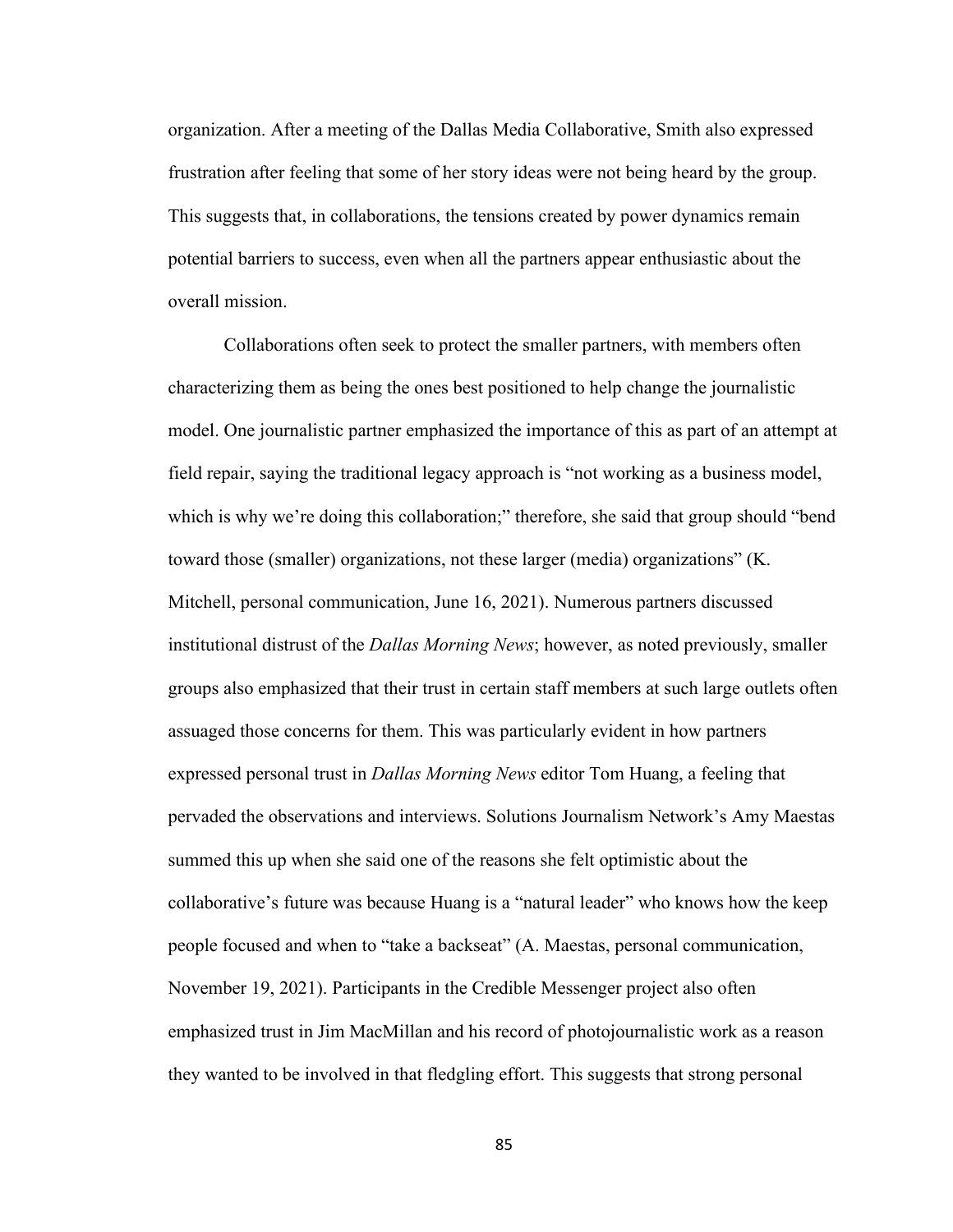organization. After a meeting of the Dallas Media Collaborative, Smith also expressed frustration after feeling that some of her story ideas were not being heard by the group. This suggests that, in collaborations, the tensions created by power dynamics remain potential barriers to success, even when all the partners appear enthusiastic about the overall mission.

Collaborations often seek to protect the smaller partners, with members often characterizing them as being the ones best positioned to help change the journalistic model. One journalistic partner emphasized the importance of this as part of an attempt at field repair, saying the traditional legacy approach is "not working as a business model, which is why we're doing this collaboration;" therefore, she said that group should "bend toward those (smaller) organizations, not these larger (media) organizations" (K. Mitchell, personal communication, June 16, 2021). Numerous partners discussed institutional distrust of the *Dallas Morning News*; however, as noted previously, smaller groups also emphasized that their trust in certain staff members at such large outlets often assuaged those concerns for them. This was particularly evident in how partners expressed personal trust in *Dallas Morning News* editor Tom Huang, a feeling that pervaded the observations and interviews. Solutions Journalism Network's Amy Maestas summed this up when she said one of the reasons she felt optimistic about the collaborative's future was because Huang is a "natural leader" who knows how the keep people focused and when to "take a backseat" (A. Maestas, personal communication, November 19, 2021). Participants in the Credible Messenger project also often emphasized trust in Jim MacMillan and his record of photojournalistic work as a reason they wanted to be involved in that fledgling effort. This suggests that strong personal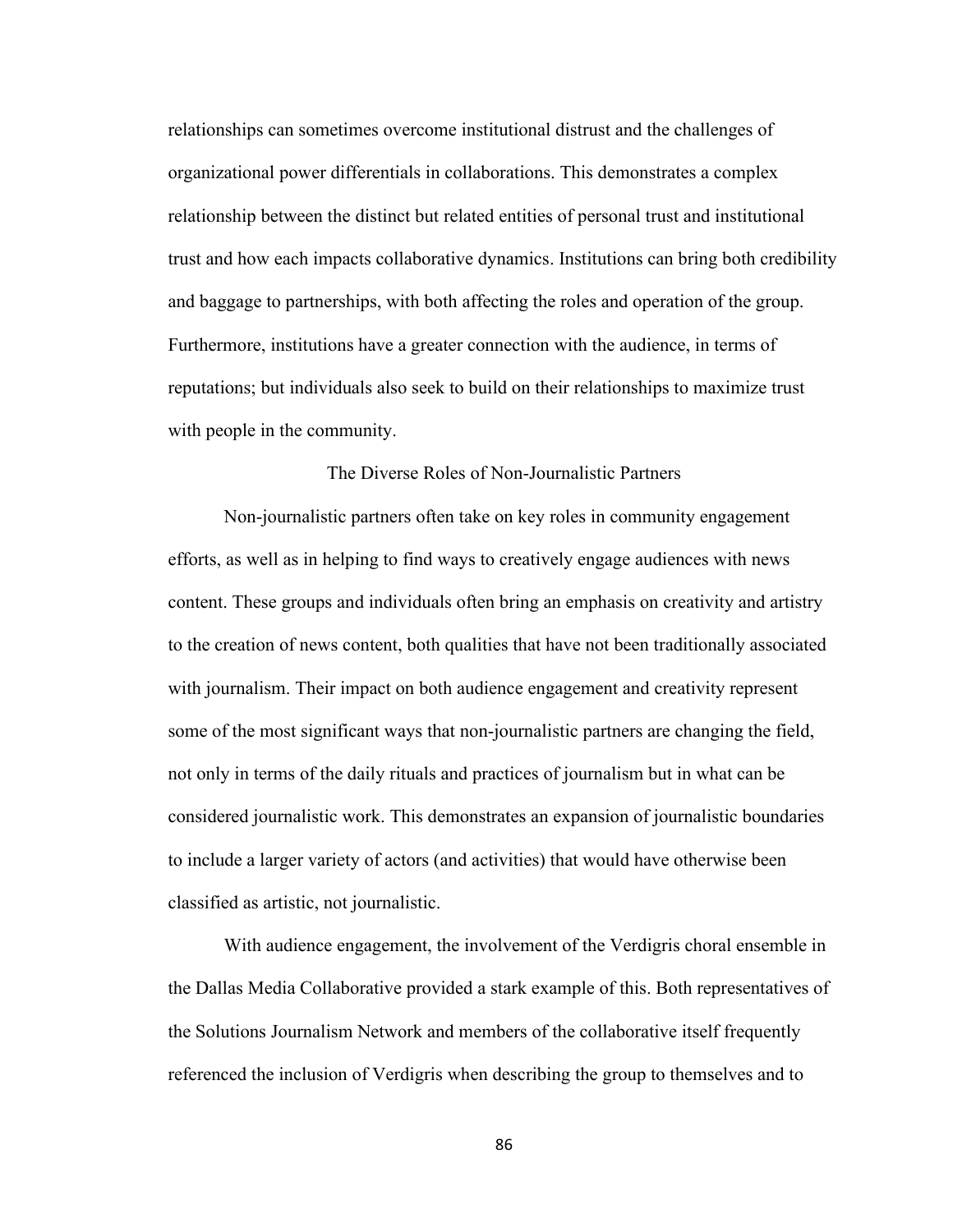relationships can sometimes overcome institutional distrust and the challenges of organizational power differentials in collaborations. This demonstrates a complex relationship between the distinct but related entities of personal trust and institutional trust and how each impacts collaborative dynamics. Institutions can bring both credibility and baggage to partnerships, with both affecting the roles and operation of the group. Furthermore, institutions have a greater connection with the audience, in terms of reputations; but individuals also seek to build on their relationships to maximize trust with people in the community.

## The Diverse Roles of Non-Journalistic Partners

Non-journalistic partners often take on key roles in community engagement efforts, as well as in helping to find ways to creatively engage audiences with news content. These groups and individuals often bring an emphasis on creativity and artistry to the creation of news content, both qualities that have not been traditionally associated with journalism. Their impact on both audience engagement and creativity represent some of the most significant ways that non-journalistic partners are changing the field, not only in terms of the daily rituals and practices of journalism but in what can be considered journalistic work. This demonstrates an expansion of journalistic boundaries to include a larger variety of actors (and activities) that would have otherwise been classified as artistic, not journalistic.

With audience engagement, the involvement of the Verdigris choral ensemble in the Dallas Media Collaborative provided a stark example of this. Both representatives of the Solutions Journalism Network and members of the collaborative itself frequently referenced the inclusion of Verdigris when describing the group to themselves and to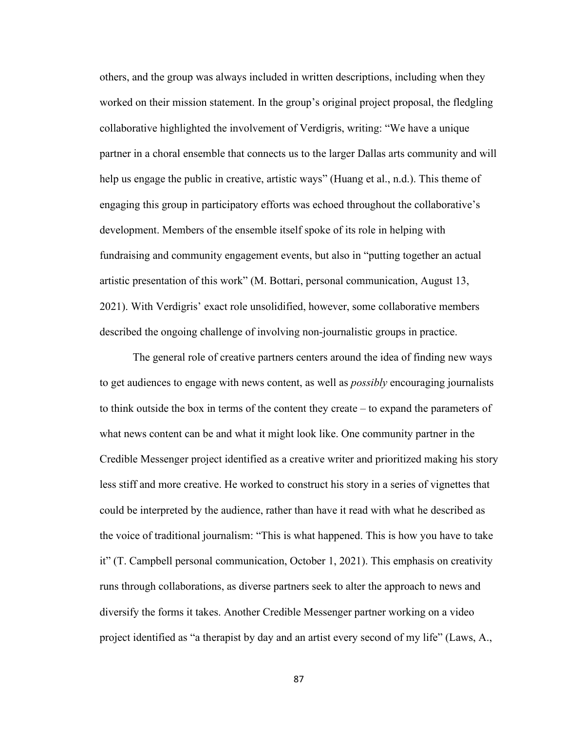others, and the group was always included in written descriptions, including when they worked on their mission statement. In the group's original project proposal, the fledgling collaborative highlighted the involvement of Verdigris, writing: "We have a unique partner in a choral ensemble that connects us to the larger Dallas arts community and will help us engage the public in creative, artistic ways" (Huang et al., n.d.). This theme of engaging this group in participatory efforts was echoed throughout the collaborative's development. Members of the ensemble itself spoke of its role in helping with fundraising and community engagement events, but also in "putting together an actual artistic presentation of this work" (M. Bottari, personal communication, August 13, 2021). With Verdigris' exact role unsolidified, however, some collaborative members described the ongoing challenge of involving non-journalistic groups in practice.

The general role of creative partners centers around the idea of finding new ways to get audiences to engage with news content, as well as *possibly* encouraging journalists to think outside the box in terms of the content they create – to expand the parameters of what news content can be and what it might look like. One community partner in the Credible Messenger project identified as a creative writer and prioritized making his story less stiff and more creative. He worked to construct his story in a series of vignettes that could be interpreted by the audience, rather than have it read with what he described as the voice of traditional journalism: "This is what happened. This is how you have to take it" (T. Campbell personal communication, October 1, 2021). This emphasis on creativity runs through collaborations, as diverse partners seek to alter the approach to news and diversify the forms it takes. Another Credible Messenger partner working on a video project identified as "a therapist by day and an artist every second of my life" (Laws, A.,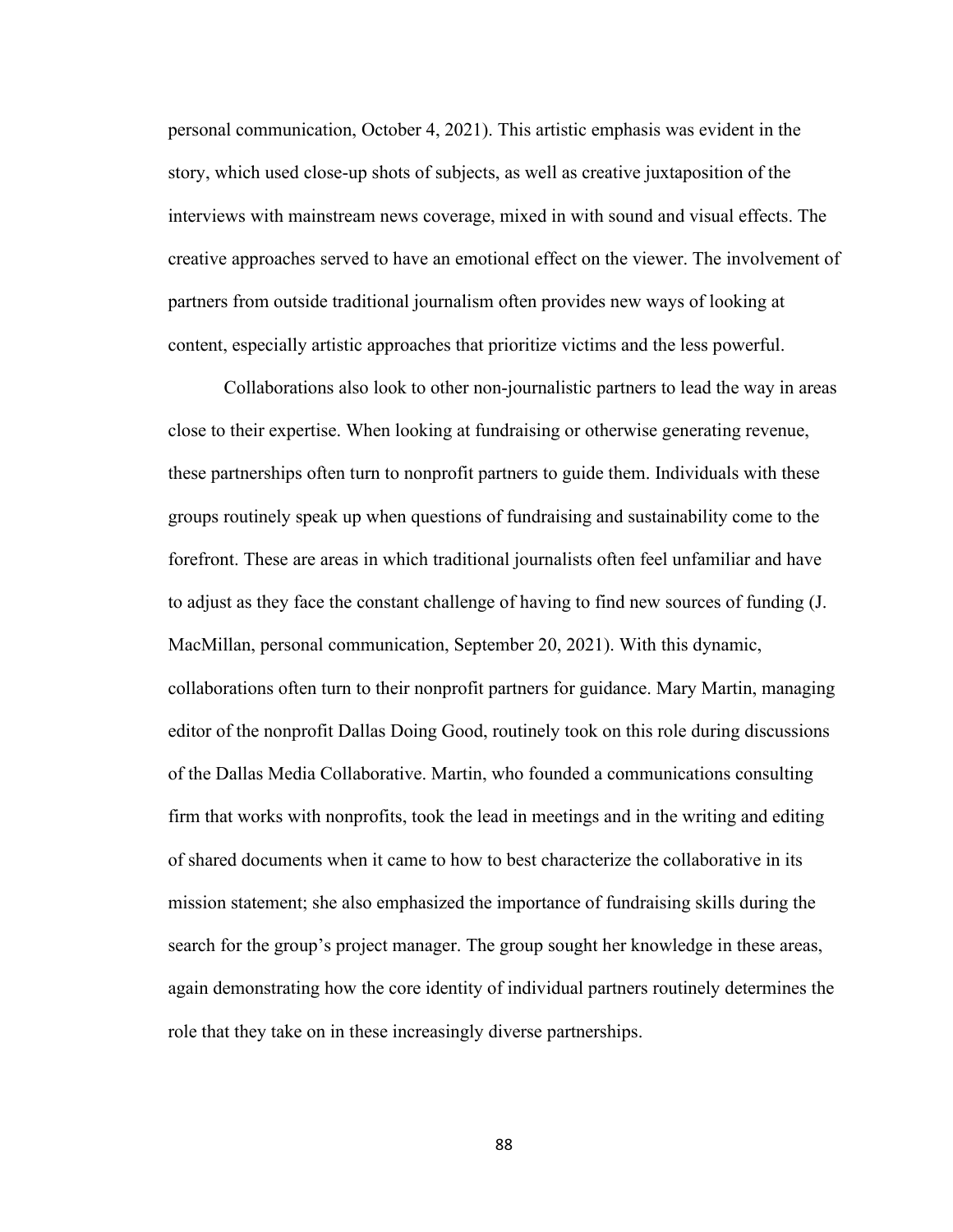personal communication, October 4, 2021). This artistic emphasis was evident in the story, which used close-up shots of subjects, as well as creative juxtaposition of the interviews with mainstream news coverage, mixed in with sound and visual effects. The creative approaches served to have an emotional effect on the viewer. The involvement of partners from outside traditional journalism often provides new ways of looking at content, especially artistic approaches that prioritize victims and the less powerful.

Collaborations also look to other non-journalistic partners to lead the way in areas close to their expertise. When looking at fundraising or otherwise generating revenue, these partnerships often turn to nonprofit partners to guide them. Individuals with these groups routinely speak up when questions of fundraising and sustainability come to the forefront. These are areas in which traditional journalists often feel unfamiliar and have to adjust as they face the constant challenge of having to find new sources of funding (J. MacMillan, personal communication, September 20, 2021). With this dynamic, collaborations often turn to their nonprofit partners for guidance. Mary Martin, managing editor of the nonprofit Dallas Doing Good, routinely took on this role during discussions of the Dallas Media Collaborative. Martin, who founded a communications consulting firm that works with nonprofits, took the lead in meetings and in the writing and editing of shared documents when it came to how to best characterize the collaborative in its mission statement; she also emphasized the importance of fundraising skills during the search for the group's project manager. The group sought her knowledge in these areas, again demonstrating how the core identity of individual partners routinely determines the role that they take on in these increasingly diverse partnerships.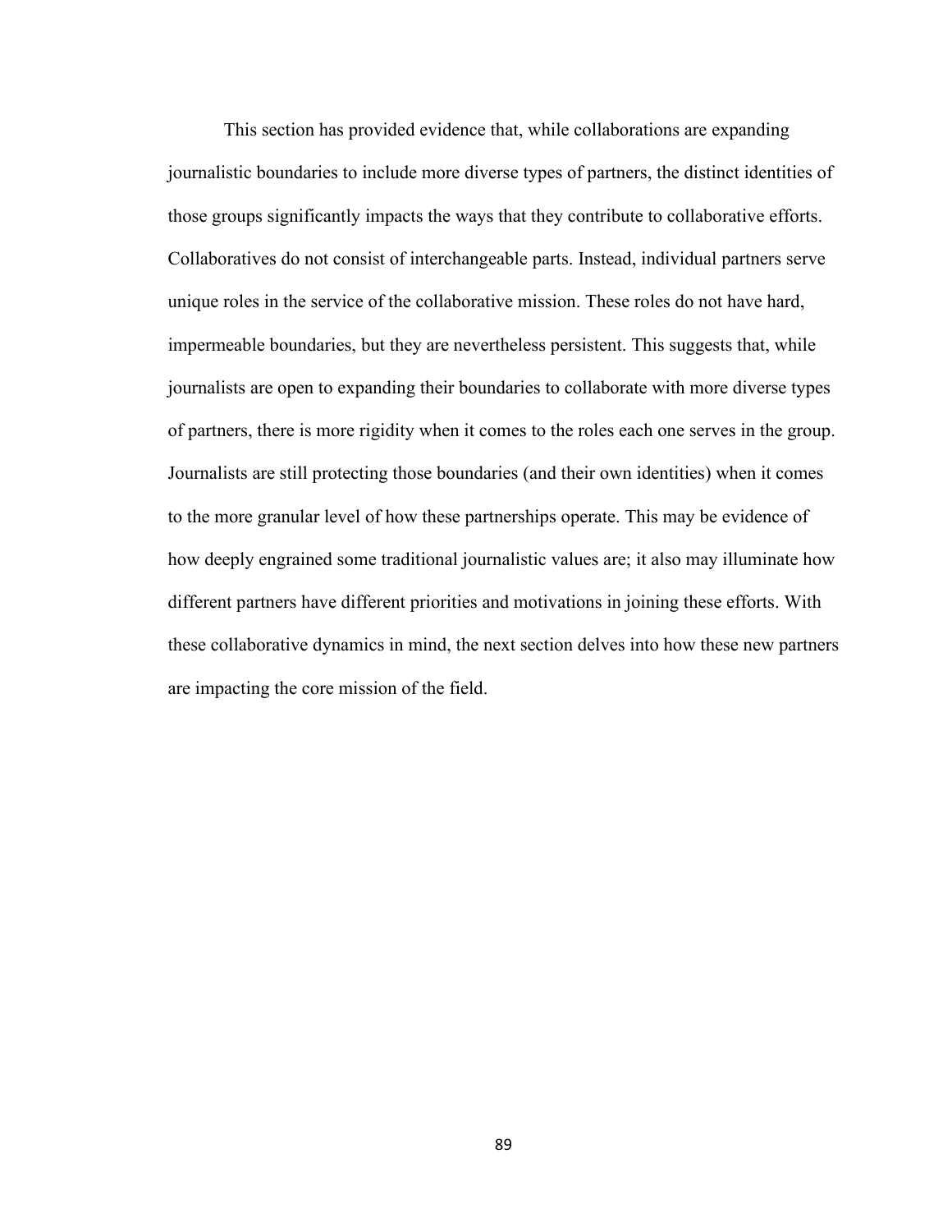This section has provided evidence that, while collaborations are expanding journalistic boundaries to include more diverse types of partners, the distinct identities of those groups significantly impacts the ways that they contribute to collaborative efforts. Collaboratives do not consist of interchangeable parts. Instead, individual partners serve unique roles in the service of the collaborative mission. These roles do not have hard, impermeable boundaries, but they are nevertheless persistent. This suggests that, while journalists are open to expanding their boundaries to collaborate with more diverse types of partners, there is more rigidity when it comes to the roles each one serves in the group. Journalists are still protecting those boundaries (and their own identities) when it comes to the more granular level of how these partnerships operate. This may be evidence of how deeply engrained some traditional journalistic values are; it also may illuminate how different partners have different priorities and motivations in joining these efforts. With these collaborative dynamics in mind, the next section delves into how these new partners are impacting the core mission of the field.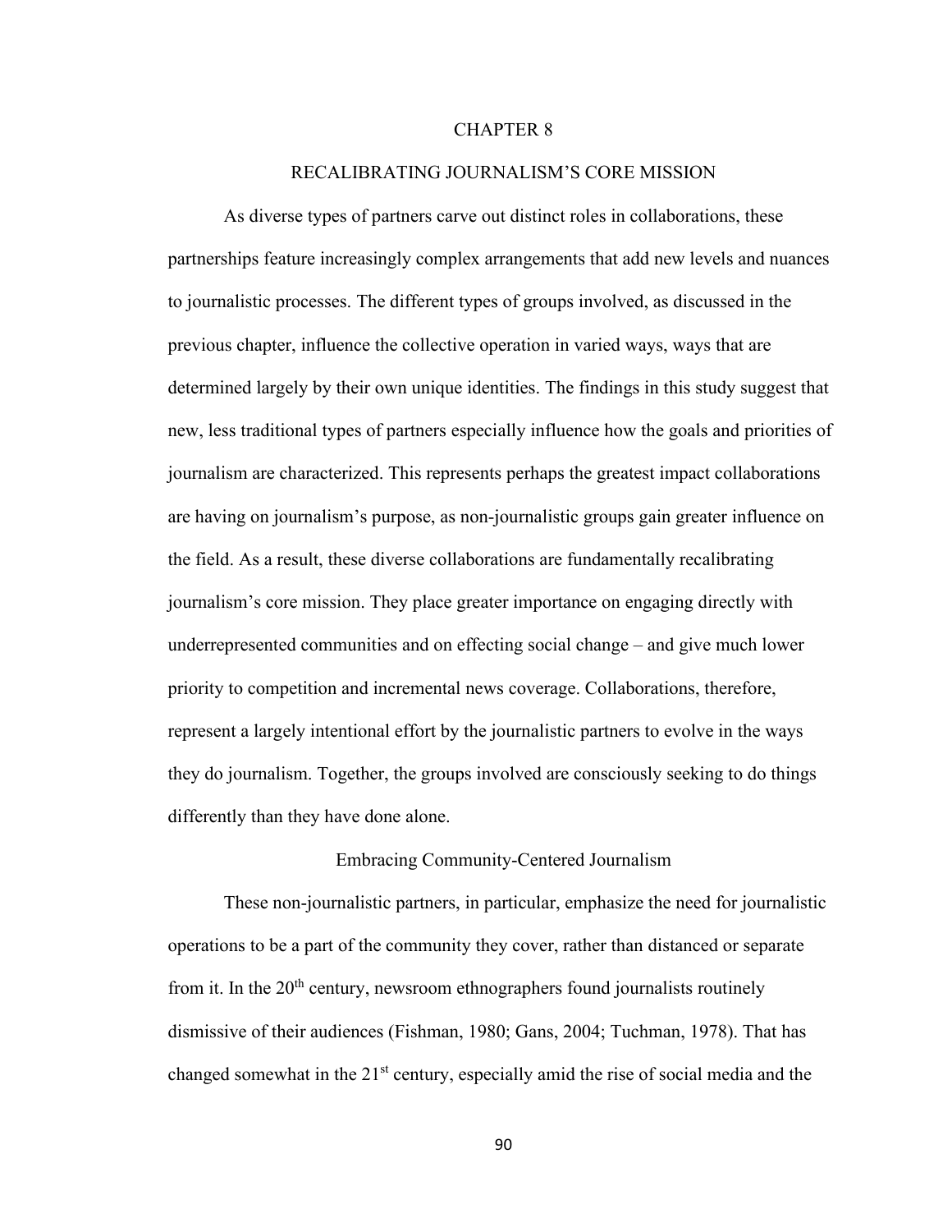# CHAPTER 8

# RECALIBRATING JOURNALISM'S CORE MISSION

As diverse types of partners carve out distinct roles in collaborations, these partnerships feature increasingly complex arrangements that add new levels and nuances to journalistic processes. The different types of groups involved, as discussed in the previous chapter, influence the collective operation in varied ways, ways that are determined largely by their own unique identities. The findings in this study suggest that new, less traditional types of partners especially influence how the goals and priorities of journalism are characterized. This represents perhaps the greatest impact collaborations are having on journalism's purpose, as non-journalistic groups gain greater influence on the field. As a result, these diverse collaborations are fundamentally recalibrating journalism's core mission. They place greater importance on engaging directly with underrepresented communities and on effecting social change – and give much lower priority to competition and incremental news coverage. Collaborations, therefore, represent a largely intentional effort by the journalistic partners to evolve in the ways they do journalism. Together, the groups involved are consciously seeking to do things differently than they have done alone.

## Embracing Community-Centered Journalism

These non-journalistic partners, in particular, emphasize the need for journalistic operations to be a part of the community they cover, rather than distanced or separate from it. In the 20th century, newsroom ethnographers found journalists routinely dismissive of their audiences (Fishman, 1980; Gans, 2004; Tuchman, 1978). That has changed somewhat in the 21st century, especially amid the rise of social media and the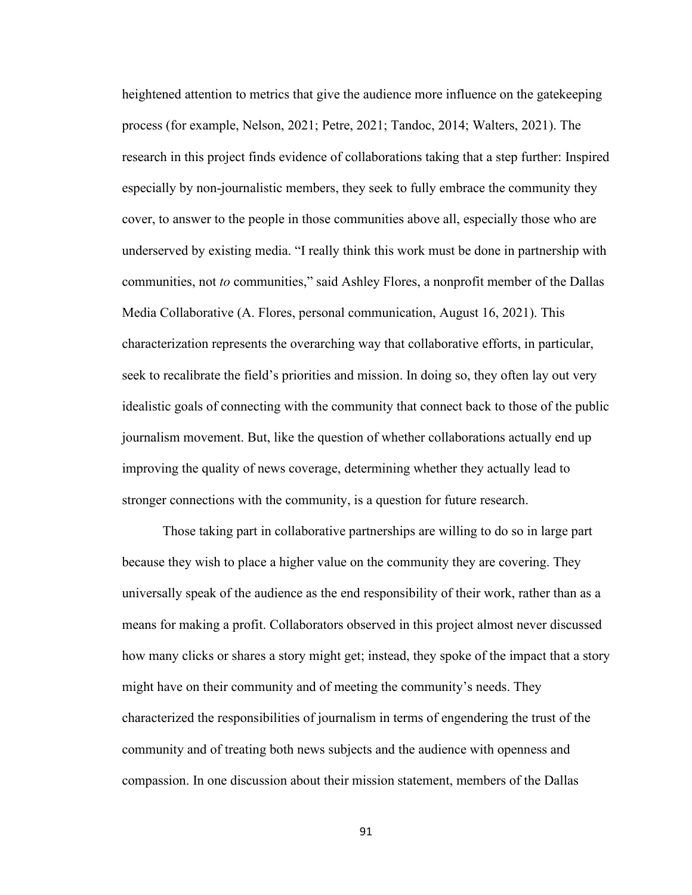heightened attention to metrics that give the audience more influence on the gatekeeping process (for example, Nelson, 2021; Petre, 2021; Tandoc, 2014; Walters, 2021). The research in this project finds evidence of collaborations taking that a step further: Inspired especially by non-journalistic members, they seek to fully embrace the community they cover, to answer to the people in those communities above all, especially those who are underserved by existing media. "I really think this work must be done in partnership with communities, not *to* communities," said Ashley Flores, a nonprofit member of the Dallas Media Collaborative (A. Flores, personal communication, August 16, 2021). This characterization represents the overarching way that collaborative efforts, in particular, seek to recalibrate the field's priorities and mission. In doing so, they often lay out very idealistic goals of connecting with the community that connect back to those of the public journalism movement. But, like the question of whether collaborations actually end up improving the quality of news coverage, determining whether they actually lead to stronger connections with the community, is a question for future research.

Those taking part in collaborative partnerships are willing to do so in large part because they wish to place a higher value on the community they are covering. They universally speak of the audience as the end responsibility of their work, rather than as a means for making a profit. Collaborators observed in this project almost never discussed how many clicks or shares a story might get; instead, they spoke of the impact that a story might have on their community and of meeting the community's needs. They characterized the responsibilities of journalism in terms of engendering the trust of the community and of treating both news subjects and the audience with openness and compassion. In one discussion about their mission statement, members of the Dallas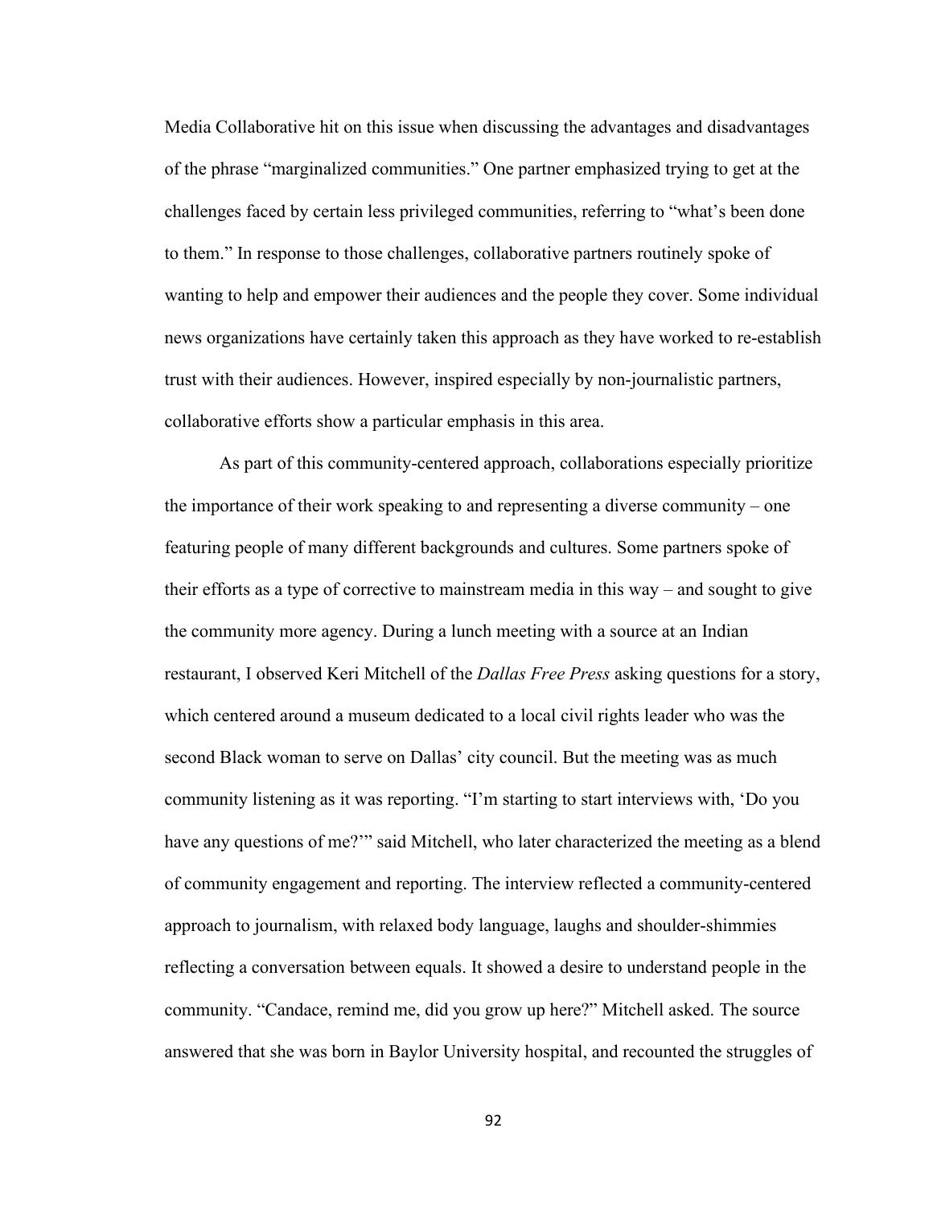Media Collaborative hit on this issue when discussing the advantages and disadvantages of the phrase "marginalized communities." One partner emphasized trying to get at the challenges faced by certain less privileged communities, referring to "what's been done to them." In response to those challenges, collaborative partners routinely spoke of wanting to help and empower their audiences and the people they cover. Some individual news organizations have certainly taken this approach as they have worked to re-establish trust with their audiences. However, inspired especially by non-journalistic partners, collaborative efforts show a particular emphasis in this area.

As part of this community-centered approach, collaborations especially prioritize the importance of their work speaking to and representing a diverse community – one featuring people of many different backgrounds and cultures. Some partners spoke of their efforts as a type of corrective to mainstream media in this way – and sought to give the community more agency. During a lunch meeting with a source at an Indian restaurant, I observed Keri Mitchell of the *Dallas Free Press* asking questions for a story, which centered around a museum dedicated to a local civil rights leader who was the second Black woman to serve on Dallas' city council. But the meeting was as much community listening as it was reporting. "I'm starting to start interviews with, 'Do you have any questions of me?'" said Mitchell, who later characterized the meeting as a blend of community engagement and reporting. The interview reflected a community-centered approach to journalism, with relaxed body language, laughs and shoulder-shimmies reflecting a conversation between equals. It showed a desire to understand people in the community. "Candace, remind me, did you grow up here?" Mitchell asked. The source answered that she was born in Baylor University hospital, and recounted the struggles of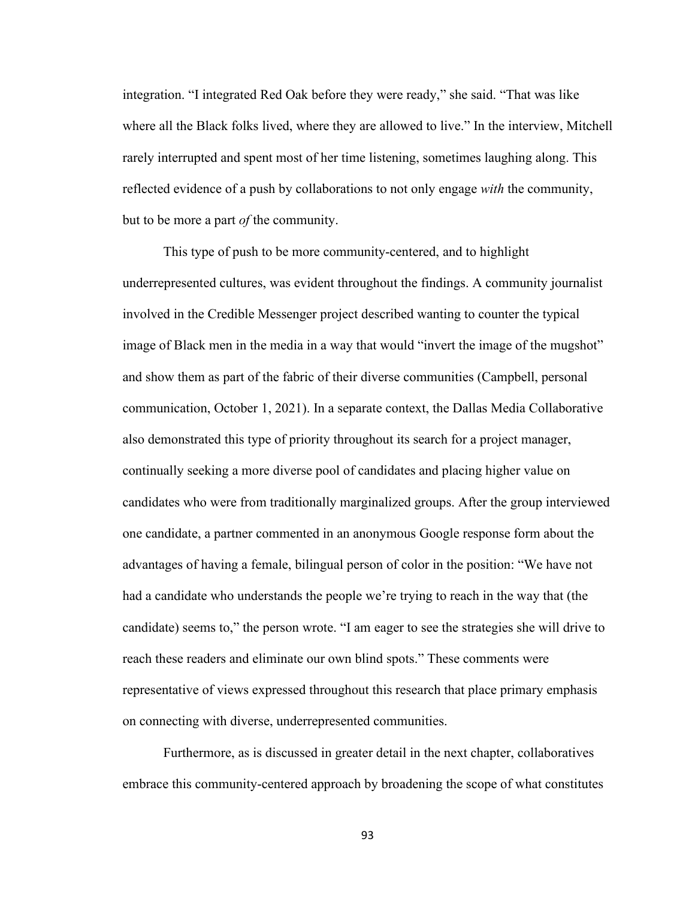integration. "I integrated Red Oak before they were ready," she said. "That was like where all the Black folks lived, where they are allowed to live." In the interview, Mitchell rarely interrupted and spent most of her time listening, sometimes laughing along. This reflected evidence of a push by collaborations to not only engage *with* the community, but to be more a part *of* the community.

This type of push to be more community-centered, and to highlight underrepresented cultures, was evident throughout the findings. A community journalist involved in the Credible Messenger project described wanting to counter the typical image of Black men in the media in a way that would "invert the image of the mugshot" and show them as part of the fabric of their diverse communities (Campbell, personal communication, October 1, 2021). In a separate context, the Dallas Media Collaborative also demonstrated this type of priority throughout its search for a project manager, continually seeking a more diverse pool of candidates and placing higher value on candidates who were from traditionally marginalized groups. After the group interviewed one candidate, a partner commented in an anonymous Google response form about the advantages of having a female, bilingual person of color in the position: "We have not had a candidate who understands the people we're trying to reach in the way that (the candidate) seems to," the person wrote. "I am eager to see the strategies she will drive to reach these readers and eliminate our own blind spots." These comments were representative of views expressed throughout this research that place primary emphasis on connecting with diverse, underrepresented communities.

Furthermore, as is discussed in greater detail in the next chapter, collaboratives embrace this community-centered approach by broadening the scope of what constitutes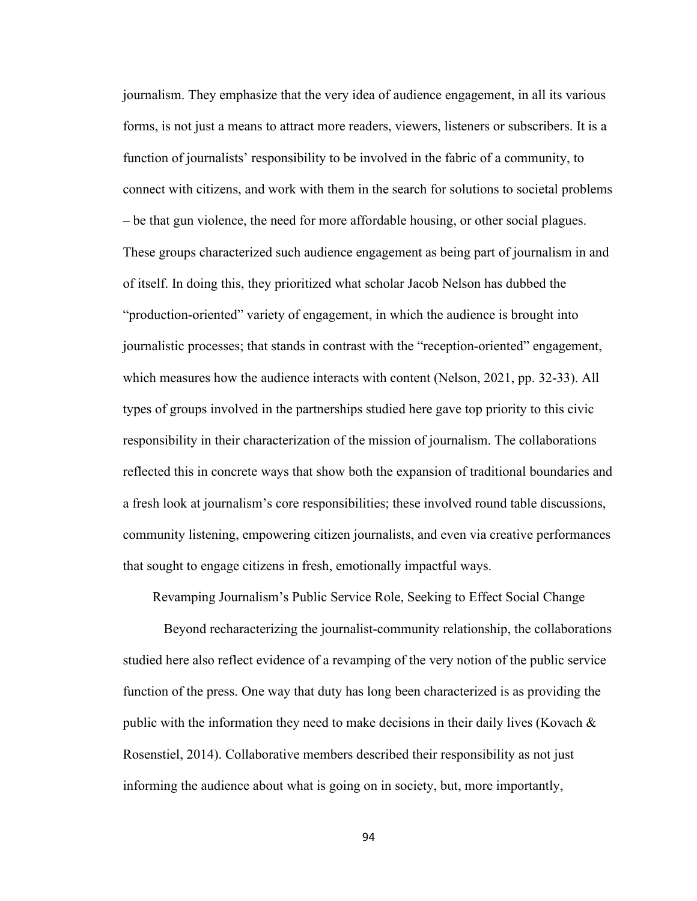journalism. They emphasize that the very idea of audience engagement, in all its various forms, is not just a means to attract more readers, viewers, listeners or subscribers. It is a function of journalists' responsibility to be involved in the fabric of a community, to connect with citizens, and work with them in the search for solutions to societal problems – be that gun violence, the need for more affordable housing, or other social plagues. These groups characterized such audience engagement as being part of journalism in and of itself. In doing this, they prioritized what scholar Jacob Nelson has dubbed the "production-oriented" variety of engagement, in which the audience is brought into journalistic processes; that stands in contrast with the "reception-oriented" engagement, which measures how the audience interacts with content (Nelson, 2021, pp. 32-33). All types of groups involved in the partnerships studied here gave top priority to this civic responsibility in their characterization of the mission of journalism. The collaborations reflected this in concrete ways that show both the expansion of traditional boundaries and a fresh look at journalism's core responsibilities; these involved round table discussions, community listening, empowering citizen journalists, and even via creative performances that sought to engage citizens in fresh, emotionally impactful ways.

## Revamping Journalism's Public Service Role, Seeking to Effect Social Change

Beyond recharacterizing the journalist-community relationship, the collaborations studied here also reflect evidence of a revamping of the very notion of the public service function of the press. One way that duty has long been characterized is as providing the public with the information they need to make decisions in their daily lives (Kovach & Rosenstiel, 2014). Collaborative members described their responsibility as not just informing the audience about what is going on in society, but, more importantly,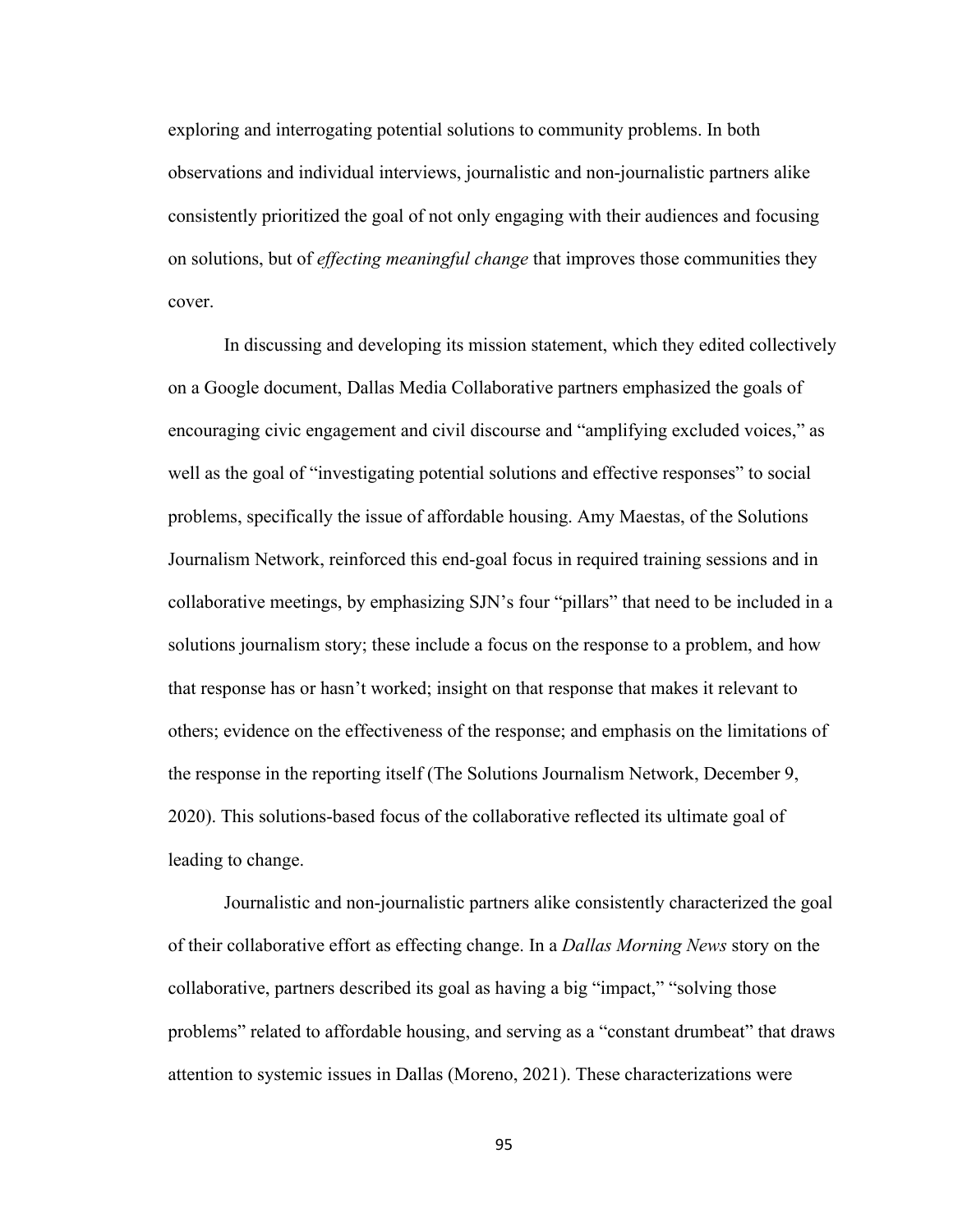exploring and interrogating potential solutions to community problems. In both observations and individual interviews, journalistic and non-journalistic partners alike consistently prioritized the goal of not only engaging with their audiences and focusing on solutions, but of *effecting meaningful change* that improves those communities they cover.

In discussing and developing its mission statement, which they edited collectively on a Google document, Dallas Media Collaborative partners emphasized the goals of encouraging civic engagement and civil discourse and "amplifying excluded voices," as well as the goal of "investigating potential solutions and effective responses" to social problems, specifically the issue of affordable housing. Amy Maestas, of the Solutions Journalism Network, reinforced this end-goal focus in required training sessions and in collaborative meetings, by emphasizing SJN's four "pillars" that need to be included in a solutions journalism story; these include a focus on the response to a problem, and how that response has or hasn't worked; insight on that response that makes it relevant to others; evidence on the effectiveness of the response; and emphasis on the limitations of the response in the reporting itself (The Solutions Journalism Network, December 9, 2020). This solutions-based focus of the collaborative reflected its ultimate goal of leading to change.

Journalistic and non-journalistic partners alike consistently characterized the goal of their collaborative effort as effecting change. In a *Dallas Morning News* story on the collaborative, partners described its goal as having a big "impact," "solving those problems" related to affordable housing, and serving as a "constant drumbeat" that draws attention to systemic issues in Dallas (Moreno, 2021). These characterizations were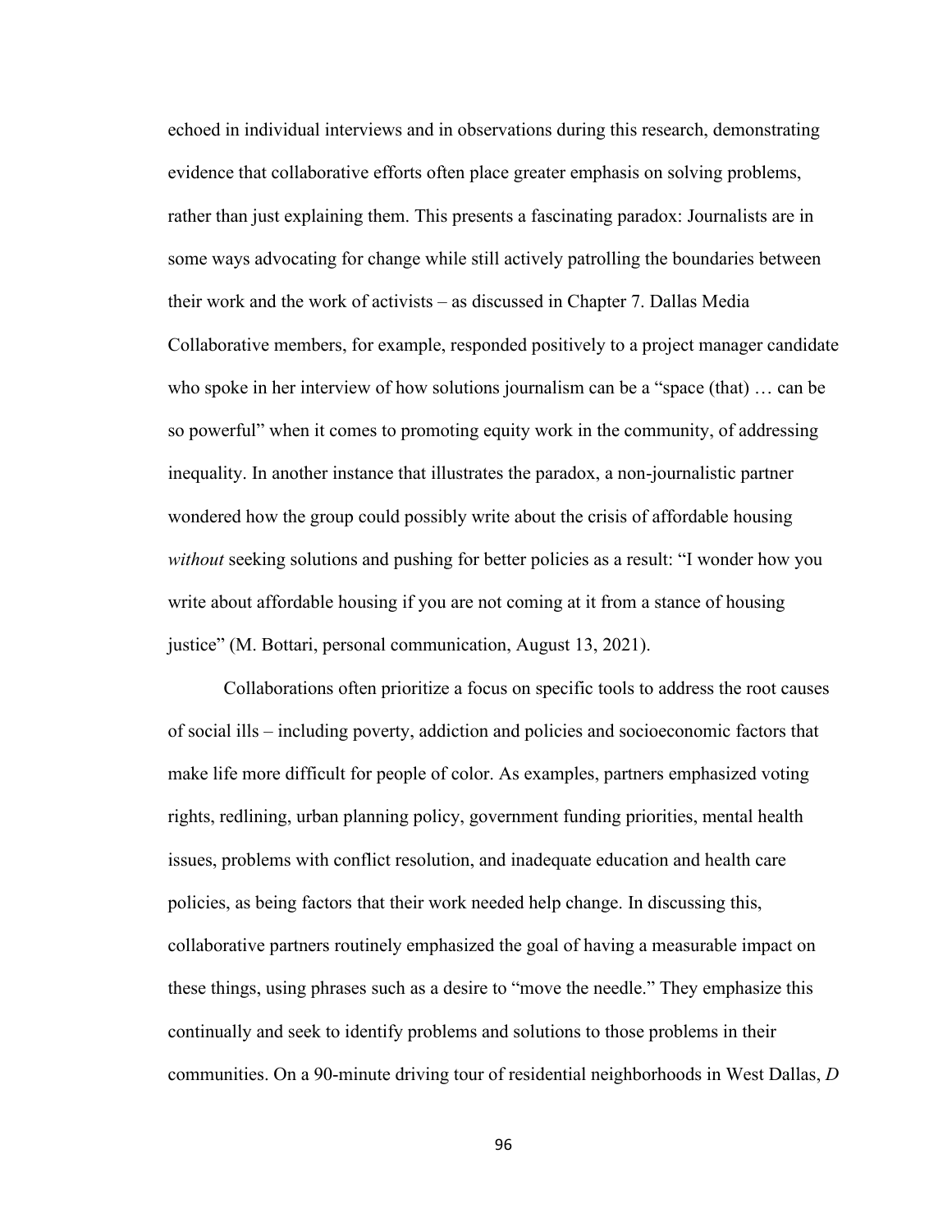echoed in individual interviews and in observations during this research, demonstrating evidence that collaborative efforts often place greater emphasis on solving problems, rather than just explaining them. This presents a fascinating paradox: Journalists are in some ways advocating for change while still actively patrolling the boundaries between their work and the work of activists – as discussed in Chapter 7. Dallas Media Collaborative members, for example, responded positively to a project manager candidate who spoke in her interview of how solutions journalism can be a "space (that) … can be so powerful" when it comes to promoting equity work in the community, of addressing inequality. In another instance that illustrates the paradox, a non-journalistic partner wondered how the group could possibly write about the crisis of affordable housing *without* seeking solutions and pushing for better policies as a result: "I wonder how you write about affordable housing if you are not coming at it from a stance of housing justice" (M. Bottari, personal communication, August 13, 2021).

Collaborations often prioritize a focus on specific tools to address the root causes of social ills – including poverty, addiction and policies and socioeconomic factors that make life more difficult for people of color. As examples, partners emphasized voting rights, redlining, urban planning policy, government funding priorities, mental health issues, problems with conflict resolution, and inadequate education and health care policies, as being factors that their work needed help change. In discussing this, collaborative partners routinely emphasized the goal of having a measurable impact on these things, using phrases such as a desire to "move the needle." They emphasize this continually and seek to identify problems and solutions to those problems in their communities. On a 90-minute driving tour of residential neighborhoods in West Dallas, *D*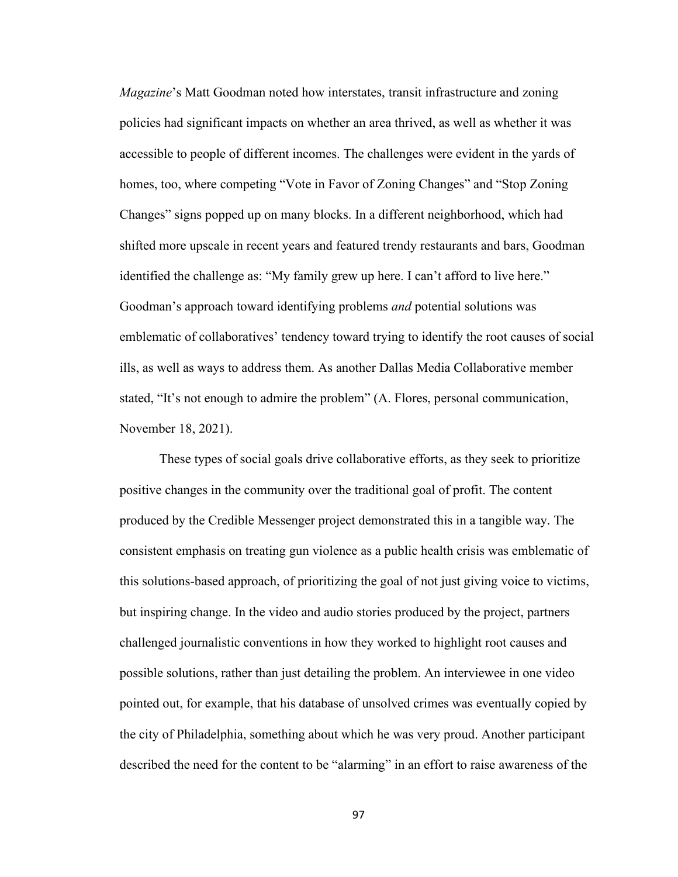*Magazine*'s Matt Goodman noted how interstates, transit infrastructure and zoning policies had significant impacts on whether an area thrived, as well as whether it was accessible to people of different incomes. The challenges were evident in the yards of homes, too, where competing "Vote in Favor of Zoning Changes" and "Stop Zoning Changes" signs popped up on many blocks. In a different neighborhood, which had shifted more upscale in recent years and featured trendy restaurants and bars, Goodman identified the challenge as: "My family grew up here. I can't afford to live here." Goodman's approach toward identifying problems *and* potential solutions was emblematic of collaboratives' tendency toward trying to identify the root causes of social ills, as well as ways to address them. As another Dallas Media Collaborative member stated, "It's not enough to admire the problem" (A. Flores, personal communication, November 18, 2021).

These types of social goals drive collaborative efforts, as they seek to prioritize positive changes in the community over the traditional goal of profit. The content produced by the Credible Messenger project demonstrated this in a tangible way. The consistent emphasis on treating gun violence as a public health crisis was emblematic of this solutions-based approach, of prioritizing the goal of not just giving voice to victims, but inspiring change. In the video and audio stories produced by the project, partners challenged journalistic conventions in how they worked to highlight root causes and possible solutions, rather than just detailing the problem. An interviewee in one video pointed out, for example, that his database of unsolved crimes was eventually copied by the city of Philadelphia, something about which he was very proud. Another participant described the need for the content to be "alarming" in an effort to raise awareness of the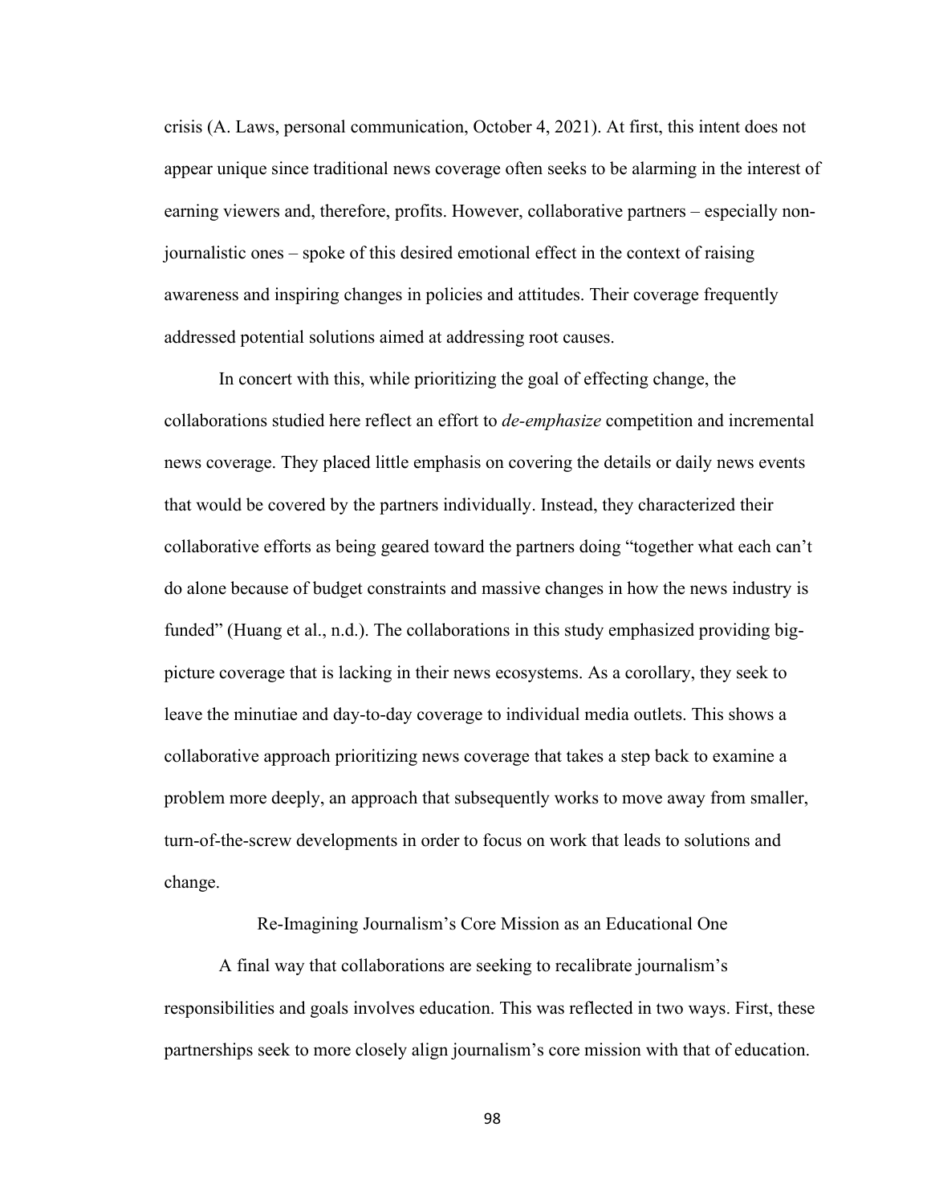crisis (A. Laws, personal communication, October 4, 2021). At first, this intent does not appear unique since traditional news coverage often seeks to be alarming in the interest of earning viewers and, therefore, profits. However, collaborative partners – especially non-journalistic ones – spoke of this desired emotional effect in the context of raising awareness and inspiring changes in policies and attitudes. Their coverage frequently addressed potential solutions aimed at addressing root causes.

In concert with this, while prioritizing the goal of effecting change, the collaborations studied here reflect an effort to *de-emphasize* competition and incremental news coverage. They placed little emphasis on covering the details or daily news events that would be covered by the partners individually. Instead, they characterized their collaborative efforts as being geared toward the partners doing "together what each can't do alone because of budget constraints and massive changes in how the news industry is funded" (Huang et al., n.d.). The collaborations in this study emphasized providing big-picture coverage that is lacking in their news ecosystems. As a corollary, they seek to leave the minutiae and day-to-day coverage to individual media outlets. This shows a collaborative approach prioritizing news coverage that takes a step back to examine a problem more deeply, an approach that subsequently works to move away from smaller, turn-of-the-screw developments in order to focus on work that leads to solutions and change.

## Re-Imagining Journalism's Core Mission as an Educational One

A final way that collaborations are seeking to recalibrate journalism's responsibilities and goals involves education. This was reflected in two ways. First, these partnerships seek to more closely align journalism's core mission with that of education.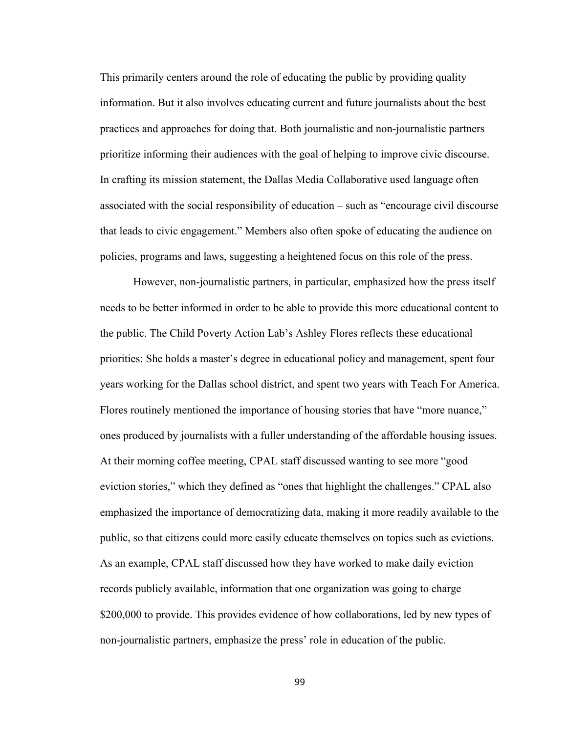This primarily centers around the role of educating the public by providing quality information. But it also involves educating current and future journalists about the best practices and approaches for doing that. Both journalistic and non-journalistic partners prioritize informing their audiences with the goal of helping to improve civic discourse. In crafting its mission statement, the Dallas Media Collaborative used language often associated with the social responsibility of education – such as "encourage civil discourse that leads to civic engagement." Members also often spoke of educating the audience on policies, programs and laws, suggesting a heightened focus on this role of the press.

However, non-journalistic partners, in particular, emphasized how the press itself needs to be better informed in order to be able to provide this more educational content to the public. The Child Poverty Action Lab's Ashley Flores reflects these educational priorities: She holds a master's degree in educational policy and management, spent four years working for the Dallas school district, and spent two years with Teach For America. Flores routinely mentioned the importance of housing stories that have "more nuance," ones produced by journalists with a fuller understanding of the affordable housing issues. At their morning coffee meeting, CPAL staff discussed wanting to see more "good eviction stories," which they defined as "ones that highlight the challenges." CPAL also emphasized the importance of democratizing data, making it more readily available to the public, so that citizens could more easily educate themselves on topics such as evictions. As an example, CPAL staff discussed how they have worked to make daily eviction records publicly available, information that one organization was going to charge $200,000 to provide. This provides evidence of how collaborations, led by new types of non-journalistic partners, emphasize the press' role in education of the public.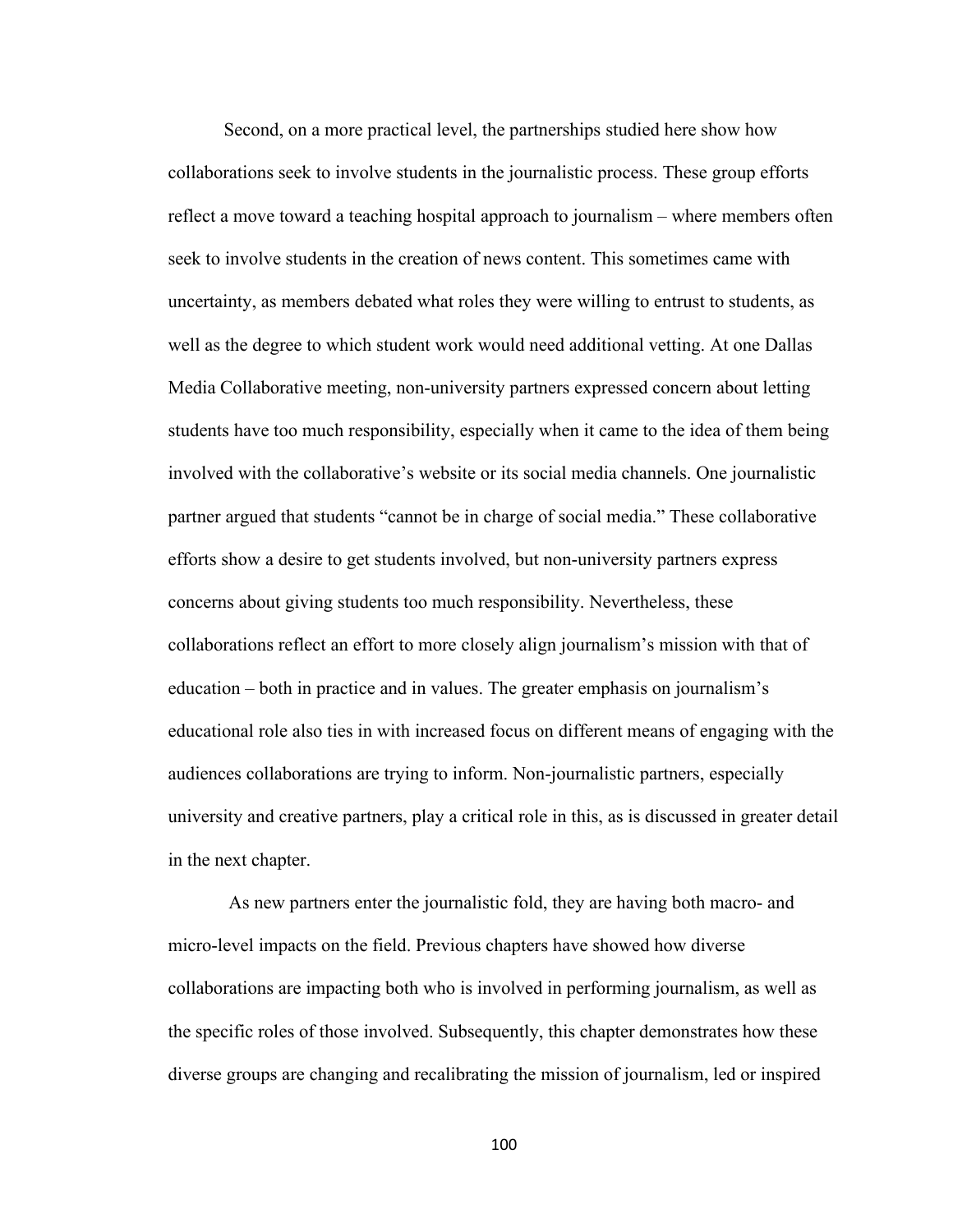Second, on a more practical level, the partnerships studied here show how collaborations seek to involve students in the journalistic process. These group efforts reflect a move toward a teaching hospital approach to journalism – where members often seek to involve students in the creation of news content. This sometimes came with uncertainty, as members debated what roles they were willing to entrust to students, as well as the degree to which student work would need additional vetting. At one Dallas Media Collaborative meeting, non-university partners expressed concern about letting students have too much responsibility, especially when it came to the idea of them being involved with the collaborative's website or its social media channels. One journalistic partner argued that students "cannot be in charge of social media." These collaborative efforts show a desire to get students involved, but non-university partners express concerns about giving students too much responsibility. Nevertheless, these collaborations reflect an effort to more closely align journalism's mission with that of education – both in practice and in values. The greater emphasis on journalism's educational role also ties in with increased focus on different means of engaging with the audiences collaborations are trying to inform. Non-journalistic partners, especially university and creative partners, play a critical role in this, as is discussed in greater detail in the next chapter.

As new partners enter the journalistic fold, they are having both macro- and micro-level impacts on the field. Previous chapters have showed how diverse collaborations are impacting both who is involved in performing journalism, as well as the specific roles of those involved. Subsequently, this chapter demonstrates how these diverse groups are changing and recalibrating the mission of journalism, led or inspired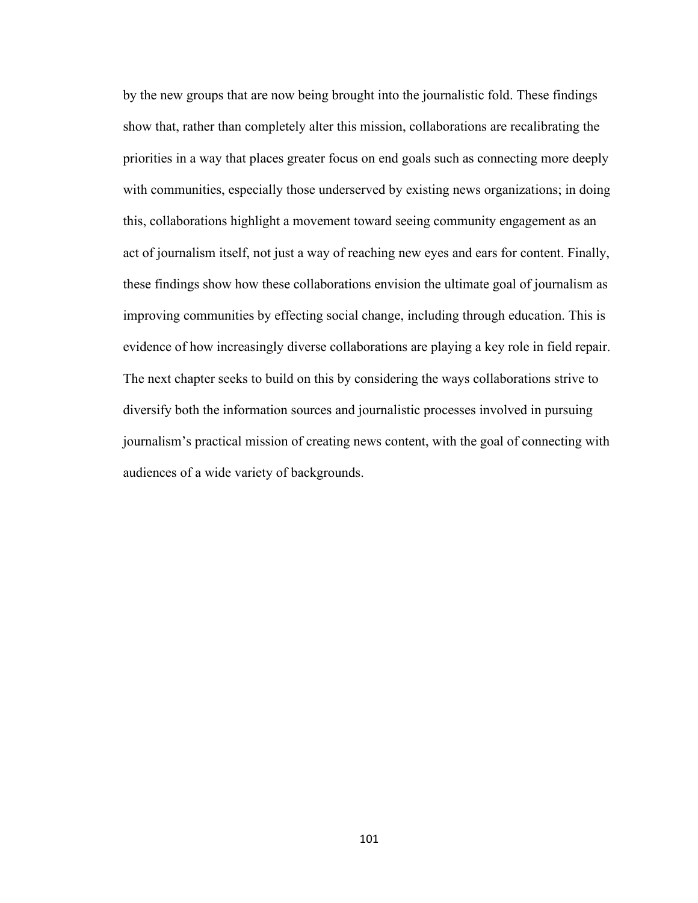by the new groups that are now being brought into the journalistic fold. These findings show that, rather than completely alter this mission, collaborations are recalibrating the priorities in a way that places greater focus on end goals such as connecting more deeply with communities, especially those underserved by existing news organizations; in doing this, collaborations highlight a movement toward seeing community engagement as an act of journalism itself, not just a way of reaching new eyes and ears for content. Finally, these findings show how these collaborations envision the ultimate goal of journalism as improving communities by effecting social change, including through education. This is evidence of how increasingly diverse collaborations are playing a key role in field repair. The next chapter seeks to build on this by considering the ways collaborations strive to diversify both the information sources and journalistic processes involved in pursuing journalism's practical mission of creating news content, with the goal of connecting with audiences of a wide variety of backgrounds.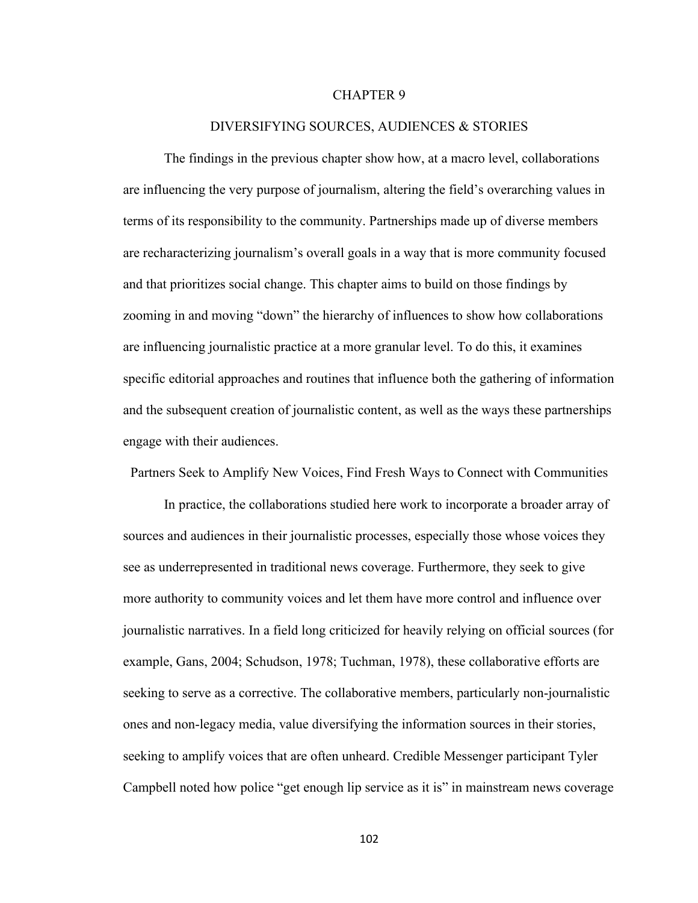# CHAPTER 9

## DIVERSIFYING SOURCES, AUDIENCES & STORIES

The findings in the previous chapter show how, at a macro level, collaborations are influencing the very purpose of journalism, altering the field's overarching values in terms of its responsibility to the community. Partnerships made up of diverse members are recharacterizing journalism's overall goals in a way that is more community focused and that prioritizes social change. This chapter aims to build on those findings by zooming in and moving "down" the hierarchy of influences to show how collaborations are influencing journalistic practice at a more granular level. To do this, it examines specific editorial approaches and routines that influence both the gathering of information and the subsequent creation of journalistic content, as well as the ways these partnerships engage with their audiences.

### Partners Seek to Amplify New Voices, Find Fresh Ways to Connect with Communities

In practice, the collaborations studied here work to incorporate a broader array of sources and audiences in their journalistic processes, especially those whose voices they see as underrepresented in traditional news coverage. Furthermore, they seek to give more authority to community voices and let them have more control and influence over journalistic narratives. In a field long criticized for heavily relying on official sources (for example, Gans, 2004; Schudson, 1978; Tuchman, 1978), these collaborative efforts are seeking to serve as a corrective. The collaborative members, particularly non-journalistic ones and non-legacy media, value diversifying the information sources in their stories, seeking to amplify voices that are often unheard. Credible Messenger participant Tyler Campbell noted how police "get enough lip service as it is" in mainstream news coverage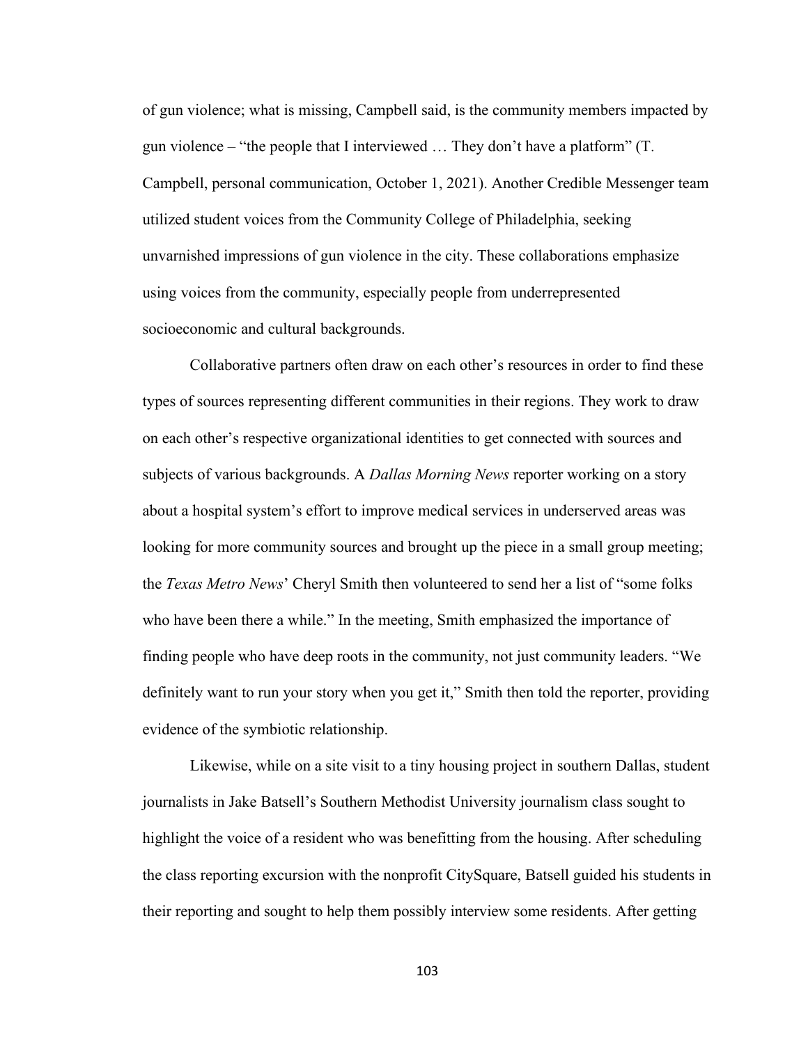of gun violence; what is missing, Campbell said, is the community members impacted by gun violence – "the people that I interviewed … They don't have a platform" (T. Campbell, personal communication, October 1, 2021). Another Credible Messenger team utilized student voices from the Community College of Philadelphia, seeking unvarnished impressions of gun violence in the city. These collaborations emphasize using voices from the community, especially people from underrepresented socioeconomic and cultural backgrounds.

Collaborative partners often draw on each other's resources in order to find these types of sources representing different communities in their regions. They work to draw on each other's respective organizational identities to get connected with sources and subjects of various backgrounds. A *Dallas Morning News* reporter working on a story about a hospital system's effort to improve medical services in underserved areas was looking for more community sources and brought up the piece in a small group meeting; the *Texas Metro News*' Cheryl Smith then volunteered to send her a list of "some folks who have been there a while." In the meeting, Smith emphasized the importance of finding people who have deep roots in the community, not just community leaders. "We definitely want to run your story when you get it," Smith then told the reporter, providing evidence of the symbiotic relationship.

Likewise, while on a site visit to a tiny housing project in southern Dallas, student journalists in Jake Batsell's Southern Methodist University journalism class sought to highlight the voice of a resident who was benefitting from the housing. After scheduling the class reporting excursion with the nonprofit CitySquare, Batsell guided his students in their reporting and sought to help them possibly interview some residents. After getting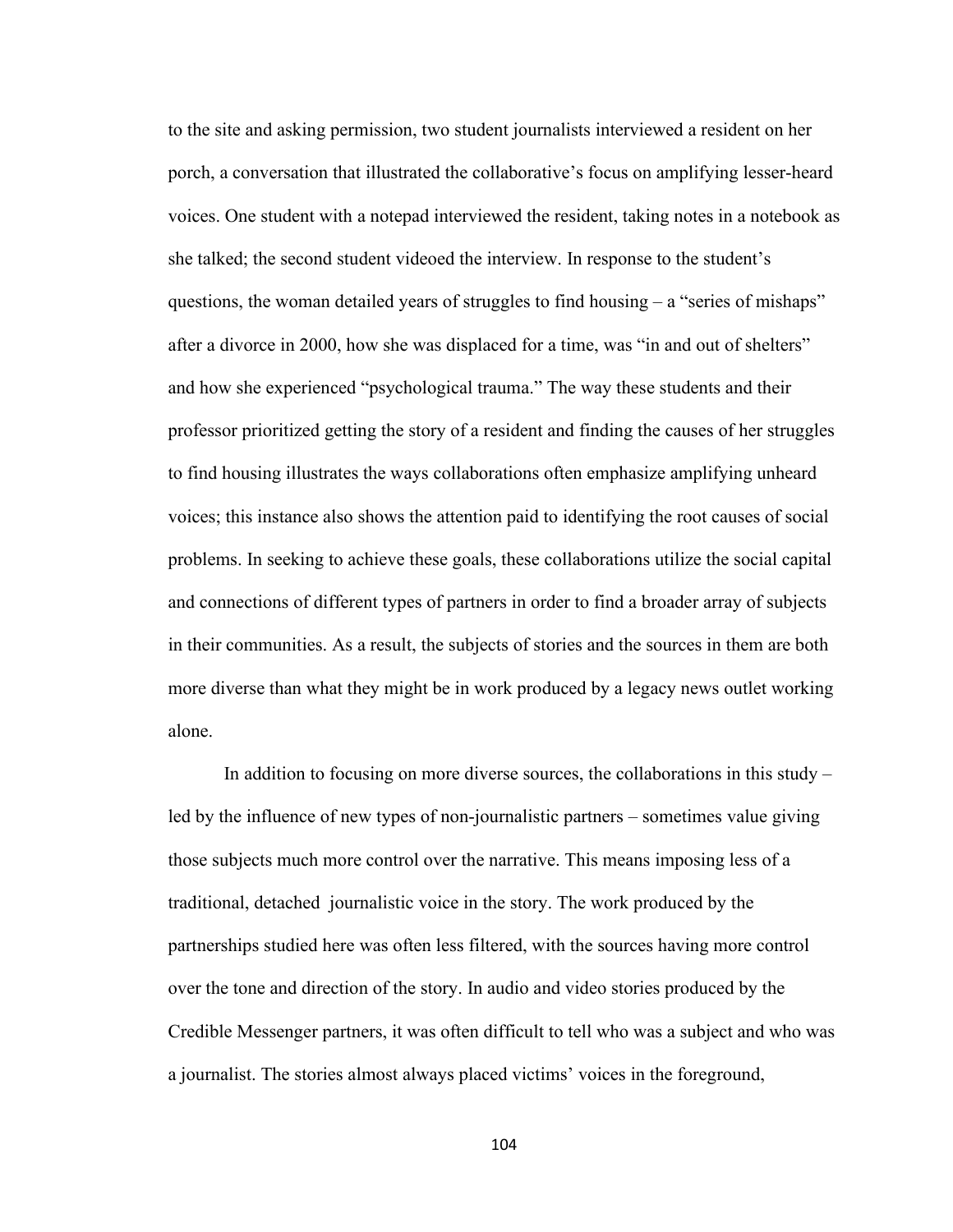to the site and asking permission, two student journalists interviewed a resident on her porch, a conversation that illustrated the collaborative's focus on amplifying lesser-heard voices. One student with a notepad interviewed the resident, taking notes in a notebook as she talked; the second student videoed the interview. In response to the student's questions, the woman detailed years of struggles to find housing – a "series of mishaps" after a divorce in 2000, how she was displaced for a time, was "in and out of shelters" and how she experienced "psychological trauma." The way these students and their professor prioritized getting the story of a resident and finding the causes of her struggles to find housing illustrates the ways collaborations often emphasize amplifying unheard voices; this instance also shows the attention paid to identifying the root causes of social problems. In seeking to achieve these goals, these collaborations utilize the social capital and connections of different types of partners in order to find a broader array of subjects in their communities. As a result, the subjects of stories and the sources in them are both more diverse than what they might be in work produced by a legacy news outlet working alone.

In addition to focusing on more diverse sources, the collaborations in this study – led by the influence of new types of non-journalistic partners – sometimes value giving those subjects much more control over the narrative. This means imposing less of a traditional, detached journalistic voice in the story. The work produced by the partnerships studied here was often less filtered, with the sources having more control over the tone and direction of the story. In audio and video stories produced by the Credible Messenger partners, it was often difficult to tell who was a subject and who was a journalist. The stories almost always placed victims' voices in the foreground,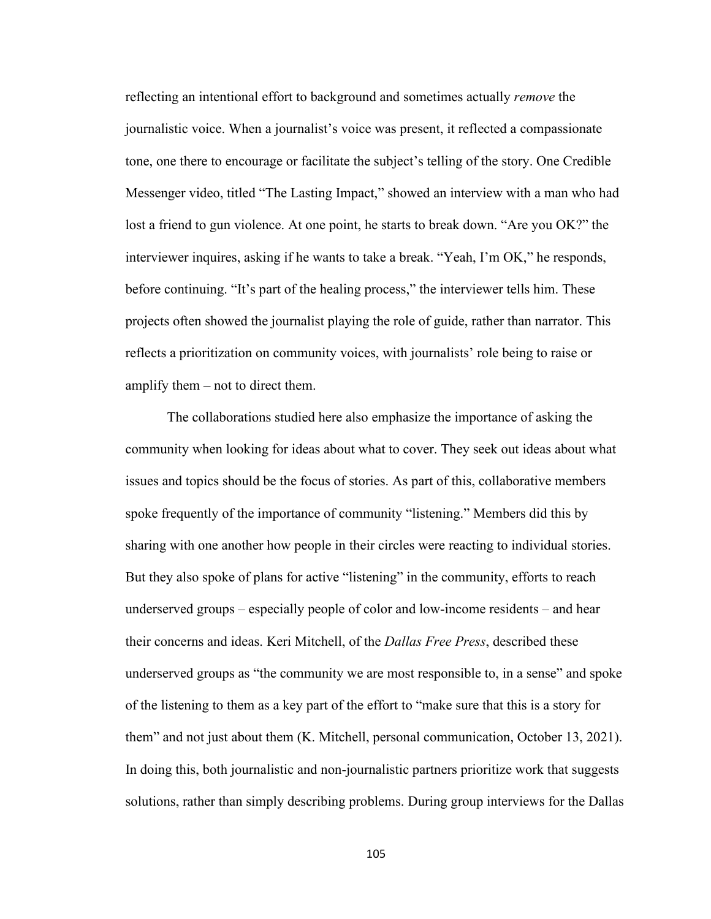reflecting an intentional effort to background and sometimes actually *remove* the journalistic voice. When a journalist's voice was present, it reflected a compassionate tone, one there to encourage or facilitate the subject's telling of the story. One Credible Messenger video, titled "The Lasting Impact," showed an interview with a man who had lost a friend to gun violence. At one point, he starts to break down. "Are you OK?" the interviewer inquires, asking if he wants to take a break. "Yeah, I'm OK," he responds, before continuing. "It's part of the healing process," the interviewer tells him. These projects often showed the journalist playing the role of guide, rather than narrator. This reflects a prioritization on community voices, with journalists' role being to raise or amplify them – not to direct them.

The collaborations studied here also emphasize the importance of asking the community when looking for ideas about what to cover. They seek out ideas about what issues and topics should be the focus of stories. As part of this, collaborative members spoke frequently of the importance of community "listening." Members did this by sharing with one another how people in their circles were reacting to individual stories. But they also spoke of plans for active "listening" in the community, efforts to reach underserved groups – especially people of color and low-income residents – and hear their concerns and ideas. Keri Mitchell, of the *Dallas Free Press*, described these underserved groups as "the community we are most responsible to, in a sense" and spoke of the listening to them as a key part of the effort to "make sure that this is a story for them" and not just about them (K. Mitchell, personal communication, October 13, 2021). In doing this, both journalistic and non-journalistic partners prioritize work that suggests solutions, rather than simply describing problems. During group interviews for the Dallas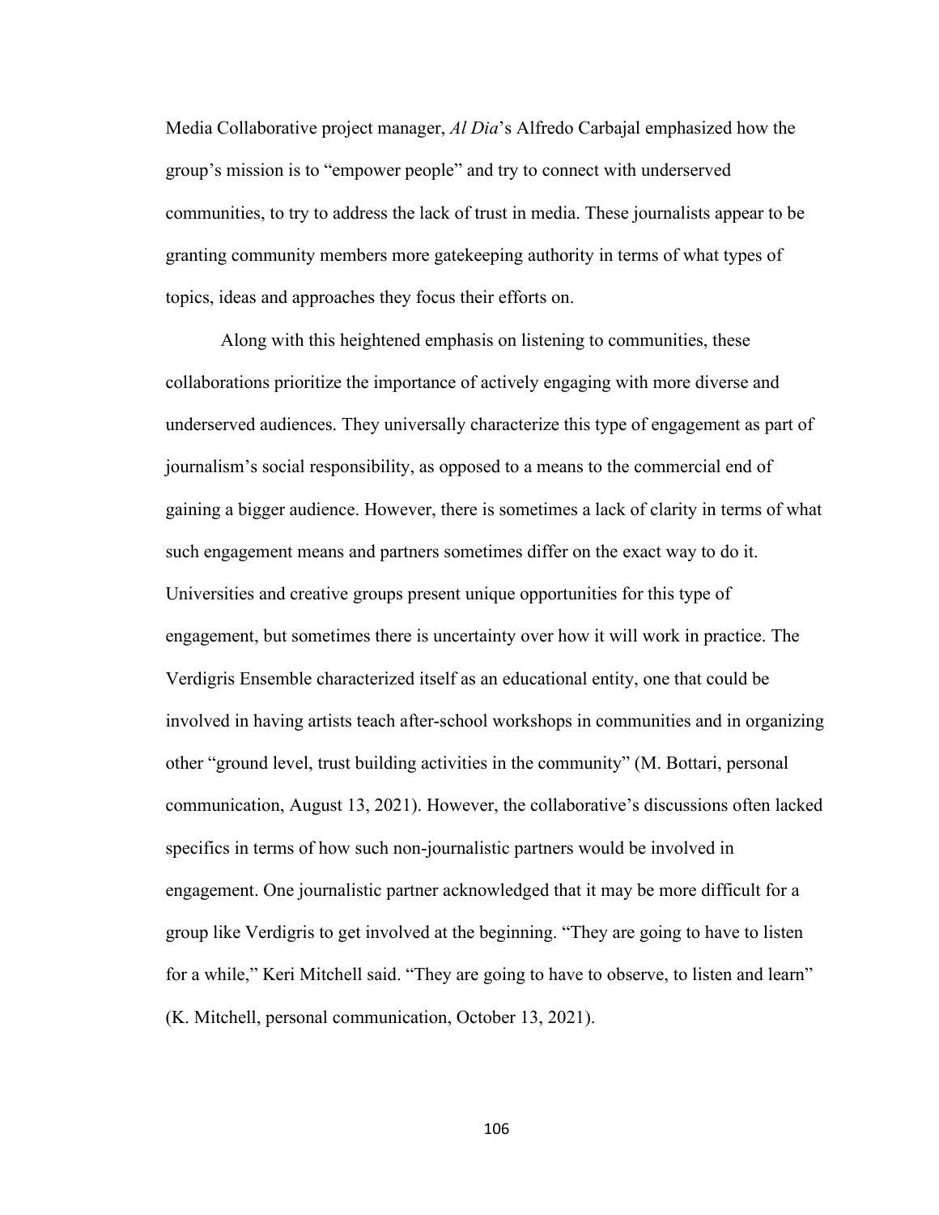Media Collaborative project manager, *Al Dia*'s Alfredo Carbajal emphasized how the group's mission is to "empower people" and try to connect with underserved communities, to try to address the lack of trust in media. These journalists appear to be granting community members more gatekeeping authority in terms of what types of topics, ideas and approaches they focus their efforts on.

Along with this heightened emphasis on listening to communities, these collaborations prioritize the importance of actively engaging with more diverse and underserved audiences. They universally characterize this type of engagement as part of journalism's social responsibility, as opposed to a means to the commercial end of gaining a bigger audience. However, there is sometimes a lack of clarity in terms of what such engagement means and partners sometimes differ on the exact way to do it. Universities and creative groups present unique opportunities for this type of engagement, but sometimes there is uncertainty over how it will work in practice. The Verdigris Ensemble characterized itself as an educational entity, one that could be involved in having artists teach after-school workshops in communities and in organizing other "ground level, trust building activities in the community" (M. Bottari, personal communication, August 13, 2021). However, the collaborative's discussions often lacked specifics in terms of how such non-journalistic partners would be involved in engagement. One journalistic partner acknowledged that it may be more difficult for a group like Verdigris to get involved at the beginning. "They are going to have to listen for a while," Keri Mitchell said. "They are going to have to observe, to listen and learn" (K. Mitchell, personal communication, October 13, 2021).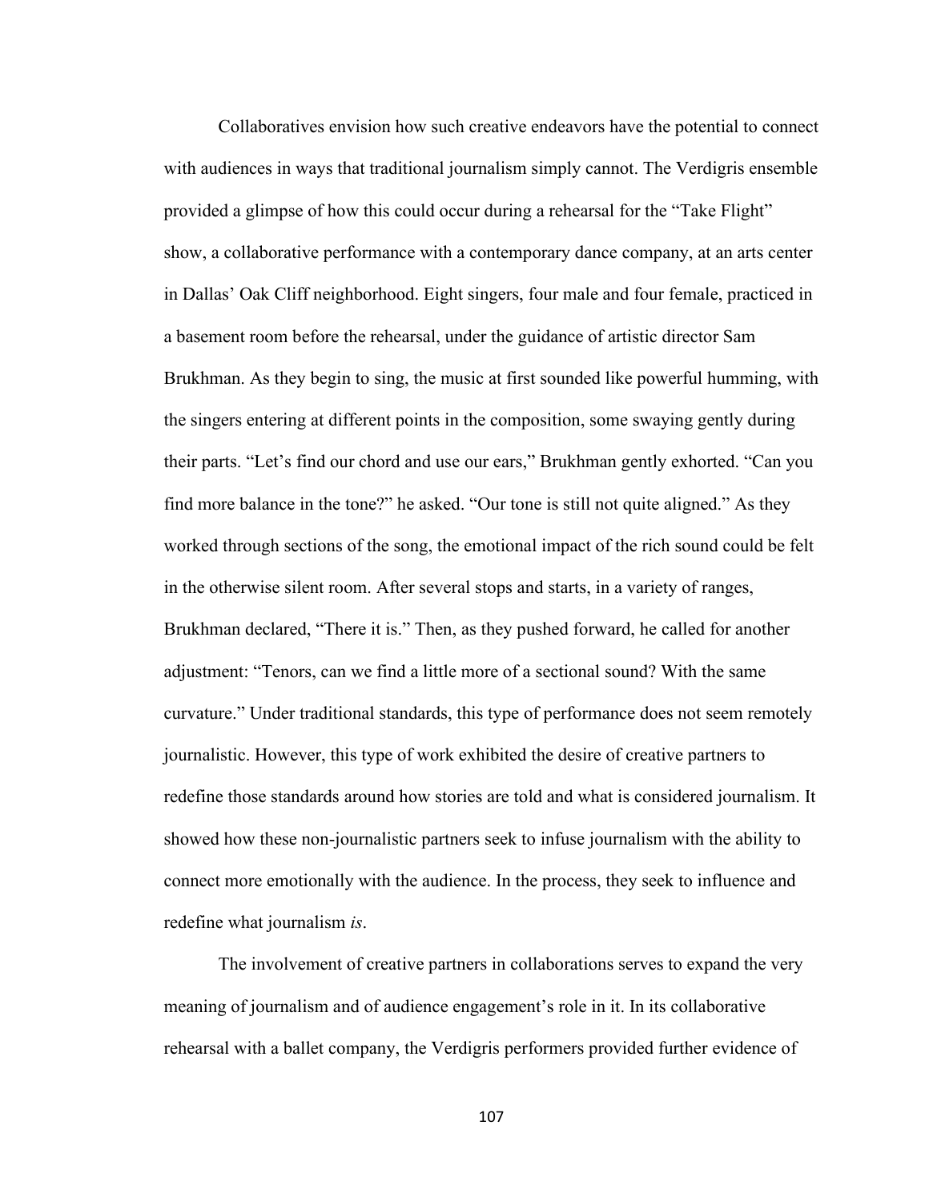Collaboratives envision how such creative endeavors have the potential to connect with audiences in ways that traditional journalism simply cannot. The Verdigris ensemble provided a glimpse of how this could occur during a rehearsal for the "Take Flight" show, a collaborative performance with a contemporary dance company, at an arts center in Dallas' Oak Cliff neighborhood. Eight singers, four male and four female, practiced in a basement room before the rehearsal, under the guidance of artistic director Sam Brukhman. As they begin to sing, the music at first sounded like powerful humming, with the singers entering at different points in the composition, some swaying gently during their parts. "Let's find our chord and use our ears," Brukhman gently exhorted. "Can you find more balance in the tone?" he asked. "Our tone is still not quite aligned." As they worked through sections of the song, the emotional impact of the rich sound could be felt in the otherwise silent room. After several stops and starts, in a variety of ranges, Brukhman declared, "There it is." Then, as they pushed forward, he called for another adjustment: "Tenors, can we find a little more of a sectional sound? With the same curvature." Under traditional standards, this type of performance does not seem remotely journalistic. However, this type of work exhibited the desire of creative partners to redefine those standards around how stories are told and what is considered journalism. It showed how these non-journalistic partners seek to infuse journalism with the ability to connect more emotionally with the audience. In the process, they seek to influence and redefine what journalism *is*.

The involvement of creative partners in collaborations serves to expand the very meaning of journalism and of audience engagement's role in it. In its collaborative rehearsal with a ballet company, the Verdigris performers provided further evidence of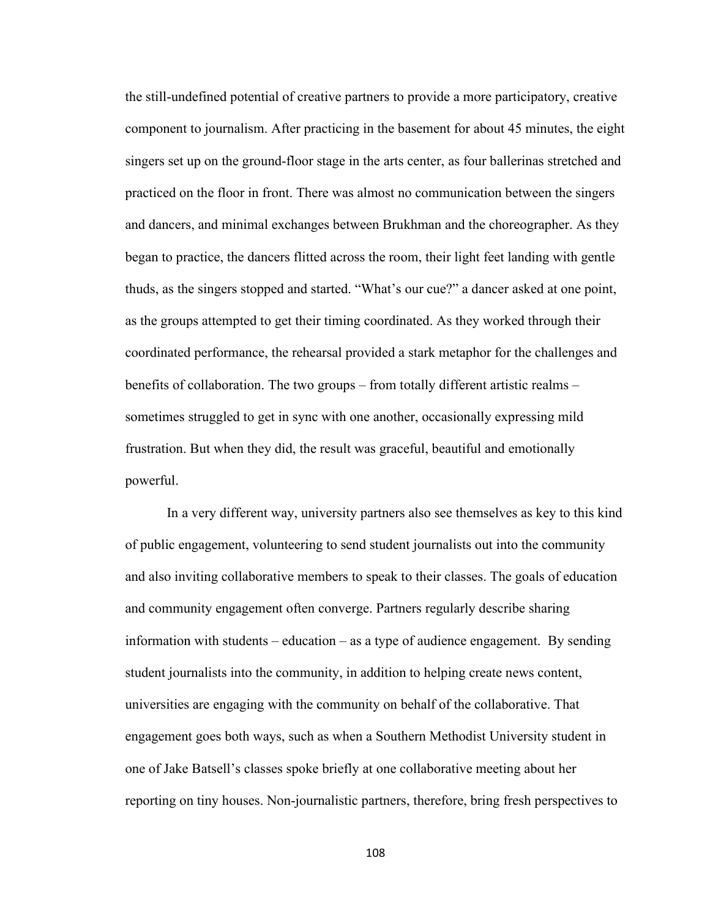the still-undefined potential of creative partners to provide a more participatory, creative component to journalism. After practicing in the basement for about 45 minutes, the eight singers set up on the ground-floor stage in the arts center, as four ballerinas stretched and practiced on the floor in front. There was almost no communication between the singers and dancers, and minimal exchanges between Brukhman and the choreographer. As they began to practice, the dancers flitted across the room, their light feet landing with gentle thuds, as the singers stopped and started. "What's our cue?" a dancer asked at one point, as the groups attempted to get their timing coordinated. As they worked through their coordinated performance, the rehearsal provided a stark metaphor for the challenges and benefits of collaboration. The two groups – from totally different artistic realms – sometimes struggled to get in sync with one another, occasionally expressing mild frustration. But when they did, the result was graceful, beautiful and emotionally powerful.

In a very different way, university partners also see themselves as key to this kind of public engagement, volunteering to send student journalists out into the community and also inviting collaborative members to speak to their classes. The goals of education and community engagement often converge. Partners regularly describe sharing information with students – education – as a type of audience engagement. By sending student journalists into the community, in addition to helping create news content, universities are engaging with the community on behalf of the collaborative. That engagement goes both ways, such as when a Southern Methodist University student in one of Jake Batsell's classes spoke briefly at one collaborative meeting about her reporting on tiny houses. Non-journalistic partners, therefore, bring fresh perspectives to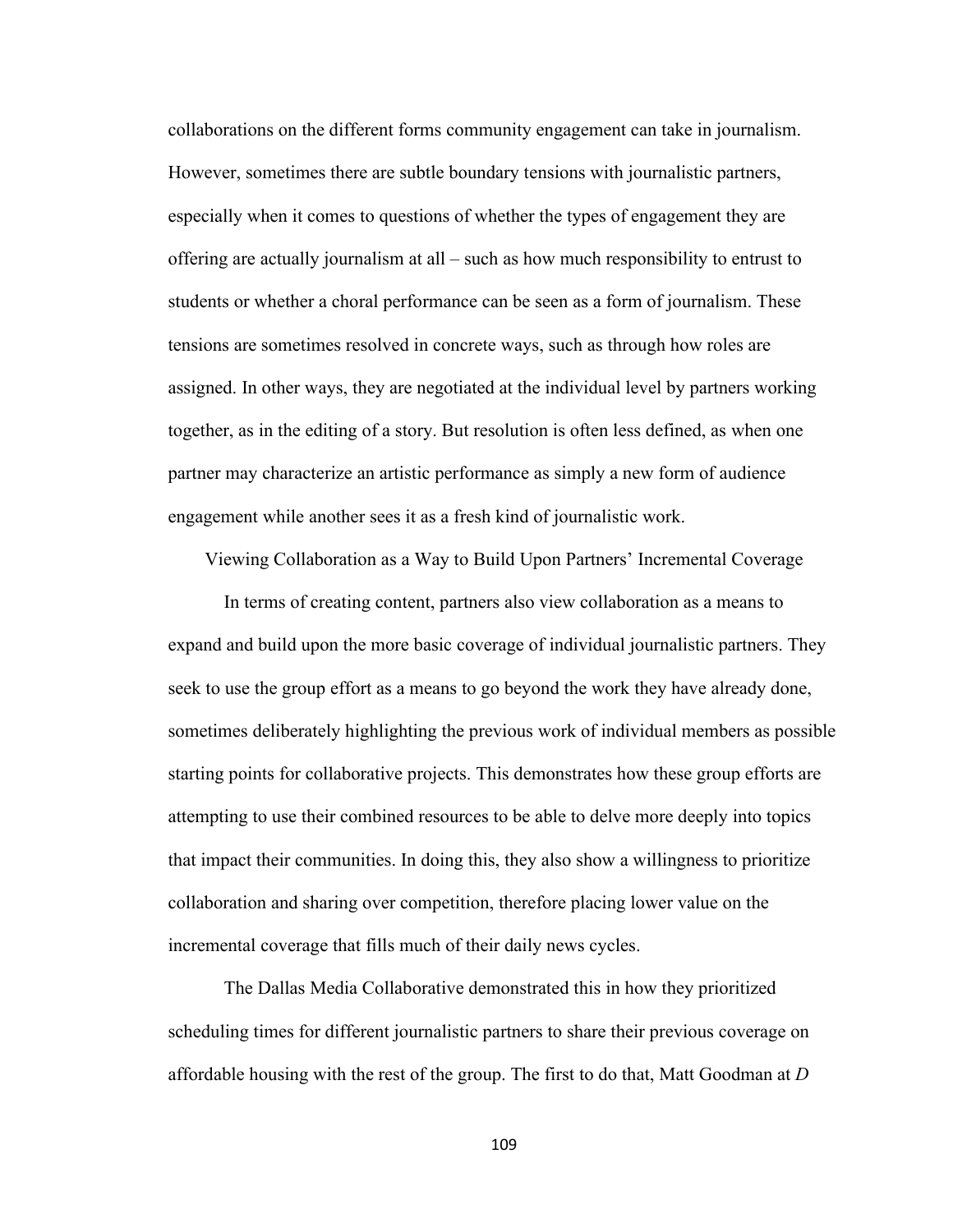collaborations on the different forms community engagement can take in journalism. However, sometimes there are subtle boundary tensions with journalistic partners, especially when it comes to questions of whether the types of engagement they are offering are actually journalism at all – such as how much responsibility to entrust to students or whether a choral performance can be seen as a form of journalism. These tensions are sometimes resolved in concrete ways, such as through how roles are assigned. In other ways, they are negotiated at the individual level by partners working together, as in the editing of a story. But resolution is often less defined, as when one partner may characterize an artistic performance as simply a new form of audience engagement while another sees it as a fresh kind of journalistic work.

## Viewing Collaboration as a Way to Build Upon Partners' Incremental Coverage

In terms of creating content, partners also view collaboration as a means to expand and build upon the more basic coverage of individual journalistic partners. They seek to use the group effort as a means to go beyond the work they have already done, sometimes deliberately highlighting the previous work of individual members as possible starting points for collaborative projects. This demonstrates how these group efforts are attempting to use their combined resources to be able to delve more deeply into topics that impact their communities. In doing this, they also show a willingness to prioritize collaboration and sharing over competition, therefore placing lower value on the incremental coverage that fills much of their daily news cycles.

The Dallas Media Collaborative demonstrated this in how they prioritized scheduling times for different journalistic partners to share their previous coverage on affordable housing with the rest of the group. The first to do that, Matt Goodman at *D*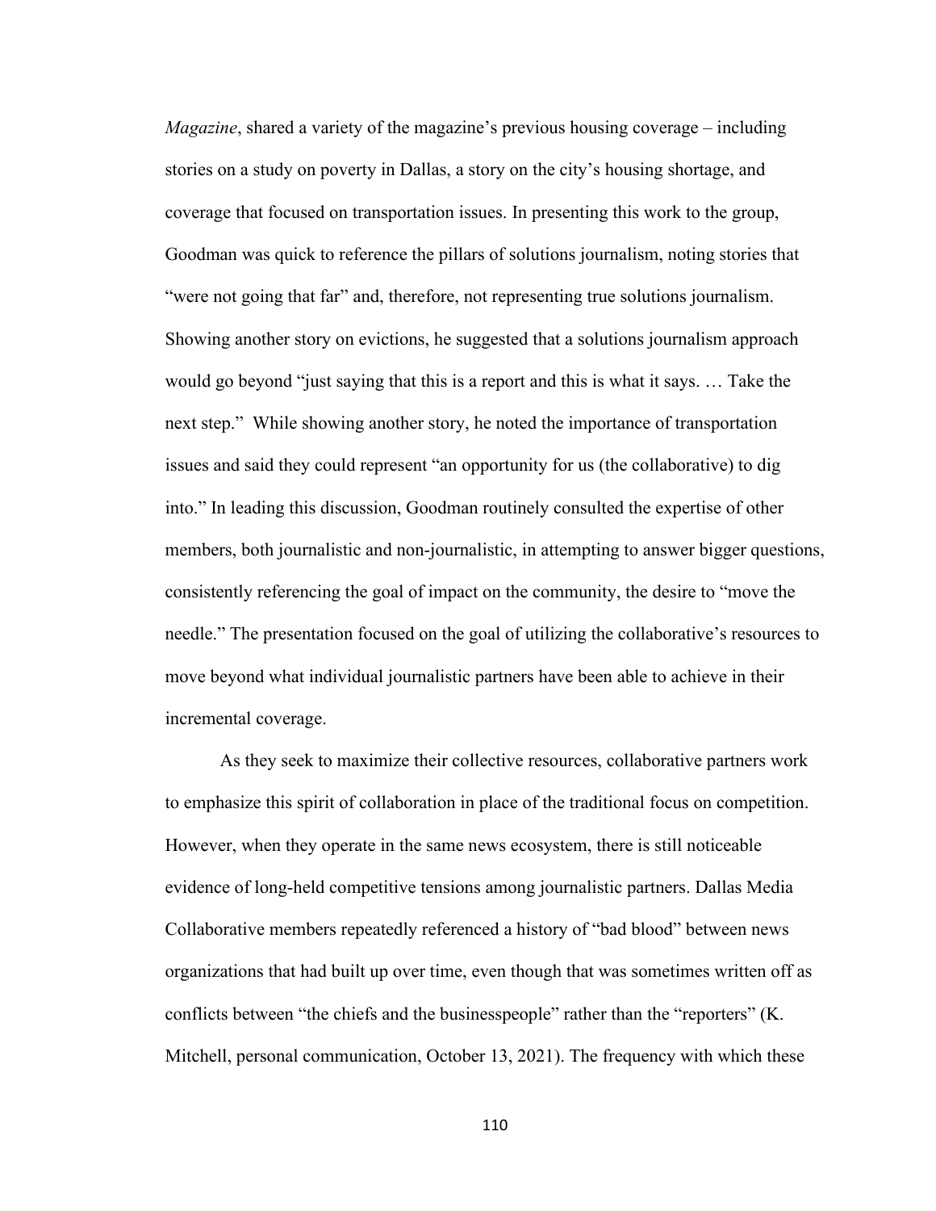*Magazine*, shared a variety of the magazine's previous housing coverage – including stories on a study on poverty in Dallas, a story on the city's housing shortage, and coverage that focused on transportation issues. In presenting this work to the group, Goodman was quick to reference the pillars of solutions journalism, noting stories that "were not going that far" and, therefore, not representing true solutions journalism. Showing another story on evictions, he suggested that a solutions journalism approach would go beyond "just saying that this is a report and this is what it says. … Take the next step." While showing another story, he noted the importance of transportation issues and said they could represent "an opportunity for us (the collaborative) to dig into." In leading this discussion, Goodman routinely consulted the expertise of other members, both journalistic and non-journalistic, in attempting to answer bigger questions, consistently referencing the goal of impact on the community, the desire to "move the needle." The presentation focused on the goal of utilizing the collaborative's resources to move beyond what individual journalistic partners have been able to achieve in their incremental coverage.

As they seek to maximize their collective resources, collaborative partners work to emphasize this spirit of collaboration in place of the traditional focus on competition. However, when they operate in the same news ecosystem, there is still noticeable evidence of long-held competitive tensions among journalistic partners. Dallas Media Collaborative members repeatedly referenced a history of "bad blood" between news organizations that had built up over time, even though that was sometimes written off as conflicts between "the chiefs and the businesspeople" rather than the "reporters" (K. Mitchell, personal communication, October 13, 2021). The frequency with which these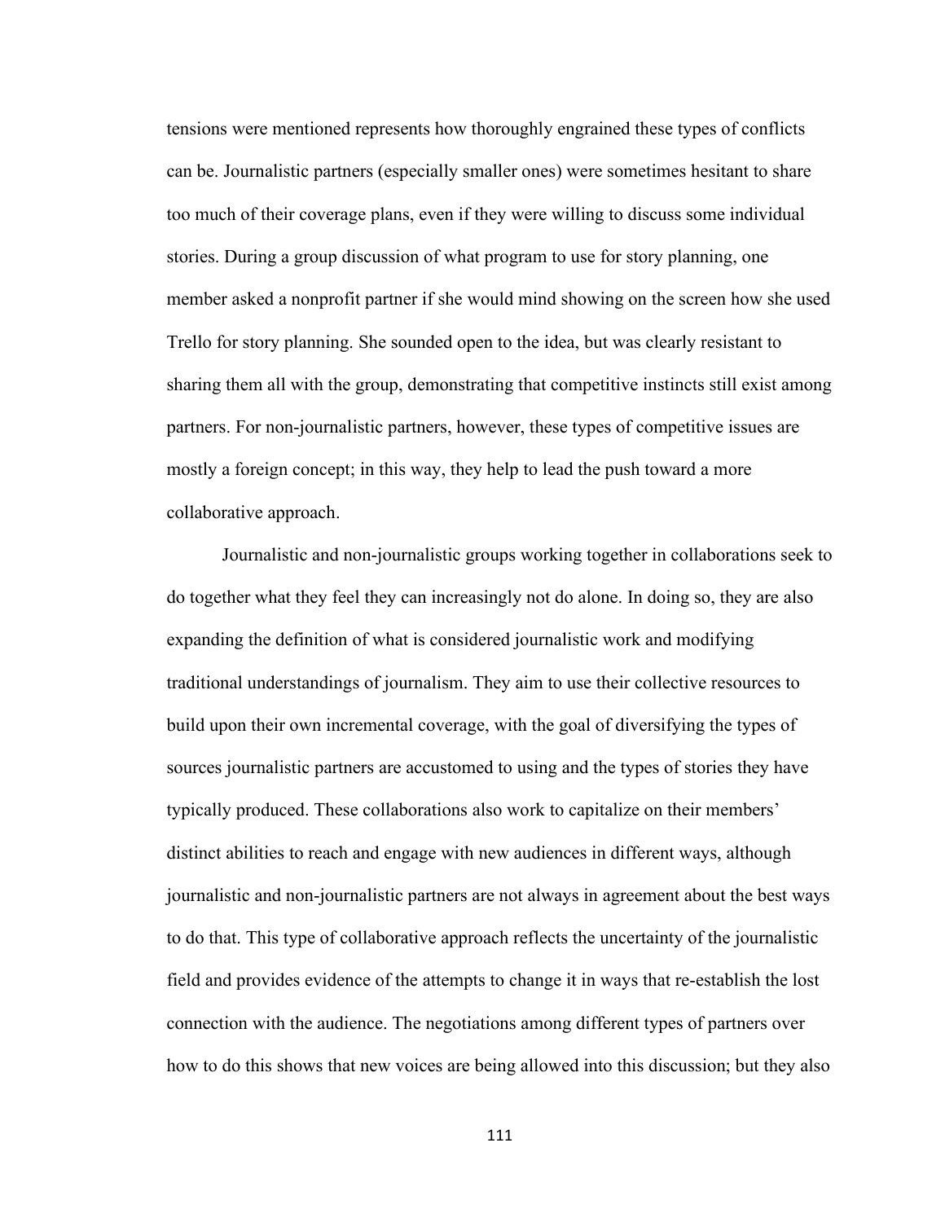tensions were mentioned represents how thoroughly engrained these types of conflicts can be. Journalistic partners (especially smaller ones) were sometimes hesitant to share too much of their coverage plans, even if they were willing to discuss some individual stories. During a group discussion of what program to use for story planning, one member asked a nonprofit partner if she would mind showing on the screen how she used Trello for story planning. She sounded open to the idea, but was clearly resistant to sharing them all with the group, demonstrating that competitive instincts still exist among partners. For non-journalistic partners, however, these types of competitive issues are mostly a foreign concept; in this way, they help to lead the push toward a more collaborative approach.

Journalistic and non-journalistic groups working together in collaborations seek to do together what they feel they can increasingly not do alone. In doing so, they are also expanding the definition of what is considered journalistic work and modifying traditional understandings of journalism. They aim to use their collective resources to build upon their own incremental coverage, with the goal of diversifying the types of sources journalistic partners are accustomed to using and the types of stories they have typically produced. These collaborations also work to capitalize on their members' distinct abilities to reach and engage with new audiences in different ways, although journalistic and non-journalistic partners are not always in agreement about the best ways to do that. This type of collaborative approach reflects the uncertainty of the journalistic field and provides evidence of the attempts to change it in ways that re-establish the lost connection with the audience. The negotiations among different types of partners over how to do this shows that new voices are being allowed into this discussion; but they also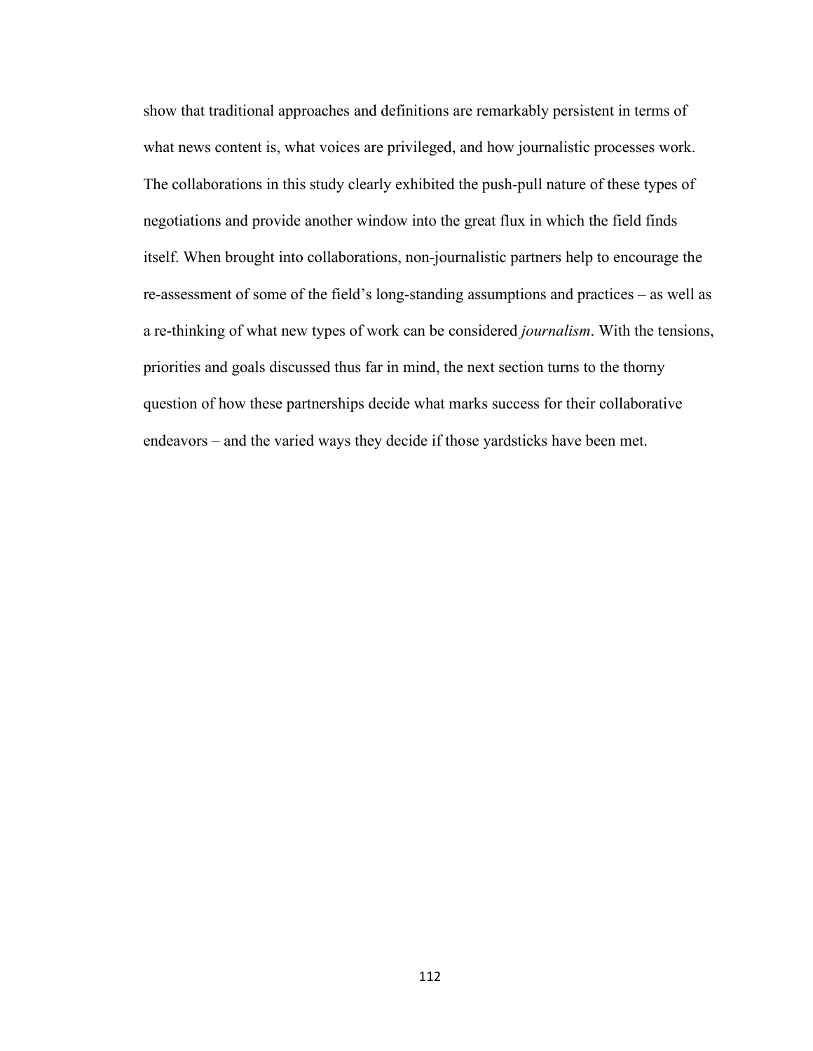show that traditional approaches and definitions are remarkably persistent in terms of what news content is, what voices are privileged, and how journalistic processes work. The collaborations in this study clearly exhibited the push-pull nature of these types of negotiations and provide another window into the great flux in which the field finds itself. When brought into collaborations, non-journalistic partners help to encourage the re-assessment of some of the field's long-standing assumptions and practices – as well as a re-thinking of what new types of work can be considered *journalism*. With the tensions, priorities and goals discussed thus far in mind, the next section turns to the thorny question of how these partnerships decide what marks success for their collaborative endeavors – and the varied ways they decide if those yardsticks have been met.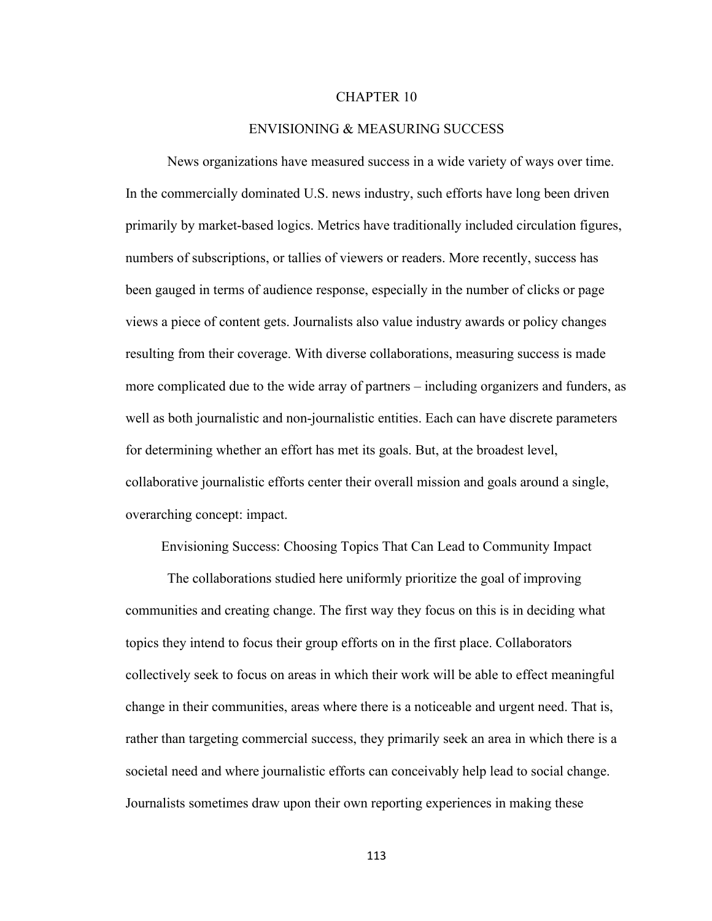# CHAPTER 10

# ENVISIONING & MEASURING SUCCESS

News organizations have measured success in a wide variety of ways over time. In the commercially dominated U.S. news industry, such efforts have long been driven primarily by market-based logics. Metrics have traditionally included circulation figures, numbers of subscriptions, or tallies of viewers or readers. More recently, success has been gauged in terms of audience response, especially in the number of clicks or page views a piece of content gets. Journalists also value industry awards or policy changes resulting from their coverage. With diverse collaborations, measuring success is made more complicated due to the wide array of partners – including organizers and funders, as well as both journalistic and non-journalistic entities. Each can have discrete parameters for determining whether an effort has met its goals. But, at the broadest level, collaborative journalistic efforts center their overall mission and goals around a single, overarching concept: impact.

## Envisioning Success: Choosing Topics That Can Lead to Community Impact

The collaborations studied here uniformly prioritize the goal of improving communities and creating change. The first way they focus on this is in deciding what topics they intend to focus their group efforts on in the first place. Collaborators collectively seek to focus on areas in which their work will be able to effect meaningful change in their communities, areas where there is a noticeable and urgent need. That is, rather than targeting commercial success, they primarily seek an area in which there is a societal need and where journalistic efforts can conceivably help lead to social change. Journalists sometimes draw upon their own reporting experiences in making these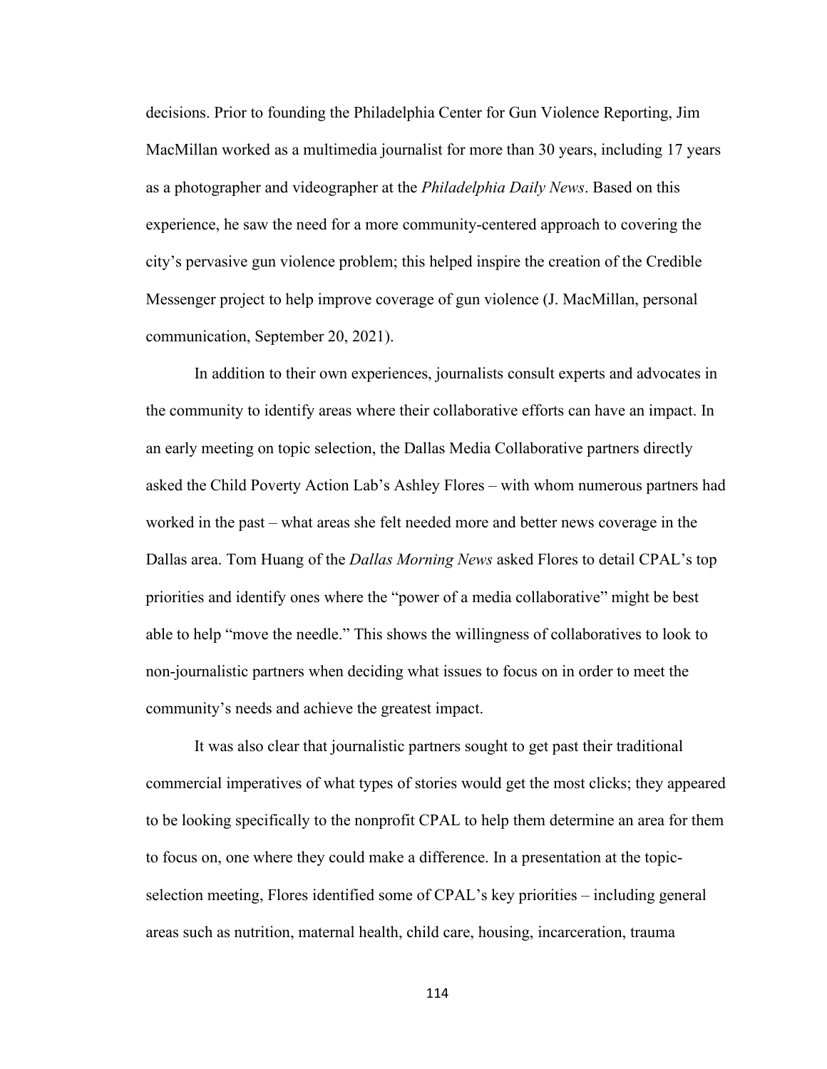decisions. Prior to founding the Philadelphia Center for Gun Violence Reporting, Jim MacMillan worked as a multimedia journalist for more than 30 years, including 17 years as a photographer and videographer at the *Philadelphia Daily News*. Based on this experience, he saw the need for a more community-centered approach to covering the city's pervasive gun violence problem; this helped inspire the creation of the Credible Messenger project to help improve coverage of gun violence (J. MacMillan, personal communication, September 20, 2021).

In addition to their own experiences, journalists consult experts and advocates in the community to identify areas where their collaborative efforts can have an impact. In an early meeting on topic selection, the Dallas Media Collaborative partners directly asked the Child Poverty Action Lab's Ashley Flores – with whom numerous partners had worked in the past – what areas she felt needed more and better news coverage in the Dallas area. Tom Huang of the *Dallas Morning News* asked Flores to detail CPAL's top priorities and identify ones where the "power of a media collaborative" might be best able to help "move the needle." This shows the willingness of collaboratives to look to non-journalistic partners when deciding what issues to focus on in order to meet the community's needs and achieve the greatest impact.

It was also clear that journalistic partners sought to get past their traditional commercial imperatives of what types of stories would get the most clicks; they appeared to be looking specifically to the nonprofit CPAL to help them determine an area for them to focus on, one where they could make a difference. In a presentation at the topic-selection meeting, Flores identified some of CPAL's key priorities – including general areas such as nutrition, maternal health, child care, housing, incarceration, trauma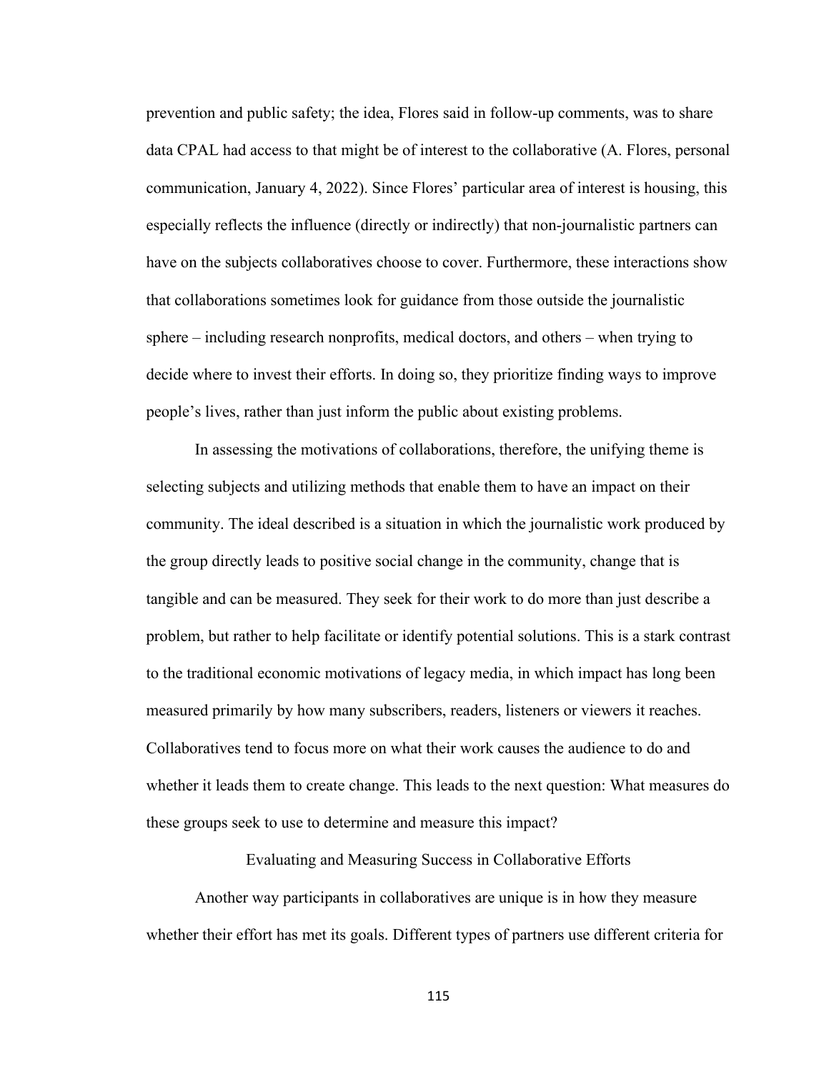prevention and public safety; the idea, Flores said in follow-up comments, was to share data CPAL had access to that might be of interest to the collaborative (A. Flores, personal communication, January 4, 2022). Since Flores' particular area of interest is housing, this especially reflects the influence (directly or indirectly) that non-journalistic partners can have on the subjects collaboratives choose to cover. Furthermore, these interactions show that collaborations sometimes look for guidance from those outside the journalistic sphere – including research nonprofits, medical doctors, and others – when trying to decide where to invest their efforts. In doing so, they prioritize finding ways to improve people's lives, rather than just inform the public about existing problems.

In assessing the motivations of collaborations, therefore, the unifying theme is selecting subjects and utilizing methods that enable them to have an impact on their community. The ideal described is a situation in which the journalistic work produced by the group directly leads to positive social change in the community, change that is tangible and can be measured. They seek for their work to do more than just describe a problem, but rather to help facilitate or identify potential solutions. This is a stark contrast to the traditional economic motivations of legacy media, in which impact has long been measured primarily by how many subscribers, readers, listeners or viewers it reaches. Collaboratives tend to focus more on what their work causes the audience to do and whether it leads them to create change. This leads to the next question: What measures do these groups seek to use to determine and measure this impact?

## Evaluating and Measuring Success in Collaborative Efforts

Another way participants in collaboratives are unique is in how they measure whether their effort has met its goals. Different types of partners use different criteria for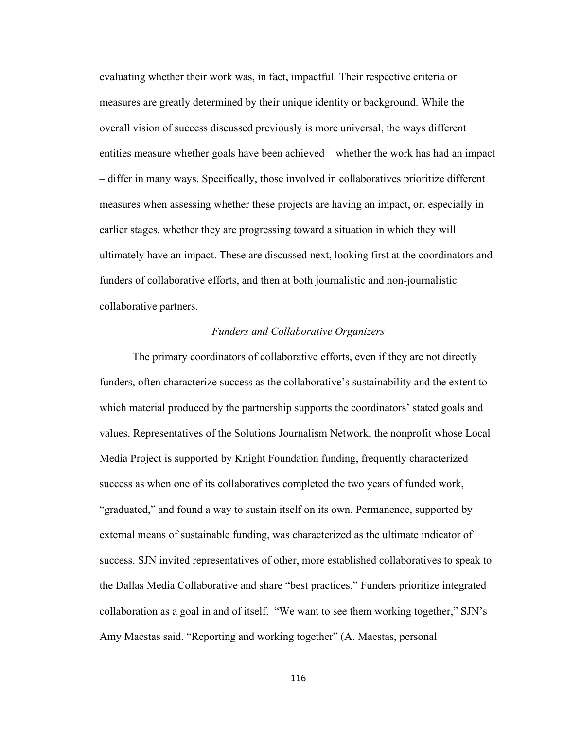evaluating whether their work was, in fact, impactful. Their respective criteria or measures are greatly determined by their unique identity or background. While the overall vision of success discussed previously is more universal, the ways different entities measure whether goals have been achieved – whether the work has had an impact – differ in many ways. Specifically, those involved in collaboratives prioritize different measures when assessing whether these projects are having an impact, or, especially in earlier stages, whether they are progressing toward a situation in which they will ultimately have an impact. These are discussed next, looking first at the coordinators and funders of collaborative efforts, and then at both journalistic and non-journalistic collaborative partners.

### *Funders and Collaborative Organizers*

The primary coordinators of collaborative efforts, even if they are not directly funders, often characterize success as the collaborative's sustainability and the extent to which material produced by the partnership supports the coordinators' stated goals and values. Representatives of the Solutions Journalism Network, the nonprofit whose Local Media Project is supported by Knight Foundation funding, frequently characterized success as when one of its collaboratives completed the two years of funded work, "graduated," and found a way to sustain itself on its own. Permanence, supported by external means of sustainable funding, was characterized as the ultimate indicator of success. SJN invited representatives of other, more established collaboratives to speak to the Dallas Media Collaborative and share "best practices." Funders prioritize integrated collaboration as a goal in and of itself. "We want to see them working together," SJN's Amy Maestas said. "Reporting and working together" (A. Maestas, personal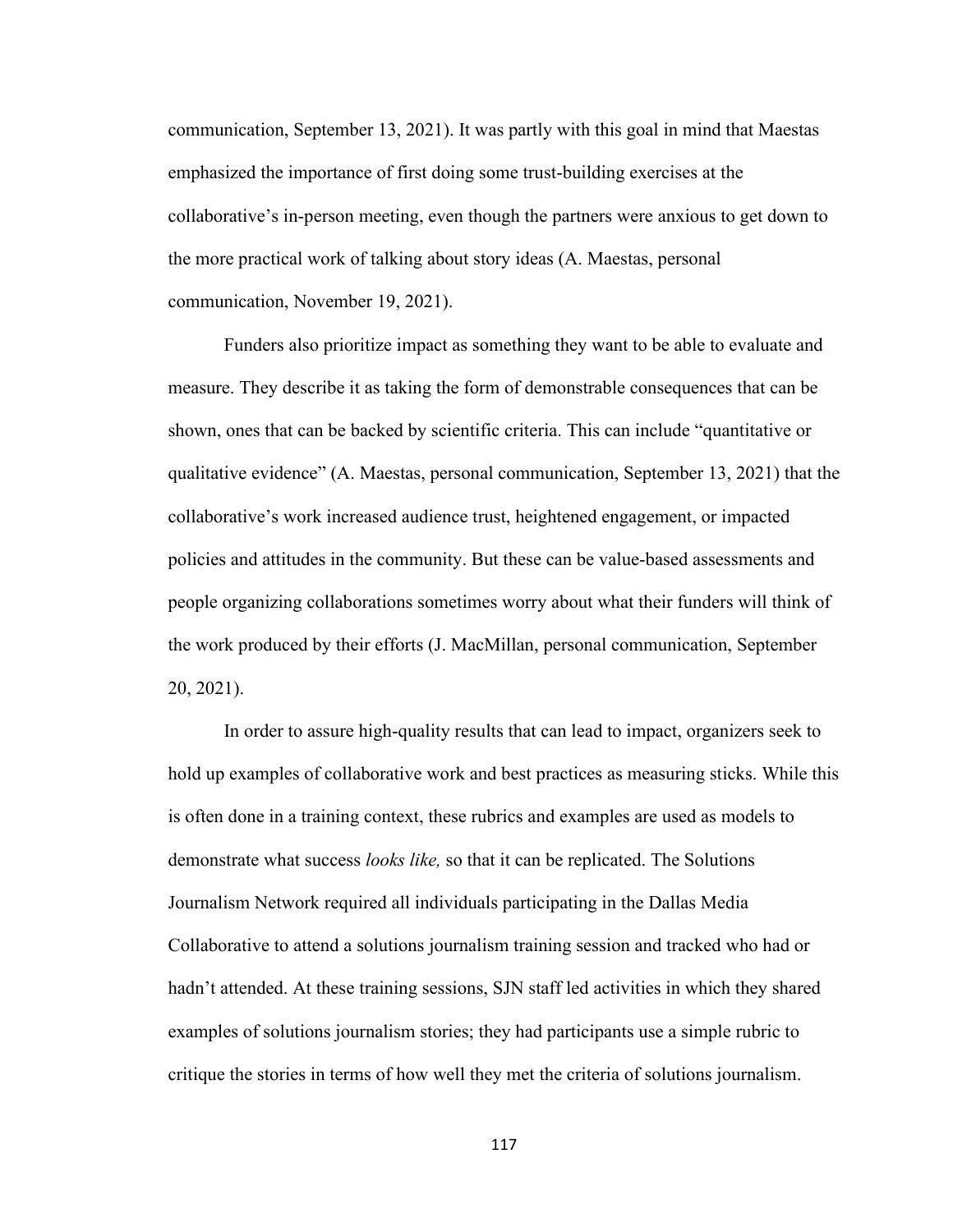communication, September 13, 2021). It was partly with this goal in mind that Maestas emphasized the importance of first doing some trust-building exercises at the collaborative's in-person meeting, even though the partners were anxious to get down to the more practical work of talking about story ideas (A. Maestas, personal communication, November 19, 2021).

Funders also prioritize impact as something they want to be able to evaluate and measure. They describe it as taking the form of demonstrable consequences that can be shown, ones that can be backed by scientific criteria. This can include "quantitative or qualitative evidence" (A. Maestas, personal communication, September 13, 2021) that the collaborative's work increased audience trust, heightened engagement, or impacted policies and attitudes in the community. But these can be value-based assessments and people organizing collaborations sometimes worry about what their funders will think of the work produced by their efforts (J. MacMillan, personal communication, September 20, 2021).

In order to assure high-quality results that can lead to impact, organizers seek to hold up examples of collaborative work and best practices as measuring sticks. While this is often done in a training context, these rubrics and examples are used as models to demonstrate what success *looks like,* so that it can be replicated. The Solutions Journalism Network required all individuals participating in the Dallas Media Collaborative to attend a solutions journalism training session and tracked who had or hadn't attended. At these training sessions, SJN staff led activities in which they shared examples of solutions journalism stories; they had participants use a simple rubric to critique the stories in terms of how well they met the criteria of solutions journalism.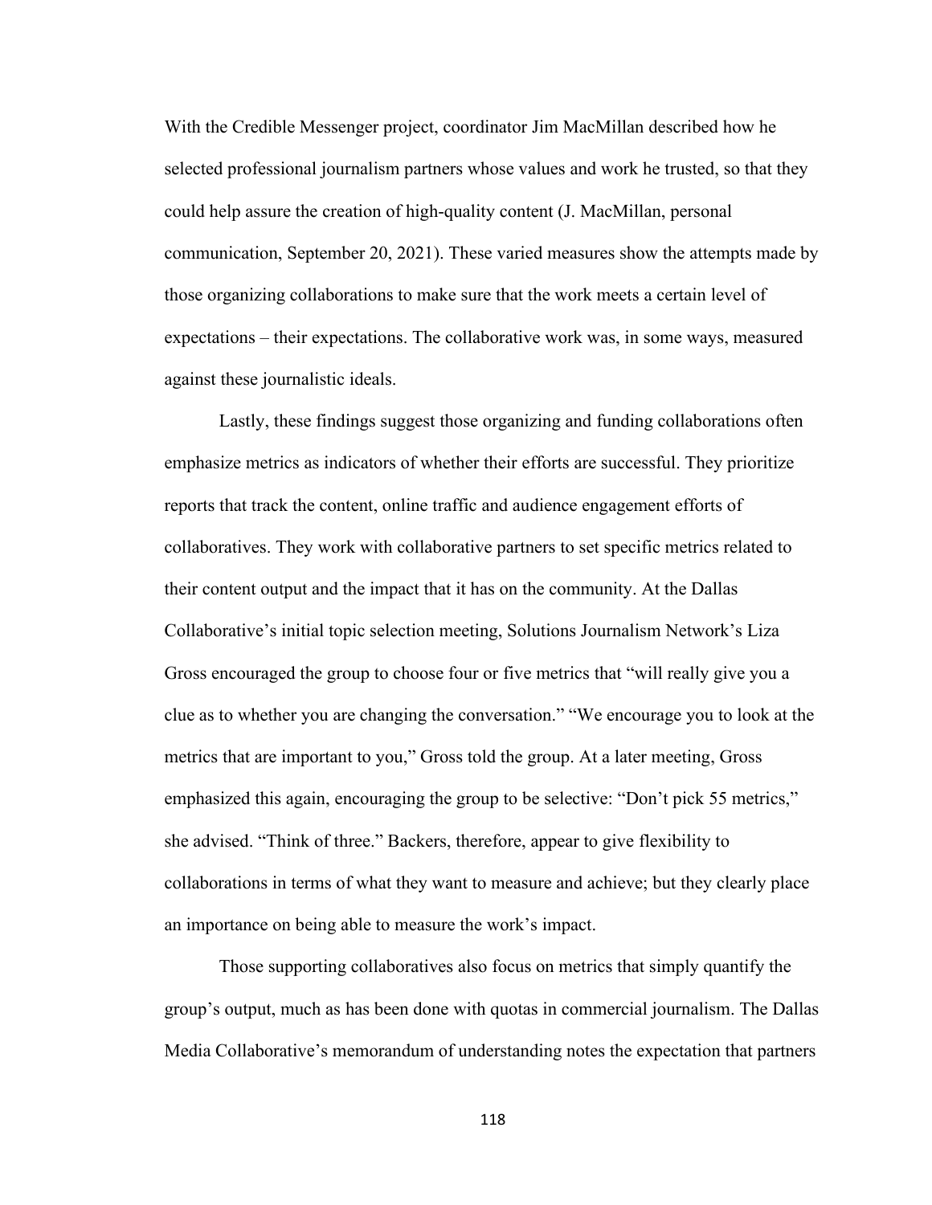With the Credible Messenger project, coordinator Jim MacMillan described how he selected professional journalism partners whose values and work he trusted, so that they could help assure the creation of high-quality content (J. MacMillan, personal communication, September 20, 2021). These varied measures show the attempts made by those organizing collaborations to make sure that the work meets a certain level of expectations – their expectations. The collaborative work was, in some ways, measured against these journalistic ideals.

Lastly, these findings suggest those organizing and funding collaborations often emphasize metrics as indicators of whether their efforts are successful. They prioritize reports that track the content, online traffic and audience engagement efforts of collaboratives. They work with collaborative partners to set specific metrics related to their content output and the impact that it has on the community. At the Dallas Collaborative's initial topic selection meeting, Solutions Journalism Network's Liza Gross encouraged the group to choose four or five metrics that "will really give you a clue as to whether you are changing the conversation." "We encourage you to look at the metrics that are important to you," Gross told the group. At a later meeting, Gross emphasized this again, encouraging the group to be selective: "Don't pick 55 metrics," she advised. "Think of three." Backers, therefore, appear to give flexibility to collaborations in terms of what they want to measure and achieve; but they clearly place an importance on being able to measure the work's impact.

Those supporting collaboratives also focus on metrics that simply quantify the group's output, much as has been done with quotas in commercial journalism. The Dallas Media Collaborative's memorandum of understanding notes the expectation that partners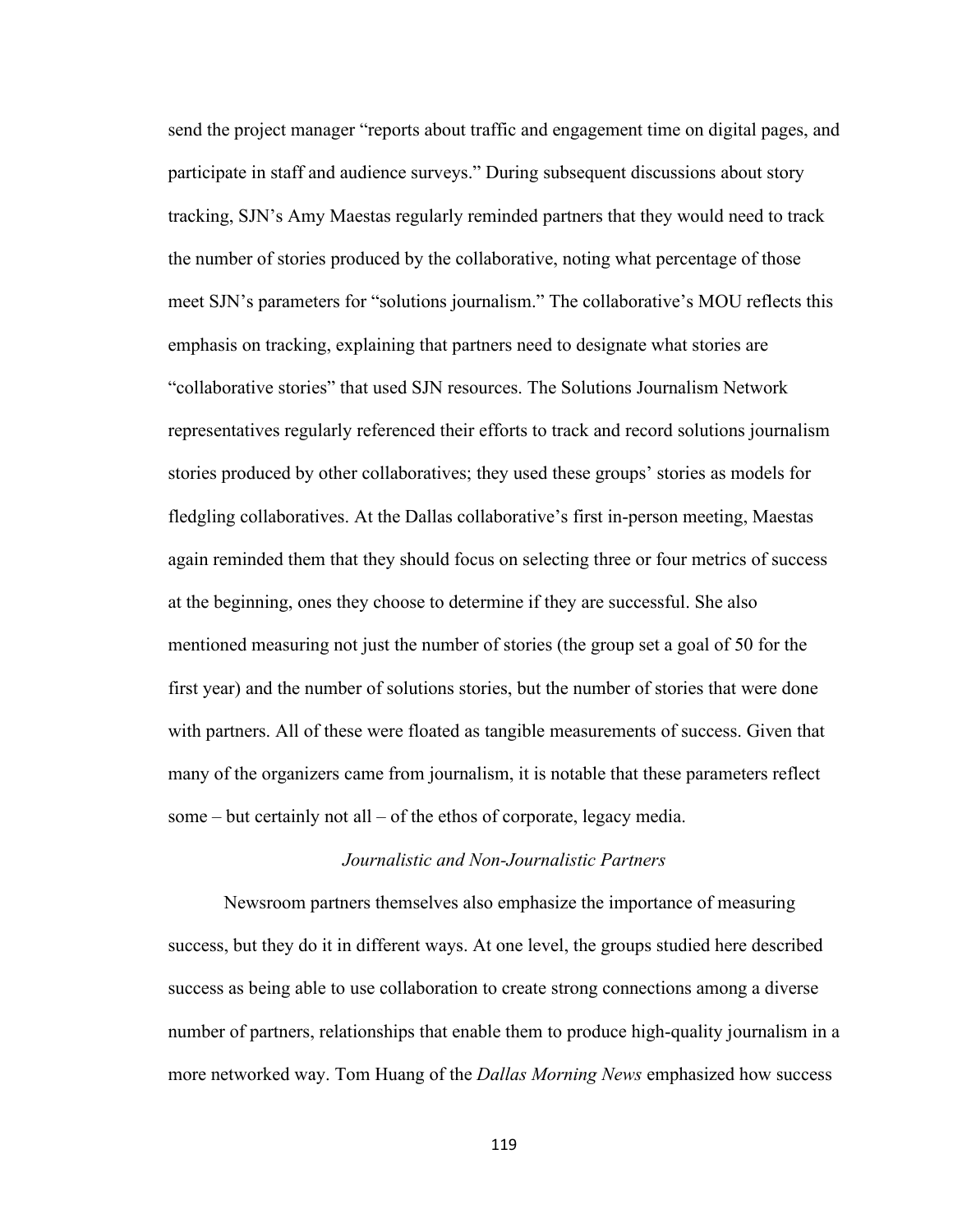send the project manager "reports about traffic and engagement time on digital pages, and participate in staff and audience surveys." During subsequent discussions about story tracking, SJN's Amy Maestas regularly reminded partners that they would need to track the number of stories produced by the collaborative, noting what percentage of those meet SJN's parameters for "solutions journalism." The collaborative's MOU reflects this emphasis on tracking, explaining that partners need to designate what stories are "collaborative stories" that used SJN resources. The Solutions Journalism Network representatives regularly referenced their efforts to track and record solutions journalism stories produced by other collaboratives; they used these groups' stories as models for fledgling collaboratives. At the Dallas collaborative's first in-person meeting, Maestas again reminded them that they should focus on selecting three or four metrics of success at the beginning, ones they choose to determine if they are successful. She also mentioned measuring not just the number of stories (the group set a goal of 50 for the first year) and the number of solutions stories, but the number of stories that were done with partners. All of these were floated as tangible measurements of success. Given that many of the organizers came from journalism, it is notable that these parameters reflect some – but certainly not all – of the ethos of corporate, legacy media.

### *Journalistic and Non-Journalistic Partners*

Newsroom partners themselves also emphasize the importance of measuring success, but they do it in different ways. At one level, the groups studied here described success as being able to use collaboration to create strong connections among a diverse number of partners, relationships that enable them to produce high-quality journalism in a more networked way. Tom Huang of the *Dallas Morning News* emphasized how success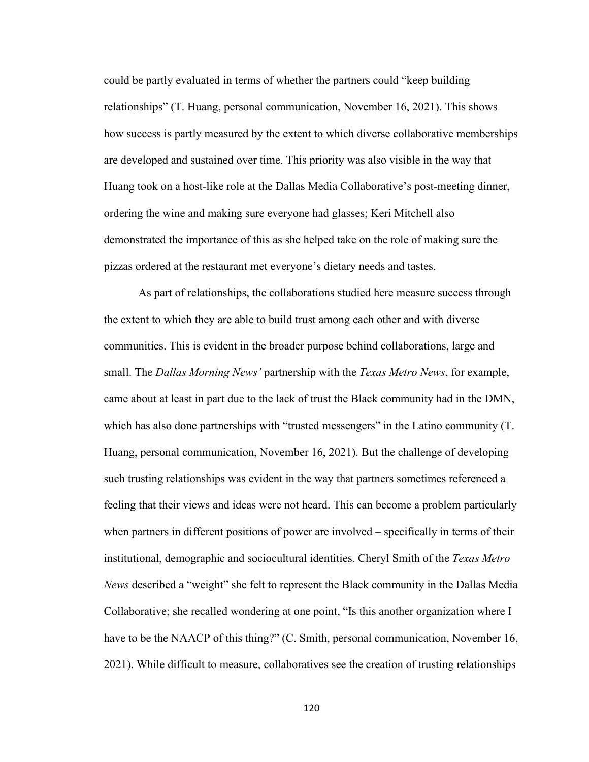could be partly evaluated in terms of whether the partners could "keep building relationships" (T. Huang, personal communication, November 16, 2021). This shows how success is partly measured by the extent to which diverse collaborative memberships are developed and sustained over time. This priority was also visible in the way that Huang took on a host-like role at the Dallas Media Collaborative's post-meeting dinner, ordering the wine and making sure everyone had glasses; Keri Mitchell also demonstrated the importance of this as she helped take on the role of making sure the pizzas ordered at the restaurant met everyone's dietary needs and tastes.

As part of relationships, the collaborations studied here measure success through the extent to which they are able to build trust among each other and with diverse communities. This is evident in the broader purpose behind collaborations, large and small. The *Dallas Morning News'* partnership with the *Texas Metro News*, for example, came about at least in part due to the lack of trust the Black community had in the DMN, which has also done partnerships with "trusted messengers" in the Latino community (T. Huang, personal communication, November 16, 2021). But the challenge of developing such trusting relationships was evident in the way that partners sometimes referenced a feeling that their views and ideas were not heard. This can become a problem particularly when partners in different positions of power are involved – specifically in terms of their institutional, demographic and sociocultural identities. Cheryl Smith of the *Texas Metro News* described a "weight" she felt to represent the Black community in the Dallas Media Collaborative; she recalled wondering at one point, "Is this another organization where I have to be the NAACP of this thing?" (C. Smith, personal communication, November 16, 2021). While difficult to measure, collaboratives see the creation of trusting relationships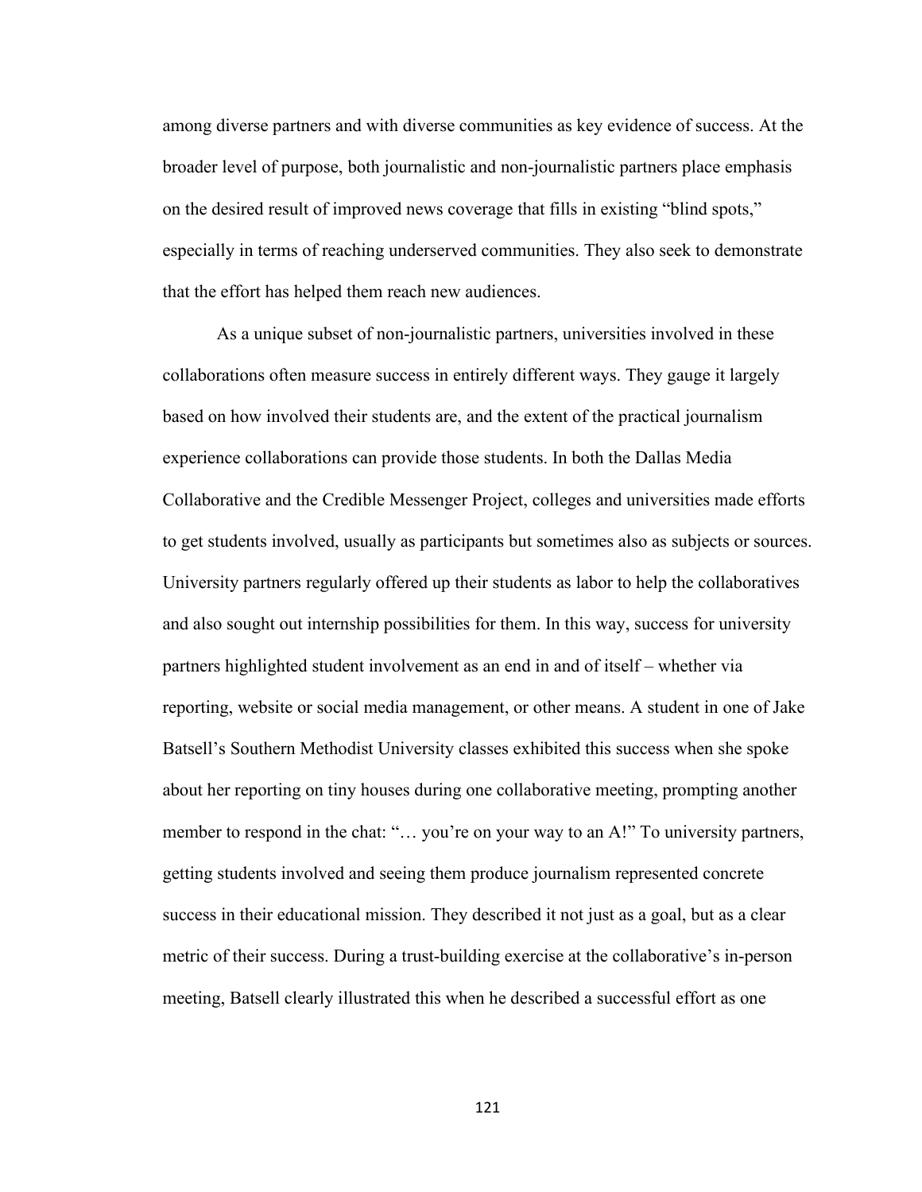among diverse partners and with diverse communities as key evidence of success. At the broader level of purpose, both journalistic and non-journalistic partners place emphasis on the desired result of improved news coverage that fills in existing "blind spots," especially in terms of reaching underserved communities. They also seek to demonstrate that the effort has helped them reach new audiences.

As a unique subset of non-journalistic partners, universities involved in these collaborations often measure success in entirely different ways. They gauge it largely based on how involved their students are, and the extent of the practical journalism experience collaborations can provide those students. In both the Dallas Media Collaborative and the Credible Messenger Project, colleges and universities made efforts to get students involved, usually as participants but sometimes also as subjects or sources. University partners regularly offered up their students as labor to help the collaboratives and also sought out internship possibilities for them. In this way, success for university partners highlighted student involvement as an end in and of itself – whether via reporting, website or social media management, or other means. A student in one of Jake Batsell's Southern Methodist University classes exhibited this success when she spoke about her reporting on tiny houses during one collaborative meeting, prompting another member to respond in the chat: "… you're on your way to an A!" To university partners, getting students involved and seeing them produce journalism represented concrete success in their educational mission. They described it not just as a goal, but as a clear metric of their success. During a trust-building exercise at the collaborative's in-person meeting, Batsell clearly illustrated this when he described a successful effort as one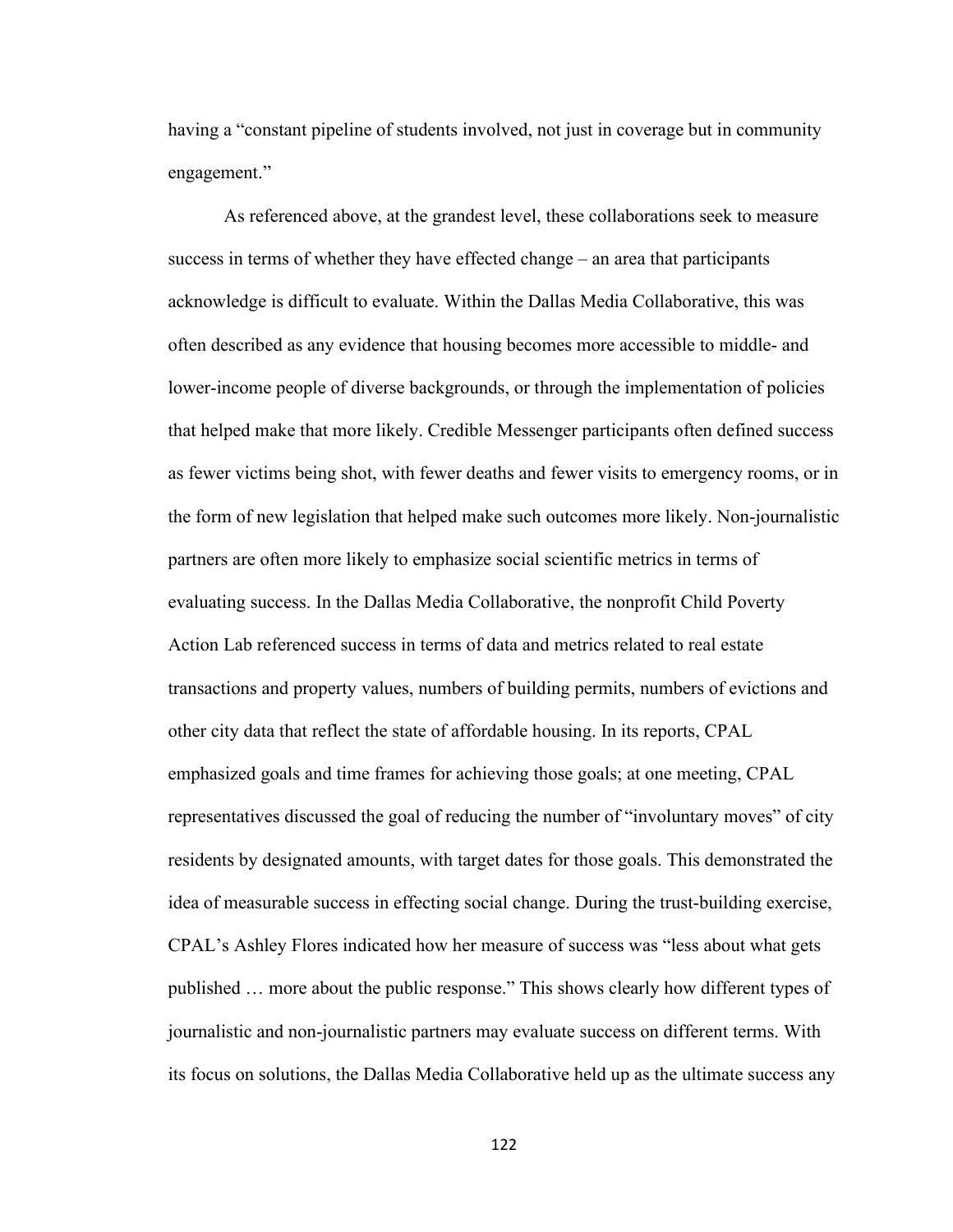having a "constant pipeline of students involved, not just in coverage but in community engagement."

As referenced above, at the grandest level, these collaborations seek to measure success in terms of whether they have effected change – an area that participants acknowledge is difficult to evaluate. Within the Dallas Media Collaborative, this was often described as any evidence that housing becomes more accessible to middle- and lower-income people of diverse backgrounds, or through the implementation of policies that helped make that more likely. Credible Messenger participants often defined success as fewer victims being shot, with fewer deaths and fewer visits to emergency rooms, or in the form of new legislation that helped make such outcomes more likely. Non-journalistic partners are often more likely to emphasize social scientific metrics in terms of evaluating success. In the Dallas Media Collaborative, the nonprofit Child Poverty Action Lab referenced success in terms of data and metrics related to real estate transactions and property values, numbers of building permits, numbers of evictions and other city data that reflect the state of affordable housing. In its reports, CPAL emphasized goals and time frames for achieving those goals; at one meeting, CPAL representatives discussed the goal of reducing the number of "involuntary moves" of city residents by designated amounts, with target dates for those goals. This demonstrated the idea of measurable success in effecting social change. During the trust-building exercise, CPAL's Ashley Flores indicated how her measure of success was "less about what gets published … more about the public response." This shows clearly how different types of journalistic and non-journalistic partners may evaluate success on different terms. With its focus on solutions, the Dallas Media Collaborative held up as the ultimate success any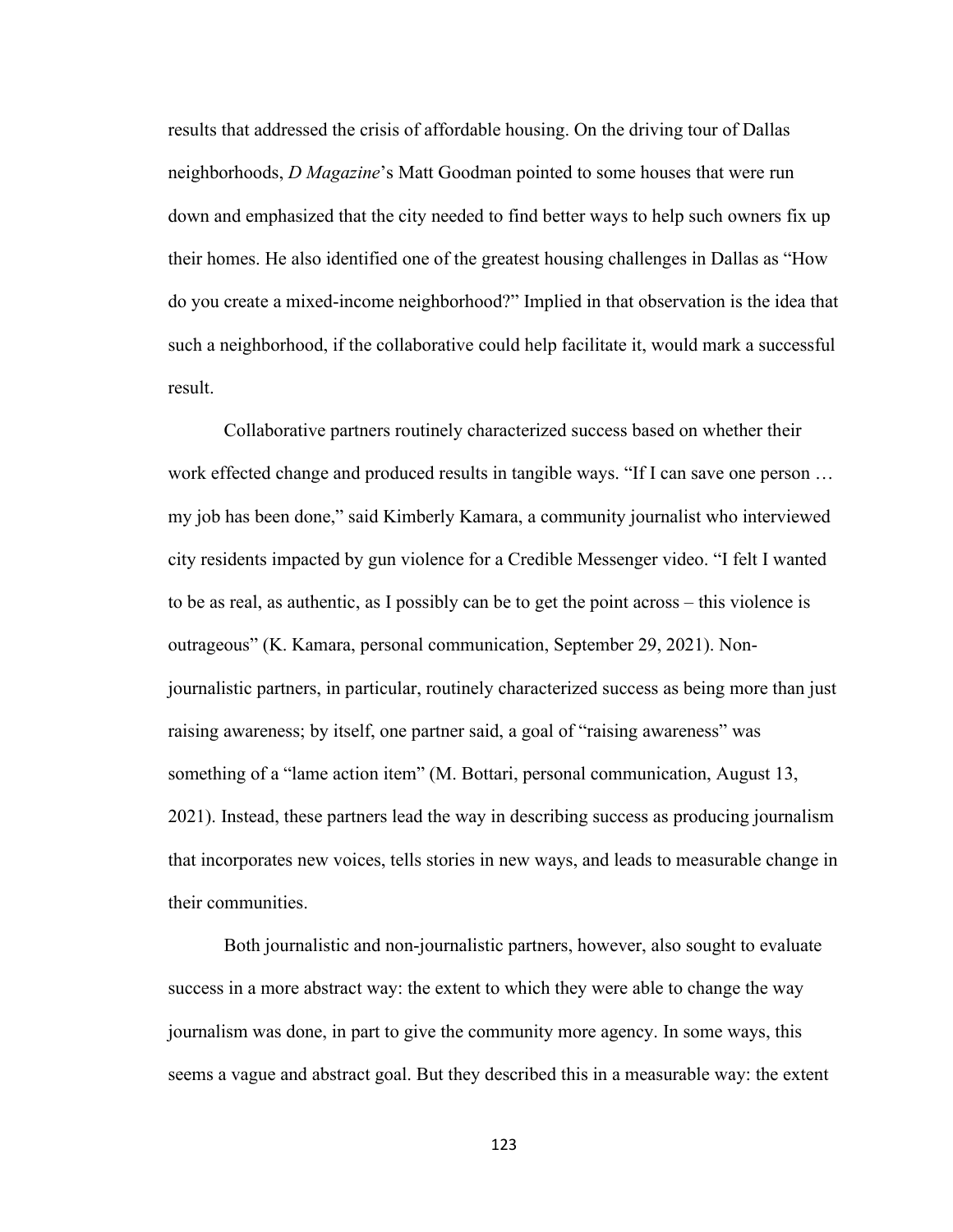results that addressed the crisis of affordable housing. On the driving tour of Dallas neighborhoods, *D Magazine*'s Matt Goodman pointed to some houses that were run down and emphasized that the city needed to find better ways to help such owners fix up their homes. He also identified one of the greatest housing challenges in Dallas as "How do you create a mixed-income neighborhood?" Implied in that observation is the idea that such a neighborhood, if the collaborative could help facilitate it, would mark a successful result.

Collaborative partners routinely characterized success based on whether their work effected change and produced results in tangible ways. "If I can save one person … my job has been done," said Kimberly Kamara, a community journalist who interviewed city residents impacted by gun violence for a Credible Messenger video. "I felt I wanted to be as real, as authentic, as I possibly can be to get the point across – this violence is outrageous" (K. Kamara, personal communication, September 29, 2021). Non-journalistic partners, in particular, routinely characterized success as being more than just raising awareness; by itself, one partner said, a goal of "raising awareness" was something of a "lame action item" (M. Bottari, personal communication, August 13, 2021). Instead, these partners lead the way in describing success as producing journalism that incorporates new voices, tells stories in new ways, and leads to measurable change in their communities.

Both journalistic and non-journalistic partners, however, also sought to evaluate success in a more abstract way: the extent to which they were able to change the way journalism was done, in part to give the community more agency. In some ways, this seems a vague and abstract goal. But they described this in a measurable way: the extent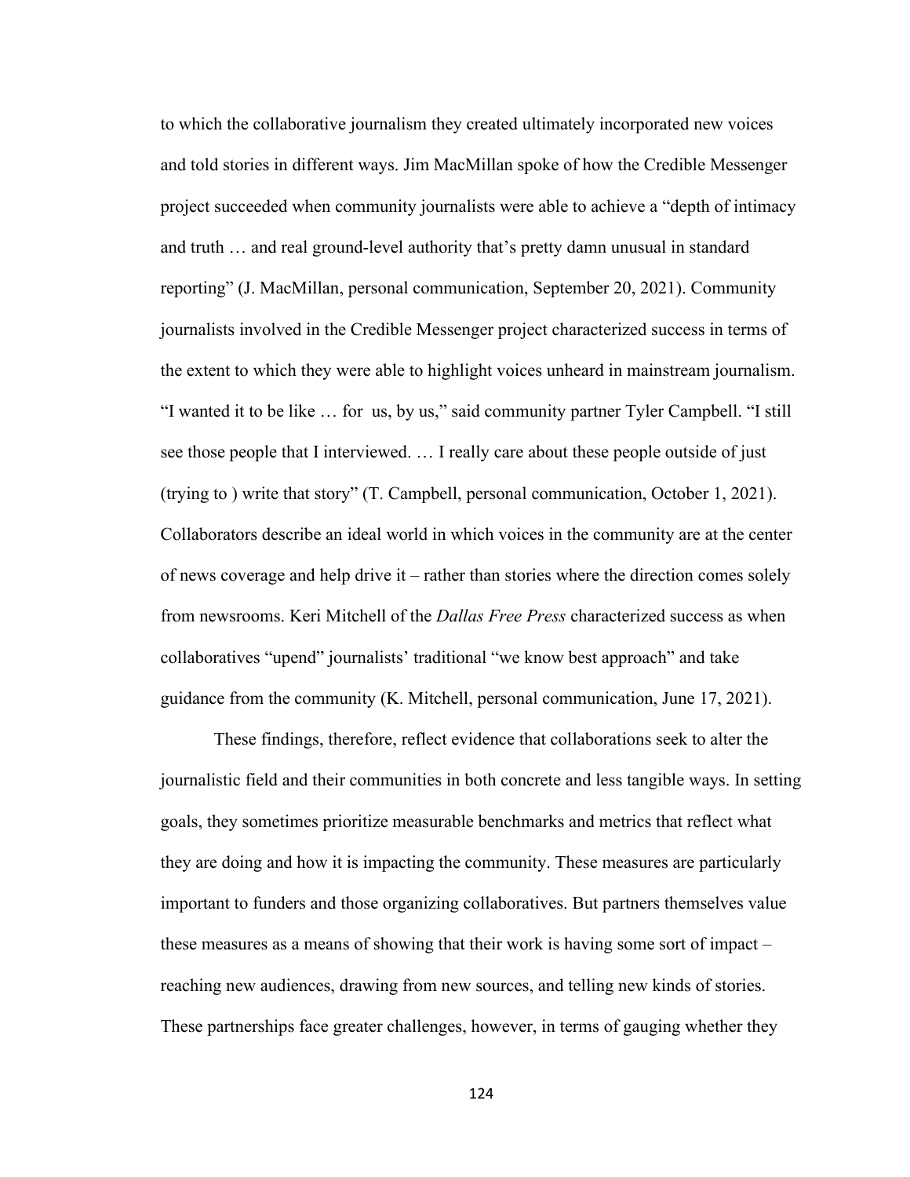to which the collaborative journalism they created ultimately incorporated new voices and told stories in different ways. Jim MacMillan spoke of how the Credible Messenger project succeeded when community journalists were able to achieve a "depth of intimacy and truth … and real ground-level authority that's pretty damn unusual in standard reporting" (J. MacMillan, personal communication, September 20, 2021). Community journalists involved in the Credible Messenger project characterized success in terms of the extent to which they were able to highlight voices unheard in mainstream journalism. "I wanted it to be like … for us, by us," said community partner Tyler Campbell. "I still see those people that I interviewed. … I really care about these people outside of just (trying to ) write that story" (T. Campbell, personal communication, October 1, 2021). Collaborators describe an ideal world in which voices in the community are at the center of news coverage and help drive it – rather than stories where the direction comes solely from newsrooms. Keri Mitchell of the *Dallas Free Press* characterized success as when collaboratives "upend" journalists' traditional "we know best approach" and take guidance from the community (K. Mitchell, personal communication, June 17, 2021).

These findings, therefore, reflect evidence that collaborations seek to alter the journalistic field and their communities in both concrete and less tangible ways. In setting goals, they sometimes prioritize measurable benchmarks and metrics that reflect what they are doing and how it is impacting the community. These measures are particularly important to funders and those organizing collaboratives. But partners themselves value these measures as a means of showing that their work is having some sort of impact – reaching new audiences, drawing from new sources, and telling new kinds of stories. These partnerships face greater challenges, however, in terms of gauging whether they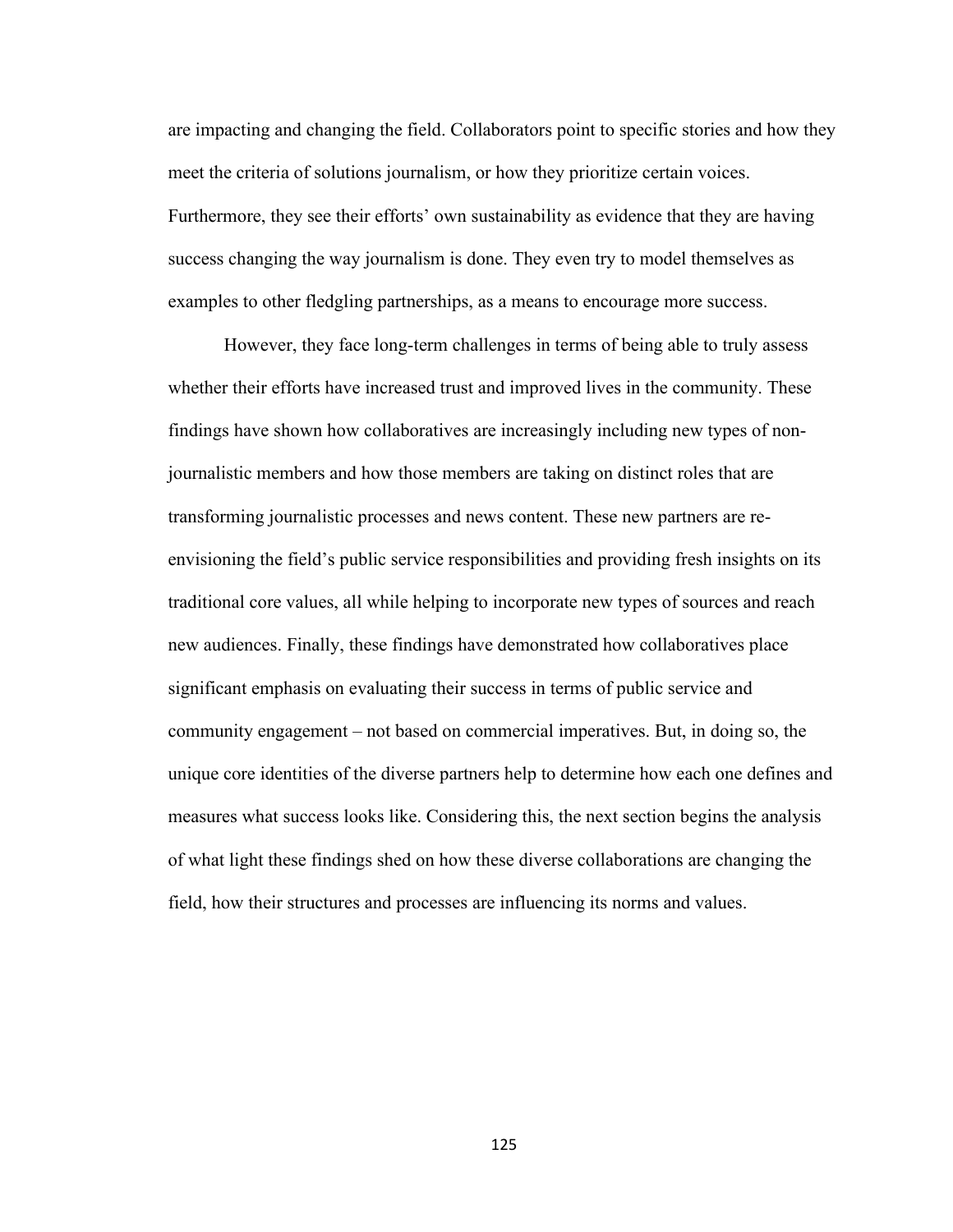are impacting and changing the field. Collaborators point to specific stories and how they meet the criteria of solutions journalism, or how they prioritize certain voices. Furthermore, they see their efforts' own sustainability as evidence that they are having success changing the way journalism is done. They even try to model themselves as examples to other fledgling partnerships, as a means to encourage more success.

However, they face long-term challenges in terms of being able to truly assess whether their efforts have increased trust and improved lives in the community. These findings have shown how collaboratives are increasingly including new types of non-journalistic members and how those members are taking on distinct roles that are transforming journalistic processes and news content. These new partners are re-envisioning the field's public service responsibilities and providing fresh insights on its traditional core values, all while helping to incorporate new types of sources and reach new audiences. Finally, these findings have demonstrated how collaboratives place significant emphasis on evaluating their success in terms of public service and community engagement – not based on commercial imperatives. But, in doing so, the unique core identities of the diverse partners help to determine how each one defines and measures what success looks like. Considering this, the next section begins the analysis of what light these findings shed on how these diverse collaborations are changing the field, how their structures and processes are influencing its norms and values.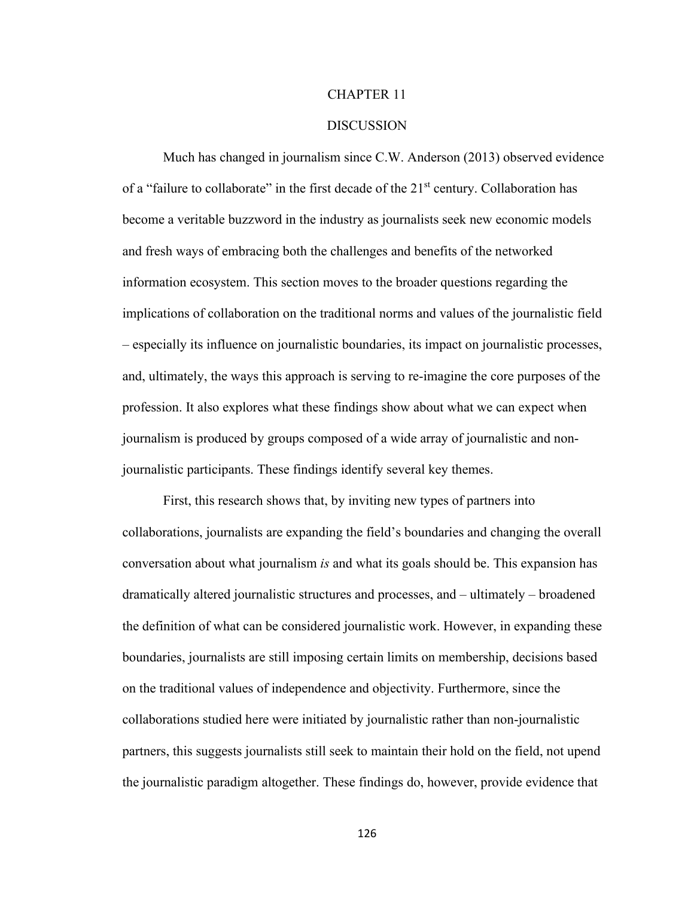# CHAPTER 11

## DISCUSSION

Much has changed in journalism since C.W. Anderson (2013) observed evidence of a "failure to collaborate" in the first decade of the 21st century. Collaboration has become a veritable buzzword in the industry as journalists seek new economic models and fresh ways of embracing both the challenges and benefits of the networked information ecosystem. This section moves to the broader questions regarding the implications of collaboration on the traditional norms and values of the journalistic field – especially its influence on journalistic boundaries, its impact on journalistic processes, and, ultimately, the ways this approach is serving to re-imagine the core purposes of the profession. It also explores what these findings show about what we can expect when journalism is produced by groups composed of a wide array of journalistic and non-journalistic participants. These findings identify several key themes.

First, this research shows that, by inviting new types of partners into collaborations, journalists are expanding the field's boundaries and changing the overall conversation about what journalism *is* and what its goals should be. This expansion has dramatically altered journalistic structures and processes, and – ultimately – broadened the definition of what can be considered journalistic work. However, in expanding these boundaries, journalists are still imposing certain limits on membership, decisions based on the traditional values of independence and objectivity. Furthermore, since the collaborations studied here were initiated by journalistic rather than non-journalistic partners, this suggests journalists still seek to maintain their hold on the field, not upend the journalistic paradigm altogether. These findings do, however, provide evidence that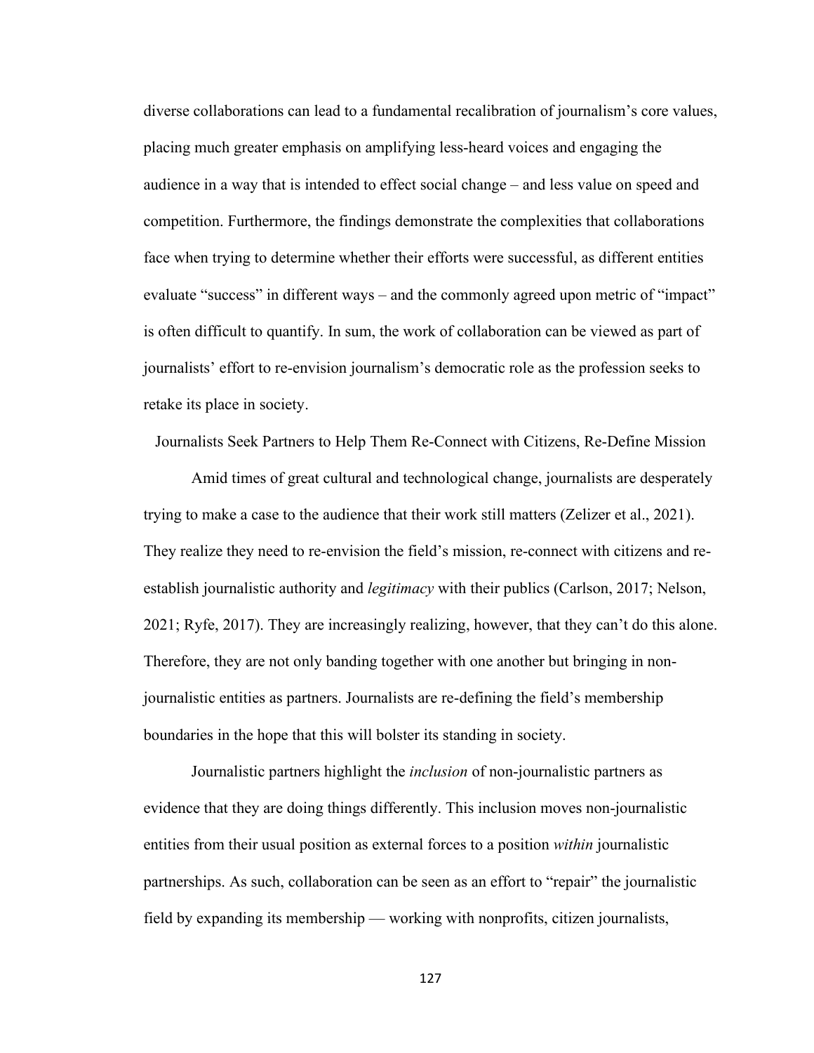diverse collaborations can lead to a fundamental recalibration of journalism's core values, placing much greater emphasis on amplifying less-heard voices and engaging the audience in a way that is intended to effect social change – and less value on speed and competition. Furthermore, the findings demonstrate the complexities that collaborations face when trying to determine whether their efforts were successful, as different entities evaluate "success" in different ways – and the commonly agreed upon metric of "impact" is often difficult to quantify. In sum, the work of collaboration can be viewed as part of journalists' effort to re-envision journalism's democratic role as the profession seeks to retake its place in society.

## Journalists Seek Partners to Help Them Re-Connect with Citizens, Re-Define Mission

Amid times of great cultural and technological change, journalists are desperately trying to make a case to the audience that their work still matters (Zelizer et al., 2021). They realize they need to re-envision the field's mission, re-connect with citizens and re-establish journalistic authority and *legitimacy* with their publics (Carlson, 2017; Nelson, 2021; Ryfe, 2017). They are increasingly realizing, however, that they can't do this alone. Therefore, they are not only banding together with one another but bringing in non-journalistic entities as partners. Journalists are re-defining the field's membership boundaries in the hope that this will bolster its standing in society.

Journalistic partners highlight the *inclusion* of non-journalistic partners as evidence that they are doing things differently. This inclusion moves non-journalistic entities from their usual position as external forces to a position *within* journalistic partnerships. As such, collaboration can be seen as an effort to "repair" the journalistic field by expanding its membership — working with nonprofits, citizen journalists,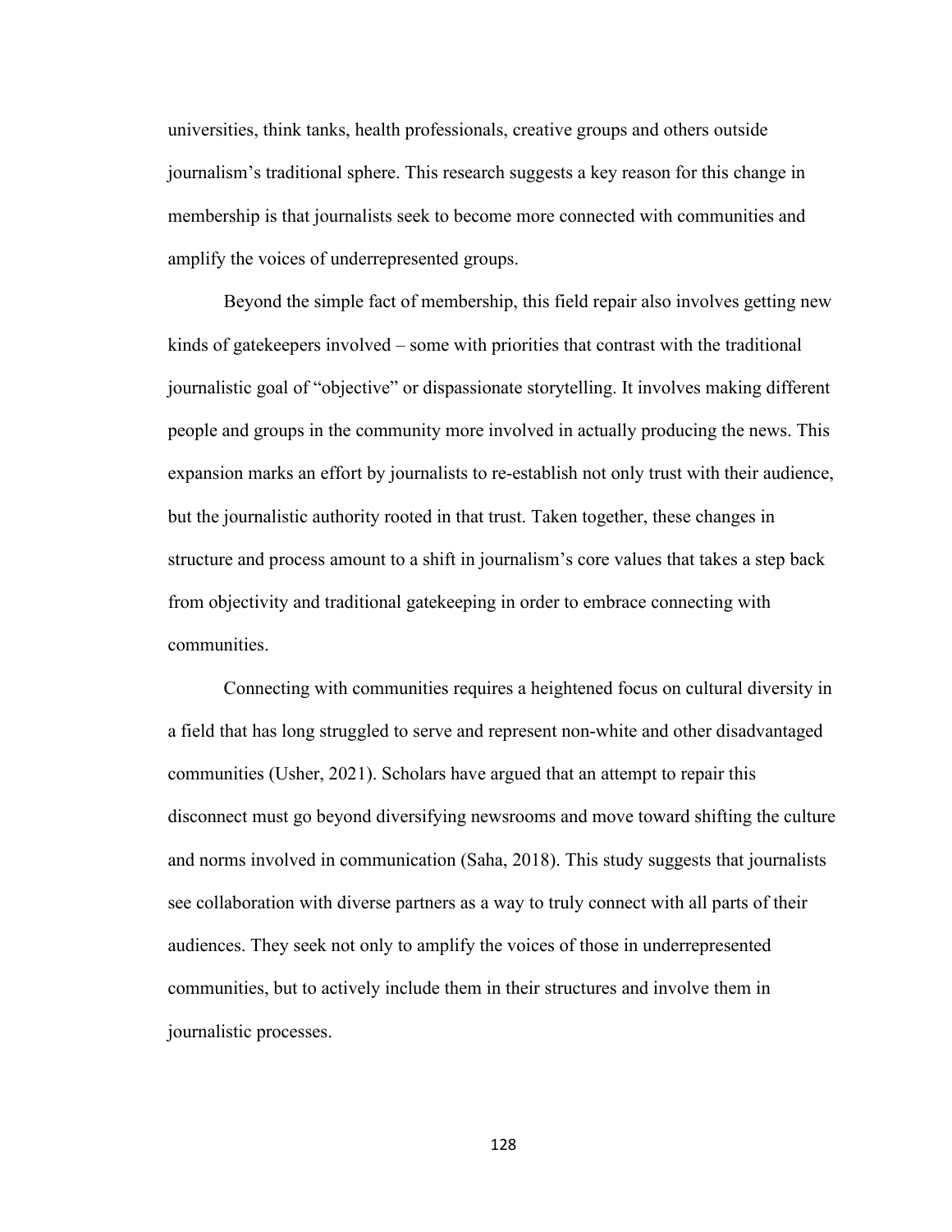universities, think tanks, health professionals, creative groups and others outside journalism's traditional sphere. This research suggests a key reason for this change in membership is that journalists seek to become more connected with communities and amplify the voices of underrepresented groups.

Beyond the simple fact of membership, this field repair also involves getting new kinds of gatekeepers involved – some with priorities that contrast with the traditional journalistic goal of "objective" or dispassionate storytelling. It involves making different people and groups in the community more involved in actually producing the news. This expansion marks an effort by journalists to re-establish not only trust with their audience, but the journalistic authority rooted in that trust. Taken together, these changes in structure and process amount to a shift in journalism's core values that takes a step back from objectivity and traditional gatekeeping in order to embrace connecting with communities.

Connecting with communities requires a heightened focus on cultural diversity in a field that has long struggled to serve and represent non-white and other disadvantaged communities (Usher, 2021). Scholars have argued that an attempt to repair this disconnect must go beyond diversifying newsrooms and move toward shifting the culture and norms involved in communication (Saha, 2018). This study suggests that journalists see collaboration with diverse partners as a way to truly connect with all parts of their audiences. They seek not only to amplify the voices of those in underrepresented communities, but to actively include them in their structures and involve them in journalistic processes.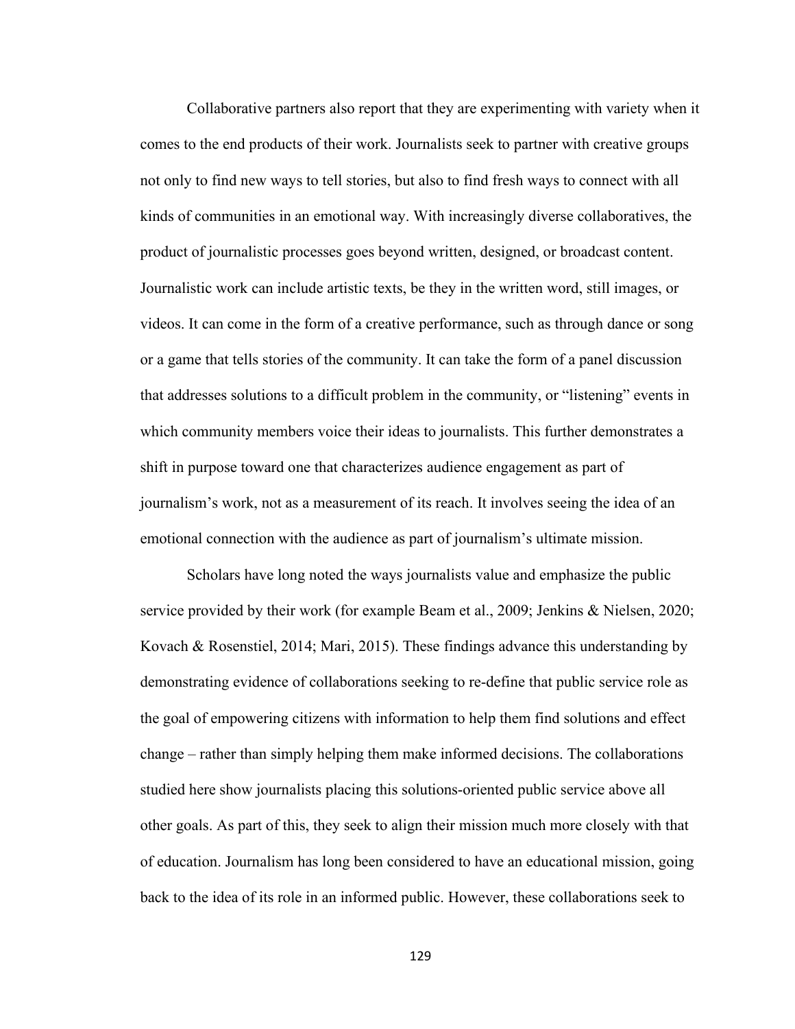Collaborative partners also report that they are experimenting with variety when it comes to the end products of their work. Journalists seek to partner with creative groups not only to find new ways to tell stories, but also to find fresh ways to connect with all kinds of communities in an emotional way. With increasingly diverse collaboratives, the product of journalistic processes goes beyond written, designed, or broadcast content. Journalistic work can include artistic texts, be they in the written word, still images, or videos. It can come in the form of a creative performance, such as through dance or song or a game that tells stories of the community. It can take the form of a panel discussion that addresses solutions to a difficult problem in the community, or "listening" events in which community members voice their ideas to journalists. This further demonstrates a shift in purpose toward one that characterizes audience engagement as part of journalism's work, not as a measurement of its reach. It involves seeing the idea of an emotional connection with the audience as part of journalism's ultimate mission.

Scholars have long noted the ways journalists value and emphasize the public service provided by their work (for example Beam et al., 2009; Jenkins & Nielsen, 2020; Kovach & Rosenstiel, 2014; Mari, 2015). These findings advance this understanding by demonstrating evidence of collaborations seeking to re-define that public service role as the goal of empowering citizens with information to help them find solutions and effect change – rather than simply helping them make informed decisions. The collaborations studied here show journalists placing this solutions-oriented public service above all other goals. As part of this, they seek to align their mission much more closely with that of education. Journalism has long been considered to have an educational mission, going back to the idea of its role in an informed public. However, these collaborations seek to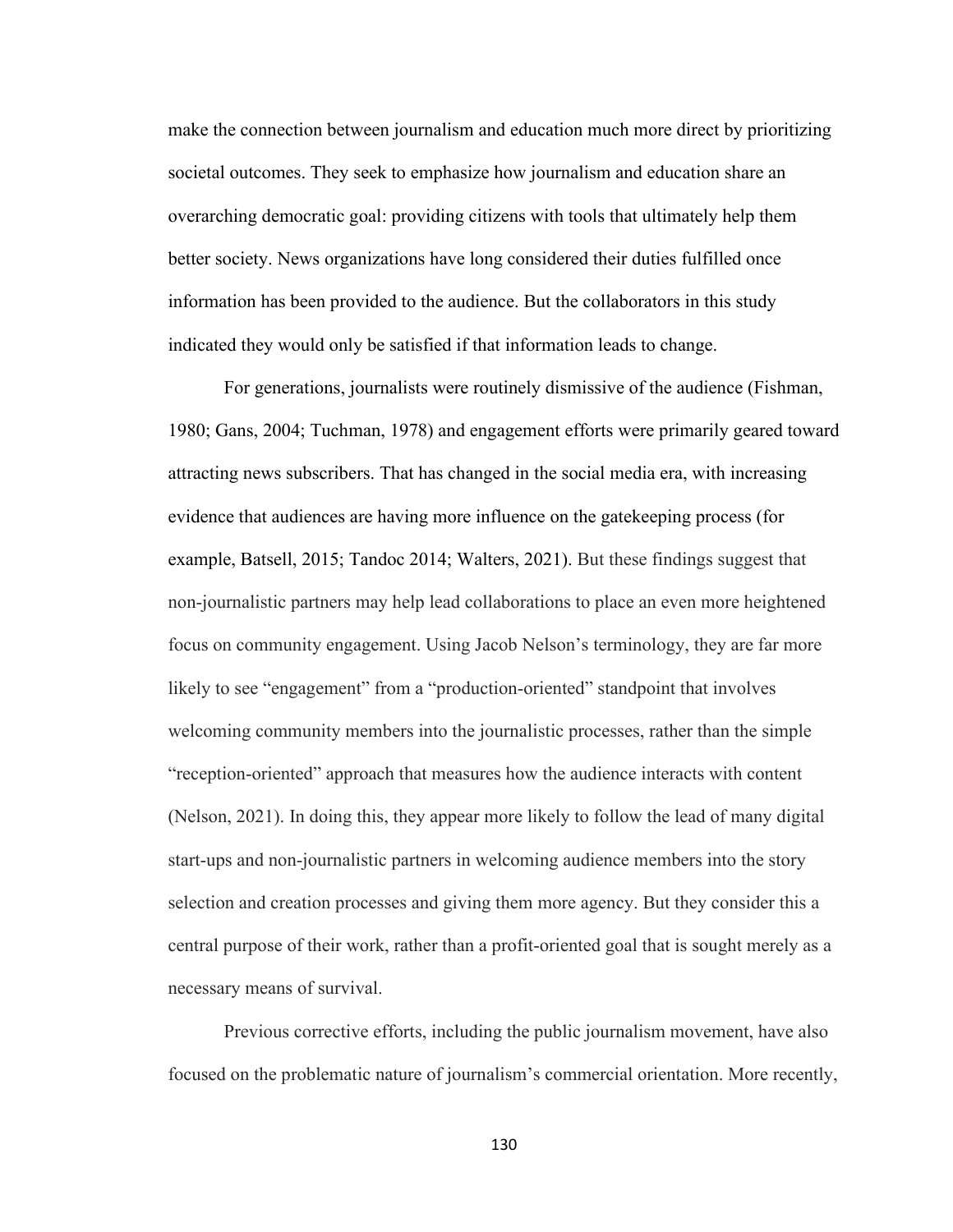make the connection between journalism and education much more direct by prioritizing societal outcomes. They seek to emphasize how journalism and education share an overarching democratic goal: providing citizens with tools that ultimately help them better society. News organizations have long considered their duties fulfilled once information has been provided to the audience. But the collaborators in this study indicated they would only be satisfied if that information leads to change.

For generations, journalists were routinely dismissive of the audience (Fishman, 1980; Gans, 2004; Tuchman, 1978) and engagement efforts were primarily geared toward attracting news subscribers. That has changed in the social media era, with increasing evidence that audiences are having more influence on the gatekeeping process (for example, Batsell, 2015; Tandoc 2014; Walters, 2021). But these findings suggest that non-journalistic partners may help lead collaborations to place an even more heightened focus on community engagement. Using Jacob Nelson's terminology, they are far more likely to see "engagement" from a "production-oriented" standpoint that involves welcoming community members into the journalistic processes, rather than the simple "reception-oriented" approach that measures how the audience interacts with content (Nelson, 2021). In doing this, they appear more likely to follow the lead of many digital start-ups and non-journalistic partners in welcoming audience members into the story selection and creation processes and giving them more agency. But they consider this a central purpose of their work, rather than a profit-oriented goal that is sought merely as a necessary means of survival.

Previous corrective efforts, including the public journalism movement, have also focused on the problematic nature of journalism's commercial orientation. More recently,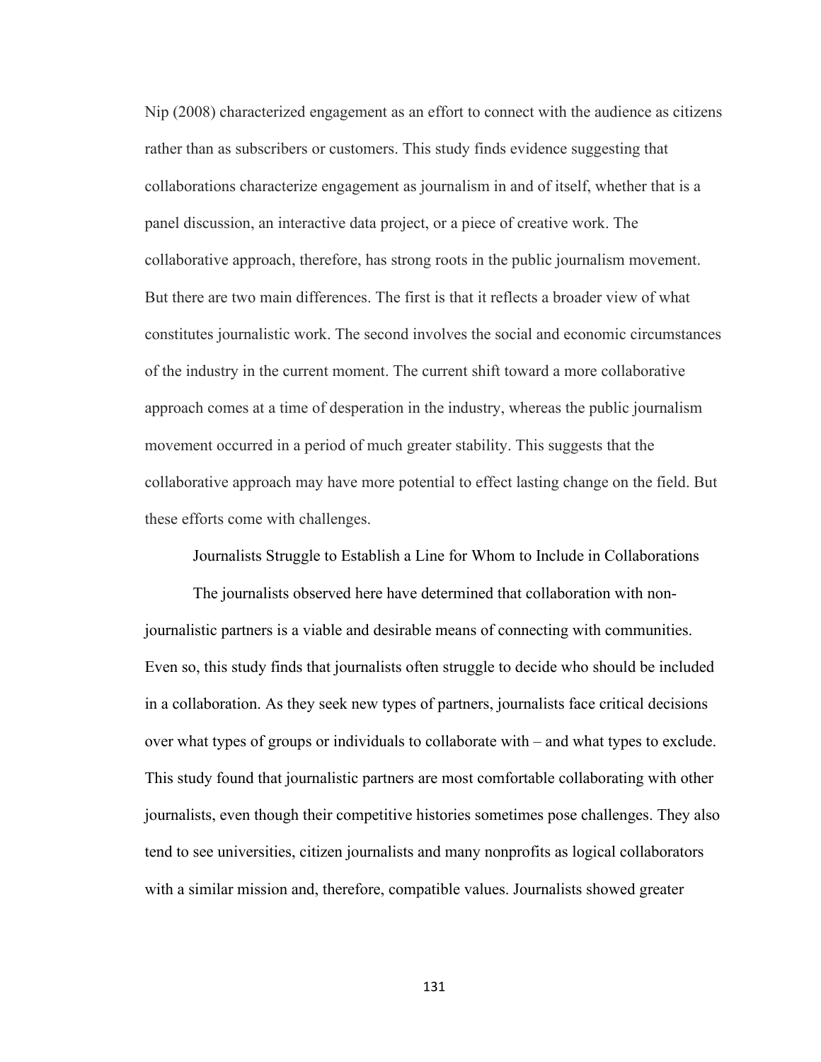Nip (2008) characterized engagement as an effort to connect with the audience as citizens rather than as subscribers or customers. This study finds evidence suggesting that collaborations characterize engagement as journalism in and of itself, whether that is a panel discussion, an interactive data project, or a piece of creative work. The collaborative approach, therefore, has strong roots in the public journalism movement. But there are two main differences. The first is that it reflects a broader view of what constitutes journalistic work. The second involves the social and economic circumstances of the industry in the current moment. The current shift toward a more collaborative approach comes at a time of desperation in the industry, whereas the public journalism movement occurred in a period of much greater stability. This suggests that the collaborative approach may have more potential to effect lasting change on the field. But these efforts come with challenges.

### Journalists Struggle to Establish a Line for Whom to Include in Collaborations

The journalists observed here have determined that collaboration with non-journalistic partners is a viable and desirable means of connecting with communities. Even so, this study finds that journalists often struggle to decide who should be included in a collaboration. As they seek new types of partners, journalists face critical decisions over what types of groups or individuals to collaborate with – and what types to exclude. This study found that journalistic partners are most comfortable collaborating with other journalists, even though their competitive histories sometimes pose challenges. They also tend to see universities, citizen journalists and many nonprofits as logical collaborators with a similar mission and, therefore, compatible values. Journalists showed greater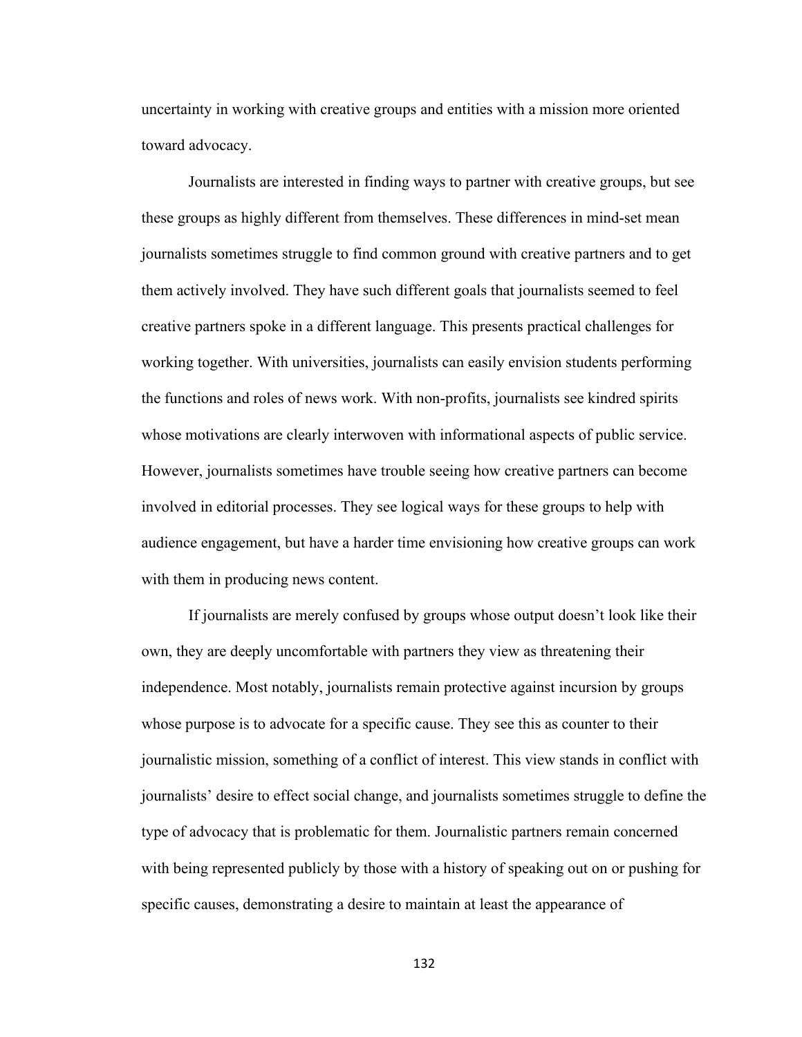uncertainty in working with creative groups and entities with a mission more oriented toward advocacy.

Journalists are interested in finding ways to partner with creative groups, but see these groups as highly different from themselves. These differences in mind-set mean journalists sometimes struggle to find common ground with creative partners and to get them actively involved. They have such different goals that journalists seemed to feel creative partners spoke in a different language. This presents practical challenges for working together. With universities, journalists can easily envision students performing the functions and roles of news work. With non-profits, journalists see kindred spirits whose motivations are clearly interwoven with informational aspects of public service. However, journalists sometimes have trouble seeing how creative partners can become involved in editorial processes. They see logical ways for these groups to help with audience engagement, but have a harder time envisioning how creative groups can work with them in producing news content.

If journalists are merely confused by groups whose output doesn't look like their own, they are deeply uncomfortable with partners they view as threatening their independence. Most notably, journalists remain protective against incursion by groups whose purpose is to advocate for a specific cause. They see this as counter to their journalistic mission, something of a conflict of interest. This view stands in conflict with journalists' desire to effect social change, and journalists sometimes struggle to define the type of advocacy that is problematic for them. Journalistic partners remain concerned with being represented publicly by those with a history of speaking out on or pushing for specific causes, demonstrating a desire to maintain at least the appearance of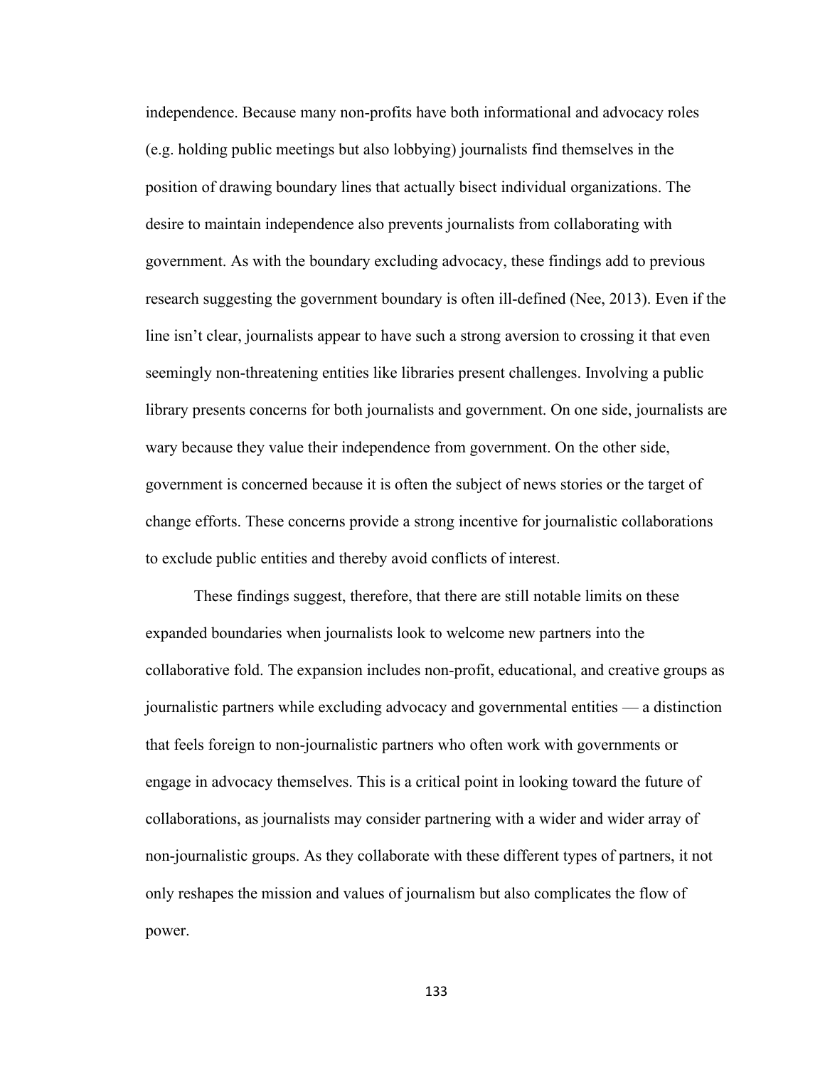independence. Because many non-profits have both informational and advocacy roles (e.g. holding public meetings but also lobbying) journalists find themselves in the position of drawing boundary lines that actually bisect individual organizations. The desire to maintain independence also prevents journalists from collaborating with government. As with the boundary excluding advocacy, these findings add to previous research suggesting the government boundary is often ill-defined (Nee, 2013). Even if the line isn't clear, journalists appear to have such a strong aversion to crossing it that even seemingly non-threatening entities like libraries present challenges. Involving a public library presents concerns for both journalists and government. On one side, journalists are wary because they value their independence from government. On the other side, government is concerned because it is often the subject of news stories or the target of change efforts. These concerns provide a strong incentive for journalistic collaborations to exclude public entities and thereby avoid conflicts of interest.

These findings suggest, therefore, that there are still notable limits on these expanded boundaries when journalists look to welcome new partners into the collaborative fold. The expansion includes non-profit, educational, and creative groups as journalistic partners while excluding advocacy and governmental entities — a distinction that feels foreign to non-journalistic partners who often work with governments or engage in advocacy themselves. This is a critical point in looking toward the future of collaborations, as journalists may consider partnering with a wider and wider array of non-journalistic groups. As they collaborate with these different types of partners, it not only reshapes the mission and values of journalism but also complicates the flow of power.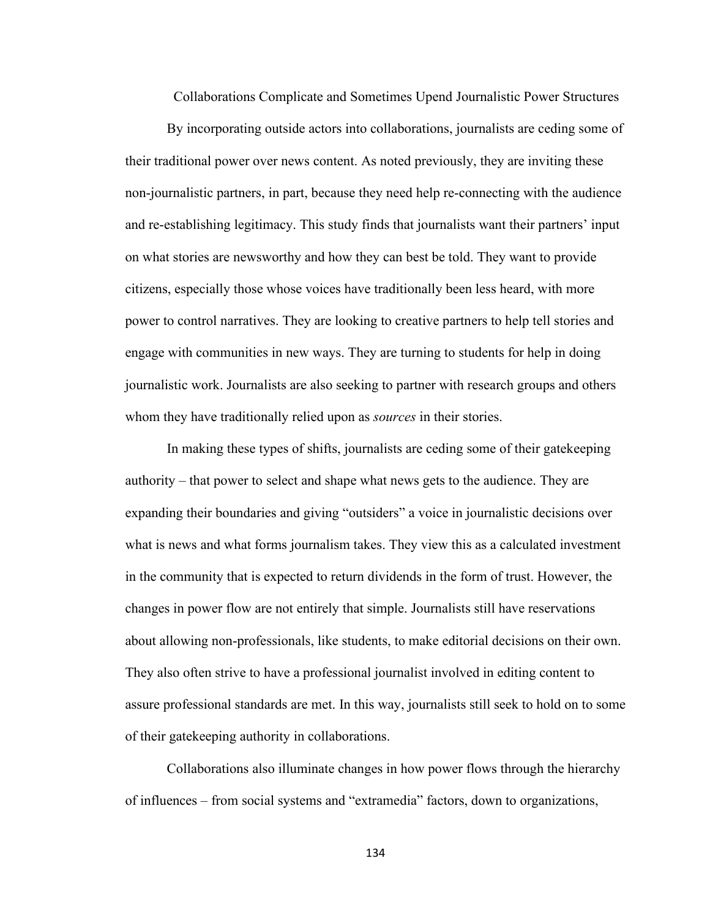## Collaborations Complicate and Sometimes Upend Journalistic Power Structures

By incorporating outside actors into collaborations, journalists are ceding some of their traditional power over news content. As noted previously, they are inviting these non-journalistic partners, in part, because they need help re-connecting with the audience and re-establishing legitimacy. This study finds that journalists want their partners' input on what stories are newsworthy and how they can best be told. They want to provide citizens, especially those whose voices have traditionally been less heard, with more power to control narratives. They are looking to creative partners to help tell stories and engage with communities in new ways. They are turning to students for help in doing journalistic work. Journalists are also seeking to partner with research groups and others whom they have traditionally relied upon as *sources* in their stories.

In making these types of shifts, journalists are ceding some of their gatekeeping authority – that power to select and shape what news gets to the audience. They are expanding their boundaries and giving "outsiders" a voice in journalistic decisions over what is news and what forms journalism takes. They view this as a calculated investment in the community that is expected to return dividends in the form of trust. However, the changes in power flow are not entirely that simple. Journalists still have reservations about allowing non-professionals, like students, to make editorial decisions on their own. They also often strive to have a professional journalist involved in editing content to assure professional standards are met. In this way, journalists still seek to hold on to some of their gatekeeping authority in collaborations.

Collaborations also illuminate changes in how power flows through the hierarchy of influences – from social systems and "extramedia" factors, down to organizations,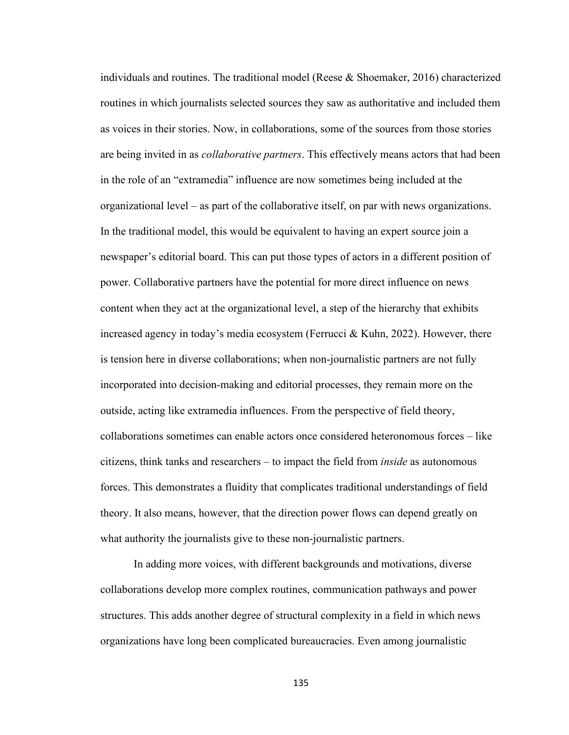individuals and routines. The traditional model (Reese & Shoemaker, 2016) characterized routines in which journalists selected sources they saw as authoritative and included them as voices in their stories. Now, in collaborations, some of the sources from those stories are being invited in as *collaborative partners*. This effectively means actors that had been in the role of an "extramedia" influence are now sometimes being included at the organizational level – as part of the collaborative itself, on par with news organizations. In the traditional model, this would be equivalent to having an expert source join a newspaper's editorial board. This can put those types of actors in a different position of power. Collaborative partners have the potential for more direct influence on news content when they act at the organizational level, a step of the hierarchy that exhibits increased agency in today's media ecosystem (Ferrucci & Kuhn, 2022). However, there is tension here in diverse collaborations; when non-journalistic partners are not fully incorporated into decision-making and editorial processes, they remain more on the outside, acting like extramedia influences. From the perspective of field theory, collaborations sometimes can enable actors once considered heteronomous forces – like citizens, think tanks and researchers – to impact the field from *inside* as autonomous forces. This demonstrates a fluidity that complicates traditional understandings of field theory. It also means, however, that the direction power flows can depend greatly on what authority the journalists give to these non-journalistic partners.

In adding more voices, with different backgrounds and motivations, diverse collaborations develop more complex routines, communication pathways and power structures. This adds another degree of structural complexity in a field in which news organizations have long been complicated bureaucracies. Even among journalistic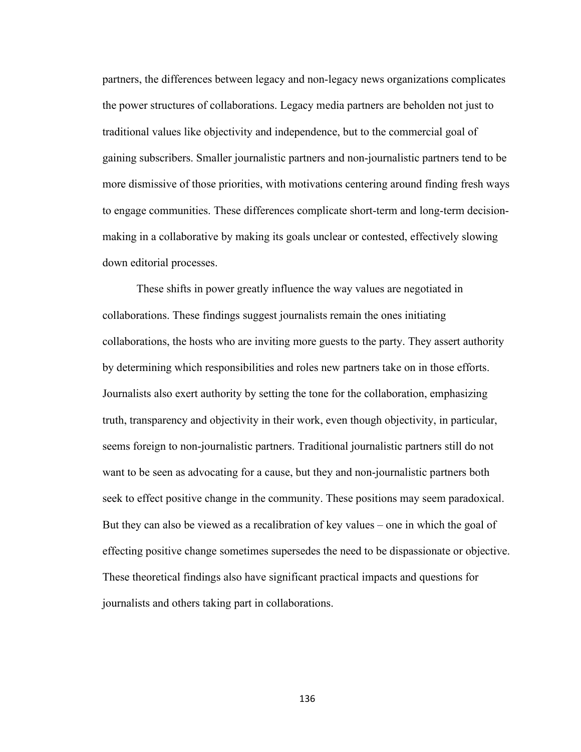partners, the differences between legacy and non-legacy news organizations complicates the power structures of collaborations. Legacy media partners are beholden not just to traditional values like objectivity and independence, but to the commercial goal of gaining subscribers. Smaller journalistic partners and non-journalistic partners tend to be more dismissive of those priorities, with motivations centering around finding fresh ways to engage communities. These differences complicate short-term and long-term decision-making in a collaborative by making its goals unclear or contested, effectively slowing down editorial processes.

These shifts in power greatly influence the way values are negotiated in collaborations. These findings suggest journalists remain the ones initiating collaborations, the hosts who are inviting more guests to the party. They assert authority by determining which responsibilities and roles new partners take on in those efforts. Journalists also exert authority by setting the tone for the collaboration, emphasizing truth, transparency and objectivity in their work, even though objectivity, in particular, seems foreign to non-journalistic partners. Traditional journalistic partners still do not want to be seen as advocating for a cause, but they and non-journalistic partners both seek to effect positive change in the community. These positions may seem paradoxical. But they can also be viewed as a recalibration of key values – one in which the goal of effecting positive change sometimes supersedes the need to be dispassionate or objective. These theoretical findings also have significant practical impacts and questions for journalists and others taking part in collaborations.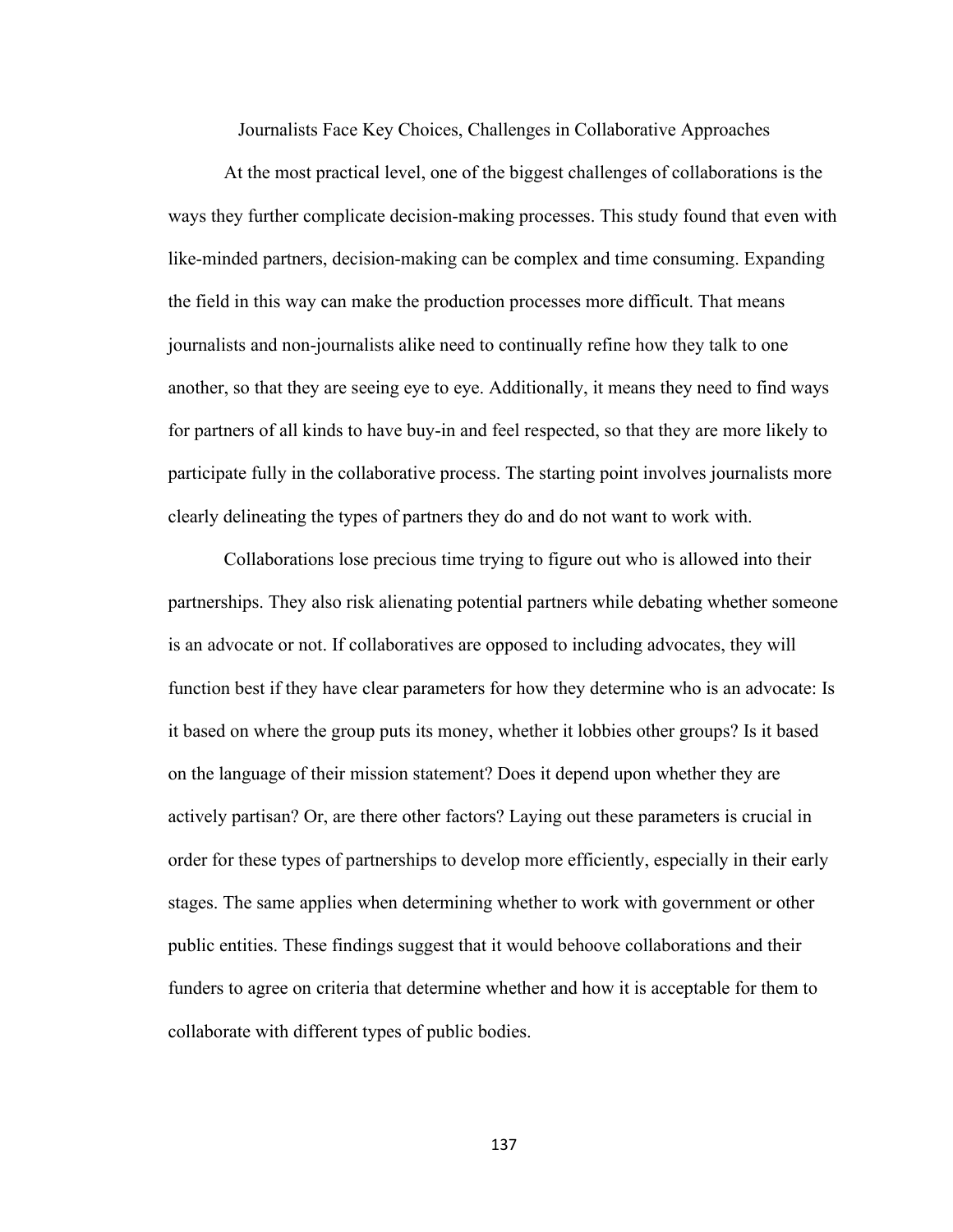## Journalists Face Key Choices, Challenges in Collaborative Approaches

At the most practical level, one of the biggest challenges of collaborations is the ways they further complicate decision-making processes. This study found that even with like-minded partners, decision-making can be complex and time consuming. Expanding the field in this way can make the production processes more difficult. That means journalists and non-journalists alike need to continually refine how they talk to one another, so that they are seeing eye to eye. Additionally, it means they need to find ways for partners of all kinds to have buy-in and feel respected, so that they are more likely to participate fully in the collaborative process. The starting point involves journalists more clearly delineating the types of partners they do and do not want to work with.

Collaborations lose precious time trying to figure out who is allowed into their partnerships. They also risk alienating potential partners while debating whether someone is an advocate or not. If collaboratives are opposed to including advocates, they will function best if they have clear parameters for how they determine who is an advocate: Is it based on where the group puts its money, whether it lobbies other groups? Is it based on the language of their mission statement? Does it depend upon whether they are actively partisan? Or, are there other factors? Laying out these parameters is crucial in order for these types of partnerships to develop more efficiently, especially in their early stages. The same applies when determining whether to work with government or other public entities. These findings suggest that it would behoove collaborations and their funders to agree on criteria that determine whether and how it is acceptable for them to collaborate with different types of public bodies.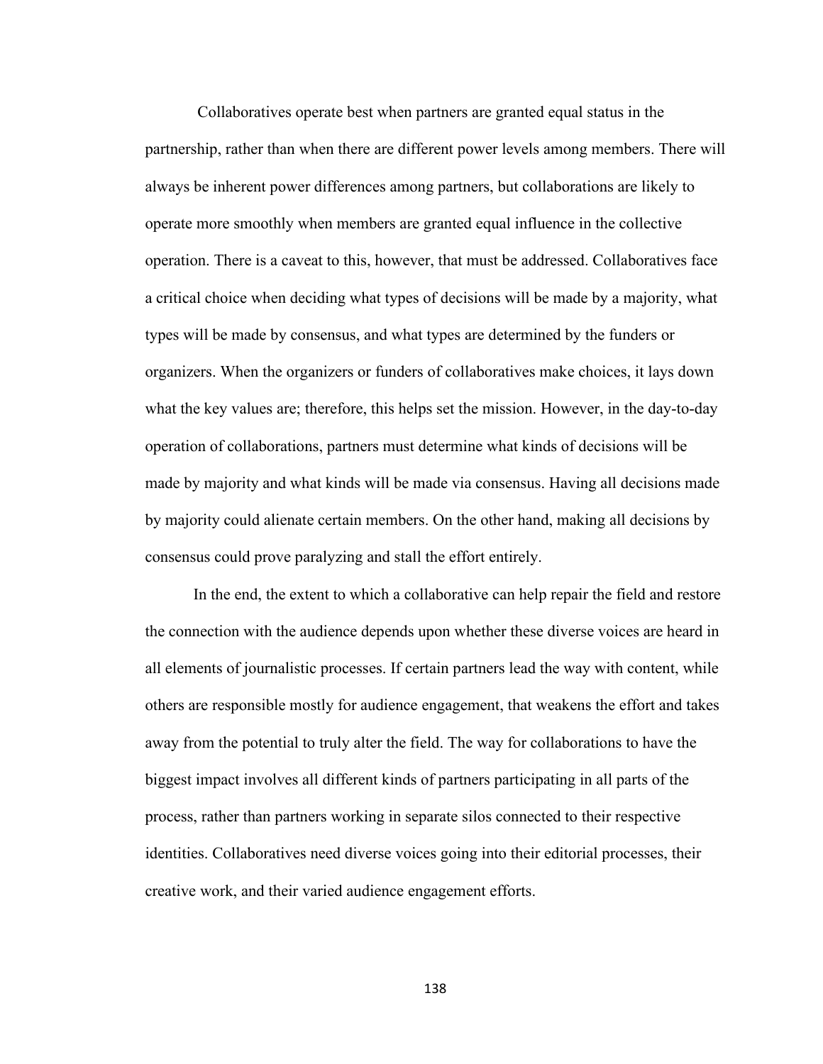Collaboratives operate best when partners are granted equal status in the partnership, rather than when there are different power levels among members. There will always be inherent power differences among partners, but collaborations are likely to operate more smoothly when members are granted equal influence in the collective operation. There is a caveat to this, however, that must be addressed. Collaboratives face a critical choice when deciding what types of decisions will be made by a majority, what types will be made by consensus, and what types are determined by the funders or organizers. When the organizers or funders of collaboratives make choices, it lays down what the key values are; therefore, this helps set the mission. However, in the day-to-day operation of collaborations, partners must determine what kinds of decisions will be made by majority and what kinds will be made via consensus. Having all decisions made by majority could alienate certain members. On the other hand, making all decisions by consensus could prove paralyzing and stall the effort entirely.

In the end, the extent to which a collaborative can help repair the field and restore the connection with the audience depends upon whether these diverse voices are heard in all elements of journalistic processes. If certain partners lead the way with content, while others are responsible mostly for audience engagement, that weakens the effort and takes away from the potential to truly alter the field. The way for collaborations to have the biggest impact involves all different kinds of partners participating in all parts of the process, rather than partners working in separate silos connected to their respective identities. Collaboratives need diverse voices going into their editorial processes, their creative work, and their varied audience engagement efforts.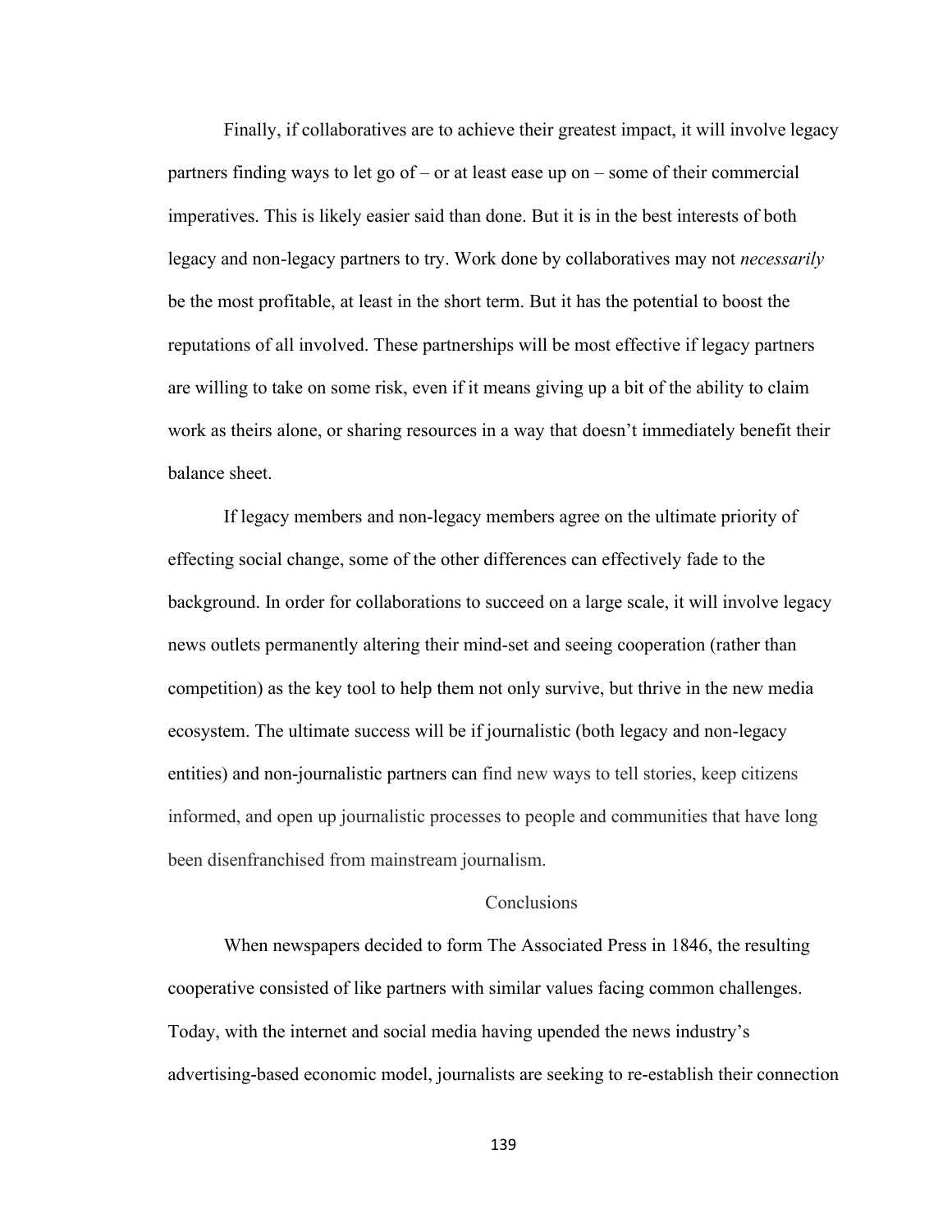Finally, if collaboratives are to achieve their greatest impact, it will involve legacy partners finding ways to let go of – or at least ease up on – some of their commercial imperatives. This is likely easier said than done. But it is in the best interests of both legacy and non-legacy partners to try. Work done by collaboratives may not *necessarily* be the most profitable, at least in the short term. But it has the potential to boost the reputations of all involved. These partnerships will be most effective if legacy partners are willing to take on some risk, even if it means giving up a bit of the ability to claim work as theirs alone, or sharing resources in a way that doesn't immediately benefit their balance sheet.

If legacy members and non-legacy members agree on the ultimate priority of effecting social change, some of the other differences can effectively fade to the background. In order for collaborations to succeed on a large scale, it will involve legacy news outlets permanently altering their mind-set and seeing cooperation (rather than competition) as the key tool to help them not only survive, but thrive in the new media ecosystem. The ultimate success will be if journalistic (both legacy and non-legacy entities) and non-journalistic partners can find new ways to tell stories, keep citizens informed, and open up journalistic processes to people and communities that have long been disenfranchised from mainstream journalism.

## Conclusions

When newspapers decided to form The Associated Press in 1846, the resulting cooperative consisted of like partners with similar values facing common challenges. Today, with the internet and social media having upended the news industry's advertising-based economic model, journalists are seeking to re-establish their connection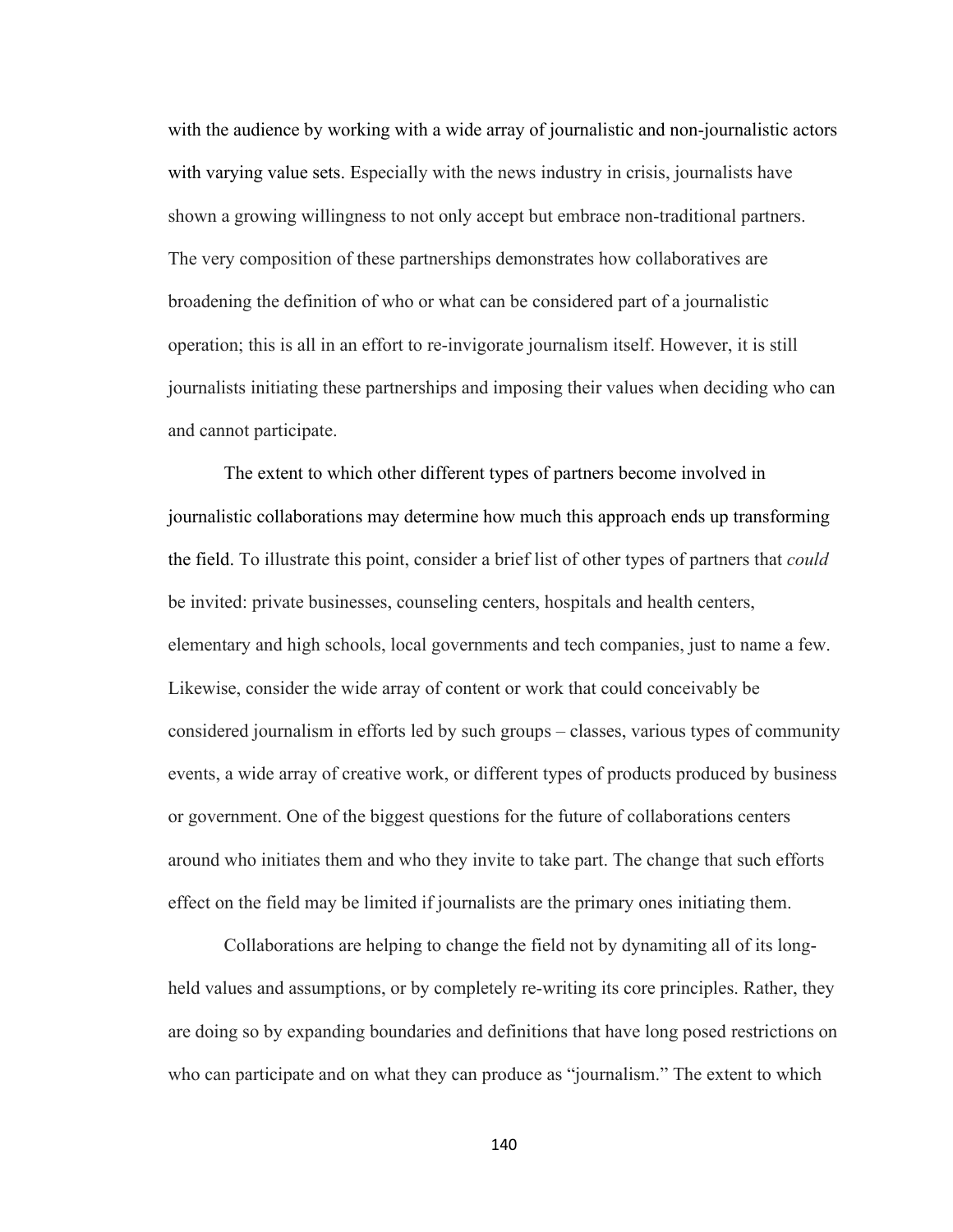with the audience by working with a wide array of journalistic and non-journalistic actors with varying value sets. Especially with the news industry in crisis, journalists have shown a growing willingness to not only accept but embrace non-traditional partners. The very composition of these partnerships demonstrates how collaboratives are broadening the definition of who or what can be considered part of a journalistic operation; this is all in an effort to re-invigorate journalism itself. However, it is still journalists initiating these partnerships and imposing their values when deciding who can and cannot participate.

The extent to which other different types of partners become involved in journalistic collaborations may determine how much this approach ends up transforming the field. To illustrate this point, consider a brief list of other types of partners that *could* be invited: private businesses, counseling centers, hospitals and health centers, elementary and high schools, local governments and tech companies, just to name a few. Likewise, consider the wide array of content or work that could conceivably be considered journalism in efforts led by such groups – classes, various types of community events, a wide array of creative work, or different types of products produced by business or government. One of the biggest questions for the future of collaborations centers around who initiates them and who they invite to take part. The change that such efforts effect on the field may be limited if journalists are the primary ones initiating them.

Collaborations are helping to change the field not by dynamiting all of its long-held values and assumptions, or by completely re-writing its core principles. Rather, they are doing so by expanding boundaries and definitions that have long posed restrictions on who can participate and on what they can produce as "journalism." The extent to which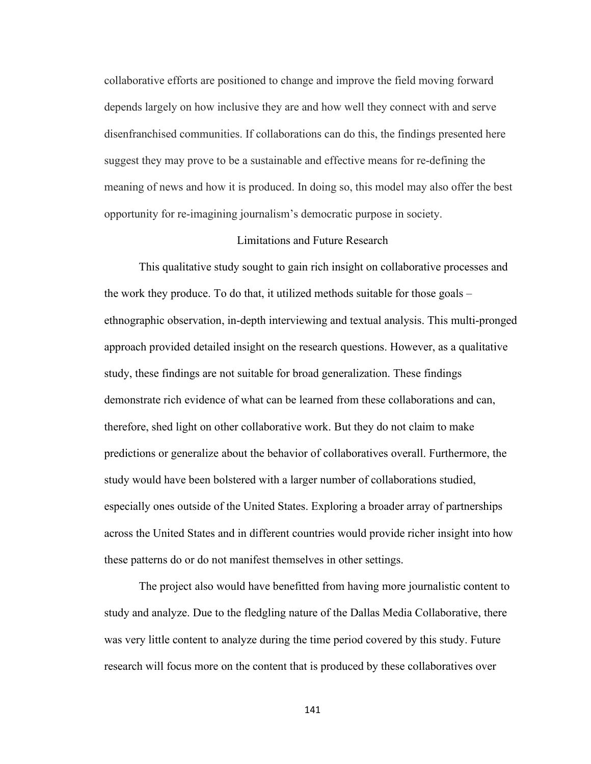collaborative efforts are positioned to change and improve the field moving forward depends largely on how inclusive they are and how well they connect with and serve disenfranchised communities. If collaborations can do this, the findings presented here suggest they may prove to be a sustainable and effective means for re-defining the meaning of news and how it is produced. In doing so, this model may also offer the best opportunity for re-imagining journalism's democratic purpose in society.

## Limitations and Future Research

This qualitative study sought to gain rich insight on collaborative processes and the work they produce. To do that, it utilized methods suitable for those goals – ethnographic observation, in-depth interviewing and textual analysis. This multi-pronged approach provided detailed insight on the research questions. However, as a qualitative study, these findings are not suitable for broad generalization. These findings demonstrate rich evidence of what can be learned from these collaborations and can, therefore, shed light on other collaborative work. But they do not claim to make predictions or generalize about the behavior of collaboratives overall. Furthermore, the study would have been bolstered with a larger number of collaborations studied, especially ones outside of the United States. Exploring a broader array of partnerships across the United States and in different countries would provide richer insight into how these patterns do or do not manifest themselves in other settings.

The project also would have benefitted from having more journalistic content to study and analyze. Due to the fledgling nature of the Dallas Media Collaborative, there was very little content to analyze during the time period covered by this study. Future research will focus more on the content that is produced by these collaboratives over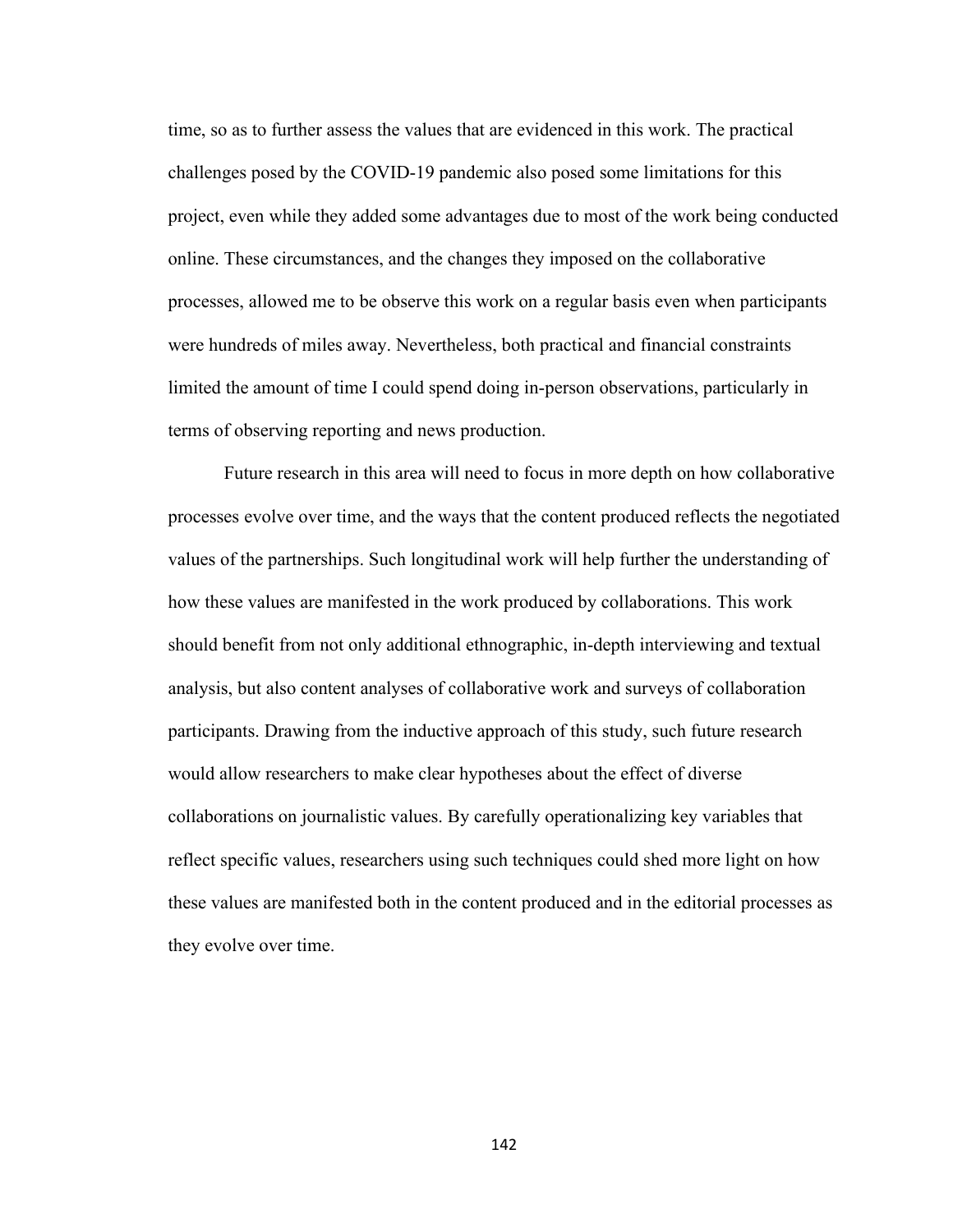time, so as to further assess the values that are evidenced in this work. The practical challenges posed by the COVID-19 pandemic also posed some limitations for this project, even while they added some advantages due to most of the work being conducted online. These circumstances, and the changes they imposed on the collaborative processes, allowed me to be observe this work on a regular basis even when participants were hundreds of miles away. Nevertheless, both practical and financial constraints limited the amount of time I could spend doing in-person observations, particularly in terms of observing reporting and news production.

Future research in this area will need to focus in more depth on how collaborative processes evolve over time, and the ways that the content produced reflects the negotiated values of the partnerships. Such longitudinal work will help further the understanding of how these values are manifested in the work produced by collaborations. This work should benefit from not only additional ethnographic, in-depth interviewing and textual analysis, but also content analyses of collaborative work and surveys of collaboration participants. Drawing from the inductive approach of this study, such future research would allow researchers to make clear hypotheses about the effect of diverse collaborations on journalistic values. By carefully operationalizing key variables that reflect specific values, researchers using such techniques could shed more light on how these values are manifested both in the content produced and in the editorial processes as they evolve over time.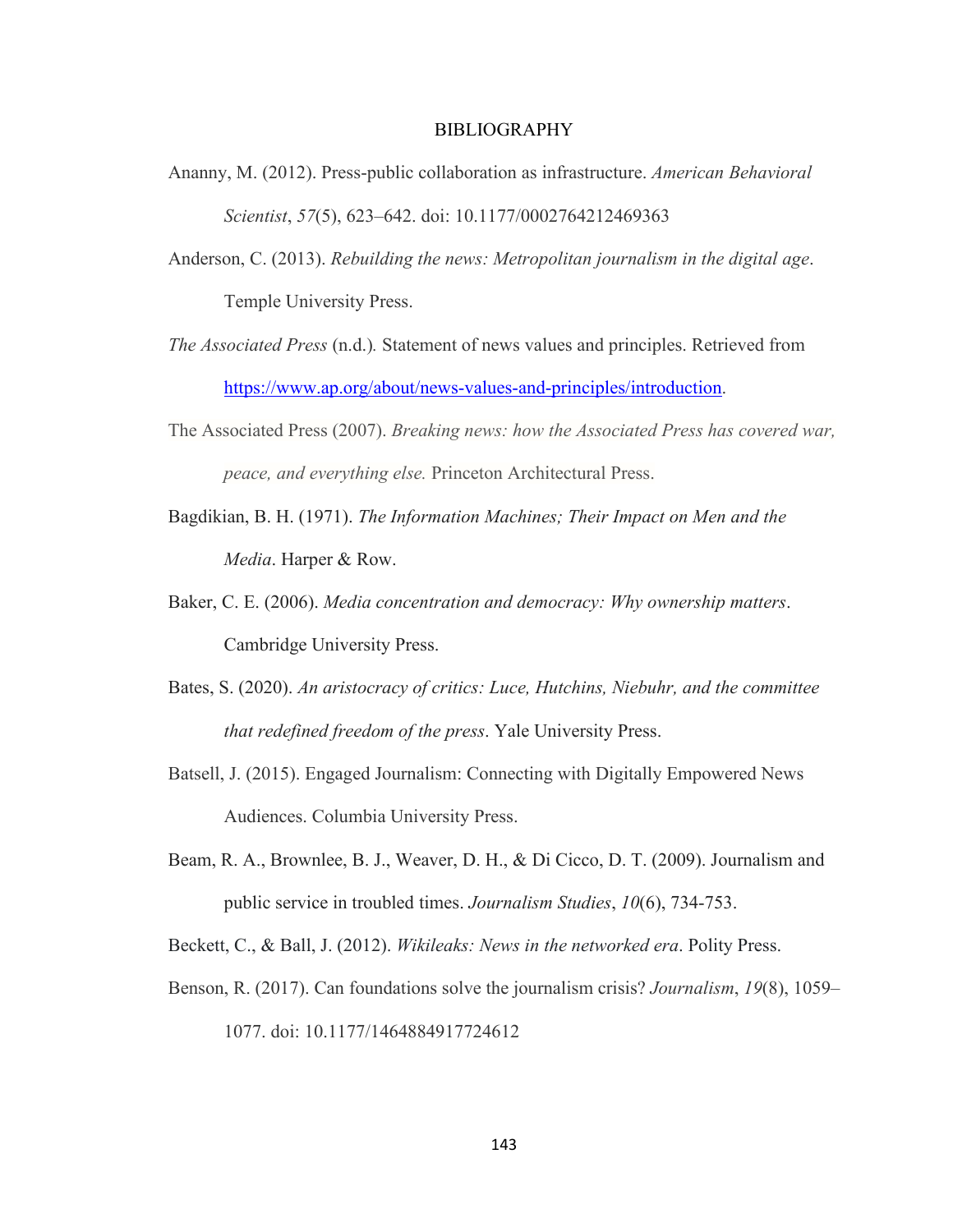# BIBLIOGRAPHY

Ananny, M. (2012). Press-public collaboration as infrastructure. *American Behavioral Scientist*, *57*(5), 623–642. doi: 10.1177/0002764212469363

Anderson, C. (2013). *Rebuilding the news: Metropolitan journalism in the digital age*. Temple University Press.

*The Associated Press* (n.d.)*.* Statement of news values and principles. Retrieved from https://www.ap.org/about/news-values-and-principles/introduction.

The Associated Press (2007). *Breaking news: how the Associated Press has covered war, peace, and everything else.* Princeton Architectural Press.

Bagdikian, B. H. (1971). *The Information Machines; Their Impact on Men and the Media*. Harper & Row.

Baker, C. E. (2006). *Media concentration and democracy: Why ownership matters*. Cambridge University Press.

Bates, S. (2020). *An aristocracy of critics: Luce, Hutchins, Niebuhr, and the committee that redefined freedom of the press*. Yale University Press.

Batsell, J. (2015). Engaged Journalism: Connecting with Digitally Empowered News Audiences. Columbia University Press.

Beam, R. A., Brownlee, B. J., Weaver, D. H., & Di Cicco, D. T. (2009). Journalism and public service in troubled times. *Journalism Studies*, *10*(6), 734-753.

Beckett, C., & Ball, J. (2012). *Wikileaks: News in the networked era*. Polity Press.

Benson, R. (2017). Can foundations solve the journalism crisis? *Journalism*, *19*(8), 1059–1077. doi: 10.1177/1464884917724612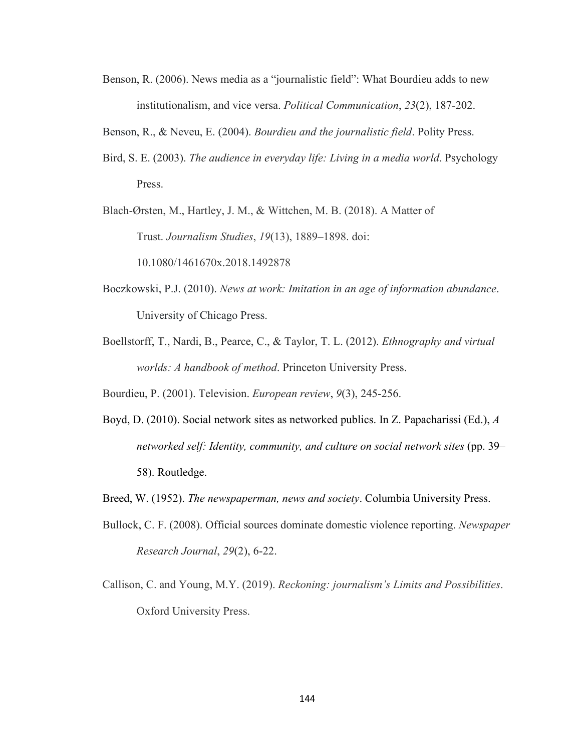Benson, R. (2006). News media as a "journalistic field": What Bourdieu adds to new institutionalism, and vice versa. *Political Communication*, *23*(2), 187-202.

Benson, R., & Neveu, E. (2004). *Bourdieu and the journalistic field*. Polity Press.

Bird, S. E. (2003). *The audience in everyday life: Living in a media world*. Psychology Press.

Blach-Ørsten, M., Hartley, J. M., & Wittchen, M. B. (2018). A Matter of Trust. *Journalism Studies*, *19*(13), 1889–1898. doi: 10.1080/1461670x.2018.1492878

Boczkowski, P.J. (2010). *News at work: Imitation in an age of information abundance*. University of Chicago Press.

Boellstorff, T., Nardi, B., Pearce, C., & Taylor, T. L. (2012). *Ethnography and virtual worlds: A handbook of method*. Princeton University Press.

Bourdieu, P. (2001). Television. *European review*, *9*(3), 245-256.

Boyd, D. (2010). Social network sites as networked publics. In Z. Papacharissi (Ed.), *A networked self: Identity, community, and culture on social network sites* (pp. 39–58). Routledge.

Breed, W. (1952). *The newspaperman, news and society*. Columbia University Press.

Bullock, C. F. (2008). Official sources dominate domestic violence reporting. *Newspaper Research Journal*, *29*(2), 6-22.

Callison, C. and Young, M.Y. (2019). *Reckoning: journalism's Limits and Possibilities*. Oxford University Press.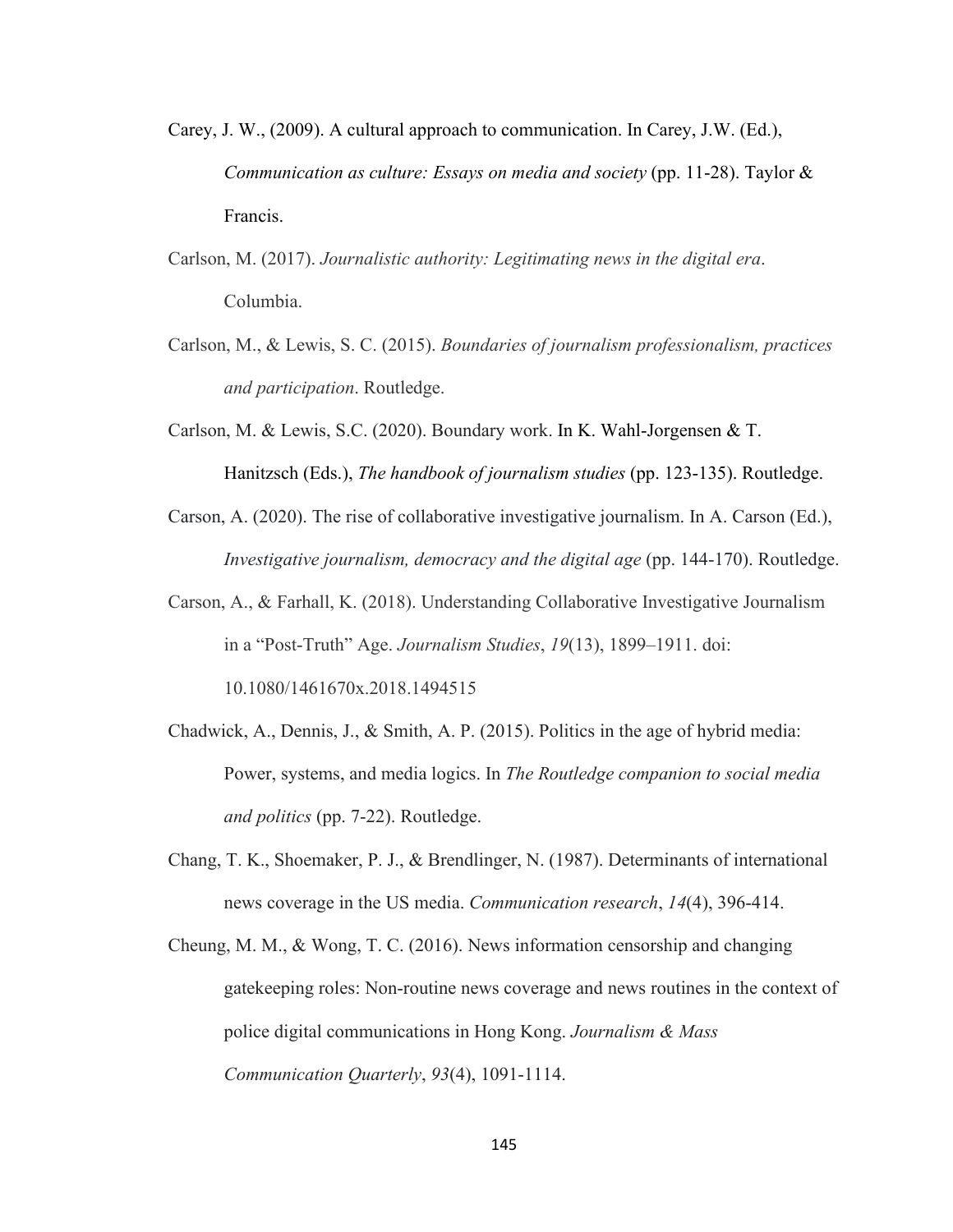Carey, J. W., (2009). A cultural approach to communication. In Carey, J.W. (Ed.), *Communication as culture: Essays on media and society* (pp. 11-28). Taylor & Francis.

Carlson, M. (2017). *Journalistic authority: Legitimating news in the digital era*. Columbia.

Carlson, M., & Lewis, S. C. (2015). *Boundaries of journalism professionalism, practices and participation*. Routledge.

Carlson, M. & Lewis, S.C. (2020). Boundary work. In K. Wahl-Jorgensen & T. Hanitzsch (Eds.), *The handbook of journalism studies* (pp. 123-135). Routledge.

Carson, A. (2020). The rise of collaborative investigative journalism. In A. Carson (Ed.), *Investigative journalism, democracy and the digital age* (pp. 144-170). Routledge.

Carson, A., & Farhall, K. (2018). Understanding Collaborative Investigative Journalism in a "Post-Truth" Age. *Journalism Studies*, *19*(13), 1899–1911. doi: 10.1080/1461670x.2018.1494515

Chadwick, A., Dennis, J., & Smith, A. P. (2015). Politics in the age of hybrid media: Power, systems, and media logics. In *The Routledge companion to social media and politics* (pp. 7-22). Routledge.

Chang, T. K., Shoemaker, P. J., & Brendlinger, N. (1987). Determinants of international news coverage in the US media. *Communication research*, *14*(4), 396-414.

Cheung, M. M., & Wong, T. C. (2016). News information censorship and changing gatekeeping roles: Non-routine news coverage and news routines in the context of police digital communications in Hong Kong. *Journalism & Mass Communication Quarterly*, *93*(4), 1091-1114.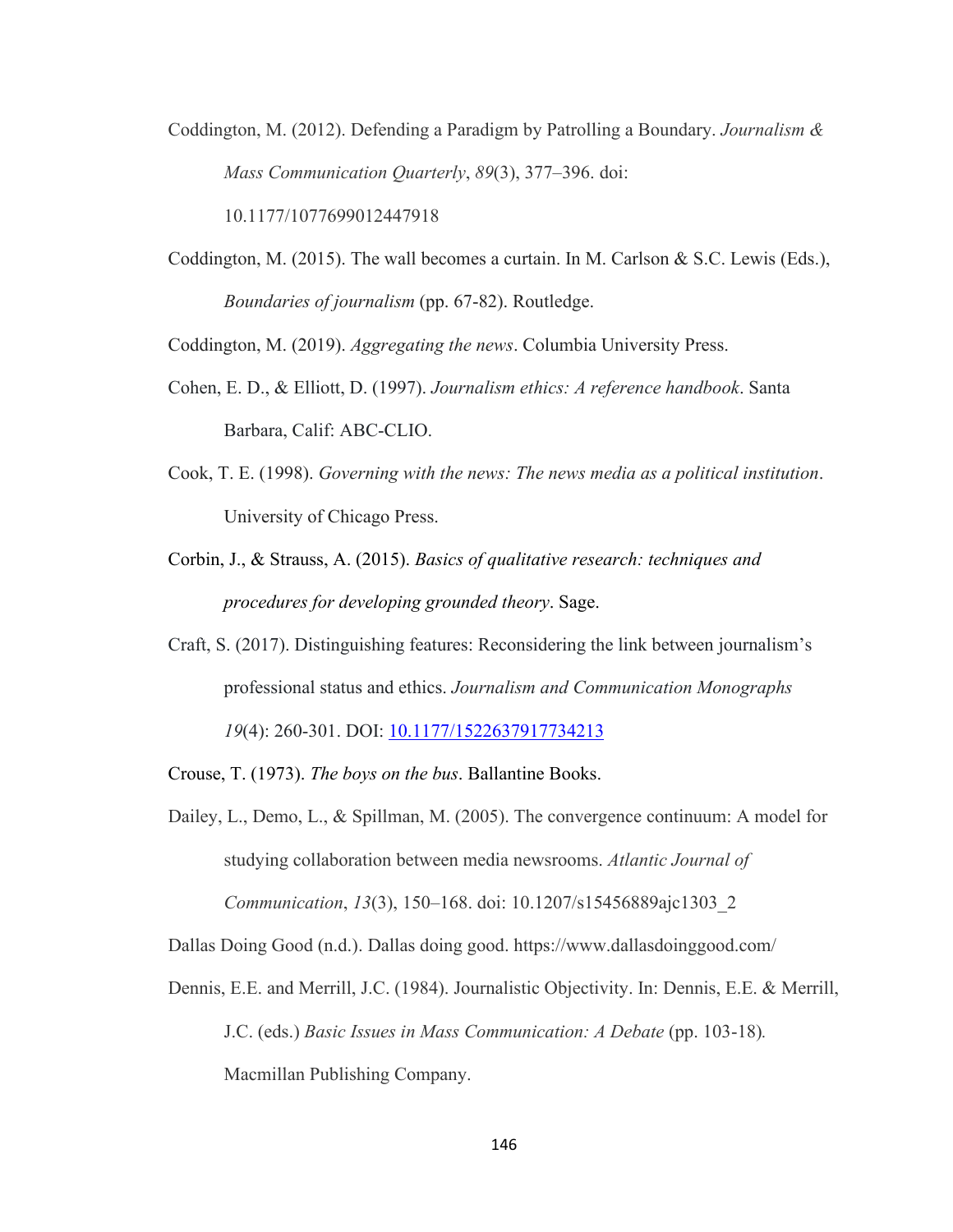Coddington, M. (2012). Defending a Paradigm by Patrolling a Boundary. *Journalism & Mass Communication Quarterly*, *89*(3), 377–396. doi: 10.1177/1077699012447918

Coddington, M. (2015). The wall becomes a curtain. In M. Carlson & S.C. Lewis (Eds.), *Boundaries of journalism* (pp. 67-82). Routledge.

Coddington, M. (2019). *Aggregating the news*. Columbia University Press.

Cohen, E. D., & Elliott, D. (1997). *Journalism ethics: A reference handbook*. Santa Barbara, Calif: ABC-CLIO.

Cook, T. E. (1998). *Governing with the news: The news media as a political institution*. University of Chicago Press.

Corbin, J., & Strauss, A. (2015). *Basics of qualitative research: techniques and procedures for developing grounded theory*. Sage.

Craft, S. (2017). Distinguishing features: Reconsidering the link between journalism's professional status and ethics. *Journalism and Communication Monographs 19*(4): 260-301. DOI: 10.1177/1522637917734213

Crouse, T. (1973). *The boys on the bus*. Ballantine Books.

Dailey, L., Demo, L., & Spillman, M. (2005). The convergence continuum: A model for studying collaboration between media newsrooms. *Atlantic Journal of Communication*, *13*(3), 150–168. doi: 10.1207/s15456889ajc1303_2

Dallas Doing Good (n.d.). Dallas doing good. https://www.dallasdoinggood.com/

Dennis, E.E. and Merrill, J.C. (1984). Journalistic Objectivity. In: Dennis, E.E. & Merrill, J.C. (eds.) *Basic Issues in Mass Communication: A Debate* (pp. 103-18). Macmillan Publishing Company.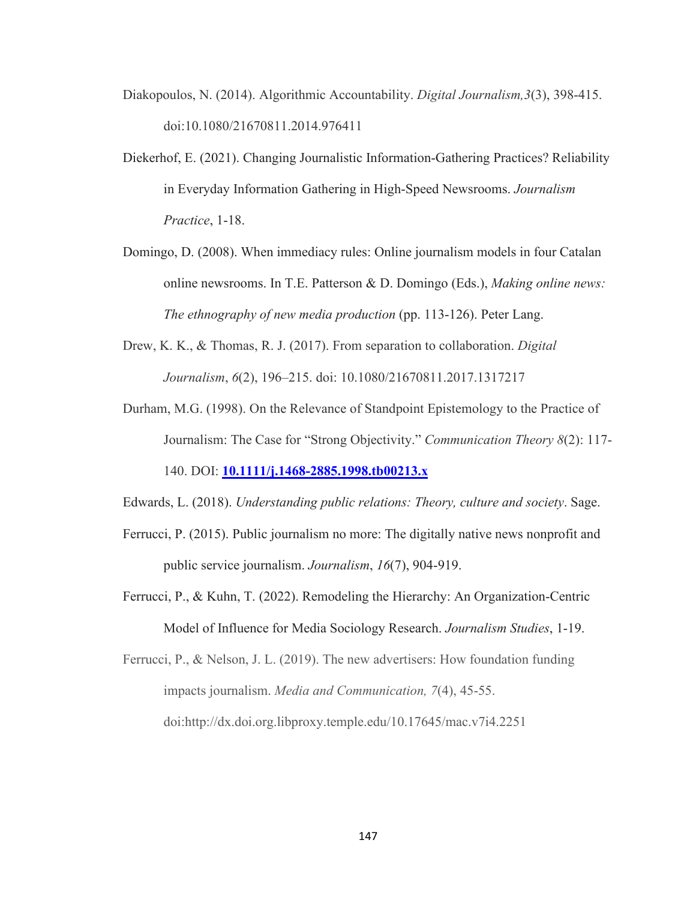Diakopoulos, N. (2014). Algorithmic Accountability. *Digital Journalism,3*(3), 398-415. doi:10.1080/21670811.2014.976411

Diekerhof, E. (2021). Changing Journalistic Information-Gathering Practices? Reliability in Everyday Information Gathering in High-Speed Newsrooms. *Journalism Practice*, 1-18.

Domingo, D. (2008). When immediacy rules: Online journalism models in four Catalan online newsrooms. In T.E. Patterson & D. Domingo (Eds.), *Making online news: The ethnography of new media production* (pp. 113-126). Peter Lang.

Drew, K. K., & Thomas, R. J. (2017). From separation to collaboration. *Digital Journalism*, *6*(2), 196–215. doi: 10.1080/21670811.2017.1317217

Durham, M.G. (1998). On the Relevance of Standpoint Epistemology to the Practice of Journalism: The Case for "Strong Objectivity." *Communication Theory 8*(2): 117-140. DOI: **10.1111/j.1468-2885.1998.tb00213.x**

Edwards, L. (2018). *Understanding public relations: Theory, culture and society*. Sage.

Ferrucci, P. (2015). Public journalism no more: The digitally native news nonprofit and public service journalism. *Journalism*, *16*(7), 904-919.

Ferrucci, P., & Kuhn, T. (2022). Remodeling the Hierarchy: An Organization-Centric Model of Influence for Media Sociology Research. *Journalism Studies*, 1-19.

Ferrucci, P., & Nelson, J. L. (2019). The new advertisers: How foundation funding impacts journalism. *Media and Communication, 7*(4), 45-55. doi:http://dx.doi.org.libproxy.temple.edu/10.17645/mac.v7i4.2251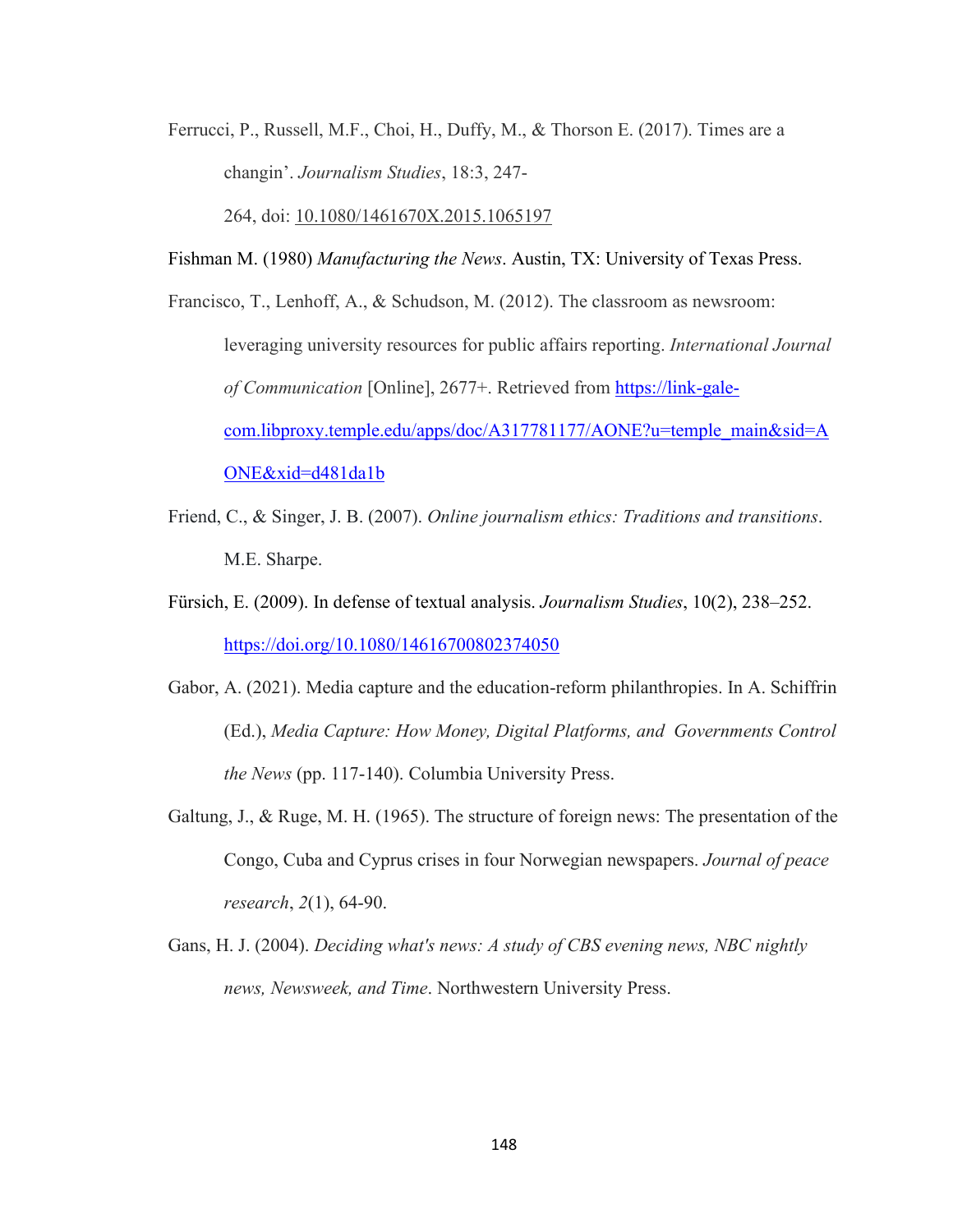Ferrucci, P., Russell, M.F., Choi, H., Duffy, M., & Thorson E. (2017). Times are a changin'. *Journalism Studies*, 18:3, 247-264, doi: 10.1080/1461670X.2015.1065197

Fishman M. (1980) *Manufacturing the News*. Austin, TX: University of Texas Press.

Francisco, T., Lenhoff, A., & Schudson, M. (2012). The classroom as newsroom: leveraging university resources for public affairs reporting. *International Journal of Communication* [Online], 2677+. Retrieved from https://link-gale-com.libproxy.temple.edu/apps/doc/A317781177/AONE?u=temple_main&sid=AONE&xid=d481da1b

Friend, C., & Singer, J. B. (2007). *Online journalism ethics: Traditions and transitions*. M.E. Sharpe.

Fürsich, E. (2009). In defense of textual analysis. *Journalism Studies*, 10(2), 238–252. https://doi.org/10.1080/14616700802374050

Gabor, A. (2021). Media capture and the education-reform philanthropies. In A. Schiffrin (Ed.), *Media Capture: How Money, Digital Platforms, and Governments Control the News* (pp. 117-140). Columbia University Press.

Galtung, J., & Ruge, M. H. (1965). The structure of foreign news: The presentation of the Congo, Cuba and Cyprus crises in four Norwegian newspapers. *Journal of peace research*, *2*(1), 64-90.

Gans, H. J. (2004). *Deciding what's news: A study of CBS evening news, NBC nightly news, Newsweek, and Time*. Northwestern University Press.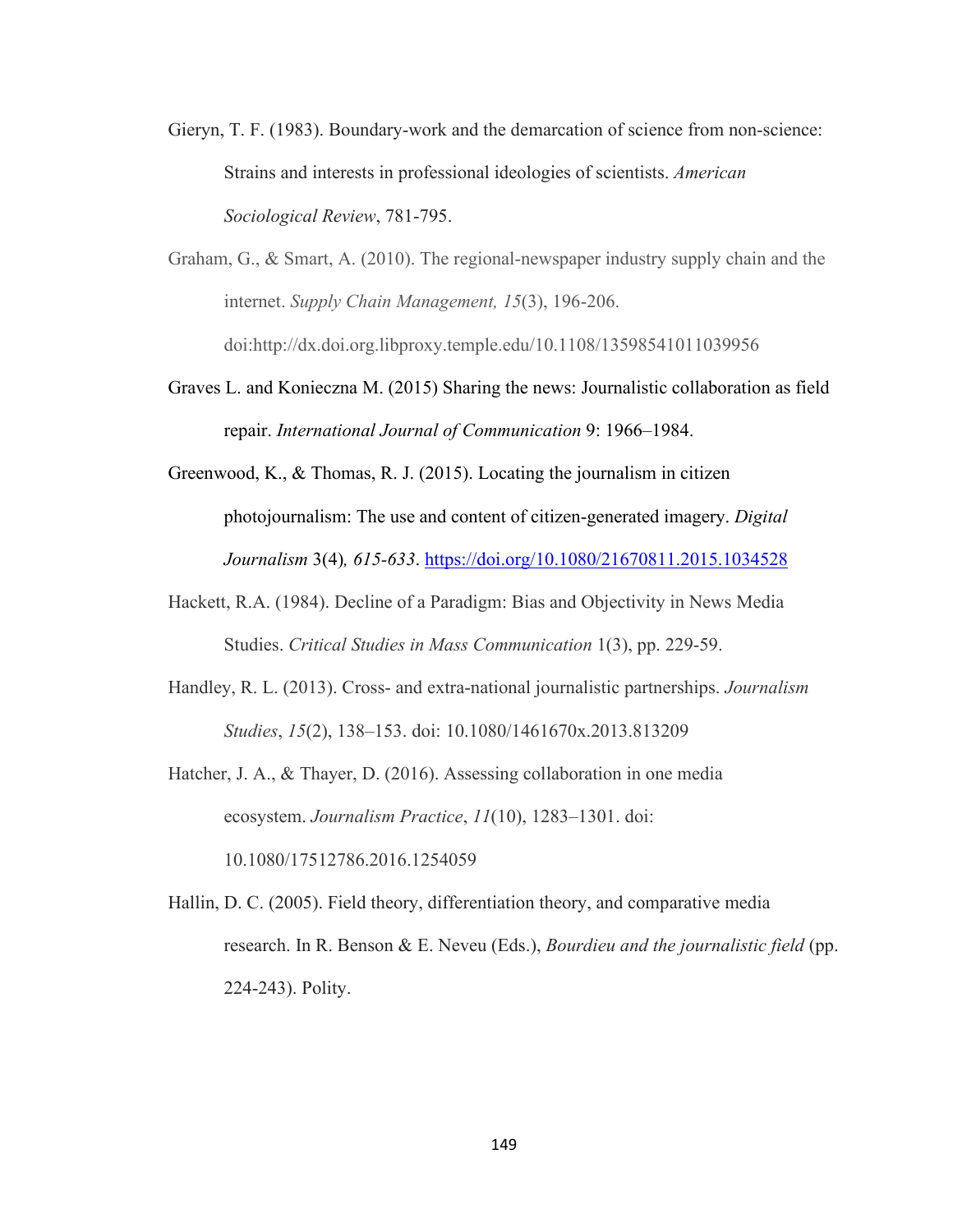Gieryn, T. F. (1983). Boundary-work and the demarcation of science from non-science: Strains and interests in professional ideologies of scientists. *American Sociological Review*, 781-795.

Graham, G., & Smart, A. (2010). The regional-newspaper industry supply chain and the internet. *Supply Chain Management, 15*(3), 196-206. doi:http://dx.doi.org.libproxy.temple.edu/10.1108/13598541011039956

Graves L. and Konieczna M. (2015) Sharing the news: Journalistic collaboration as field repair. *International Journal of Communication* 9: 1966–1984.

Greenwood, K., & Thomas, R. J. (2015). Locating the journalism in citizen photojournalism: The use and content of citizen-generated imagery. *Digital Journalism* 3(4)*, 615-633*. https://doi.org/10.1080/21670811.2015.1034528

Hackett, R.A. (1984). Decline of a Paradigm: Bias and Objectivity in News Media Studies. *Critical Studies in Mass Communication* 1(3), pp. 229-59.

Handley, R. L. (2013). Cross- and extra-national journalistic partnerships. *Journalism Studies*, *15*(2), 138–153. doi: 10.1080/1461670x.2013.813209

Hatcher, J. A., & Thayer, D. (2016). Assessing collaboration in one media ecosystem. *Journalism Practice*, *11*(10), 1283–1301. doi: 10.1080/17512786.2016.1254059

Hallin, D. C. (2005). Field theory, differentiation theory, and comparative media research. In R. Benson & E. Neveu (Eds.), *Bourdieu and the journalistic field* (pp. 224-243). Polity.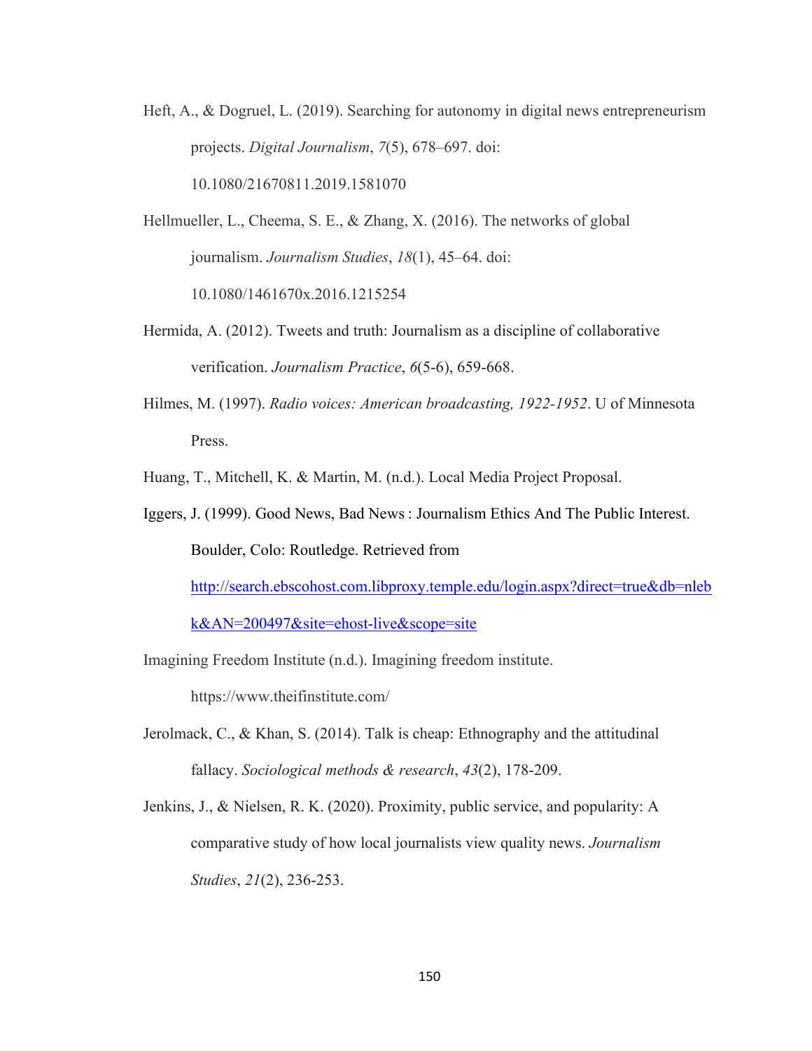Heft, A., & Dogruel, L. (2019). Searching for autonomy in digital news entrepreneurism projects. *Digital Journalism*, *7*(5), 678–697. doi: 10.1080/21670811.2019.1581070

Hellmueller, L., Cheema, S. E., & Zhang, X. (2016). The networks of global journalism. *Journalism Studies*, *18*(1), 45–64. doi: 10.1080/1461670x.2016.1215254

Hermida, A. (2012). Tweets and truth: Journalism as a discipline of collaborative verification. *Journalism Practice*, *6*(5-6), 659-668.

Hilmes, M. (1997). *Radio voices: American broadcasting, 1922-1952*. U of Minnesota Press.

Huang, T., Mitchell, K. & Martin, M. (n.d.). Local Media Project Proposal.

Iggers, J. (1999). Good News, Bad News : Journalism Ethics And The Public Interest. Boulder, Colo: Routledge. Retrieved from http://search.ebscohost.com.libproxy.temple.edu/login.aspx?direct=true&db=nlebk&AN=200497&site=ehost-live&scope=site

Imagining Freedom Institute (n.d.). Imagining freedom institute. https://www.theifinstitute.com/

Jerolmack, C., & Khan, S. (2014). Talk is cheap: Ethnography and the attitudinal fallacy. *Sociological methods & research*, *43*(2), 178-209.

Jenkins, J., & Nielsen, R. K. (2020). Proximity, public service, and popularity: A comparative study of how local journalists view quality news. *Journalism Studies*, *21*(2), 236-253.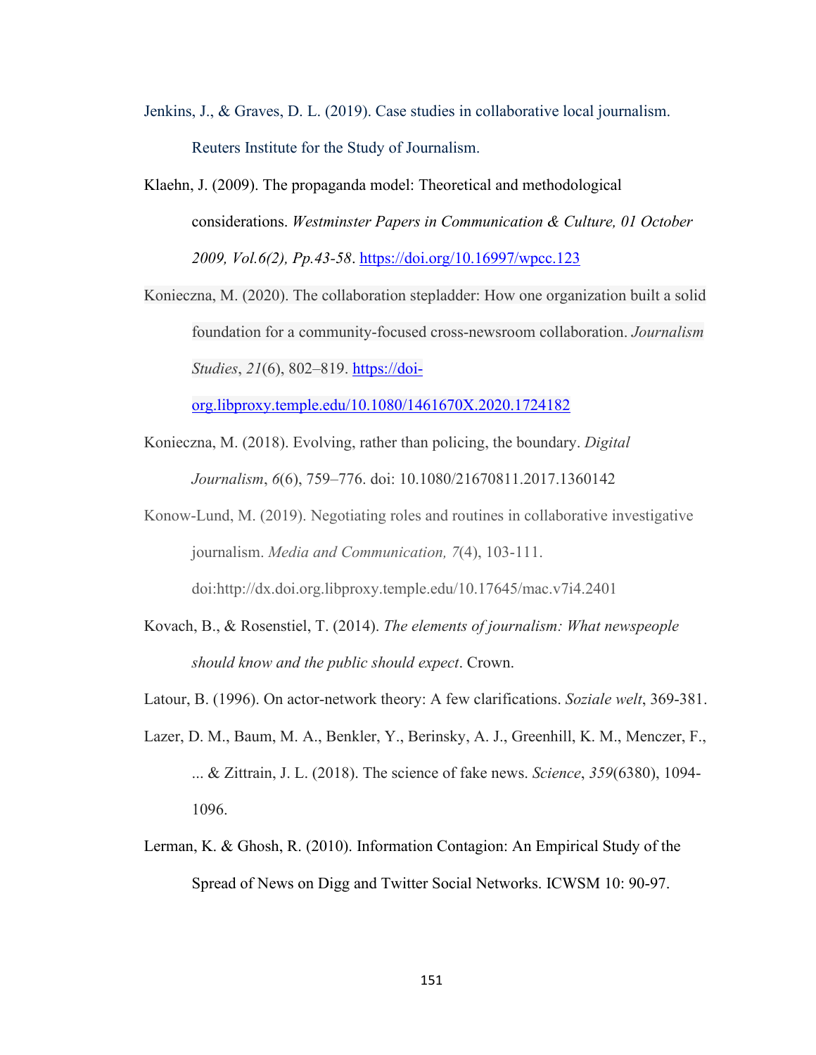Jenkins, J., & Graves, D. L. (2019). Case studies in collaborative local journalism. Reuters Institute for the Study of Journalism.

Klaehn, J. (2009). The propaganda model: Theoretical and methodological considerations. *Westminster Papers in Communication & Culture, 01 October 2009, Vol.6(2), Pp.43-58*. https://doi.org/10.16997/wpcc.123

Konieczna, M. (2020). The collaboration stepladder: How one organization built a solid foundation for a community-focused cross-newsroom collaboration. *Journalism Studies*, *21*(6), 802–819. https://doi-org.libproxy.temple.edu/10.1080/1461670X.2020.1724182

Konieczna, M. (2018). Evolving, rather than policing, the boundary. *Digital Journalism*, *6*(6), 759–776. doi: 10.1080/21670811.2017.1360142

Konow-Lund, M. (2019). Negotiating roles and routines in collaborative investigative journalism. *Media and Communication, 7*(4), 103-111. doi:http://dx.doi.org.libproxy.temple.edu/10.17645/mac.v7i4.2401

Kovach, B., & Rosenstiel, T. (2014). *The elements of journalism: What newspeople should know and the public should expect*. Crown.

Latour, B. (1996). On actor-network theory: A few clarifications. *Soziale welt*, 369-381.

Lazer, D. M., Baum, M. A., Benkler, Y., Berinsky, A. J., Greenhill, K. M., Menczer, F., ... & Zittrain, J. L. (2018). The science of fake news. *Science*, *359*(6380), 1094-1096.

Lerman, K. & Ghosh, R. (2010). Information Contagion: An Empirical Study of the Spread of News on Digg and Twitter Social Networks. ICWSM 10: 90-97.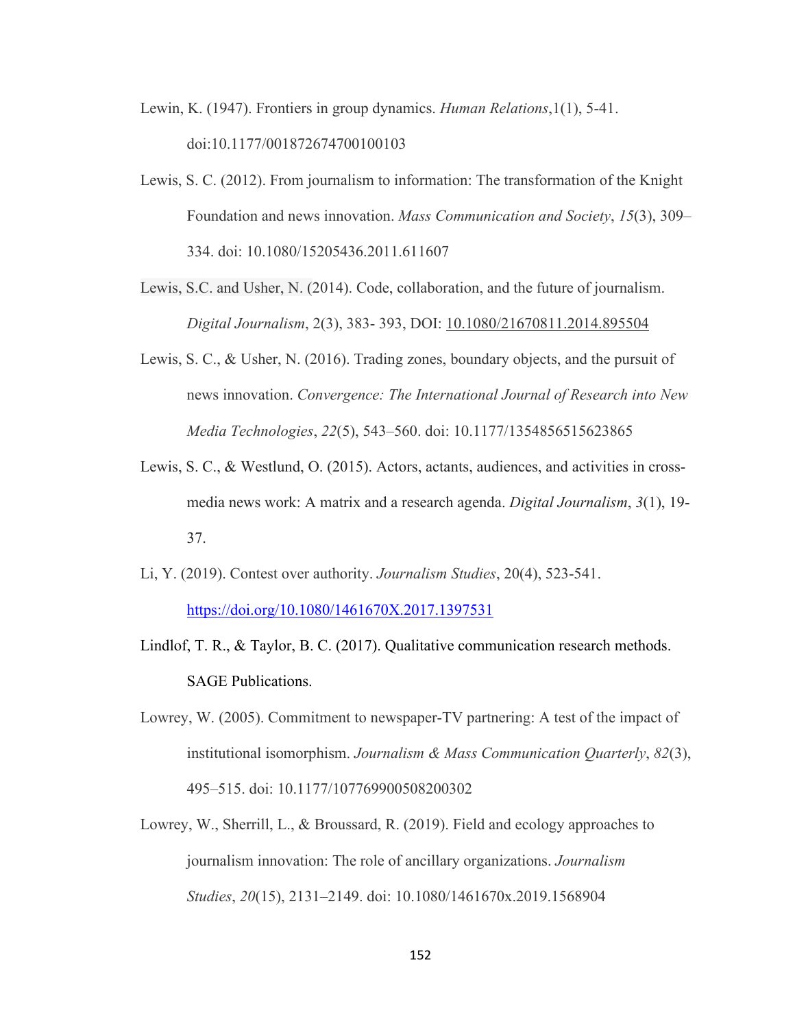Lewin, K. (1947). Frontiers in group dynamics. *Human Relations*,1(1), 5-41. doi:10.1177/001872674700100103

Lewis, S. C. (2012). From journalism to information: The transformation of the Knight Foundation and news innovation. *Mass Communication and Society*, *15*(3), 309–334. doi: 10.1080/15205436.2011.611607

Lewis, S.C. and Usher, N. (2014). Code, collaboration, and the future of journalism. *Digital Journalism*, 2(3), 383- 393, DOI: 10.1080/21670811.2014.895504

Lewis, S. C., & Usher, N. (2016). Trading zones, boundary objects, and the pursuit of news innovation. *Convergence: The International Journal of Research into New Media Technologies*, *22*(5), 543–560. doi: 10.1177/1354856515623865

Lewis, S. C., & Westlund, O. (2015). Actors, actants, audiences, and activities in cross-media news work: A matrix and a research agenda. *Digital Journalism*, *3*(1), 19-37.

Li, Y. (2019). Contest over authority. *Journalism Studies*, 20(4), 523-541. https://doi.org/10.1080/1461670X.2017.1397531

Lindlof, T. R., & Taylor, B. C. (2017). Qualitative communication research methods. SAGE Publications.

Lowrey, W. (2005). Commitment to newspaper-TV partnering: A test of the impact of institutional isomorphism. *Journalism & Mass Communication Quarterly*, *82*(3), 495–515. doi: 10.1177/107769900508200302

Lowrey, W., Sherrill, L., & Broussard, R. (2019). Field and ecology approaches to journalism innovation: The role of ancillary organizations. *Journalism Studies*, *20*(15), 2131–2149. doi: 10.1080/1461670x.2019.1568904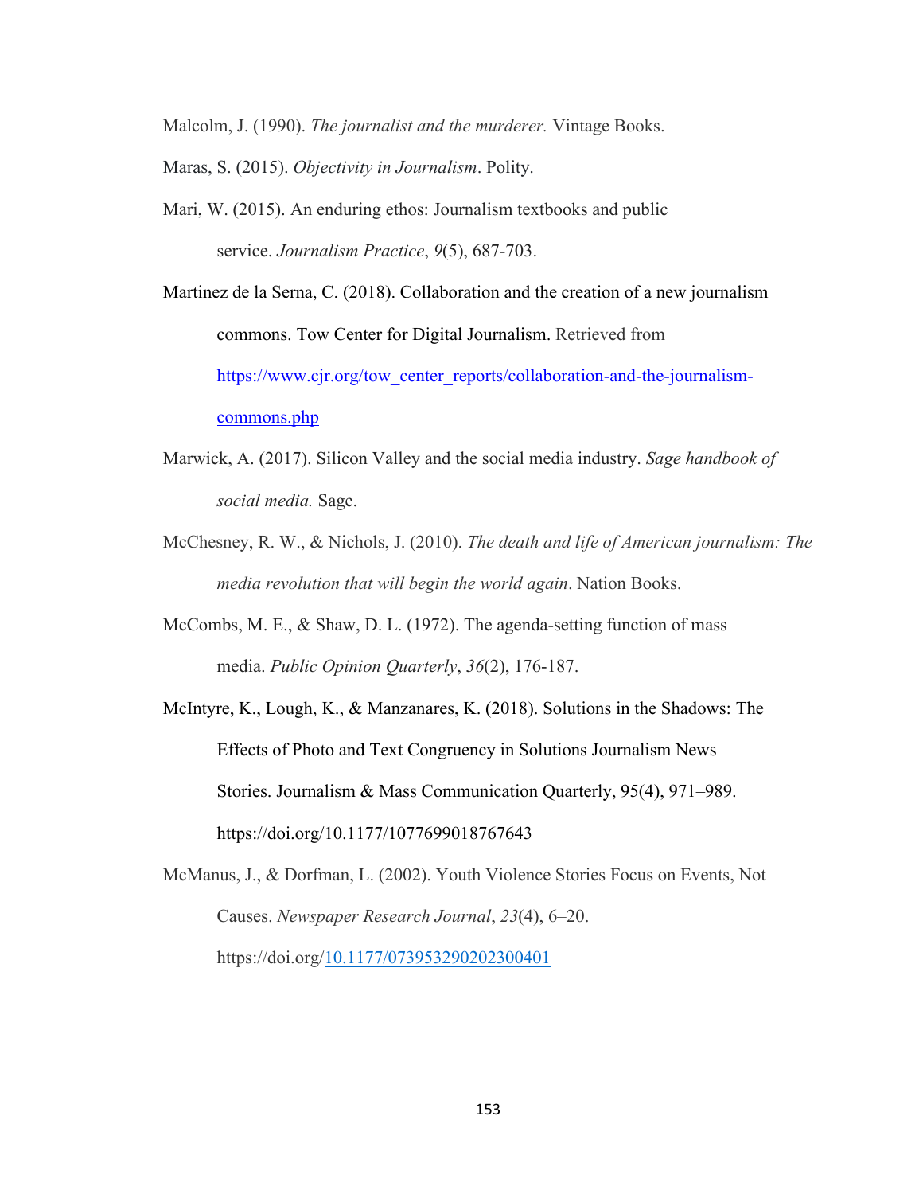Malcolm, J. (1990). *The journalist and the murderer.* Vintage Books.

Maras, S. (2015). *Objectivity in Journalism*. Polity.

Mari, W. (2015). An enduring ethos: Journalism textbooks and public service. *Journalism Practice*, *9*(5), 687-703.

Martinez de la Serna, C. (2018). Collaboration and the creation of a new journalism commons. Tow Center for Digital Journalism. Retrieved from https://www.cjr.org/tow_center_reports/collaboration-and-the-journalism-commons.php

Marwick, A. (2017). Silicon Valley and the social media industry. *Sage handbook of social media.* Sage.

McChesney, R. W., & Nichols, J. (2010). *The death and life of American journalism: The media revolution that will begin the world again*. Nation Books.

McCombs, M. E., & Shaw, D. L. (1972). The agenda-setting function of mass media. *Public Opinion Quarterly*, *36*(2), 176-187.

McIntyre, K., Lough, K., & Manzanares, K. (2018). Solutions in the Shadows: The Effects of Photo and Text Congruency in Solutions Journalism News Stories. Journalism & Mass Communication Quarterly, 95(4), 971–989. https://doi.org/10.1177/1077699018767643

McManus, J., & Dorfman, L. (2002). Youth Violence Stories Focus on Events, Not Causes. *Newspaper Research Journal*, *23*(4), 6–20. https://doi.org/10.1177/073953290202300401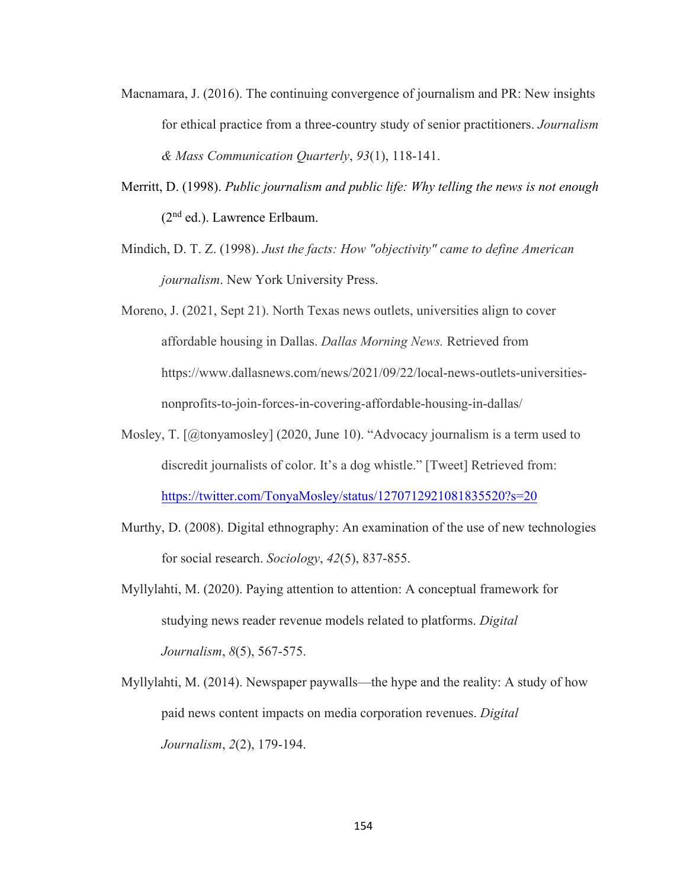Macnamara, J. (2016). The continuing convergence of journalism and PR: New insights for ethical practice from a three-country study of senior practitioners. *Journalism & Mass Communication Quarterly*, *93*(1), 118-141.

Merritt, D. (1998). *Public journalism and public life: Why telling the news is not enough* (2nd ed.). Lawrence Erlbaum.

Mindich, D. T. Z. (1998). *Just the facts: How "objectivity" came to define American journalism*. New York University Press.

Moreno, J. (2021, Sept 21). North Texas news outlets, universities align to cover affordable housing in Dallas. *Dallas Morning News.* Retrieved from https://www.dallasnews.com/news/2021/09/22/local-news-outlets-universities-nonprofits-to-join-forces-in-covering-affordable-housing-in-dallas/

Mosley, T. [@tonyamosley] (2020, June 10). "Advocacy journalism is a term used to discredit journalists of color. It's a dog whistle." [Tweet] Retrieved from: https://twitter.com/TonyaMosley/status/1270712921081835520?s=20

Murthy, D. (2008). Digital ethnography: An examination of the use of new technologies for social research. *Sociology*, *42*(5), 837-855.

Myllylahti, M. (2020). Paying attention to attention: A conceptual framework for studying news reader revenue models related to platforms. *Digital Journalism*, *8*(5), 567-575.

Myllylahti, M. (2014). Newspaper paywalls—the hype and the reality: A study of how paid news content impacts on media corporation revenues. *Digital Journalism*, *2*(2), 179-194.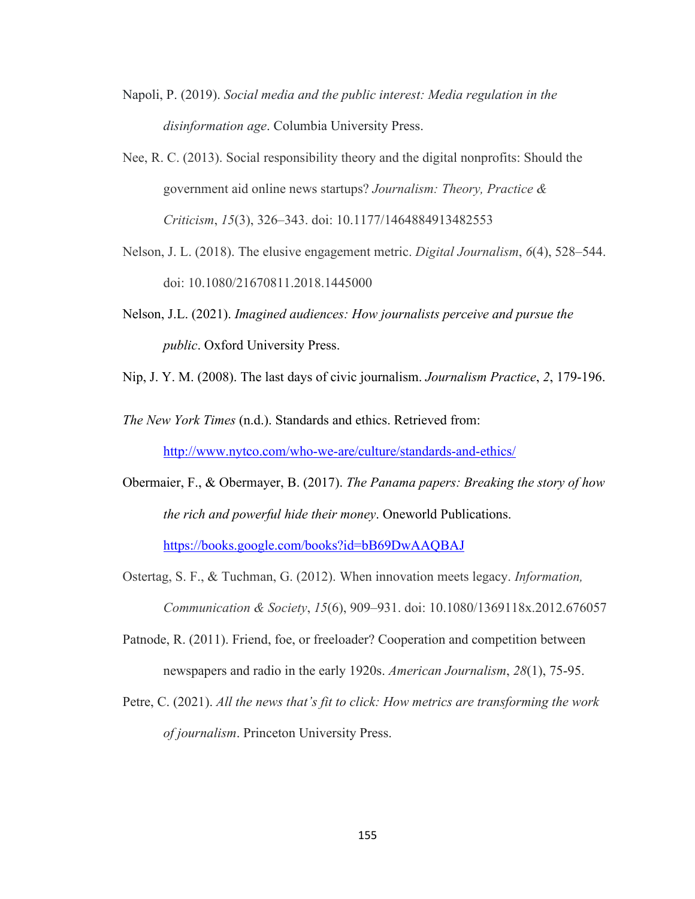Napoli, P. (2019). *Social media and the public interest: Media regulation in the disinformation age*. Columbia University Press.

Nee, R. C. (2013). Social responsibility theory and the digital nonprofits: Should the government aid online news startups? *Journalism: Theory, Practice & Criticism*, *15*(3), 326–343. doi: 10.1177/1464884913482553

Nelson, J. L. (2018). The elusive engagement metric. *Digital Journalism*, *6*(4), 528–544. doi: 10.1080/21670811.2018.1445000

Nelson, J.L. (2021). *Imagined audiences: How journalists perceive and pursue the public*. Oxford University Press.

Nip, J. Y. M. (2008). The last days of civic journalism. *Journalism Practice*, *2*, 179-196.

*The New York Times* (n.d.). Standards and ethics. Retrieved from: http://www.nytco.com/who-we-are/culture/standards-and-ethics/

Obermaier, F., & Obermayer, B. (2017). *The Panama papers: Breaking the story of how the rich and powerful hide their money*. Oneworld Publications. https://books.google.com/books?id=bB69DwAAQBAJ

Ostertag, S. F., & Tuchman, G. (2012). When innovation meets legacy. *Information, Communication & Society*, *15*(6), 909–931. doi: 10.1080/1369118x.2012.676057

Patnode, R. (2011). Friend, foe, or freeloader? Cooperation and competition between newspapers and radio in the early 1920s. *American Journalism*, *28*(1), 75-95.

Petre, C. (2021). *All the news that's fit to click: How metrics are transforming the work of journalism*. Princeton University Press.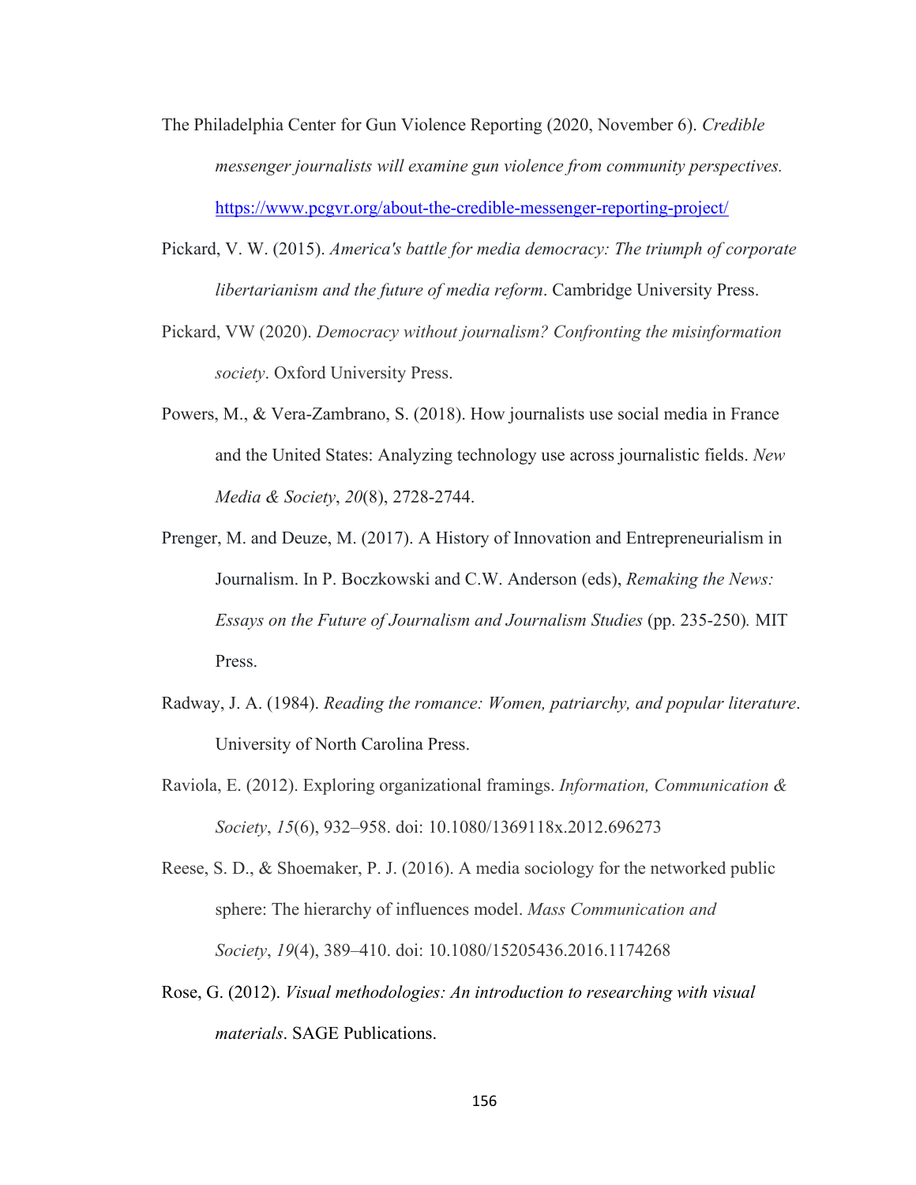The Philadelphia Center for Gun Violence Reporting (2020, November 6). *Credible messenger journalists will examine gun violence from community perspectives.* https://www.pcgvr.org/about-the-credible-messenger-reporting-project/

Pickard, V. W. (2015). *America's battle for media democracy: The triumph of corporate libertarianism and the future of media reform*. Cambridge University Press.

Pickard, VW (2020). *Democracy without journalism? Confronting the misinformation society*. Oxford University Press.

Powers, M., & Vera-Zambrano, S. (2018). How journalists use social media in France and the United States: Analyzing technology use across journalistic fields. *New Media & Society*, *20*(8), 2728-2744.

Prenger, M. and Deuze, M. (2017). A History of Innovation and Entrepreneurialism in Journalism. In P. Boczkowski and C.W. Anderson (eds), *Remaking the News: Essays on the Future of Journalism and Journalism Studies* (pp. 235-250). MIT Press.

Radway, J. A. (1984). *Reading the romance: Women, patriarchy, and popular literature*. University of North Carolina Press.

Raviola, E. (2012). Exploring organizational framings. *Information, Communication & Society*, *15*(6), 932–958. doi: 10.1080/1369118x.2012.696273

Reese, S. D., & Shoemaker, P. J. (2016). A media sociology for the networked public sphere: The hierarchy of influences model. *Mass Communication and Society*, *19*(4), 389–410. doi: 10.1080/15205436.2016.1174268

Rose, G. (2012). *Visual methodologies: An introduction to researching with visual materials*. SAGE Publications.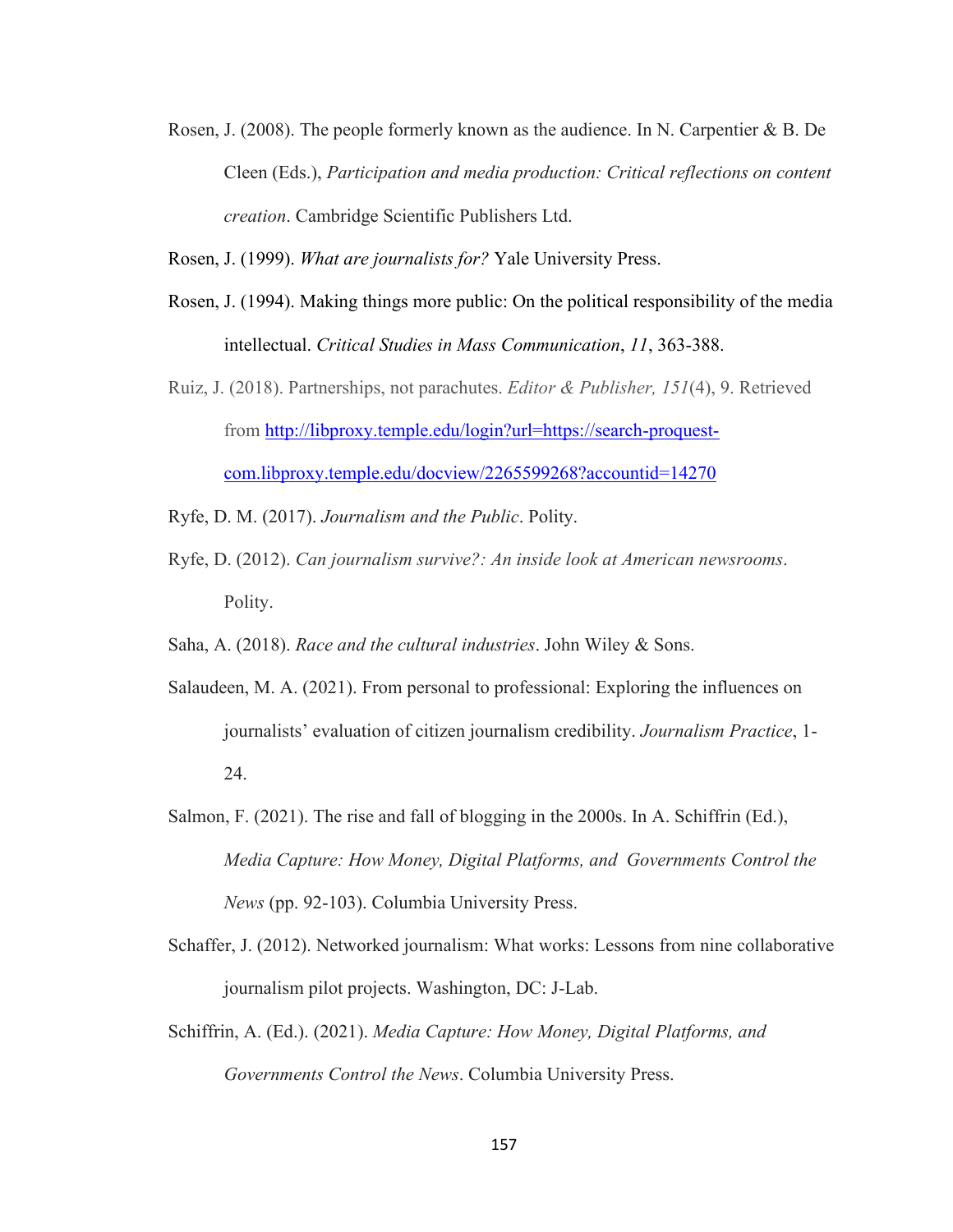Rosen, J. (2008). The people formerly known as the audience. In N. Carpentier & B. De Cleen (Eds.), *Participation and media production: Critical reflections on content creation*. Cambridge Scientific Publishers Ltd.

Rosen, J. (1999). *What are journalists for?* Yale University Press.

Rosen, J. (1994). Making things more public: On the political responsibility of the media intellectual. *Critical Studies in Mass Communication*, *11*, 363-388.

Ruiz, J. (2018). Partnerships, not parachutes. *Editor & Publisher, 151*(4), 9. Retrieved from [http://libproxy.temple.edu/login?url=https://search-proquest-com.libproxy.temple.edu/docview/2265599268?accountid=14270](http://libproxy.temple.edu/login?url=https://search-proquest-com.libproxy.temple.edu/docview/2265599268?accountid=14270)

Ryfe, D. M. (2017). *Journalism and the Public*. Polity.

Ryfe, D. (2012). *Can journalism survive?: An inside look at American newsrooms*. Polity.

Saha, A. (2018). *Race and the cultural industries*. John Wiley & Sons.

Salaudeen, M. A. (2021). From personal to professional: Exploring the influences on journalists' evaluation of citizen journalism credibility. *Journalism Practice*, 1-24.

Salmon, F. (2021). The rise and fall of blogging in the 2000s. In A. Schiffrin (Ed.), *Media Capture: How Money, Digital Platforms, and Governments Control the News* (pp. 92-103). Columbia University Press.

Schaffer, J. (2012). Networked journalism: What works: Lessons from nine collaborative journalism pilot projects. Washington, DC: J-Lab.

Schiffrin, A. (Ed.). (2021). *Media Capture: How Money, Digital Platforms, and Governments Control the News*. Columbia University Press.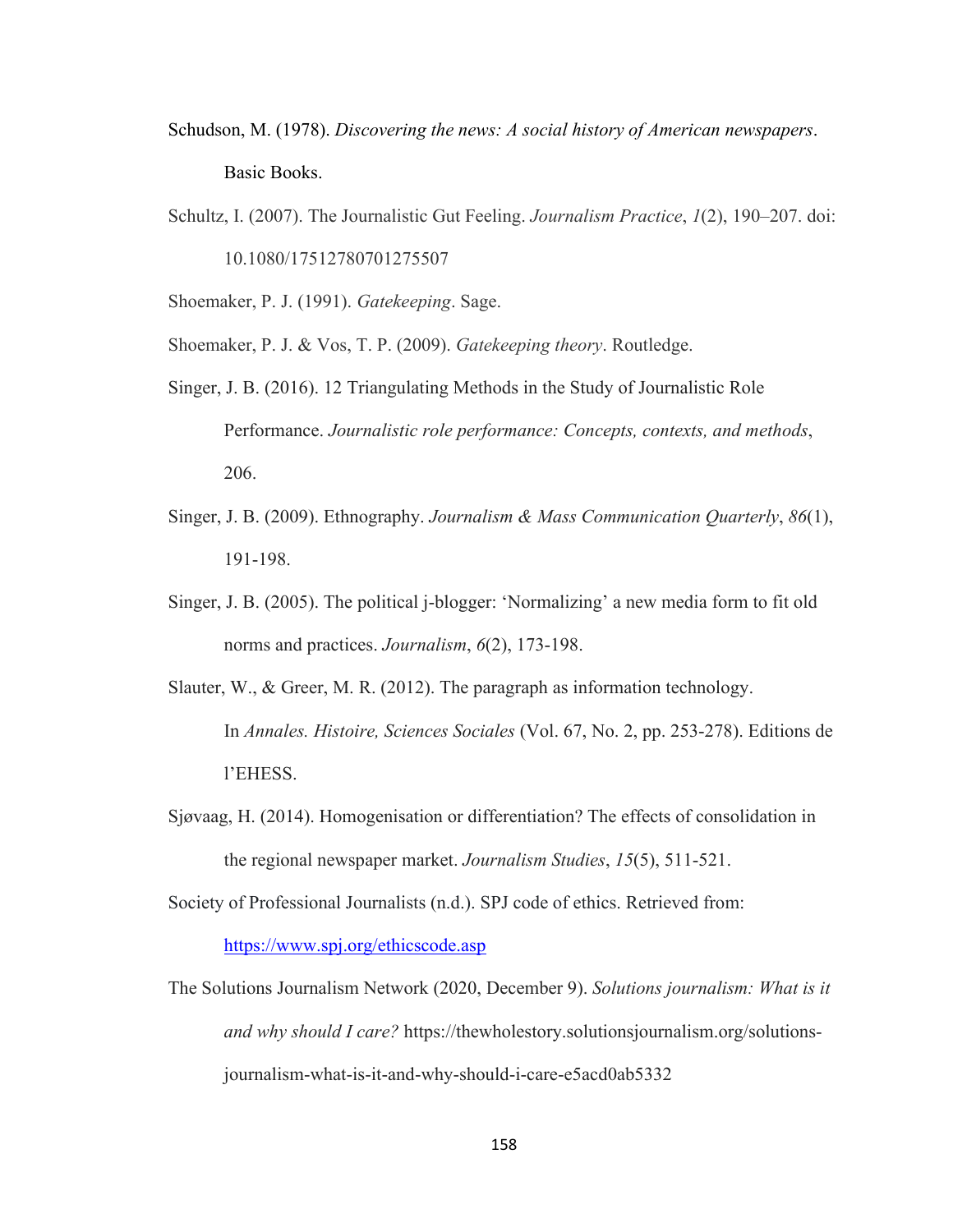Schudson, M. (1978). *Discovering the news: A social history of American newspapers*. Basic Books.

Schultz, I. (2007). The Journalistic Gut Feeling. *Journalism Practice*, *1*(2), 190–207. doi: 10.1080/17512780701275507

Shoemaker, P. J. (1991). *Gatekeeping*. Sage.

Shoemaker, P. J. & Vos, T. P. (2009). *Gatekeeping theory*. Routledge.

Singer, J. B. (2016). 12 Triangulating Methods in the Study of Journalistic Role Performance. *Journalistic role performance: Concepts, contexts, and methods*, 206.

Singer, J. B. (2009). Ethnography. *Journalism & Mass Communication Quarterly*, *86*(1), 191-198.

Singer, J. B. (2005). The political j-blogger: 'Normalizing' a new media form to fit old norms and practices. *Journalism*, *6*(2), 173-198.

Slauter, W., & Greer, M. R. (2012). The paragraph as information technology. In *Annales. Histoire, Sciences Sociales* (Vol. 67, No. 2, pp. 253-278). Editions de l'EHESS.

Sjøvaag, H. (2014). Homogenisation or differentiation? The effects of consolidation in the regional newspaper market. *Journalism Studies*, *15*(5), 511-521.

Society of Professional Journalists (n.d.). SPJ code of ethics. Retrieved from: https://www.spj.org/ethicscode.asp

The Solutions Journalism Network (2020, December 9). *Solutions journalism: What is it and why should I care?* https://thewholestory.solutionsjournalism.org/solutions-journalism-what-is-it-and-why-should-i-care-e5acd0ab5332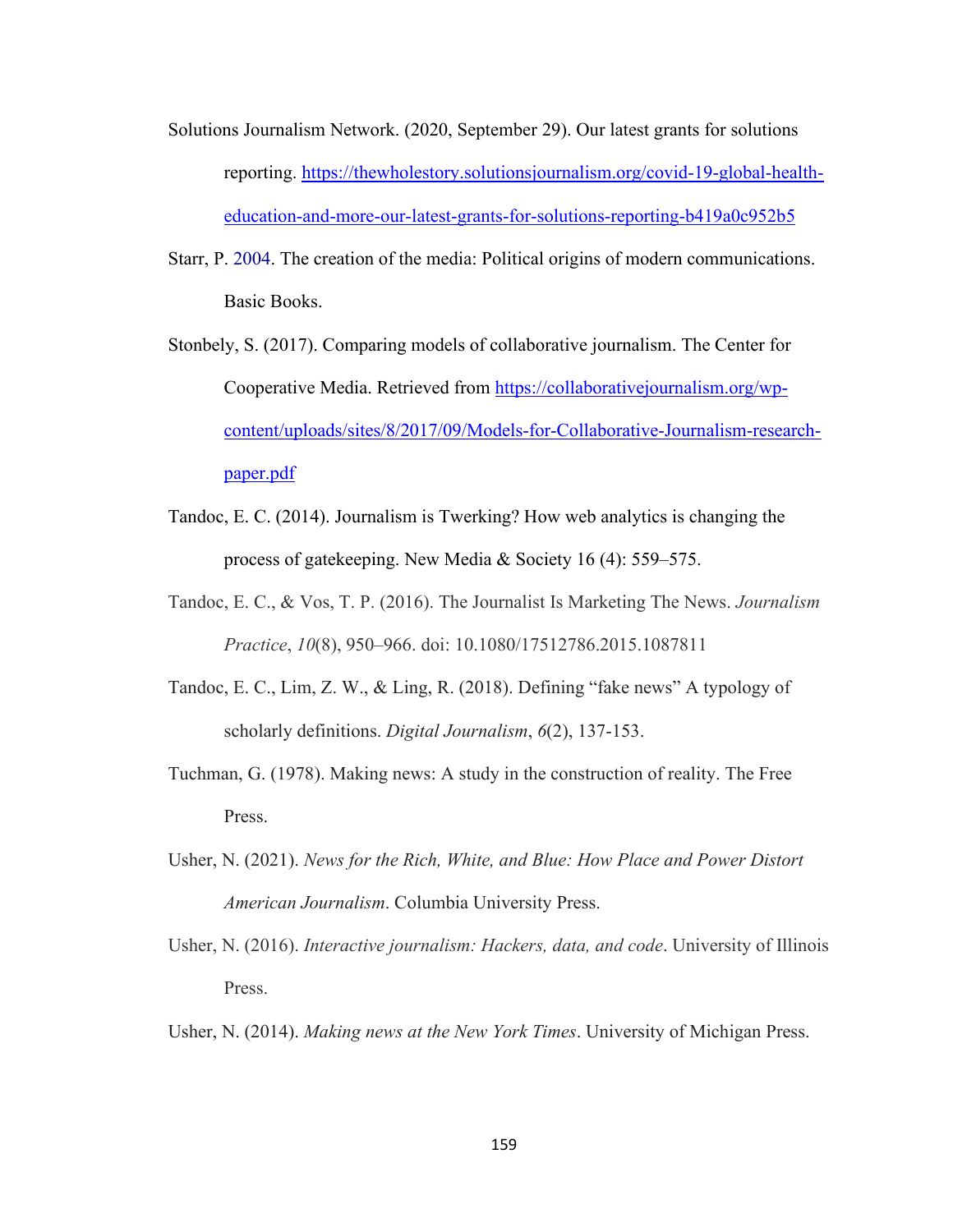Solutions Journalism Network. (2020, September 29). Our latest grants for solutions reporting. https://thewholestory.solutionsjournalism.org/covid-19-global-health-education-and-more-our-latest-grants-for-solutions-reporting-b419a0c952b5

Starr, P. 2004. The creation of the media: Political origins of modern communications. Basic Books.

Stonbely, S. (2017). Comparing models of collaborative journalism. The Center for Cooperative Media. Retrieved from https://collaborativejournalism.org/wp-content/uploads/sites/8/2017/09/Models-for-Collaborative-Journalism-research-paper.pdf

Tandoc, E. C. (2014). Journalism is Twerking? How web analytics is changing the process of gatekeeping. New Media & Society 16 (4): 559–575.

Tandoc, E. C., & Vos, T. P. (2016). The Journalist Is Marketing The News. *Journalism Practice*, *10*(8), 950–966. doi: 10.1080/17512786.2015.1087811

Tandoc, E. C., Lim, Z. W., & Ling, R. (2018). Defining "fake news" A typology of scholarly definitions. *Digital Journalism*, *6*(2), 137-153.

Tuchman, G. (1978). Making news: A study in the construction of reality. The Free Press.

Usher, N. (2021). *News for the Rich, White, and Blue: How Place and Power Distort American Journalism*. Columbia University Press.

Usher, N. (2016). *Interactive journalism: Hackers, data, and code*. University of Illinois Press.

Usher, N. (2014). *Making news at the New York Times*. University of Michigan Press.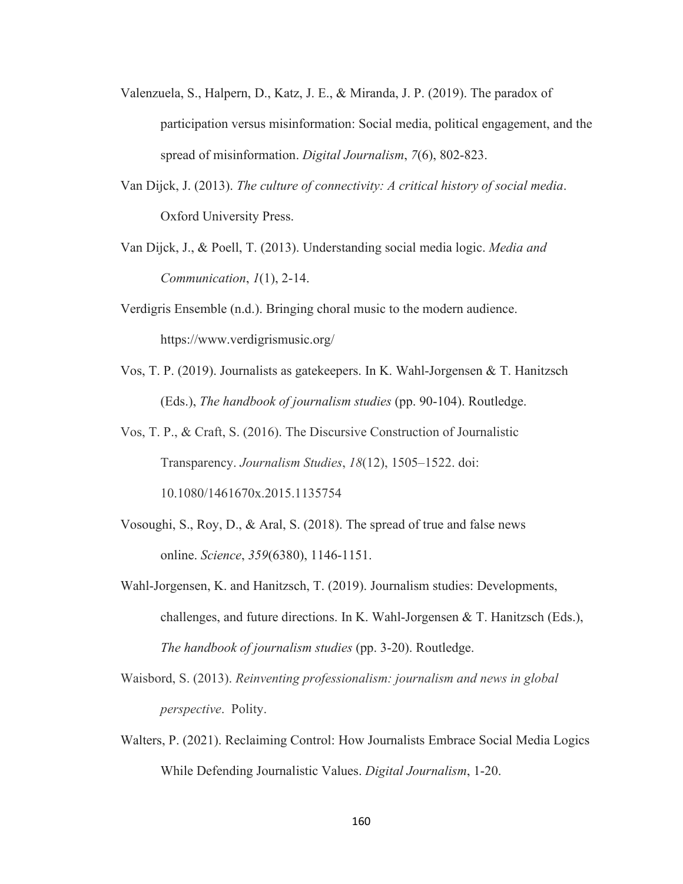Valenzuela, S., Halpern, D., Katz, J. E., & Miranda, J. P. (2019). The paradox of participation versus misinformation: Social media, political engagement, and the spread of misinformation. *Digital Journalism*, *7*(6), 802-823.

Van Dijck, J. (2013). *The culture of connectivity: A critical history of social media*. Oxford University Press.

Van Dijck, J., & Poell, T. (2013). Understanding social media logic. *Media and Communication*, *1*(1), 2-14.

Verdigris Ensemble (n.d.). Bringing choral music to the modern audience. https://www.verdigrismusic.org/

Vos, T. P. (2019). Journalists as gatekeepers. In K. Wahl-Jorgensen & T. Hanitzsch (Eds.), *The handbook of journalism studies* (pp. 90-104). Routledge.

Vos, T. P., & Craft, S. (2016). The Discursive Construction of Journalistic Transparency. *Journalism Studies*, *18*(12), 1505–1522. doi: 10.1080/1461670x.2015.1135754

Vosoughi, S., Roy, D., & Aral, S. (2018). The spread of true and false news online. *Science*, *359*(6380), 1146-1151.

Wahl-Jorgensen, K. and Hanitzsch, T. (2019). Journalism studies: Developments, challenges, and future directions. In K. Wahl-Jorgensen & T. Hanitzsch (Eds.), *The handbook of journalism studies* (pp. 3-20). Routledge.

Waisbord, S. (2013). *Reinventing professionalism: journalism and news in global perspective*. Polity.

Walters, P. (2021). Reclaiming Control: How Journalists Embrace Social Media Logics While Defending Journalistic Values. *Digital Journalism*, 1-20.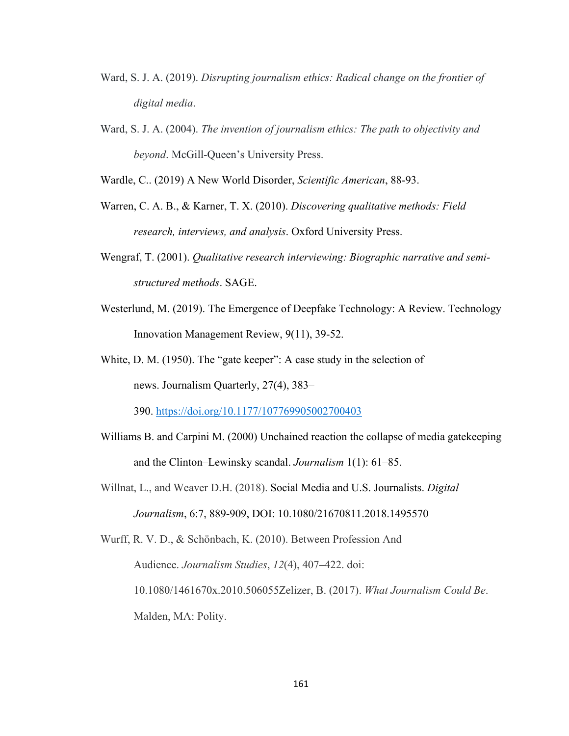Ward, S. J. A. (2019). *Disrupting journalism ethics: Radical change on the frontier of digital media*.

Ward, S. J. A. (2004). *The invention of journalism ethics: The path to objectivity and beyond*. McGill-Queen's University Press.

Wardle, C.. (2019) A New World Disorder, *Scientific American*, 88-93.

Warren, C. A. B., & Karner, T. X. (2010). *Discovering qualitative methods: Field research, interviews, and analysis*. Oxford University Press.

Wengraf, T. (2001). *Qualitative research interviewing: Biographic narrative and semi-structured methods*. SAGE.

Westerlund, M. (2019). The Emergence of Deepfake Technology: A Review. Technology Innovation Management Review, 9(11), 39-52.

White, D. M. (1950). The "gate keeper": A case study in the selection of news. Journalism Quarterly, 27(4), 383–390. https://doi.org/10.1177/107769905002700403

Williams B. and Carpini M. (2000) Unchained reaction the collapse of media gatekeeping and the Clinton–Lewinsky scandal. *Journalism* 1(1): 61–85.

Willnat, L., and Weaver D.H. (2018). Social Media and U.S. Journalists. *Digital Journalism*, 6:7, 889-909, DOI: 10.1080/21670811.2018.1495570

Wurff, R. V. D., & Schönbach, K. (2010). Between Profession And Audience. *Journalism Studies*, *12*(4), 407–422. doi: 10.1080/1461670x.2010.506055Zelizer, B. (2017). *What Journalism Could Be*. Malden, MA: Polity.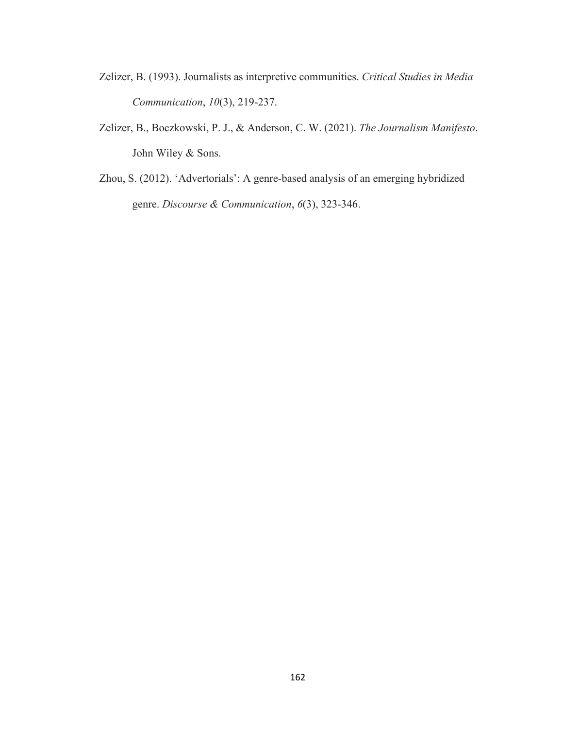Zelizer, B. (1993). Journalists as interpretive communities. *Critical Studies in Media Communication*, *10*(3), 219-237.

Zelizer, B., Boczkowski, P. J., & Anderson, C. W. (2021). *The Journalism Manifesto*. John Wiley & Sons.

Zhou, S. (2012). 'Advertorials': A genre-based analysis of an emerging hybridized genre. *Discourse & Communication*, *6*(3), 323-346.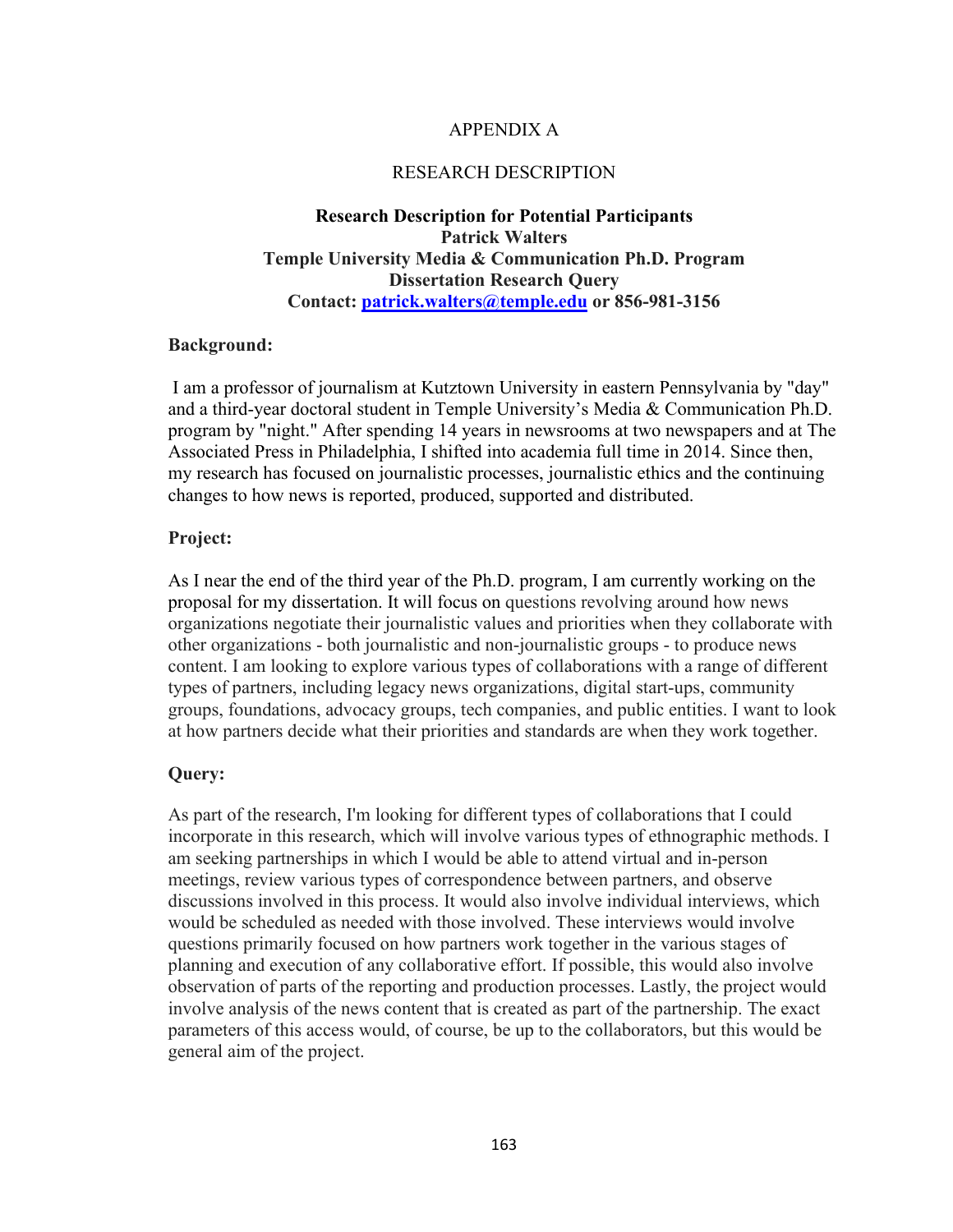# APPENDIX A

## RESEARCH DESCRIPTION

**Research Description for Potential Participants**
**Patrick Walters**
**Temple University Media & Communication Ph.D. Program**
**Dissertation Research Query**
**Contact: patrick.walters@temple.edu or 856-981-3156**

**Background:**

I am a professor of journalism at Kutztown University in eastern Pennsylvania by "day" and a third-year doctoral student in Temple University's Media & Communication Ph.D. program by "night." After spending 14 years in newsrooms at two newspapers and at The Associated Press in Philadelphia, I shifted into academia full time in 2014. Since then, my research has focused on journalistic processes, journalistic ethics and the continuing changes to how news is reported, produced, supported and distributed.

**Project:**

As I near the end of the third year of the Ph.D. program, I am currently working on the proposal for my dissertation. It will focus on questions revolving around how news organizations negotiate their journalistic values and priorities when they collaborate with other organizations - both journalistic and non-journalistic groups - to produce news content. I am looking to explore various types of collaborations with a range of different types of partners, including legacy news organizations, digital start-ups, community groups, foundations, advocacy groups, tech companies, and public entities. I want to look at how partners decide what their priorities and standards are when they work together.

**Query:**

As part of the research, I'm looking for different types of collaborations that I could incorporate in this research, which will involve various types of ethnographic methods. I am seeking partnerships in which I would be able to attend virtual and in-person meetings, review various types of correspondence between partners, and observe discussions involved in this process. It would also involve individual interviews, which would be scheduled as needed with those involved. These interviews would involve questions primarily focused on how partners work together in the various stages of planning and execution of any collaborative effort. If possible, this would also involve observation of parts of the reporting and production processes. Lastly, the project would involve analysis of the news content that is created as part of the partnership. The exact parameters of this access would, of course, be up to the collaborators, but this would be general aim of the project.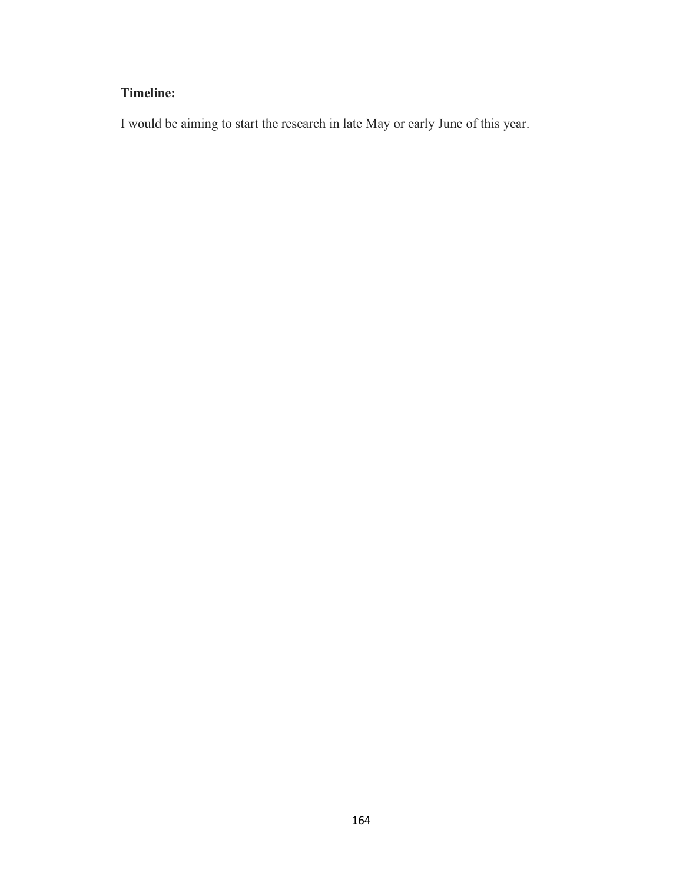**Timeline:**

I would be aiming to start the research in late May or early June of this year.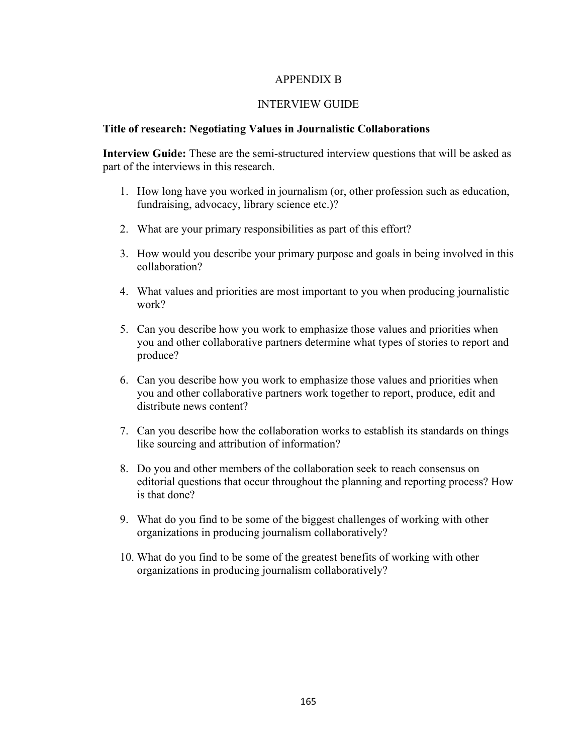# APPENDIX B

## INTERVIEW GUIDE

**Title of research: Negotiating Values in Journalistic Collaborations**

**Interview Guide:** These are the semi-structured interview questions that will be asked as part of the interviews in this research.

1. How long have you worked in journalism (or, other profession such as education, fundraising, advocacy, library science etc.)?

2. What are your primary responsibilities as part of this effort?

3. How would you describe your primary purpose and goals in being involved in this collaboration?

4. What values and priorities are most important to you when producing journalistic work?

5. Can you describe how you work to emphasize those values and priorities when you and other collaborative partners determine what types of stories to report and produce?

6. Can you describe how you work to emphasize those values and priorities when you and other collaborative partners work together to report, produce, edit and distribute news content?

7. Can you describe how the collaboration works to establish its standards on things like sourcing and attribution of information?

8. Do you and other members of the collaboration seek to reach consensus on editorial questions that occur throughout the planning and reporting process? How is that done?

9. What do you find to be some of the biggest challenges of working with other organizations in producing journalism collaboratively?

10. What do you find to be some of the greatest benefits of working with other organizations in producing journalism collaboratively?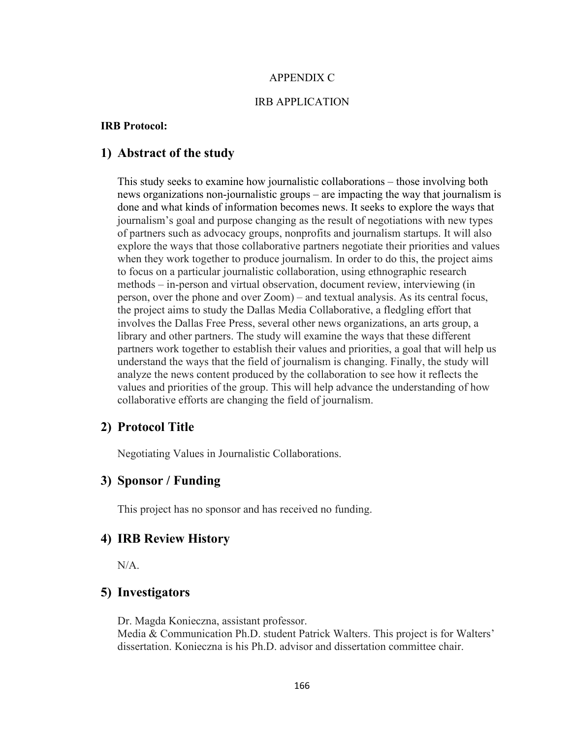APPENDIX C

IRB APPLICATION

**IRB Protocol:**

## 1) Abstract of the study

This study seeks to examine how journalistic collaborations – those involving both news organizations non-journalistic groups – are impacting the way that journalism is done and what kinds of information becomes news. It seeks to explore the ways that journalism's goal and purpose changing as the result of negotiations with new types of partners such as advocacy groups, nonprofits and journalism startups. It will also explore the ways that those collaborative partners negotiate their priorities and values when they work together to produce journalism. In order to do this, the project aims to focus on a particular journalistic collaboration, using ethnographic research methods – in-person and virtual observation, document review, interviewing (in person, over the phone and over Zoom) – and textual analysis. As its central focus, the project aims to study the Dallas Media Collaborative, a fledgling effort that involves the Dallas Free Press, several other news organizations, an arts group, a library and other partners. The study will examine the ways that these different partners work together to establish their values and priorities, a goal that will help us understand the ways that the field of journalism is changing. Finally, the study will analyze the news content produced by the collaboration to see how it reflects the values and priorities of the group. This will help advance the understanding of how collaborative efforts are changing the field of journalism.

## 2) Protocol Title

Negotiating Values in Journalistic Collaborations.

## 3) Sponsor / Funding

This project has no sponsor and has received no funding.

## 4) IRB Review History

N/A.

## 5) Investigators

Dr. Magda Konieczna, assistant professor.
Media & Communication Ph.D. student Patrick Walters. This project is for Walters' dissertation. Konieczna is his Ph.D. advisor and dissertation committee chair.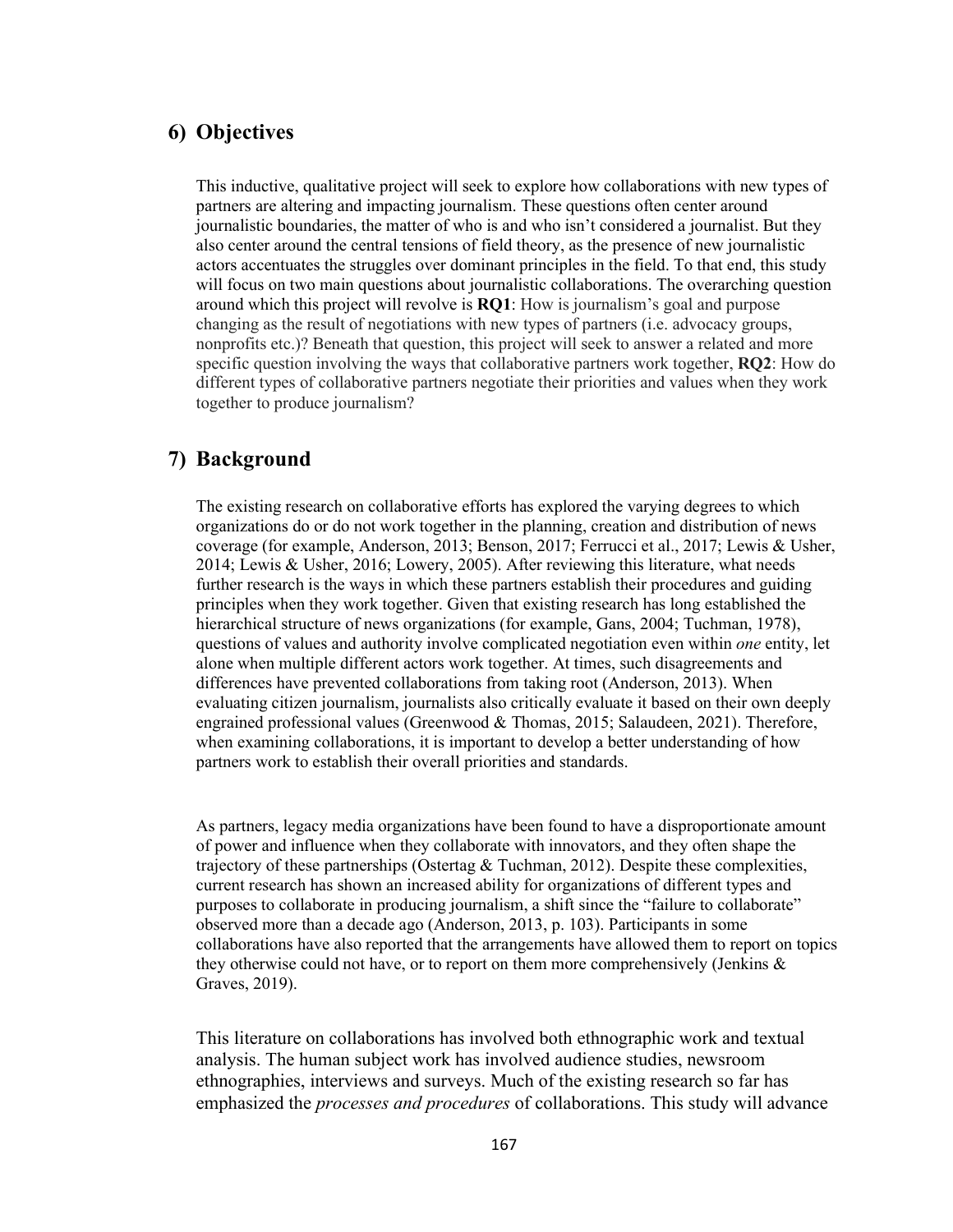## 6) Objectives

This inductive, qualitative project will seek to explore how collaborations with new types of partners are altering and impacting journalism. These questions often center around journalistic boundaries, the matter of who is and who isn't considered a journalist. But they also center around the central tensions of field theory, as the presence of new journalistic actors accentuates the struggles over dominant principles in the field. To that end, this study will focus on two main questions about journalistic collaborations. The overarching question around which this project will revolve is **RQ1**: How is journalism's goal and purpose changing as the result of negotiations with new types of partners (i.e. advocacy groups, nonprofits etc.)? Beneath that question, this project will seek to answer a related and more specific question involving the ways that collaborative partners work together, **RQ2**: How do different types of collaborative partners negotiate their priorities and values when they work together to produce journalism?

## 7) Background

The existing research on collaborative efforts has explored the varying degrees to which organizations do or do not work together in the planning, creation and distribution of news coverage (for example, Anderson, 2013; Benson, 2017; Ferrucci et al., 2017; Lewis & Usher, 2014; Lewis & Usher, 2016; Lowery, 2005). After reviewing this literature, what needs further research is the ways in which these partners establish their procedures and guiding principles when they work together. Given that existing research has long established the hierarchical structure of news organizations (for example, Gans, 2004; Tuchman, 1978), questions of values and authority involve complicated negotiation even within *one* entity, let alone when multiple different actors work together. At times, such disagreements and differences have prevented collaborations from taking root (Anderson, 2013). When evaluating citizen journalism, journalists also critically evaluate it based on their own deeply engrained professional values (Greenwood & Thomas, 2015; Salaudeen, 2021). Therefore, when examining collaborations, it is important to develop a better understanding of how partners work to establish their overall priorities and standards.

As partners, legacy media organizations have been found to have a disproportionate amount of power and influence when they collaborate with innovators, and they often shape the trajectory of these partnerships (Ostertag & Tuchman, 2012). Despite these complexities, current research has shown an increased ability for organizations of different types and purposes to collaborate in producing journalism, a shift since the "failure to collaborate" observed more than a decade ago (Anderson, 2013, p. 103). Participants in some collaborations have also reported that the arrangements have allowed them to report on topics they otherwise could not have, or to report on them more comprehensively (Jenkins & Graves, 2019).

This literature on collaborations has involved both ethnographic work and textual analysis. The human subject work has involved audience studies, newsroom ethnographies, interviews and surveys. Much of the existing research so far has emphasized the *processes and procedures* of collaborations. This study will advance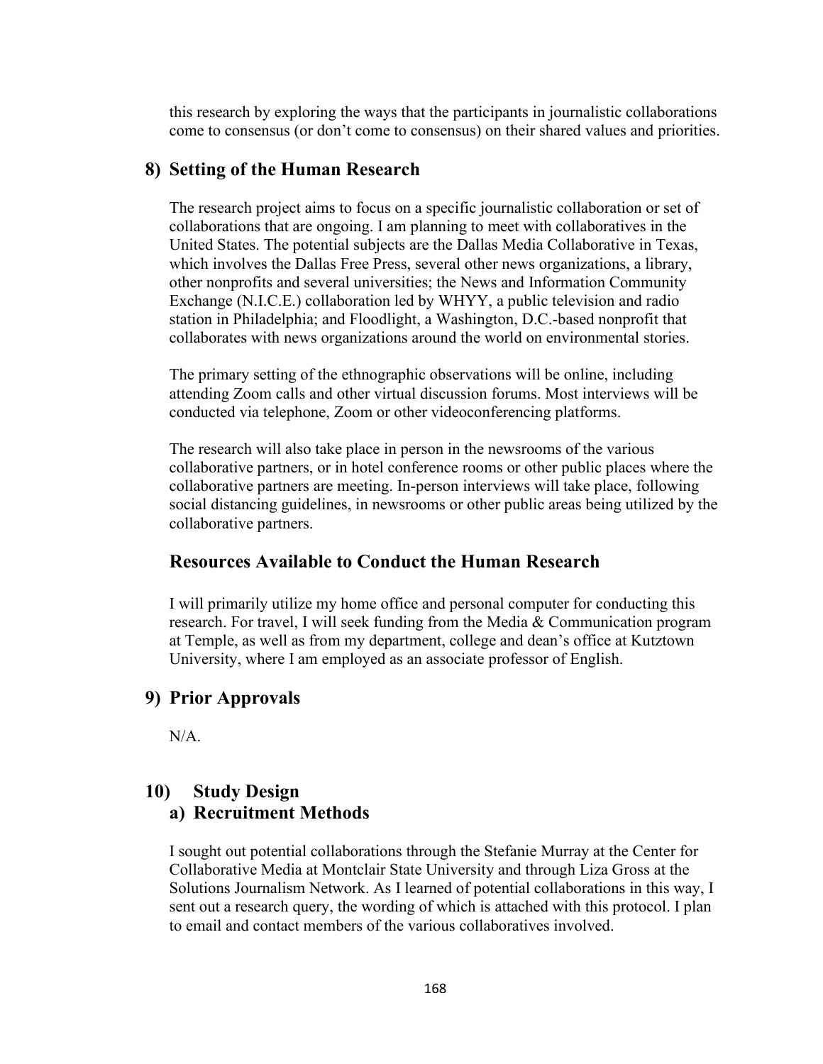this research by exploring the ways that the participants in journalistic collaborations come to consensus (or don't come to consensus) on their shared values and priorities.

## 8) Setting of the Human Research

The research project aims to focus on a specific journalistic collaboration or set of collaborations that are ongoing. I am planning to meet with collaboratives in the United States. The potential subjects are the Dallas Media Collaborative in Texas, which involves the Dallas Free Press, several other news organizations, a library, other nonprofits and several universities; the News and Information Community Exchange (N.I.C.E.) collaboration led by WHYY, a public television and radio station in Philadelphia; and Floodlight, a Washington, D.C.-based nonprofit that collaborates with news organizations around the world on environmental stories.

The primary setting of the ethnographic observations will be online, including attending Zoom calls and other virtual discussion forums. Most interviews will be conducted via telephone, Zoom or other videoconferencing platforms.

The research will also take place in person in the newsrooms of the various collaborative partners, or in hotel conference rooms or other public places where the collaborative partners are meeting. In-person interviews will take place, following social distancing guidelines, in newsrooms or other public areas being utilized by the collaborative partners.

## Resources Available to Conduct the Human Research

I will primarily utilize my home office and personal computer for conducting this research. For travel, I will seek funding from the Media & Communication program at Temple, as well as from my department, college and dean's office at Kutztown University, where I am employed as an associate professor of English.

## 9) Prior Approvals

N/A.

## 10) Study Design

### a) Recruitment Methods

I sought out potential collaborations through the Stefanie Murray at the Center for Collaborative Media at Montclair State University and through Liza Gross at the Solutions Journalism Network. As I learned of potential collaborations in this way, I sent out a research query, the wording of which is attached with this protocol. I plan to email and contact members of the various collaboratives involved.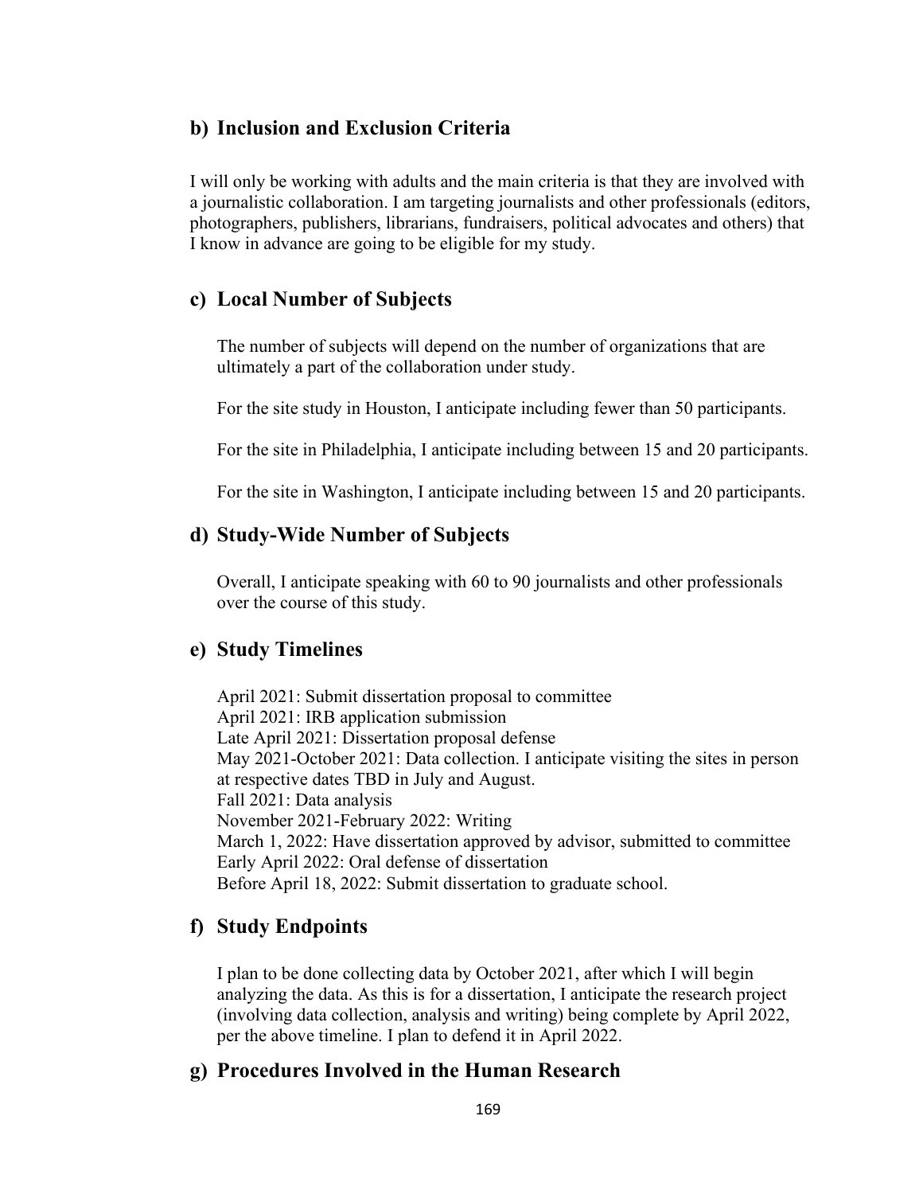## b) Inclusion and Exclusion Criteria

I will only be working with adults and the main criteria is that they are involved with a journalistic collaboration. I am targeting journalists and other professionals (editors, photographers, publishers, librarians, fundraisers, political advocates and others) that I know in advance are going to be eligible for my study.

## c) Local Number of Subjects

The number of subjects will depend on the number of organizations that are ultimately a part of the collaboration under study.

For the site study in Houston, I anticipate including fewer than 50 participants.

For the site in Philadelphia, I anticipate including between 15 and 20 participants.

For the site in Washington, I anticipate including between 15 and 20 participants.

## d) Study-Wide Number of Subjects

Overall, I anticipate speaking with 60 to 90 journalists and other professionals over the course of this study.

## e) Study Timelines

April 2021: Submit dissertation proposal to committee
April 2021: IRB application submission
Late April 2021: Dissertation proposal defense
May 2021-October 2021: Data collection. I anticipate visiting the sites in person at respective dates TBD in July and August.
Fall 2021: Data analysis
November 2021-February 2022: Writing
March 1, 2022: Have dissertation approved by advisor, submitted to committee
Early April 2022: Oral defense of dissertation
Before April 18, 2022: Submit dissertation to graduate school.

## f) Study Endpoints

I plan to be done collecting data by October 2021, after which I will begin analyzing the data. As this is for a dissertation, I anticipate the research project (involving data collection, analysis and writing) being complete by April 2022, per the above timeline. I plan to defend it in April 2022.

## g) Procedures Involved in the Human Research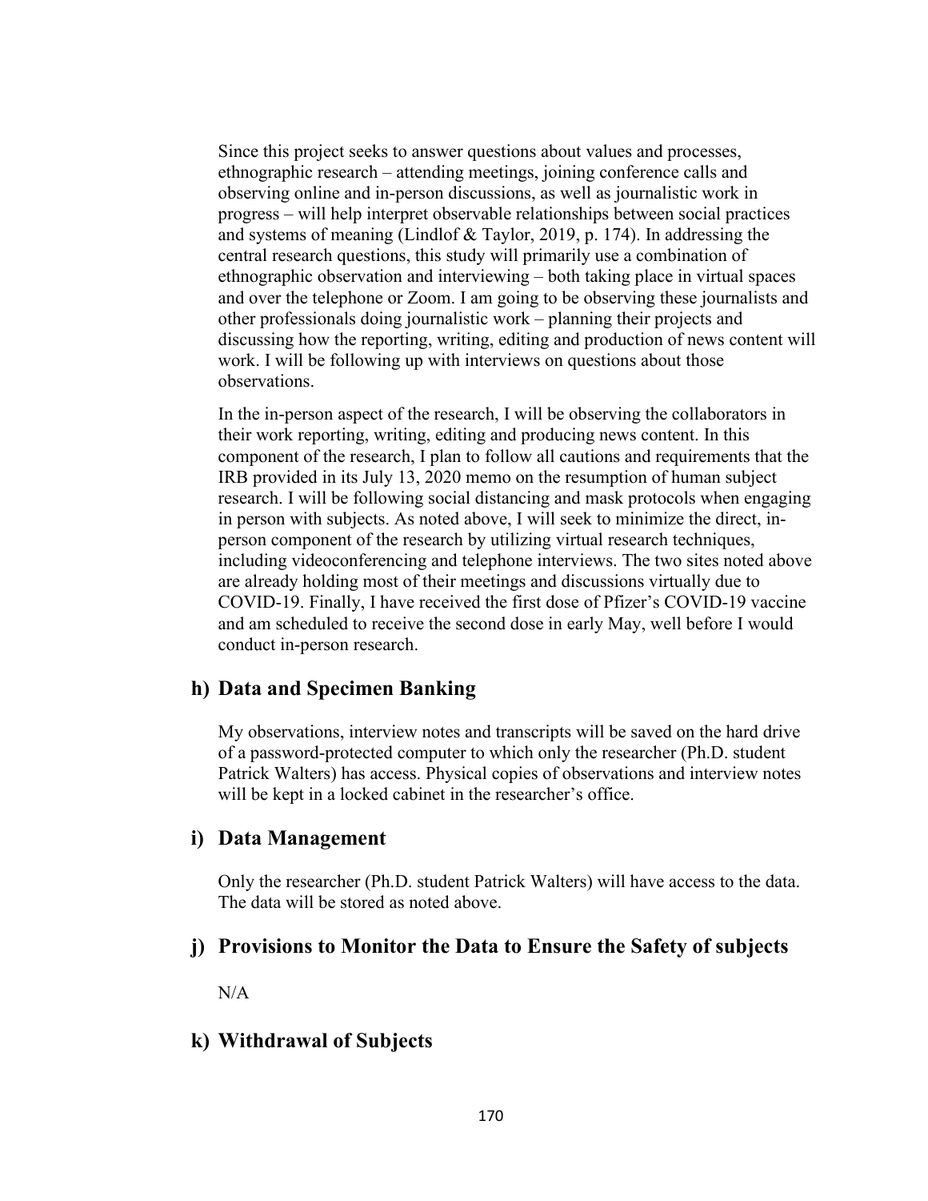Since this project seeks to answer questions about values and processes, ethnographic research – attending meetings, joining conference calls and observing online and in-person discussions, as well as journalistic work in progress – will help interpret observable relationships between social practices and systems of meaning (Lindlof & Taylor, 2019, p. 174). In addressing the central research questions, this study will primarily use a combination of ethnographic observation and interviewing – both taking place in virtual spaces and over the telephone or Zoom. I am going to be observing these journalists and other professionals doing journalistic work – planning their projects and discussing how the reporting, writing, editing and production of news content will work. I will be following up with interviews on questions about those observations.

In the in-person aspect of the research, I will be observing the collaborators in their work reporting, writing, editing and producing news content. In this component of the research, I plan to follow all cautions and requirements that the IRB provided in its July 13, 2020 memo on the resumption of human subject research. I will be following social distancing and mask protocols when engaging in person with subjects. As noted above, I will seek to minimize the direct, in-person component of the research by utilizing virtual research techniques, including videoconferencing and telephone interviews. The two sites noted above are already holding most of their meetings and discussions virtually due to COVID-19. Finally, I have received the first dose of Pfizer's COVID-19 vaccine and am scheduled to receive the second dose in early May, well before I would conduct in-person research.

## h) Data and Specimen Banking

My observations, interview notes and transcripts will be saved on the hard drive of a password-protected computer to which only the researcher (Ph.D. student Patrick Walters) has access. Physical copies of observations and interview notes will be kept in a locked cabinet in the researcher's office.

## i) Data Management

Only the researcher (Ph.D. student Patrick Walters) will have access to the data. The data will be stored as noted above.

## j) Provisions to Monitor the Data to Ensure the Safety of subjects

N/A

## k) Withdrawal of Subjects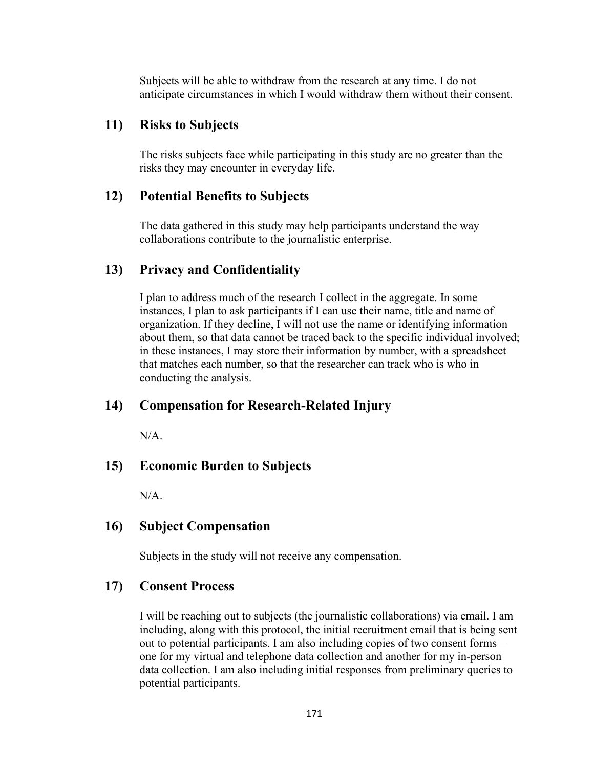Subjects will be able to withdraw from the research at any time. I do not anticipate circumstances in which I would withdraw them without their consent.

## 11) Risks to Subjects

The risks subjects face while participating in this study are no greater than the risks they may encounter in everyday life.

## 12) Potential Benefits to Subjects

The data gathered in this study may help participants understand the way collaborations contribute to the journalistic enterprise.

## 13) Privacy and Confidentiality

I plan to address much of the research I collect in the aggregate. In some instances, I plan to ask participants if I can use their name, title and name of organization. If they decline, I will not use the name or identifying information about them, so that data cannot be traced back to the specific individual involved; in these instances, I may store their information by number, with a spreadsheet that matches each number, so that the researcher can track who is who in conducting the analysis.

## 14) Compensation for Research-Related Injury

N/A.

## 15) Economic Burden to Subjects

N/A.

## 16) Subject Compensation

Subjects in the study will not receive any compensation.

## 17) Consent Process

I will be reaching out to subjects (the journalistic collaborations) via email. I am including, along with this protocol, the initial recruitment email that is being sent out to potential participants. I am also including copies of two consent forms – one for my virtual and telephone data collection and another for my in-person data collection. I am also including initial responses from preliminary queries to potential participants.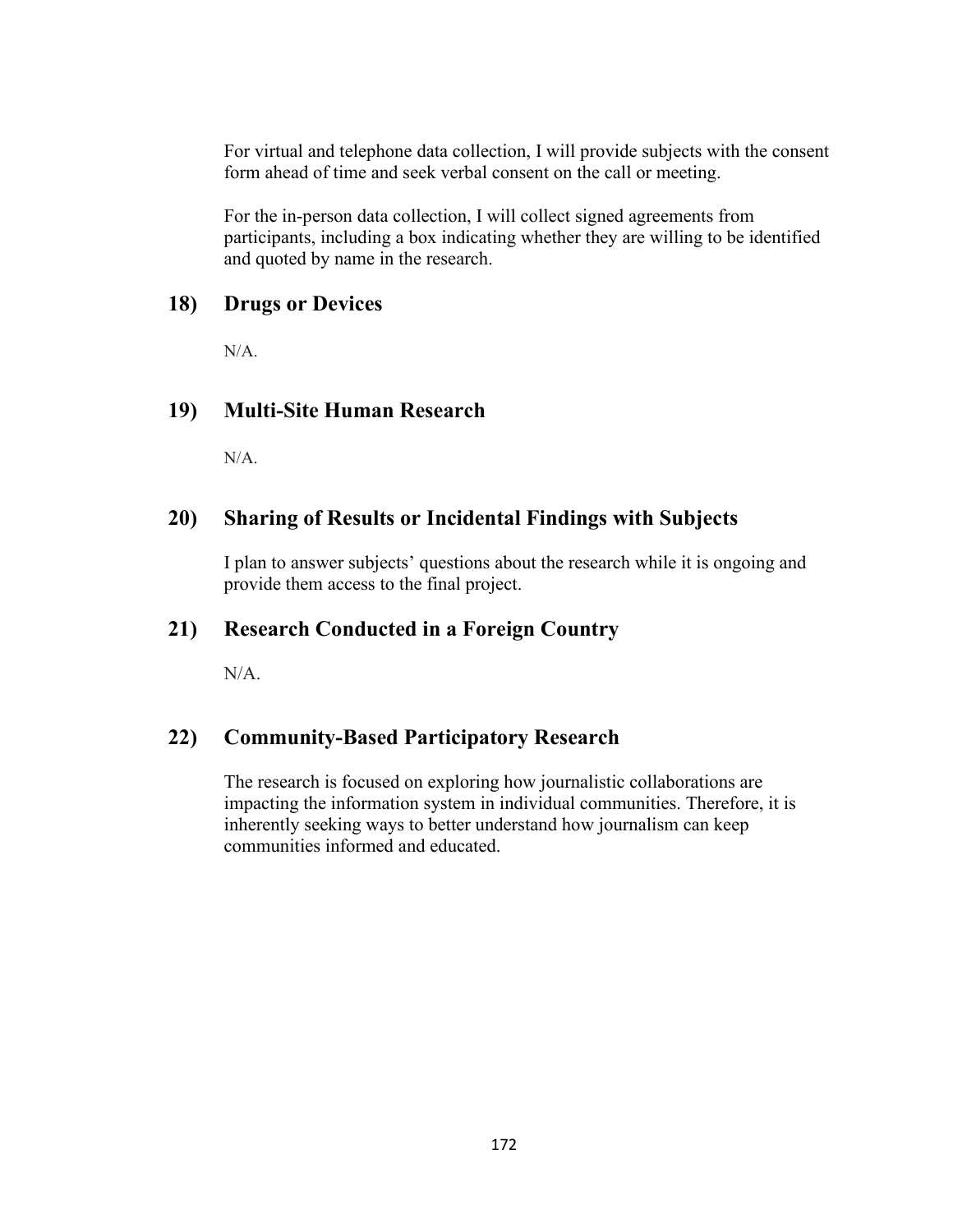For virtual and telephone data collection, I will provide subjects with the consent form ahead of time and seek verbal consent on the call or meeting.

For the in-person data collection, I will collect signed agreements from participants, including a box indicating whether they are willing to be identified and quoted by name in the research.

## 18) Drugs or Devices

N/A.

## 19) Multi-Site Human Research

N/A.

## 20) Sharing of Results or Incidental Findings with Subjects

I plan to answer subjects' questions about the research while it is ongoing and provide them access to the final project.

## 21) Research Conducted in a Foreign Country

N/A.

## 22) Community-Based Participatory Research

The research is focused on exploring how journalistic collaborations are impacting the information system in individual communities. Therefore, it is inherently seeking ways to better understand how journalism can keep communities informed and educated.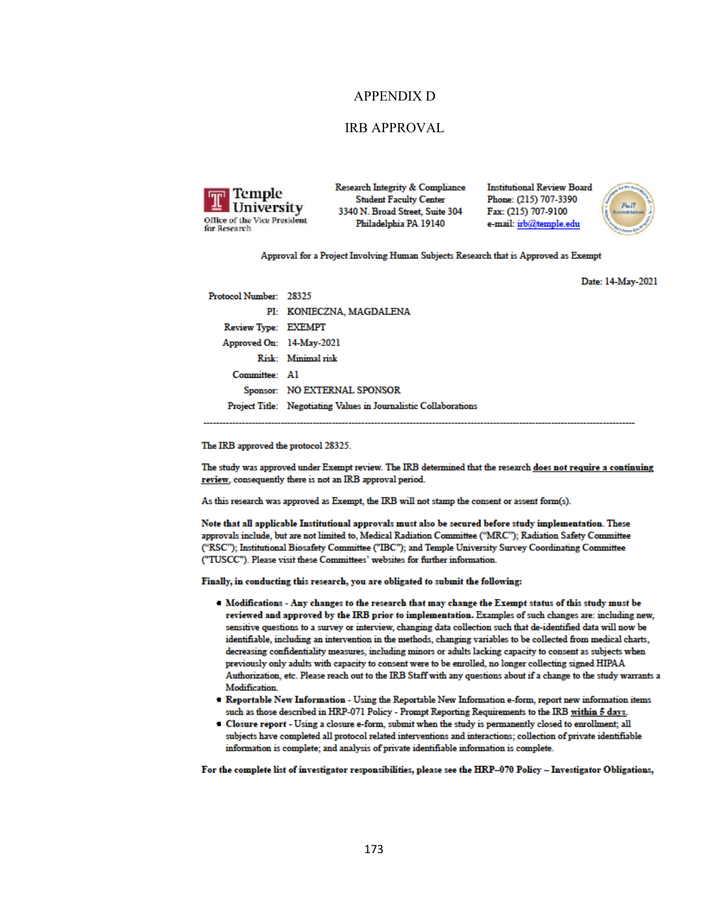# APPENDIX D

## IRB APPROVAL

Temple University
Office of the Vice President for Research

Research Integrity & Compliance
Student Faculty Center
3340 N. Broad Street, Suite 304
Philadelphia PA 19140

Institutional Review Board
Phone: (215) 707-3390
Fax: (215) 707-9100
e-mail: irb@temple.edu

Approval for a Project Involving Human Subjects Research that is Approved as Exempt

Date: 14-May-2021

| | |
|---|---|
| Protocol Number: | 28325 |
| PI: | KONIECZNA, MAGDALENA |
| Review Type: | EXEMPT |
| Approved On: | 14-May-2021 |
| Risk: | Minimal risk |
| Committee: | A1 |
| Sponsor: | NO EXTERNAL SPONSOR |
| Project Title: | Negotiating Values in Journalistic Collaborations |

---

The IRB approved the protocol 28325.

The study was approved under Exempt review. The IRB determined that the research does not require a continuing review, consequently there is not an IRB approval period.

As this research was approved as Exempt, the IRB will not stamp the consent or assent form(s).

**Note that all applicable Institutional approvals must also be secured before study implementation.** These approvals include, but are not limited to, Medical Radiation Committee ("MRC"); Radiation Safety Committee ("RSC"); Institutional Biosafety Committee ("IBC"); and Temple University Survey Coordinating Committee ("TUSCC"). Please visit these Committees' websites for further information.

**Finally, in conducting this research, you are obligated to submit the following:**

- **Modifications** - **Any changes to the research that may change the Exempt status of this study must be reviewed and approved by the IRB prior to implementation.** Examples of such changes are: including new, sensitive questions to a survey or interview, changing data collection such that de-identified data will now be identifiable, including an intervention in the methods, changing variables to be collected from medical charts, decreasing confidentiality measures, including minors or adults lacking capacity to consent as subjects when previously only adults with capacity to consent were to be enrolled, no longer collecting signed HIPAA Authorization, etc. Please reach out to the IRB Staff with any questions about if a change to the study warrants a Modification.
- **Reportable New Information** - Using the Reportable New Information e-form, report new information items such as those described in HRP-071 Policy - Prompt Reporting Requirements to the IRB within 5 days.
- **Closure report** - Using a closure e-form, submit when the study is permanently closed to enrollment; all subjects have completed all protocol related interventions and interactions; collection of private identifiable information is complete; and analysis of private identifiable information is complete.

**For the complete list of investigator responsibilities, please see the HRP–070 Policy – Investigator Obligations,**